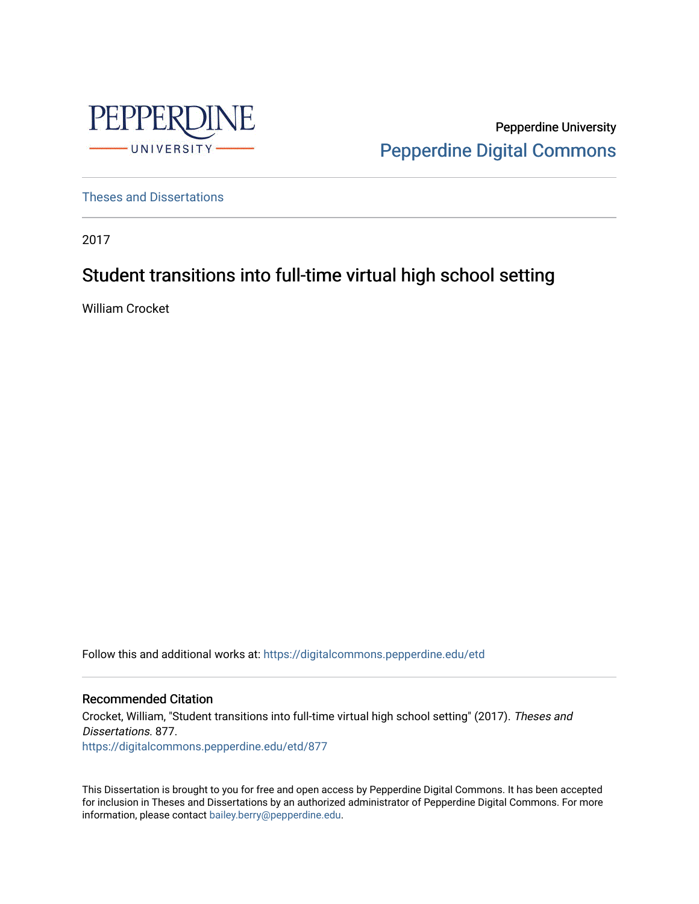Pepperdine University

Pepperdine Digital Commons

Theses and Dissertations

2017

# Student transitions into full-time virtual high school setting

William Crocket

Follow this and additional works at: https://digitalcommons.pepperdine.edu/etd

## Recommended Citation

Crocket, William, "Student transitions into full-time virtual high school setting" (2017). *Theses and Dissertations*. 877.

https://digitalcommons.pepperdine.edu/etd/877

This Dissertation is brought to you for free and open access by Pepperdine Digital Commons. It has been accepted for inclusion in Theses and Dissertations by an authorized administrator of Pepperdine Digital Commons. For more information, please contact bailey.berry@pepperdine.edu.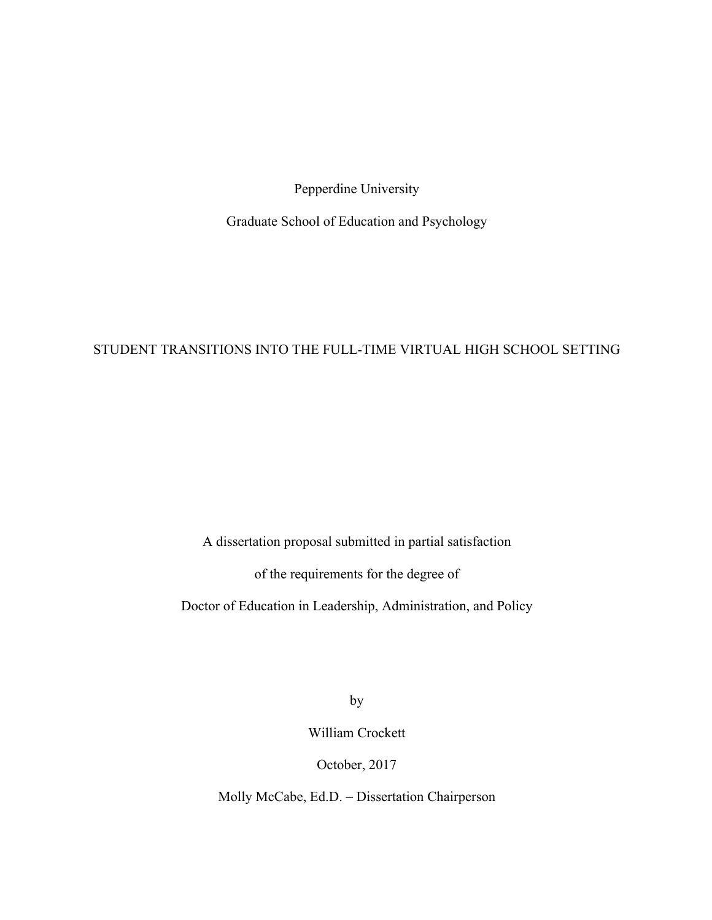Pepperdine University

Graduate School of Education and Psychology

# STUDENT TRANSITIONS INTO THE FULL-TIME VIRTUAL HIGH SCHOOL SETTING

A dissertation proposal submitted in partial satisfaction

of the requirements for the degree of

Doctor of Education in Leadership, Administration, and Policy

by

William Crockett

October, 2017

Molly McCabe, Ed.D. – Dissertation Chairperson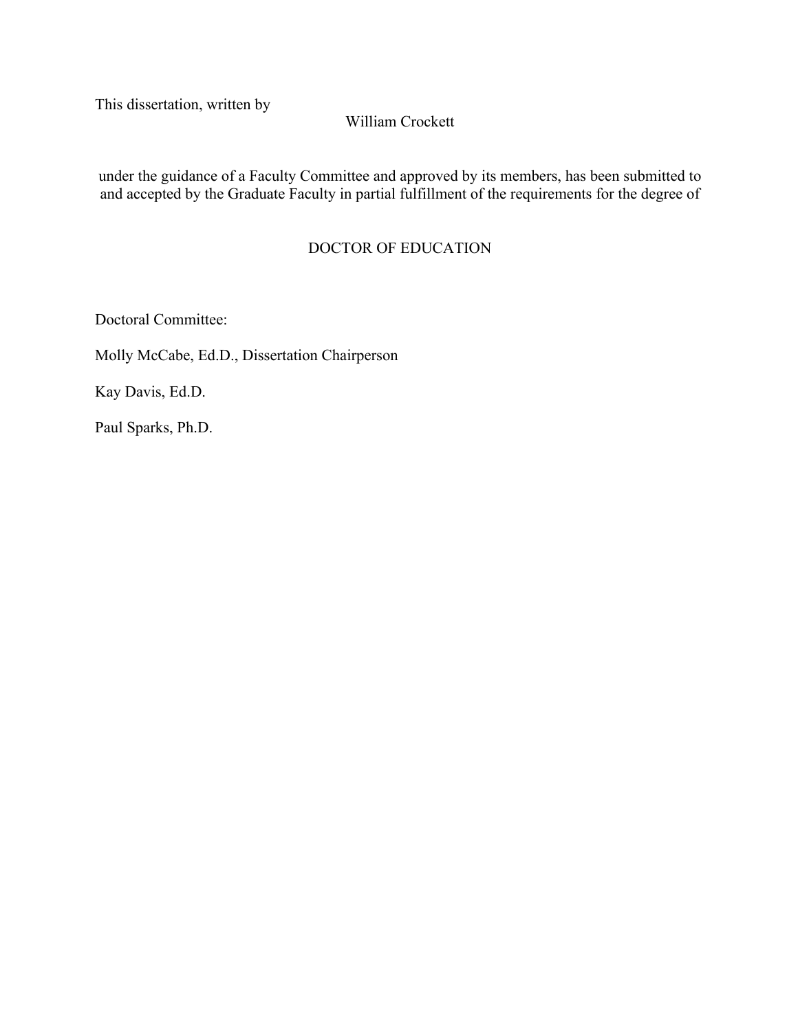This dissertation, written by

William Crockett

under the guidance of a Faculty Committee and approved by its members, has been submitted to and accepted by the Graduate Faculty in partial fulfillment of the requirements for the degree of

DOCTOR OF EDUCATION

Doctoral Committee:

Molly McCabe, Ed.D., Dissertation Chairperson

Kay Davis, Ed.D.

Paul Sparks, Ph.D.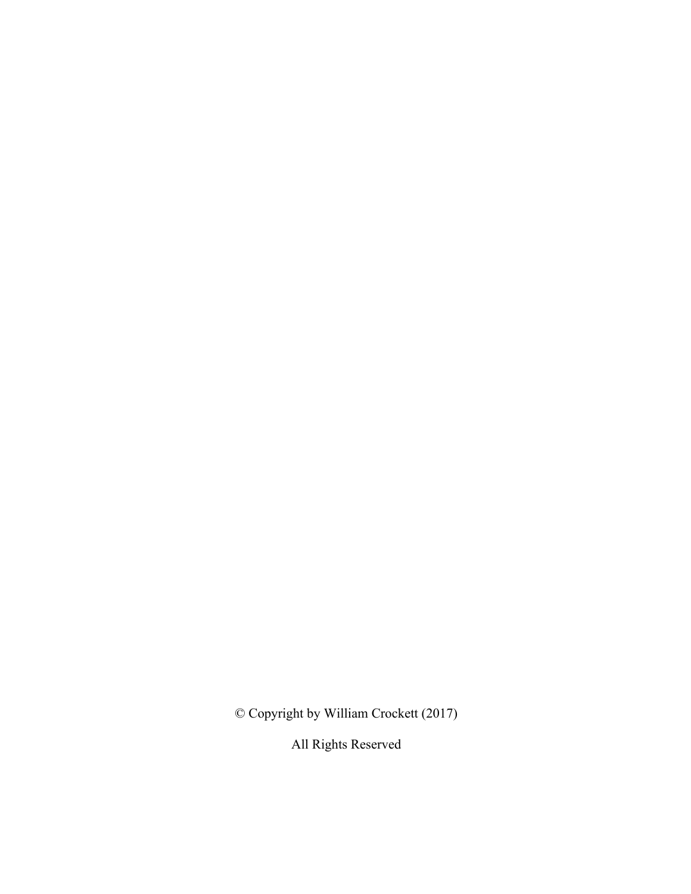© Copyright by William Crockett (2017)

All Rights Reserved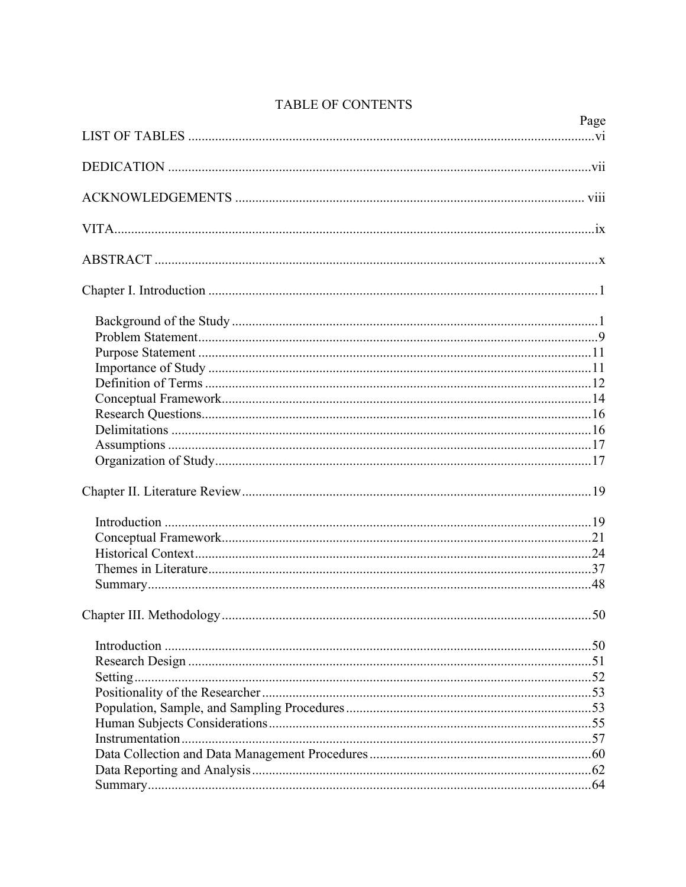# TABLE OF CONTENTS

| | Page |
|---|---|
| LIST OF TABLES | vi |
| DEDICATION | vii |
| ACKNOWLEDGEMENTS | viii |
| VITA | ix |
| ABSTRACT | x |
| Chapter I. Introduction | 1 |
| Background of the Study | 1 |
| Problem Statement | 9 |
| Purpose Statement | 11 |
| Importance of Study | 11 |
| Definition of Terms | 12 |
| Conceptual Framework | 14 |
| Research Questions | 16 |
| Delimitations | 16 |
| Assumptions | 17 |
| Organization of Study | 17 |
| Chapter II. Literature Review | 19 |
| Introduction | 19 |
| Conceptual Framework | 21 |
| Historical Context | 24 |
| Themes in Literature | 37 |
| Summary | 48 |
| Chapter III. Methodology | 50 |
| Introduction | 50 |
| Research Design | 51 |
| Setting | 52 |
| Positionality of the Researcher | 53 |
| Population, Sample, and Sampling Procedures | 53 |
| Human Subjects Considerations | 55 |
| Instrumentation | 57 |
| Data Collection and Data Management Procedures | 60 |
| Data Reporting and Analysis | 62 |
| Summary | 64 |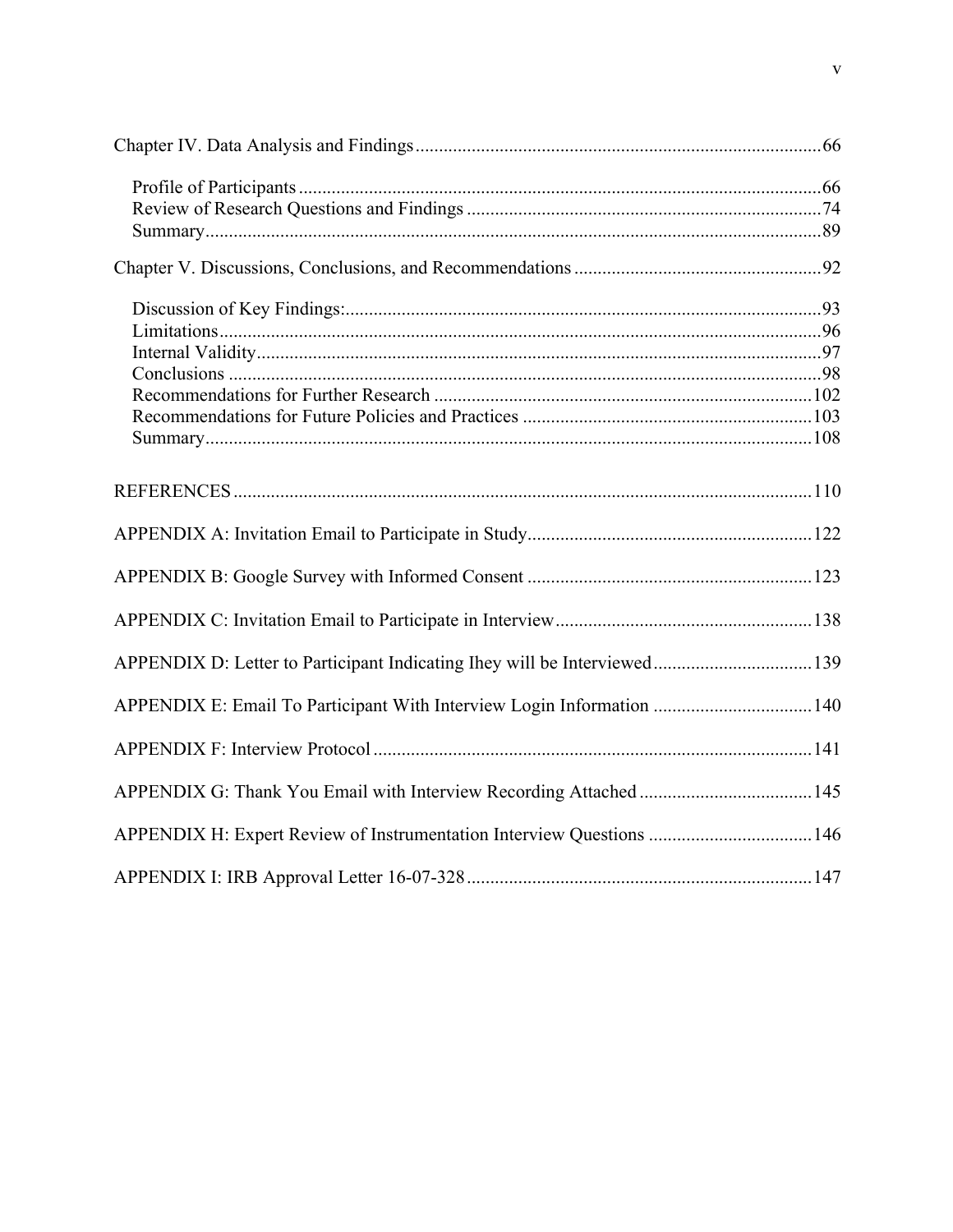Chapter IV. Data Analysis and Findings ....................................................................................66

Profile of Participants ..............................................................................................................66
Review of Research Questions and Findings ..........................................................................74
Summary..................................................................................................................................89

Chapter V. Discussions, Conclusions, and Recommendations ....................................................92

Discussion of Key Findings:....................................................................................................93
Limitations...............................................................................................................................96
Internal Validity.......................................................................................................................97
Conclusions .............................................................................................................................98
Recommendations for Further Research ...............................................................................102
Recommendations for Future Policies and Practices .............................................................103
Summary................................................................................................................................108

REFERENCES ..........................................................................................................................110

APPENDIX A: Invitation Email to Participate in Study............................................................122

APPENDIX B: Google Survey with Informed Consent ............................................................123

APPENDIX C: Invitation Email to Participate in Interview......................................................138

APPENDIX D: Letter to Participant Indicating Ihey will be Interviewed.................................139

APPENDIX E: Email To Participant With Interview Login Information .................................140

APPENDIX F: Interview Protocol ............................................................................................141

APPENDIX G: Thank You Email with Interview Recording Attached ....................................145

APPENDIX H: Expert Review of Instrumentation Interview Questions ..................................146

APPENDIX I: IRB Approval Letter 16-07-328.........................................................................147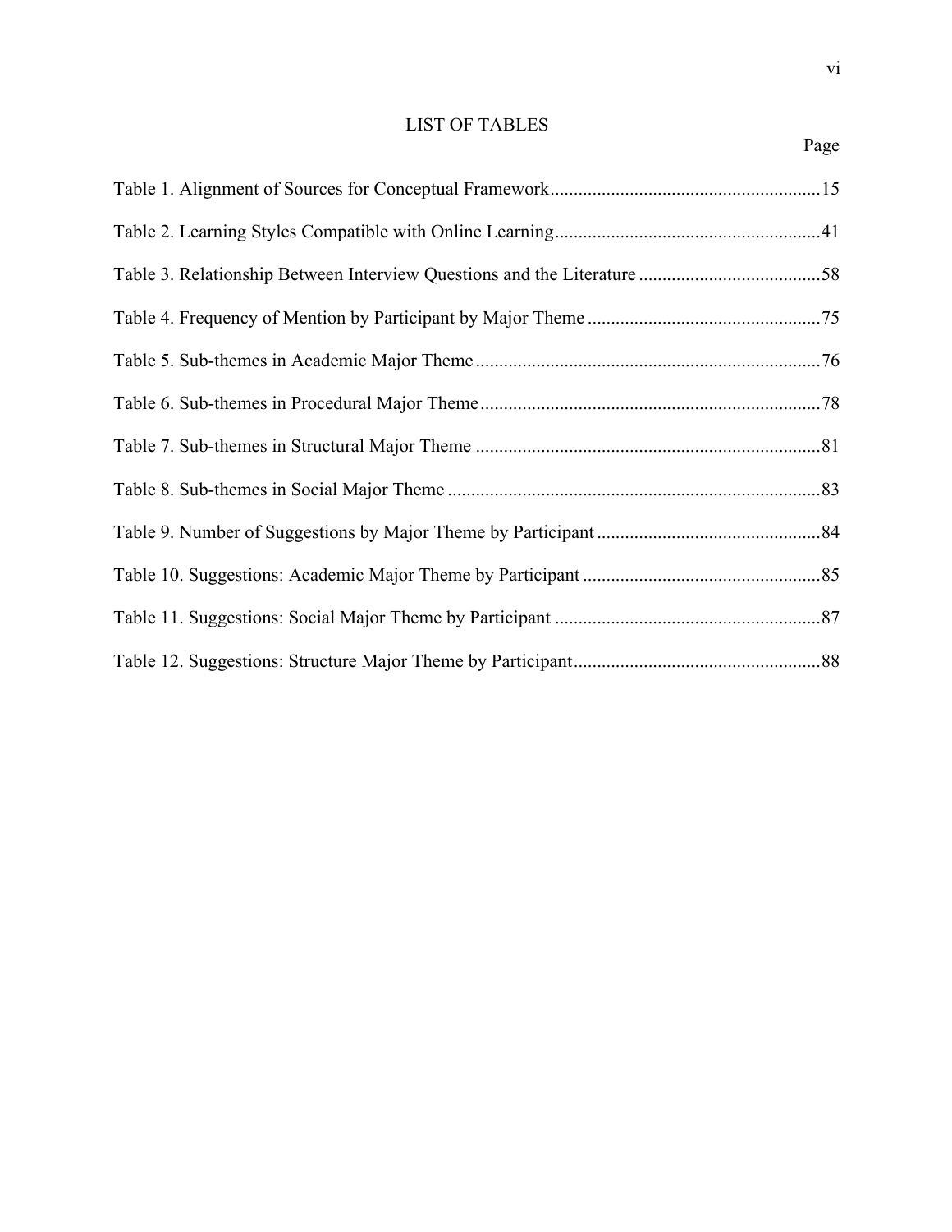# LIST OF TABLES

| | Page |
|---|---|
| Table 1. Alignment of Sources for Conceptual Framework | 15 |
| Table 2. Learning Styles Compatible with Online Learning | 41 |
| Table 3. Relationship Between Interview Questions and the Literature | 58 |
| Table 4. Frequency of Mention by Participant by Major Theme | 75 |
| Table 5. Sub-themes in Academic Major Theme | 76 |
| Table 6. Sub-themes in Procedural Major Theme | 78 |
| Table 7. Sub-themes in Structural Major Theme | 81 |
| Table 8. Sub-themes in Social Major Theme | 83 |
| Table 9. Number of Suggestions by Major Theme by Participant | 84 |
| Table 10. Suggestions: Academic Major Theme by Participant | 85 |
| Table 11. Suggestions: Social Major Theme by Participant | 87 |
| Table 12. Suggestions: Structure Major Theme by Participant | 88 |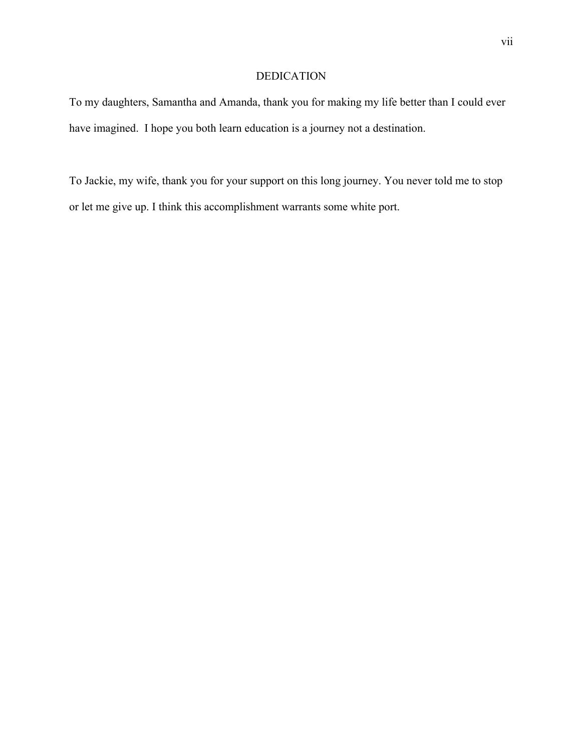# DEDICATION

To my daughters, Samantha and Amanda, thank you for making my life better than I could ever have imagined. I hope you both learn education is a journey not a destination.

To Jackie, my wife, thank you for your support on this long journey. You never told me to stop or let me give up. I think this accomplishment warrants some white port.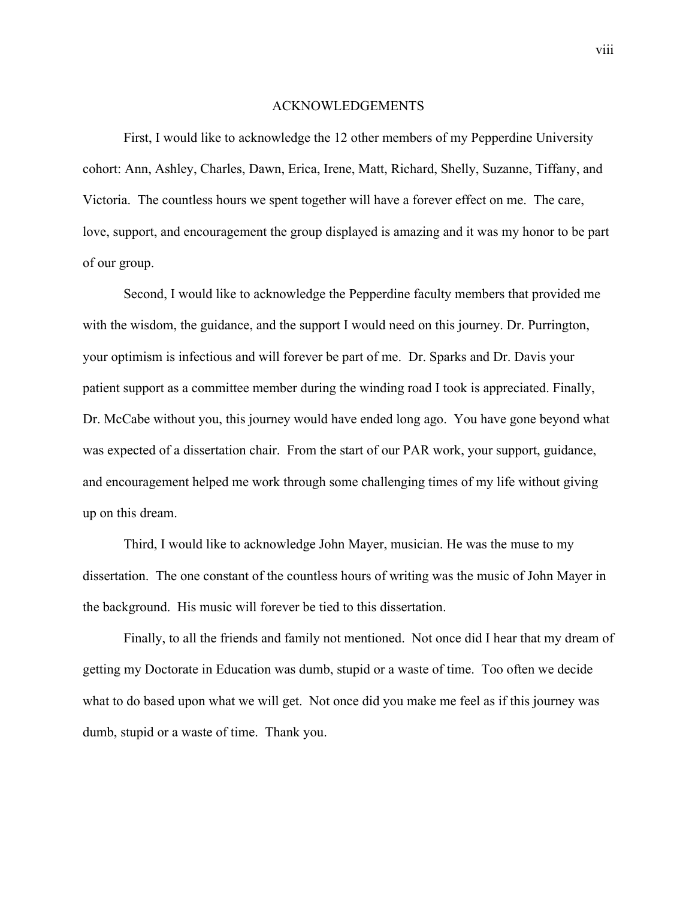# ACKNOWLEDGEMENTS

First, I would like to acknowledge the 12 other members of my Pepperdine University cohort: Ann, Ashley, Charles, Dawn, Erica, Irene, Matt, Richard, Shelly, Suzanne, Tiffany, and Victoria. The countless hours we spent together will have a forever effect on me. The care, love, support, and encouragement the group displayed is amazing and it was my honor to be part of our group.

Second, I would like to acknowledge the Pepperdine faculty members that provided me with the wisdom, the guidance, and the support I would need on this journey. Dr. Purrington, your optimism is infectious and will forever be part of me. Dr. Sparks and Dr. Davis your patient support as a committee member during the winding road I took is appreciated. Finally, Dr. McCabe without you, this journey would have ended long ago. You have gone beyond what was expected of a dissertation chair. From the start of our PAR work, your support, guidance, and encouragement helped me work through some challenging times of my life without giving up on this dream.

Third, I would like to acknowledge John Mayer, musician. He was the muse to my dissertation. The one constant of the countless hours of writing was the music of John Mayer in the background. His music will forever be tied to this dissertation.

Finally, to all the friends and family not mentioned. Not once did I hear that my dream of getting my Doctorate in Education was dumb, stupid or a waste of time. Too often we decide what to do based upon what we will get. Not once did you make me feel as if this journey was dumb, stupid or a waste of time. Thank you.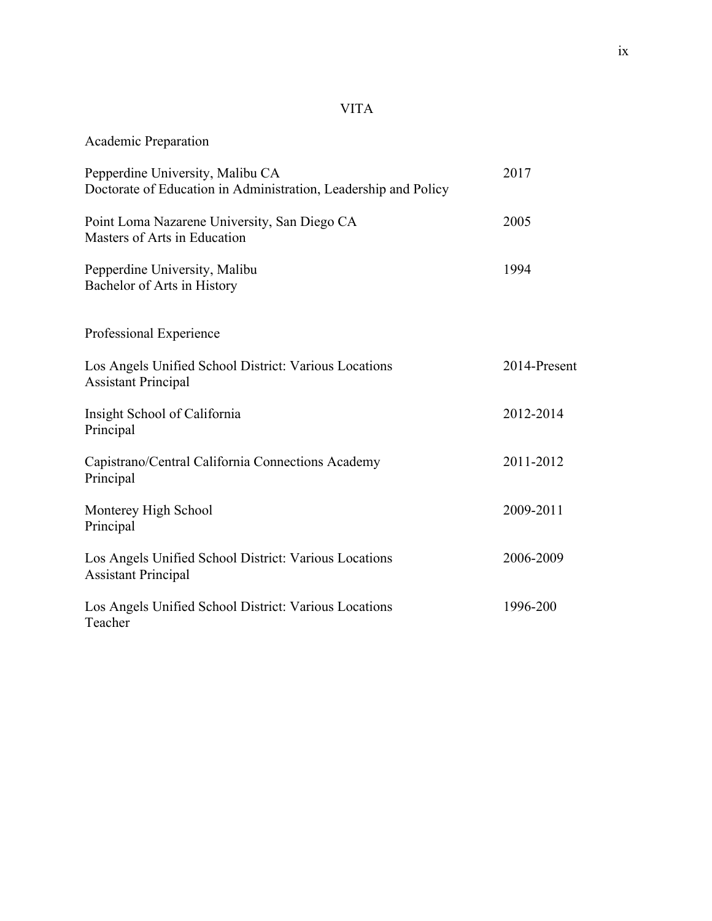# VITA

## Academic Preparation

Pepperdine University, Malibu CA — 2017
Doctorate of Education in Administration, Leadership and Policy

Point Loma Nazarene University, San Diego CA — 2005
Masters of Arts in Education

Pepperdine University, Malibu — 1994
Bachelor of Arts in History

## Professional Experience

Los Angels Unified School District: Various Locations — 2014-Present
Assistant Principal

Insight School of California — 2012-2014
Principal

Capistrano/Central California Connections Academy — 2011-2012
Principal

Monterey High School — 2009-2011
Principal

Los Angels Unified School District: Various Locations — 2006-2009
Assistant Principal

Los Angels Unified School District: Various Locations — 1996-200
Teacher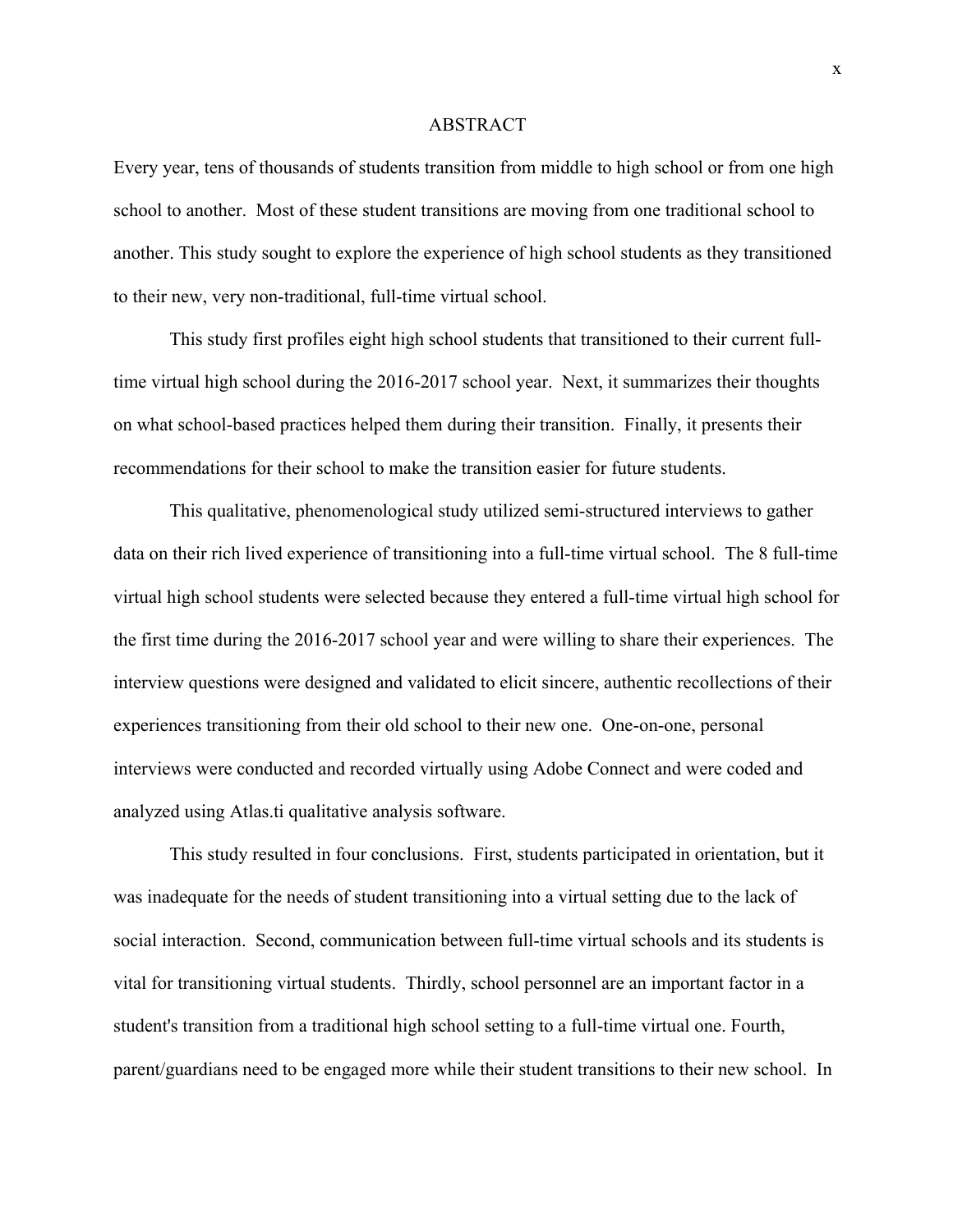# ABSTRACT

Every year, tens of thousands of students transition from middle to high school or from one high school to another. Most of these student transitions are moving from one traditional school to another. This study sought to explore the experience of high school students as they transitioned to their new, very non-traditional, full-time virtual school.

This study first profiles eight high school students that transitioned to their current full-time virtual high school during the 2016-2017 school year. Next, it summarizes their thoughts on what school-based practices helped them during their transition. Finally, it presents their recommendations for their school to make the transition easier for future students.

This qualitative, phenomenological study utilized semi-structured interviews to gather data on their rich lived experience of transitioning into a full-time virtual school. The 8 full-time virtual high school students were selected because they entered a full-time virtual high school for the first time during the 2016-2017 school year and were willing to share their experiences. The interview questions were designed and validated to elicit sincere, authentic recollections of their experiences transitioning from their old school to their new one. One-on-one, personal interviews were conducted and recorded virtually using Adobe Connect and were coded and analyzed using Atlas.ti qualitative analysis software.

This study resulted in four conclusions. First, students participated in orientation, but it was inadequate for the needs of student transitioning into a virtual setting due to the lack of social interaction. Second, communication between full-time virtual schools and its students is vital for transitioning virtual students. Thirdly, school personnel are an important factor in a student's transition from a traditional high school setting to a full-time virtual one. Fourth, parent/guardians need to be engaged more while their student transitions to their new school. In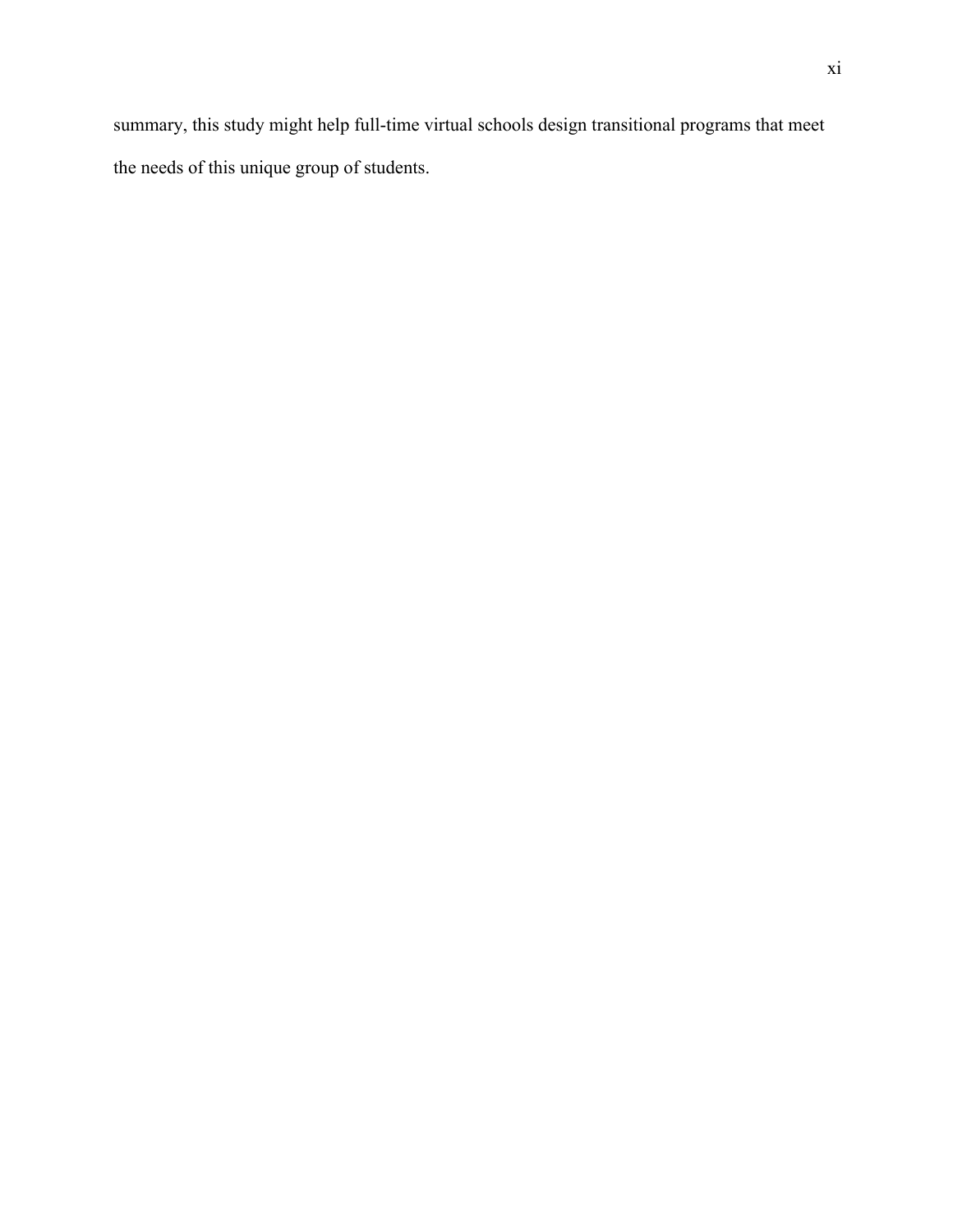summary, this study might help full-time virtual schools design transitional programs that meet the needs of this unique group of students.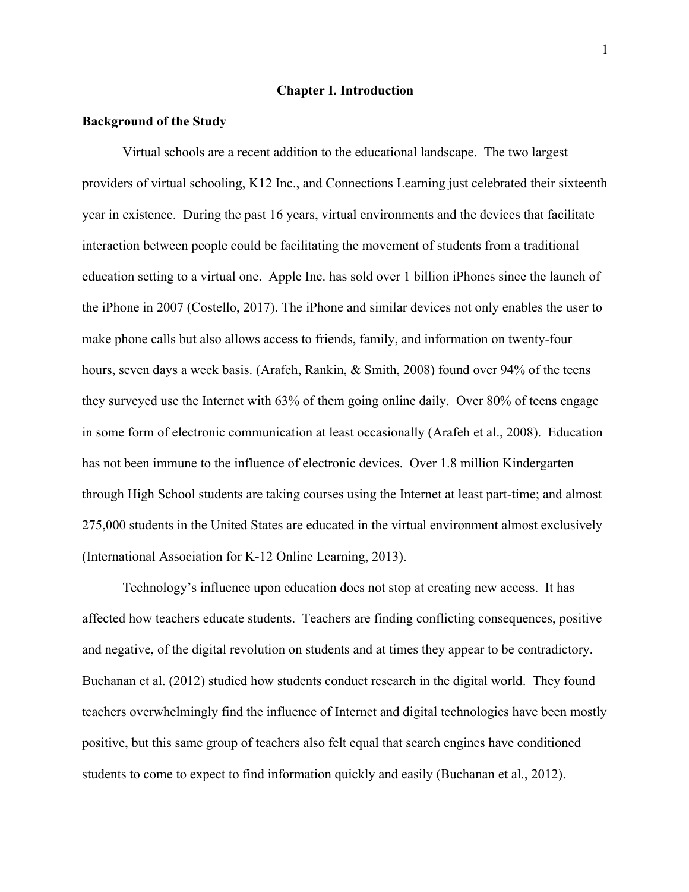# Chapter I. Introduction

## Background of the Study

Virtual schools are a recent addition to the educational landscape. The two largest providers of virtual schooling, K12 Inc., and Connections Learning just celebrated their sixteenth year in existence. During the past 16 years, virtual environments and the devices that facilitate interaction between people could be facilitating the movement of students from a traditional education setting to a virtual one. Apple Inc. has sold over 1 billion iPhones since the launch of the iPhone in 2007 (Costello, 2017). The iPhone and similar devices not only enables the user to make phone calls but also allows access to friends, family, and information on twenty-four hours, seven days a week basis. (Arafeh, Rankin, & Smith, 2008) found over 94% of the teens they surveyed use the Internet with 63% of them going online daily. Over 80% of teens engage in some form of electronic communication at least occasionally (Arafeh et al., 2008). Education has not been immune to the influence of electronic devices. Over 1.8 million Kindergarten through High School students are taking courses using the Internet at least part-time; and almost 275,000 students in the United States are educated in the virtual environment almost exclusively (International Association for K-12 Online Learning, 2013).

Technology's influence upon education does not stop at creating new access. It has affected how teachers educate students. Teachers are finding conflicting consequences, positive and negative, of the digital revolution on students and at times they appear to be contradictory. Buchanan et al. (2012) studied how students conduct research in the digital world. They found teachers overwhelmingly find the influence of Internet and digital technologies have been mostly positive, but this same group of teachers also felt equal that search engines have conditioned students to come to expect to find information quickly and easily (Buchanan et al., 2012).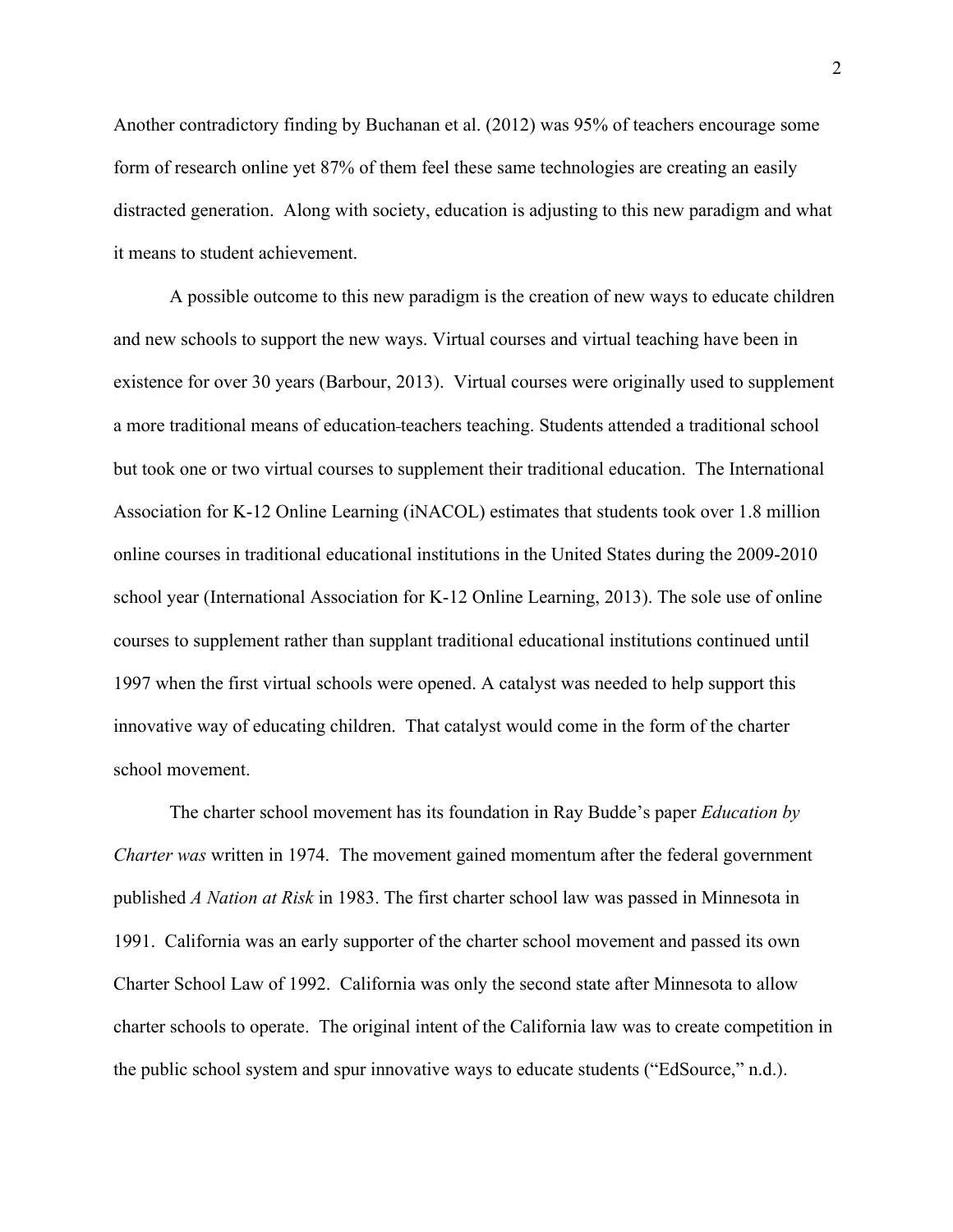Another contradictory finding by Buchanan et al. (2012) was 95% of teachers encourage some form of research online yet 87% of them feel these same technologies are creating an easily distracted generation. Along with society, education is adjusting to this new paradigm and what it means to student achievement.

A possible outcome to this new paradigm is the creation of new ways to educate children and new schools to support the new ways. Virtual courses and virtual teaching have been in existence for over 30 years (Barbour, 2013). Virtual courses were originally used to supplement a more traditional means of education-teachers teaching. Students attended a traditional school but took one or two virtual courses to supplement their traditional education. The International Association for K-12 Online Learning (iNACOL) estimates that students took over 1.8 million online courses in traditional educational institutions in the United States during the 2009-2010 school year (International Association for K-12 Online Learning, 2013). The sole use of online courses to supplement rather than supplant traditional educational institutions continued until 1997 when the first virtual schools were opened. A catalyst was needed to help support this innovative way of educating children. That catalyst would come in the form of the charter school movement.

The charter school movement has its foundation in Ray Budde's paper *Education by Charter was* written in 1974. The movement gained momentum after the federal government published *A Nation at Risk* in 1983. The first charter school law was passed in Minnesota in 1991. California was an early supporter of the charter school movement and passed its own Charter School Law of 1992. California was only the second state after Minnesota to allow charter schools to operate. The original intent of the California law was to create competition in the public school system and spur innovative ways to educate students ("EdSource," n.d.).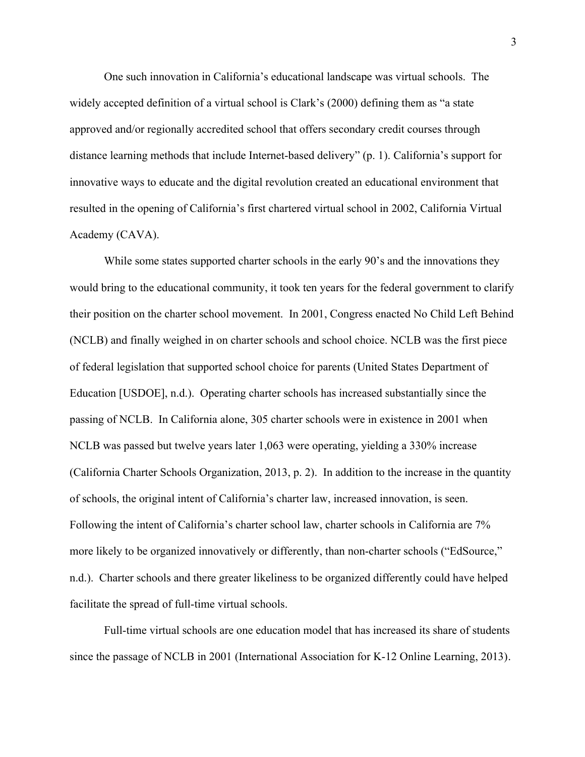One such innovation in California's educational landscape was virtual schools. The widely accepted definition of a virtual school is Clark's (2000) defining them as "a state approved and/or regionally accredited school that offers secondary credit courses through distance learning methods that include Internet-based delivery" (p. 1). California's support for innovative ways to educate and the digital revolution created an educational environment that resulted in the opening of California's first chartered virtual school in 2002, California Virtual Academy (CAVA).

While some states supported charter schools in the early 90's and the innovations they would bring to the educational community, it took ten years for the federal government to clarify their position on the charter school movement. In 2001, Congress enacted No Child Left Behind (NCLB) and finally weighed in on charter schools and school choice. NCLB was the first piece of federal legislation that supported school choice for parents (United States Department of Education [USDOE], n.d.). Operating charter schools has increased substantially since the passing of NCLB. In California alone, 305 charter schools were in existence in 2001 when NCLB was passed but twelve years later 1,063 were operating, yielding a 330% increase (California Charter Schools Organization, 2013, p. 2). In addition to the increase in the quantity of schools, the original intent of California's charter law, increased innovation, is seen. Following the intent of California's charter school law, charter schools in California are 7% more likely to be organized innovatively or differently, than non-charter schools ("EdSource," n.d.). Charter schools and there greater likeliness to be organized differently could have helped facilitate the spread of full-time virtual schools.

Full-time virtual schools are one education model that has increased its share of students since the passage of NCLB in 2001 (International Association for K-12 Online Learning, 2013).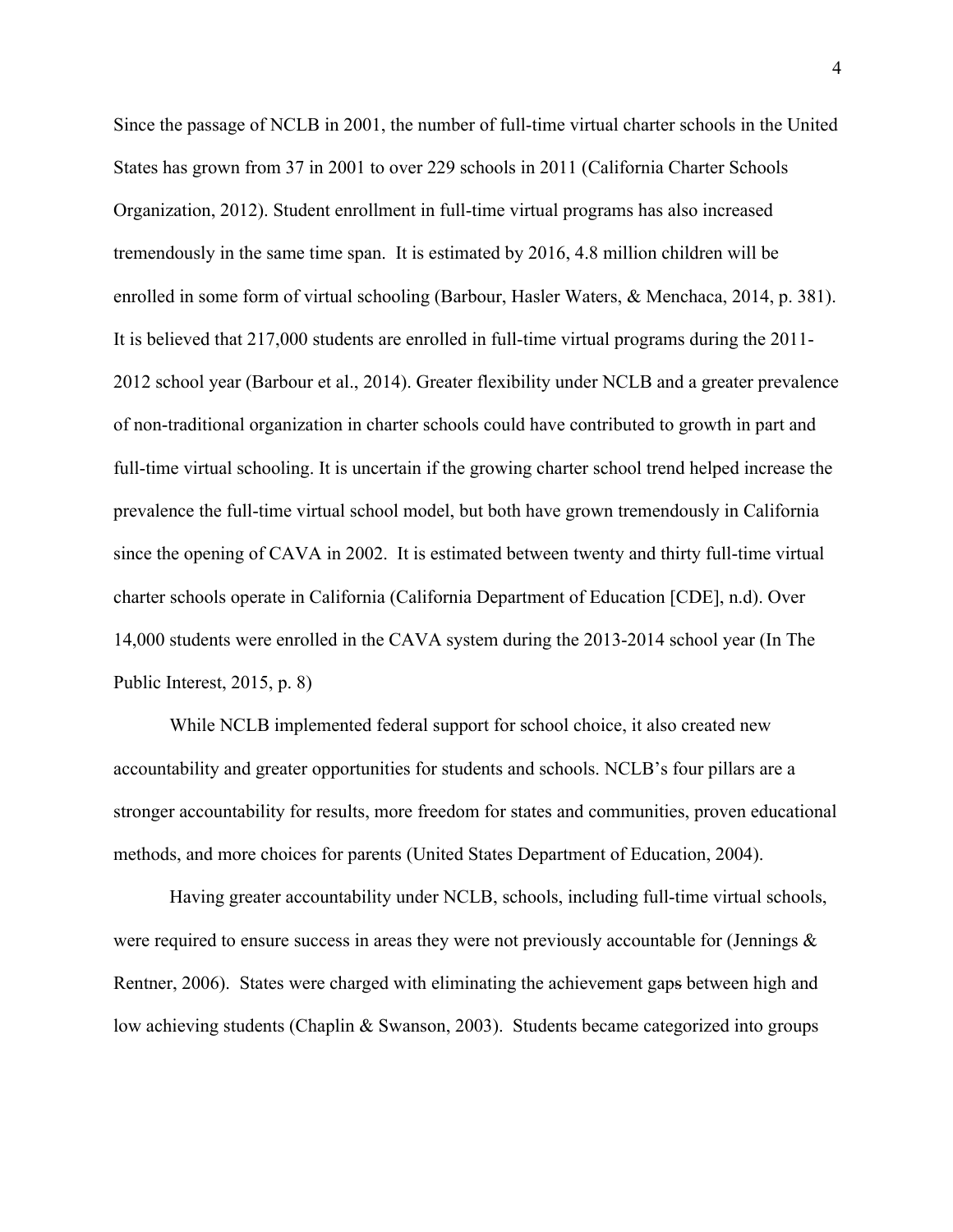Since the passage of NCLB in 2001, the number of full-time virtual charter schools in the United States has grown from 37 in 2001 to over 229 schools in 2011 (California Charter Schools Organization, 2012). Student enrollment in full-time virtual programs has also increased tremendously in the same time span. It is estimated by 2016, 4.8 million children will be enrolled in some form of virtual schooling (Barbour, Hasler Waters, & Menchaca, 2014, p. 381). It is believed that 217,000 students are enrolled in full-time virtual programs during the 2011-2012 school year (Barbour et al., 2014). Greater flexibility under NCLB and a greater prevalence of non-traditional organization in charter schools could have contributed to growth in part and full-time virtual schooling. It is uncertain if the growing charter school trend helped increase the prevalence the full-time virtual school model, but both have grown tremendously in California since the opening of CAVA in 2002. It is estimated between twenty and thirty full-time virtual charter schools operate in California (California Department of Education [CDE], n.d). Over 14,000 students were enrolled in the CAVA system during the 2013-2014 school year (In The Public Interest, 2015, p. 8)

While NCLB implemented federal support for school choice, it also created new accountability and greater opportunities for students and schools. NCLB's four pillars are a stronger accountability for results, more freedom for states and communities, proven educational methods, and more choices for parents (United States Department of Education, 2004).

Having greater accountability under NCLB, schools, including full-time virtual schools, were required to ensure success in areas they were not previously accountable for (Jennings & Rentner, 2006). States were charged with eliminating the achievement gaps between high and low achieving students (Chaplin & Swanson, 2003). Students became categorized into groups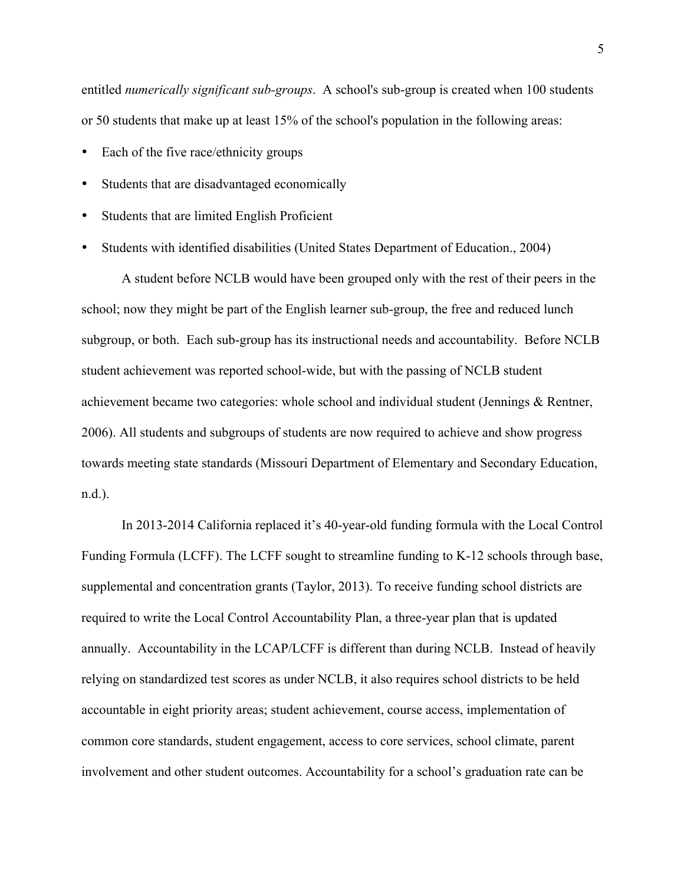entitled *numerically significant sub-groups*. A school's sub-group is created when 100 students or 50 students that make up at least 15% of the school's population in the following areas:

- Each of the five race/ethnicity groups
- Students that are disadvantaged economically
- Students that are limited English Proficient
- Students with identified disabilities (United States Department of Education., 2004)

A student before NCLB would have been grouped only with the rest of their peers in the school; now they might be part of the English learner sub-group, the free and reduced lunch subgroup, or both. Each sub-group has its instructional needs and accountability. Before NCLB student achievement was reported school-wide, but with the passing of NCLB student achievement became two categories: whole school and individual student (Jennings & Rentner, 2006). All students and subgroups of students are now required to achieve and show progress towards meeting state standards (Missouri Department of Elementary and Secondary Education, n.d.).

In 2013-2014 California replaced it's 40-year-old funding formula with the Local Control Funding Formula (LCFF). The LCFF sought to streamline funding to K-12 schools through base, supplemental and concentration grants (Taylor, 2013). To receive funding school districts are required to write the Local Control Accountability Plan, a three-year plan that is updated annually. Accountability in the LCAP/LCFF is different than during NCLB. Instead of heavily relying on standardized test scores as under NCLB, it also requires school districts to be held accountable in eight priority areas; student achievement, course access, implementation of common core standards, student engagement, access to core services, school climate, parent involvement and other student outcomes. Accountability for a school's graduation rate can be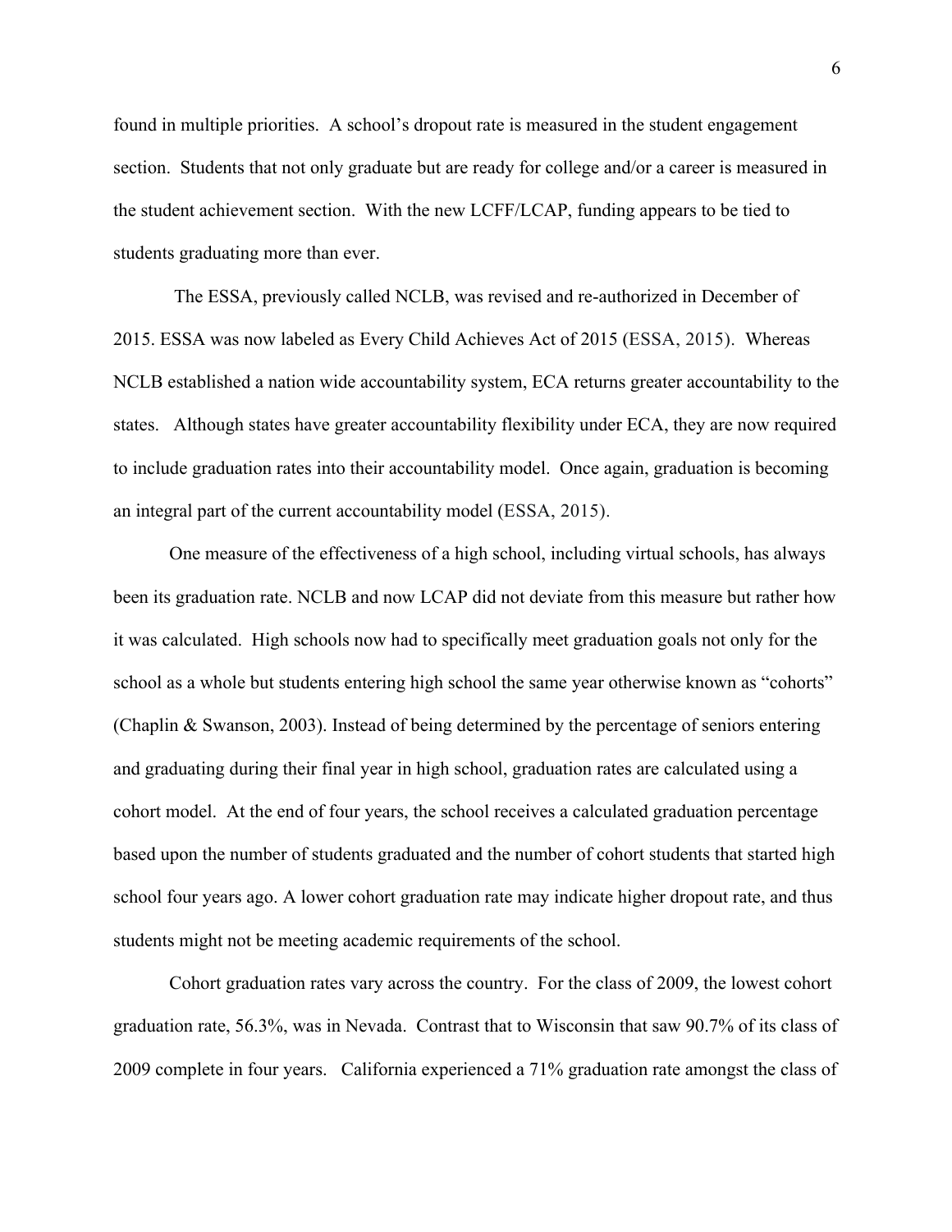found in multiple priorities. A school's dropout rate is measured in the student engagement section. Students that not only graduate but are ready for college and/or a career is measured in the student achievement section. With the new LCFF/LCAP, funding appears to be tied to students graduating more than ever.

The ESSA, previously called NCLB, was revised and re-authorized in December of 2015. ESSA was now labeled as Every Child Achieves Act of 2015 (ESSA, 2015). Whereas NCLB established a nation wide accountability system, ECA returns greater accountability to the states. Although states have greater accountability flexibility under ECA, they are now required to include graduation rates into their accountability model. Once again, graduation is becoming an integral part of the current accountability model (ESSA, 2015).

One measure of the effectiveness of a high school, including virtual schools, has always been its graduation rate. NCLB and now LCAP did not deviate from this measure but rather how it was calculated. High schools now had to specifically meet graduation goals not only for the school as a whole but students entering high school the same year otherwise known as "cohorts" (Chaplin & Swanson, 2003). Instead of being determined by the percentage of seniors entering and graduating during their final year in high school, graduation rates are calculated using a cohort model. At the end of four years, the school receives a calculated graduation percentage based upon the number of students graduated and the number of cohort students that started high school four years ago. A lower cohort graduation rate may indicate higher dropout rate, and thus students might not be meeting academic requirements of the school.

Cohort graduation rates vary across the country. For the class of 2009, the lowest cohort graduation rate, 56.3%, was in Nevada. Contrast that to Wisconsin that saw 90.7% of its class of 2009 complete in four years. California experienced a 71% graduation rate amongst the class of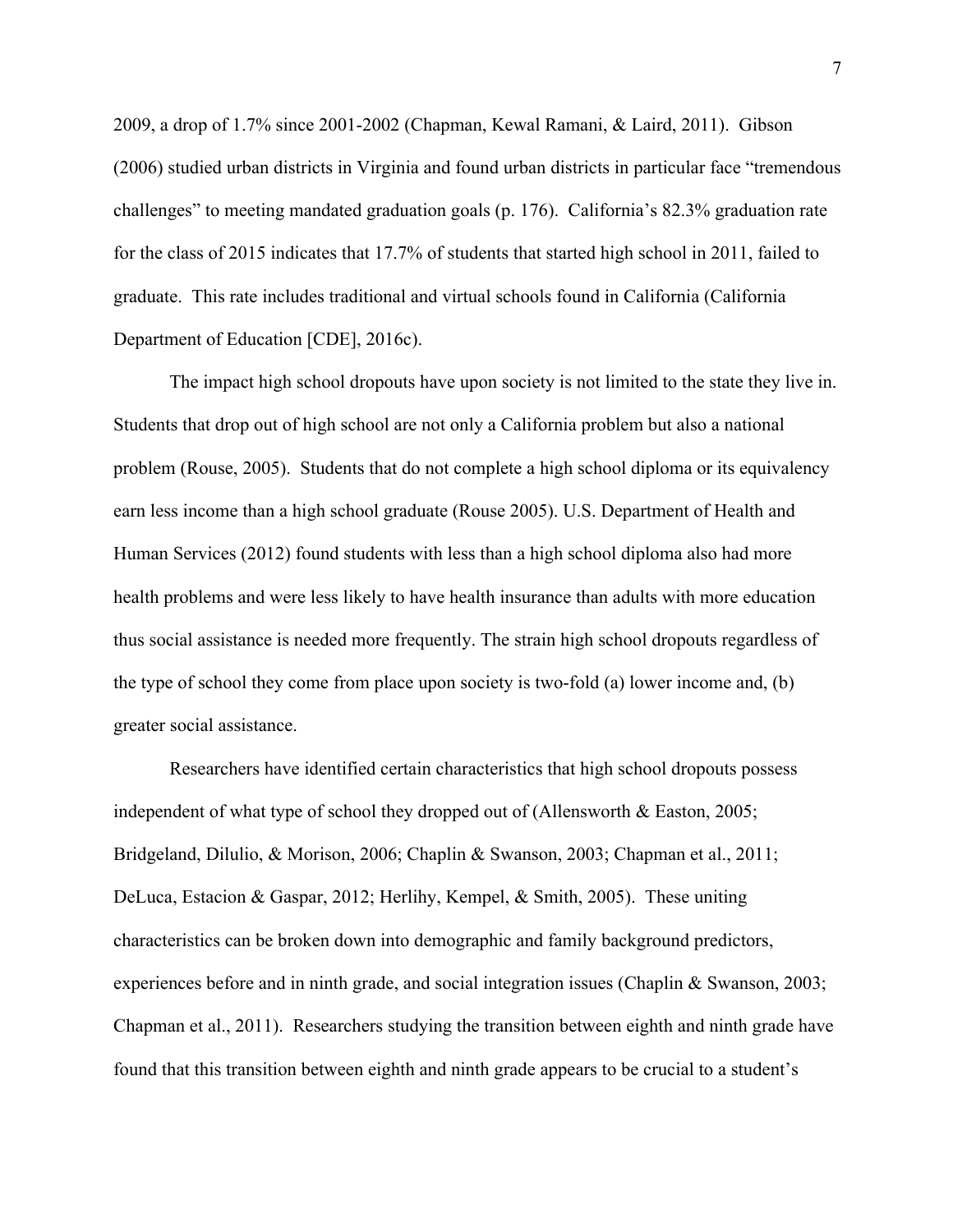2009, a drop of 1.7% since 2001-2002 (Chapman, Kewal Ramani, & Laird, 2011). Gibson (2006) studied urban districts in Virginia and found urban districts in particular face "tremendous challenges" to meeting mandated graduation goals (p. 176). California's 82.3% graduation rate for the class of 2015 indicates that 17.7% of students that started high school in 2011, failed to graduate. This rate includes traditional and virtual schools found in California (California Department of Education [CDE], 2016c).

The impact high school dropouts have upon society is not limited to the state they live in. Students that drop out of high school are not only a California problem but also a national problem (Rouse, 2005). Students that do not complete a high school diploma or its equivalency earn less income than a high school graduate (Rouse 2005). U.S. Department of Health and Human Services (2012) found students with less than a high school diploma also had more health problems and were less likely to have health insurance than adults with more education thus social assistance is needed more frequently. The strain high school dropouts regardless of the type of school they come from place upon society is two-fold (a) lower income and, (b) greater social assistance.

Researchers have identified certain characteristics that high school dropouts possess independent of what type of school they dropped out of (Allensworth & Easton, 2005; Bridgeland, Dilulio, & Morison, 2006; Chaplin & Swanson, 2003; Chapman et al., 2011; DeLuca, Estacion & Gaspar, 2012; Herlihy, Kempel, & Smith, 2005). These uniting characteristics can be broken down into demographic and family background predictors, experiences before and in ninth grade, and social integration issues (Chaplin & Swanson, 2003; Chapman et al., 2011). Researchers studying the transition between eighth and ninth grade have found that this transition between eighth and ninth grade appears to be crucial to a student's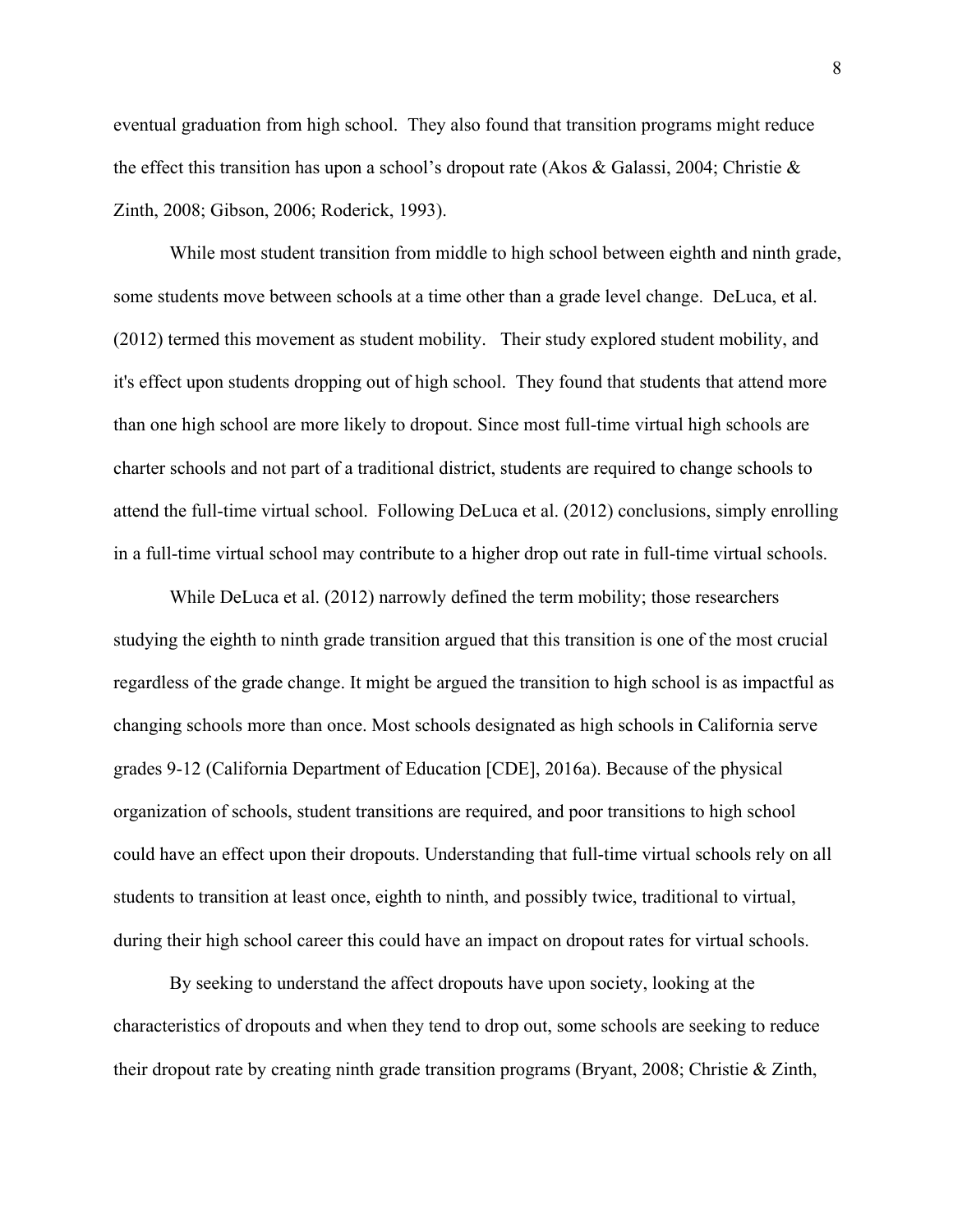eventual graduation from high school. They also found that transition programs might reduce the effect this transition has upon a school's dropout rate (Akos & Galassi, 2004; Christie & Zinth, 2008; Gibson, 2006; Roderick, 1993).

While most student transition from middle to high school between eighth and ninth grade, some students move between schools at a time other than a grade level change. DeLuca, et al. (2012) termed this movement as student mobility. Their study explored student mobility, and it's effect upon students dropping out of high school. They found that students that attend more than one high school are more likely to dropout. Since most full-time virtual high schools are charter schools and not part of a traditional district, students are required to change schools to attend the full-time virtual school. Following DeLuca et al. (2012) conclusions, simply enrolling in a full-time virtual school may contribute to a higher drop out rate in full-time virtual schools.

While DeLuca et al. (2012) narrowly defined the term mobility; those researchers studying the eighth to ninth grade transition argued that this transition is one of the most crucial regardless of the grade change. It might be argued the transition to high school is as impactful as changing schools more than once. Most schools designated as high schools in California serve grades 9-12 (California Department of Education [CDE], 2016a). Because of the physical organization of schools, student transitions are required, and poor transitions to high school could have an effect upon their dropouts. Understanding that full-time virtual schools rely on all students to transition at least once, eighth to ninth, and possibly twice, traditional to virtual, during their high school career this could have an impact on dropout rates for virtual schools.

By seeking to understand the affect dropouts have upon society, looking at the characteristics of dropouts and when they tend to drop out, some schools are seeking to reduce their dropout rate by creating ninth grade transition programs (Bryant, 2008; Christie & Zinth,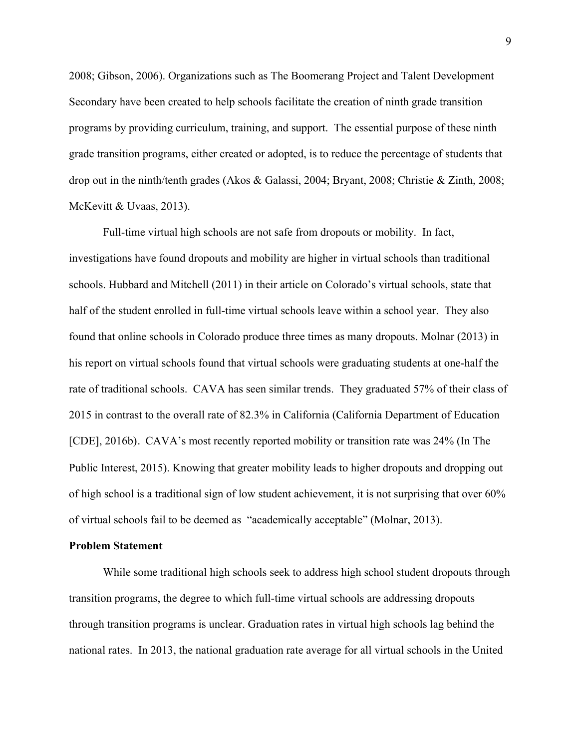2008; Gibson, 2006). Organizations such as The Boomerang Project and Talent Development Secondary have been created to help schools facilitate the creation of ninth grade transition programs by providing curriculum, training, and support. The essential purpose of these ninth grade transition programs, either created or adopted, is to reduce the percentage of students that drop out in the ninth/tenth grades (Akos & Galassi, 2004; Bryant, 2008; Christie & Zinth, 2008; McKevitt & Uvaas, 2013).

Full-time virtual high schools are not safe from dropouts or mobility. In fact, investigations have found dropouts and mobility are higher in virtual schools than traditional schools. Hubbard and Mitchell (2011) in their article on Colorado's virtual schools, state that half of the student enrolled in full-time virtual schools leave within a school year. They also found that online schools in Colorado produce three times as many dropouts. Molnar (2013) in his report on virtual schools found that virtual schools were graduating students at one-half the rate of traditional schools. CAVA has seen similar trends. They graduated 57% of their class of 2015 in contrast to the overall rate of 82.3% in California (California Department of Education [CDE], 2016b). CAVA's most recently reported mobility or transition rate was 24% (In The Public Interest, 2015). Knowing that greater mobility leads to higher dropouts and dropping out of high school is a traditional sign of low student achievement, it is not surprising that over 60% of virtual schools fail to be deemed as "academically acceptable" (Molnar, 2013).

**Problem Statement**

While some traditional high schools seek to address high school student dropouts through transition programs, the degree to which full-time virtual schools are addressing dropouts through transition programs is unclear. Graduation rates in virtual high schools lag behind the national rates. In 2013, the national graduation rate average for all virtual schools in the United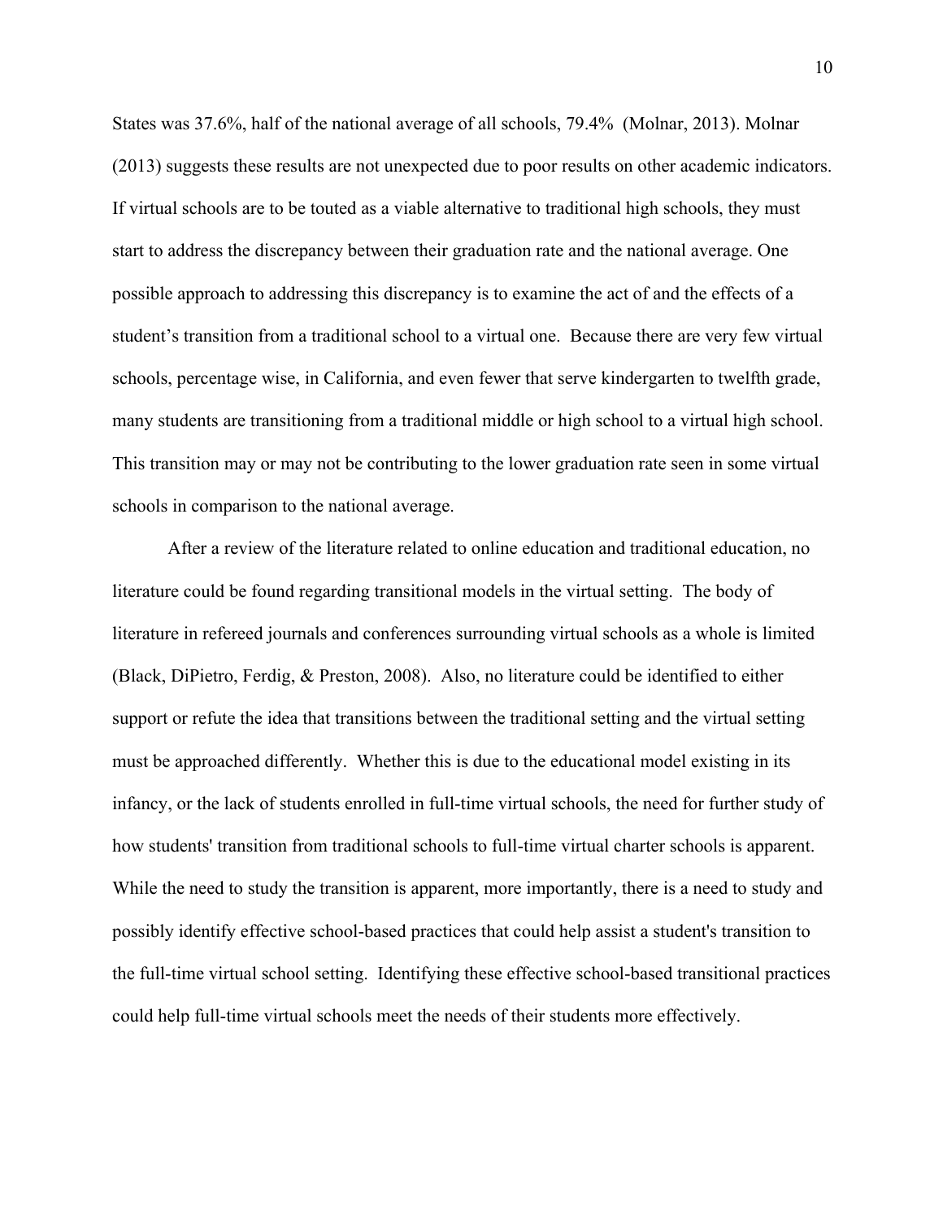States was 37.6%, half of the national average of all schools, 79.4% (Molnar, 2013). Molnar (2013) suggests these results are not unexpected due to poor results on other academic indicators. If virtual schools are to be touted as a viable alternative to traditional high schools, they must start to address the discrepancy between their graduation rate and the national average. One possible approach to addressing this discrepancy is to examine the act of and the effects of a student's transition from a traditional school to a virtual one. Because there are very few virtual schools, percentage wise, in California, and even fewer that serve kindergarten to twelfth grade, many students are transitioning from a traditional middle or high school to a virtual high school. This transition may or may not be contributing to the lower graduation rate seen in some virtual schools in comparison to the national average.

After a review of the literature related to online education and traditional education, no literature could be found regarding transitional models in the virtual setting. The body of literature in refereed journals and conferences surrounding virtual schools as a whole is limited (Black, DiPietro, Ferdig, & Preston, 2008). Also, no literature could be identified to either support or refute the idea that transitions between the traditional setting and the virtual setting must be approached differently. Whether this is due to the educational model existing in its infancy, or the lack of students enrolled in full-time virtual schools, the need for further study of how students' transition from traditional schools to full-time virtual charter schools is apparent. While the need to study the transition is apparent, more importantly, there is a need to study and possibly identify effective school-based practices that could help assist a student's transition to the full-time virtual school setting. Identifying these effective school-based transitional practices could help full-time virtual schools meet the needs of their students more effectively.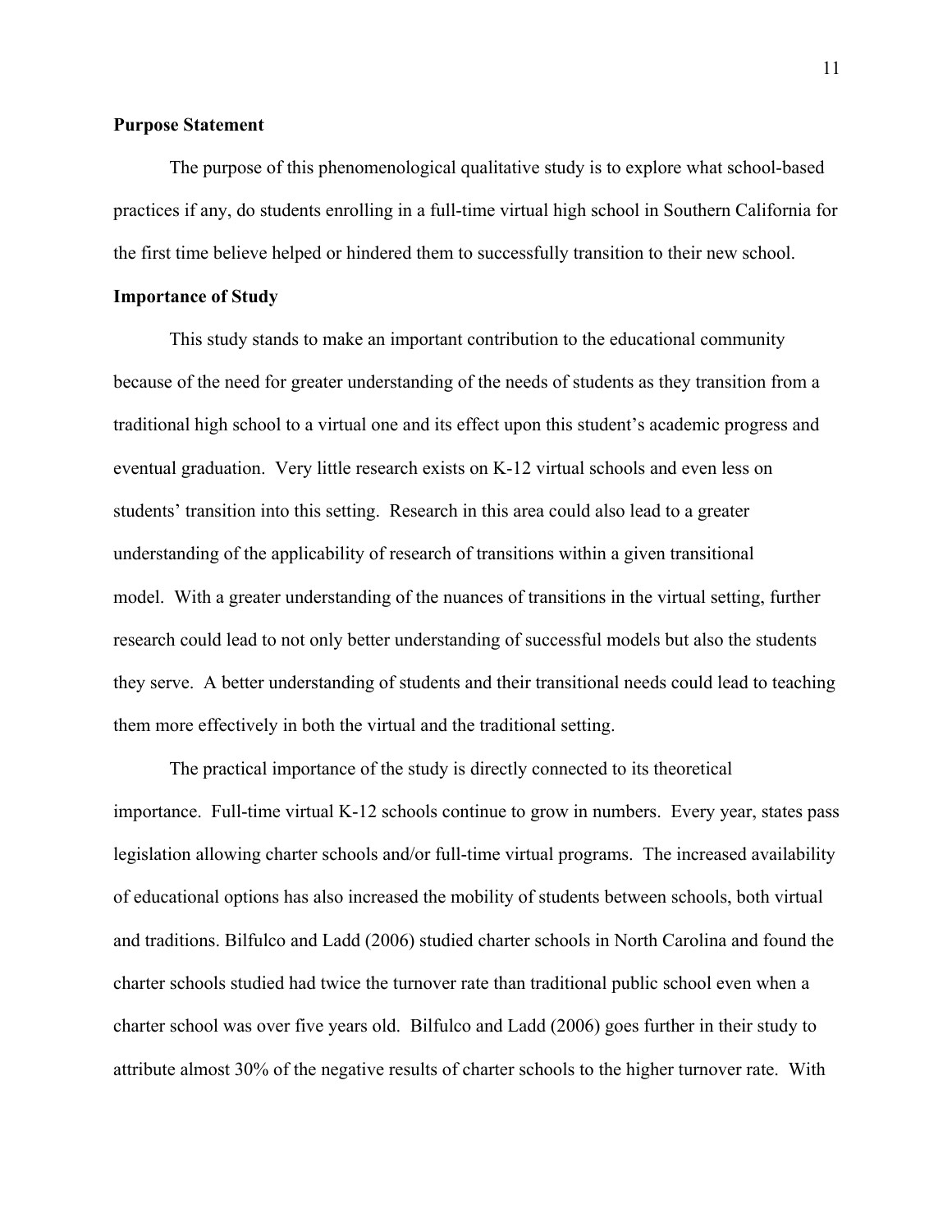**Purpose Statement**

The purpose of this phenomenological qualitative study is to explore what school-based practices if any, do students enrolling in a full-time virtual high school in Southern California for the first time believe helped or hindered them to successfully transition to their new school.

**Importance of Study**

This study stands to make an important contribution to the educational community because of the need for greater understanding of the needs of students as they transition from a traditional high school to a virtual one and its effect upon this student's academic progress and eventual graduation. Very little research exists on K-12 virtual schools and even less on students' transition into this setting. Research in this area could also lead to a greater understanding of the applicability of research of transitions within a given transitional model. With a greater understanding of the nuances of transitions in the virtual setting, further research could lead to not only better understanding of successful models but also the students they serve. A better understanding of students and their transitional needs could lead to teaching them more effectively in both the virtual and the traditional setting.

The practical importance of the study is directly connected to its theoretical importance. Full-time virtual K-12 schools continue to grow in numbers. Every year, states pass legislation allowing charter schools and/or full-time virtual programs. The increased availability of educational options has also increased the mobility of students between schools, both virtual and traditions. Bilfulco and Ladd (2006) studied charter schools in North Carolina and found the charter schools studied had twice the turnover rate than traditional public school even when a charter school was over five years old. Bilfulco and Ladd (2006) goes further in their study to attribute almost 30% of the negative results of charter schools to the higher turnover rate. With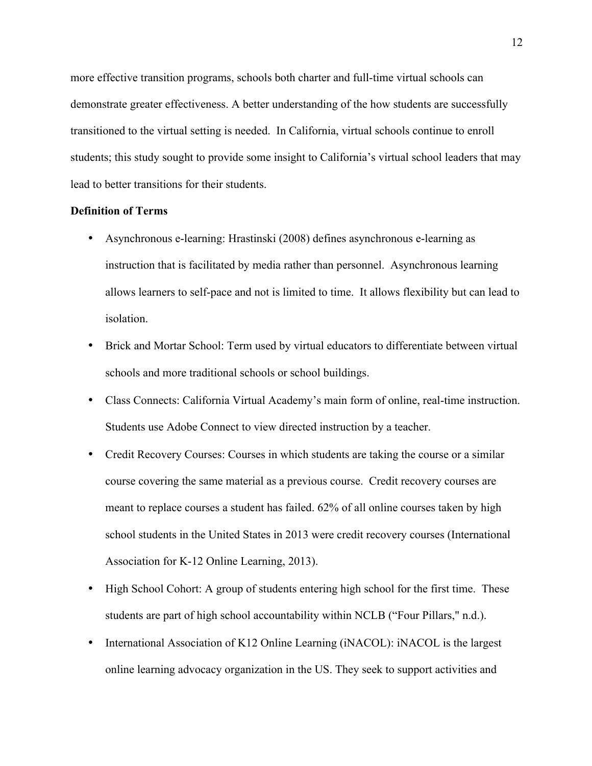more effective transition programs, schools both charter and full-time virtual schools can demonstrate greater effectiveness. A better understanding of the how students are successfully transitioned to the virtual setting is needed. In California, virtual schools continue to enroll students; this study sought to provide some insight to California's virtual school leaders that may lead to better transitions for their students.

**Definition of Terms**

- Asynchronous e-learning: Hrastinski (2008) defines asynchronous e-learning as instruction that is facilitated by media rather than personnel. Asynchronous learning allows learners to self-pace and not is limited to time. It allows flexibility but can lead to isolation.
- Brick and Mortar School: Term used by virtual educators to differentiate between virtual schools and more traditional schools or school buildings.
- Class Connects: California Virtual Academy's main form of online, real-time instruction. Students use Adobe Connect to view directed instruction by a teacher.
- Credit Recovery Courses: Courses in which students are taking the course or a similar course covering the same material as a previous course. Credit recovery courses are meant to replace courses a student has failed. 62% of all online courses taken by high school students in the United States in 2013 were credit recovery courses (International Association for K-12 Online Learning, 2013).
- High School Cohort: A group of students entering high school for the first time. These students are part of high school accountability within NCLB ("Four Pillars," n.d.).
- International Association of K12 Online Learning (iNACOL): iNACOL is the largest online learning advocacy organization in the US. They seek to support activities and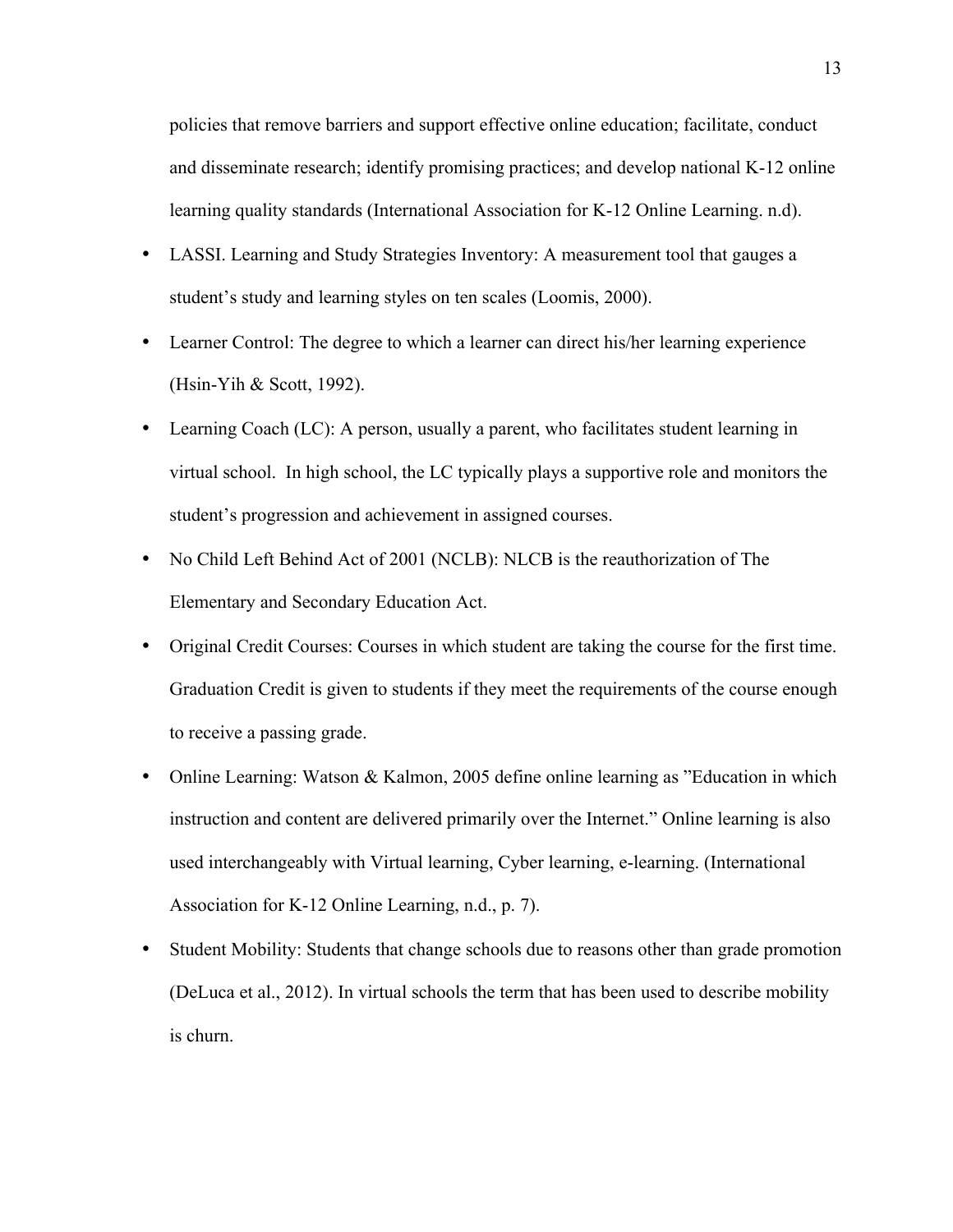policies that remove barriers and support effective online education; facilitate, conduct and disseminate research; identify promising practices; and develop national K-12 online learning quality standards (International Association for K-12 Online Learning. n.d).

- LASSI. Learning and Study Strategies Inventory: A measurement tool that gauges a student's study and learning styles on ten scales (Loomis, 2000).
- Learner Control: The degree to which a learner can direct his/her learning experience (Hsin-Yih & Scott, 1992).
- Learning Coach (LC): A person, usually a parent, who facilitates student learning in virtual school. In high school, the LC typically plays a supportive role and monitors the student's progression and achievement in assigned courses.
- No Child Left Behind Act of 2001 (NCLB): NLCB is the reauthorization of The Elementary and Secondary Education Act.
- Original Credit Courses: Courses in which student are taking the course for the first time. Graduation Credit is given to students if they meet the requirements of the course enough to receive a passing grade.
- Online Learning: Watson & Kalmon, 2005 define online learning as "Education in which instruction and content are delivered primarily over the Internet." Online learning is also used interchangeably with Virtual learning, Cyber learning, e-learning. (International Association for K-12 Online Learning, n.d., p. 7).
- Student Mobility: Students that change schools due to reasons other than grade promotion (DeLuca et al., 2012). In virtual schools the term that has been used to describe mobility is churn.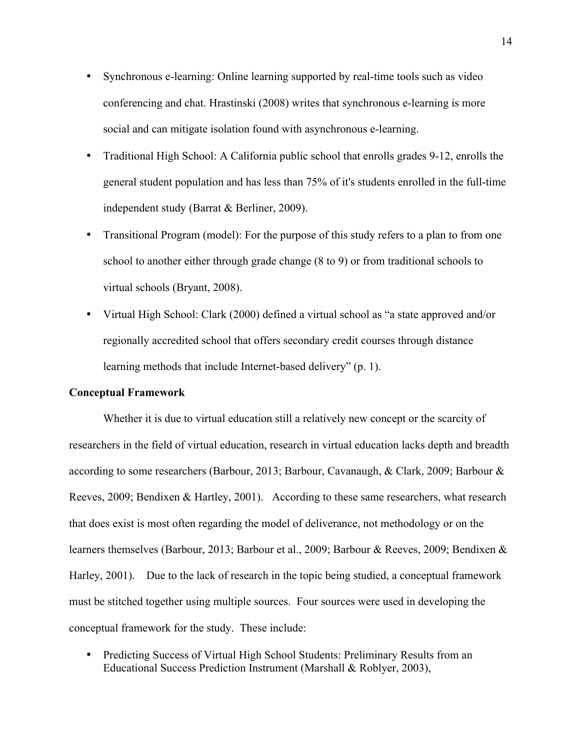- Synchronous e-learning: Online learning supported by real-time tools such as video conferencing and chat. Hrastinski (2008) writes that synchronous e-learning is more social and can mitigate isolation found with asynchronous e-learning.
- Traditional High School: A California public school that enrolls grades 9-12, enrolls the general student population and has less than 75% of it's students enrolled in the full-time independent study (Barrat & Berliner, 2009).
- Transitional Program (model): For the purpose of this study refers to a plan to from one school to another either through grade change (8 to 9) or from traditional schools to virtual schools (Bryant, 2008).
- Virtual High School: Clark (2000) defined a virtual school as "a state approved and/or regionally accredited school that offers secondary credit courses through distance learning methods that include Internet-based delivery" (p. 1).

**Conceptual Framework**

Whether it is due to virtual education still a relatively new concept or the scarcity of researchers in the field of virtual education, research in virtual education lacks depth and breadth according to some researchers (Barbour, 2013; Barbour, Cavanaugh, & Clark, 2009; Barbour & Reeves, 2009; Bendixen & Hartley, 2001). According to these same researchers, what research that does exist is most often regarding the model of deliverance, not methodology or on the learners themselves (Barbour, 2013; Barbour et al., 2009; Barbour & Reeves, 2009; Bendixen & Harley, 2001). Due to the lack of research in the topic being studied, a conceptual framework must be stitched together using multiple sources. Four sources were used in developing the conceptual framework for the study. These include:

- Predicting Success of Virtual High School Students: Preliminary Results from an Educational Success Prediction Instrument (Marshall & Roblyer, 2003),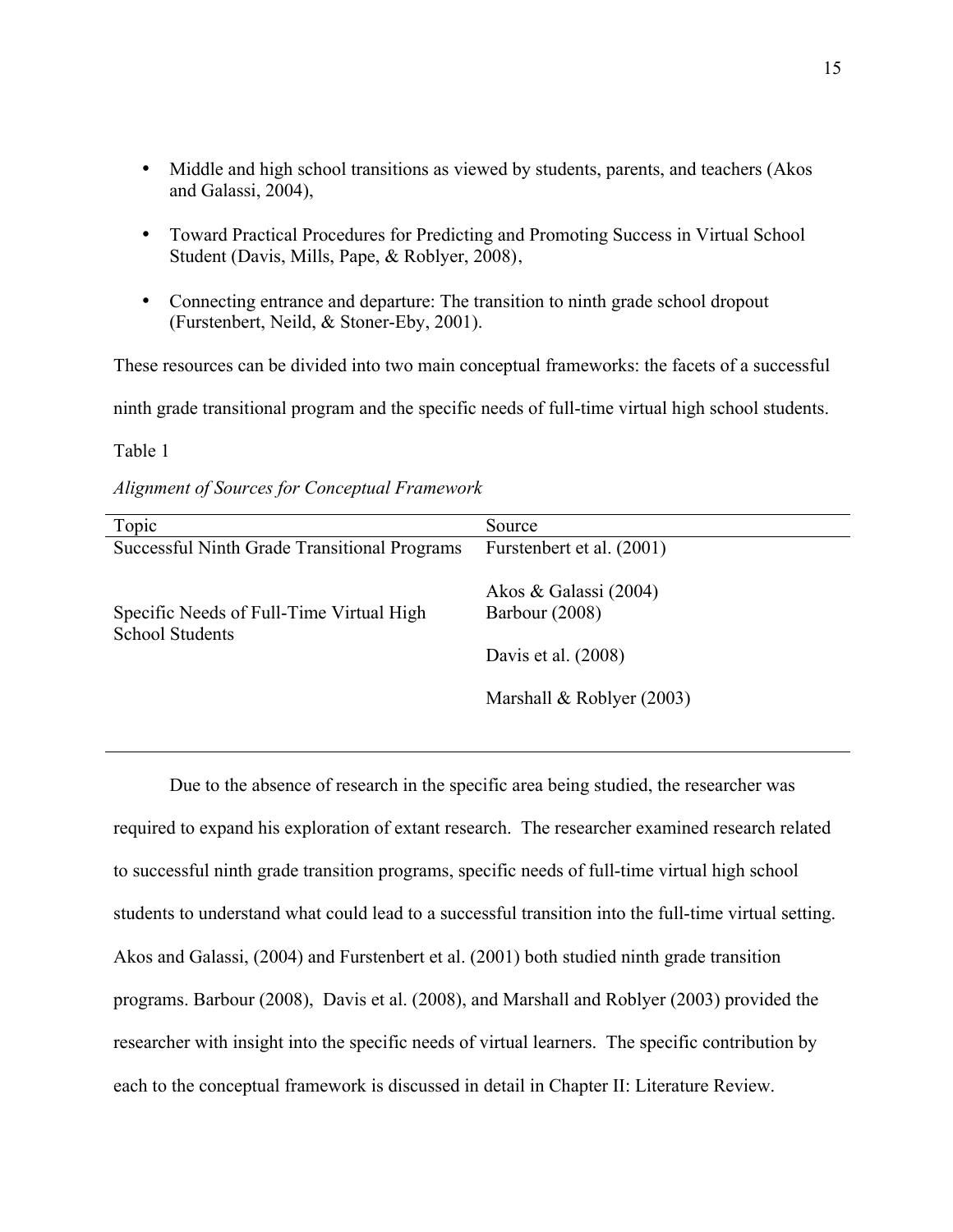- Middle and high school transitions as viewed by students, parents, and teachers (Akos and Galassi, 2004),

- Toward Practical Procedures for Predicting and Promoting Success in Virtual School Student (Davis, Mills, Pape, & Roblyer, 2008),

- Connecting entrance and departure: The transition to ninth grade school dropout (Furstenbert, Neild, & Stoner-Eby, 2001).

These resources can be divided into two main conceptual frameworks: the facets of a successful ninth grade transitional program and the specific needs of full-time virtual high school students.

Table 1

*Alignment of Sources for Conceptual Framework*

| Topic | Source |
|---|---|
| Successful Ninth Grade Transitional Programs | Furstenbert et al. (2001)<br><br>Akos & Galassi (2004) |
| Specific Needs of Full-Time Virtual High School Students | Barbour (2008)<br><br>Davis et al. (2008)<br><br>Marshall & Roblyer (2003) |

Due to the absence of research in the specific area being studied, the researcher was required to expand his exploration of extant research. The researcher examined research related to successful ninth grade transition programs, specific needs of full-time virtual high school students to understand what could lead to a successful transition into the full-time virtual setting. Akos and Galassi, (2004) and Furstenbert et al. (2001) both studied ninth grade transition programs. Barbour (2008), Davis et al. (2008), and Marshall and Roblyer (2003) provided the researcher with insight into the specific needs of virtual learners. The specific contribution by each to the conceptual framework is discussed in detail in Chapter II: Literature Review.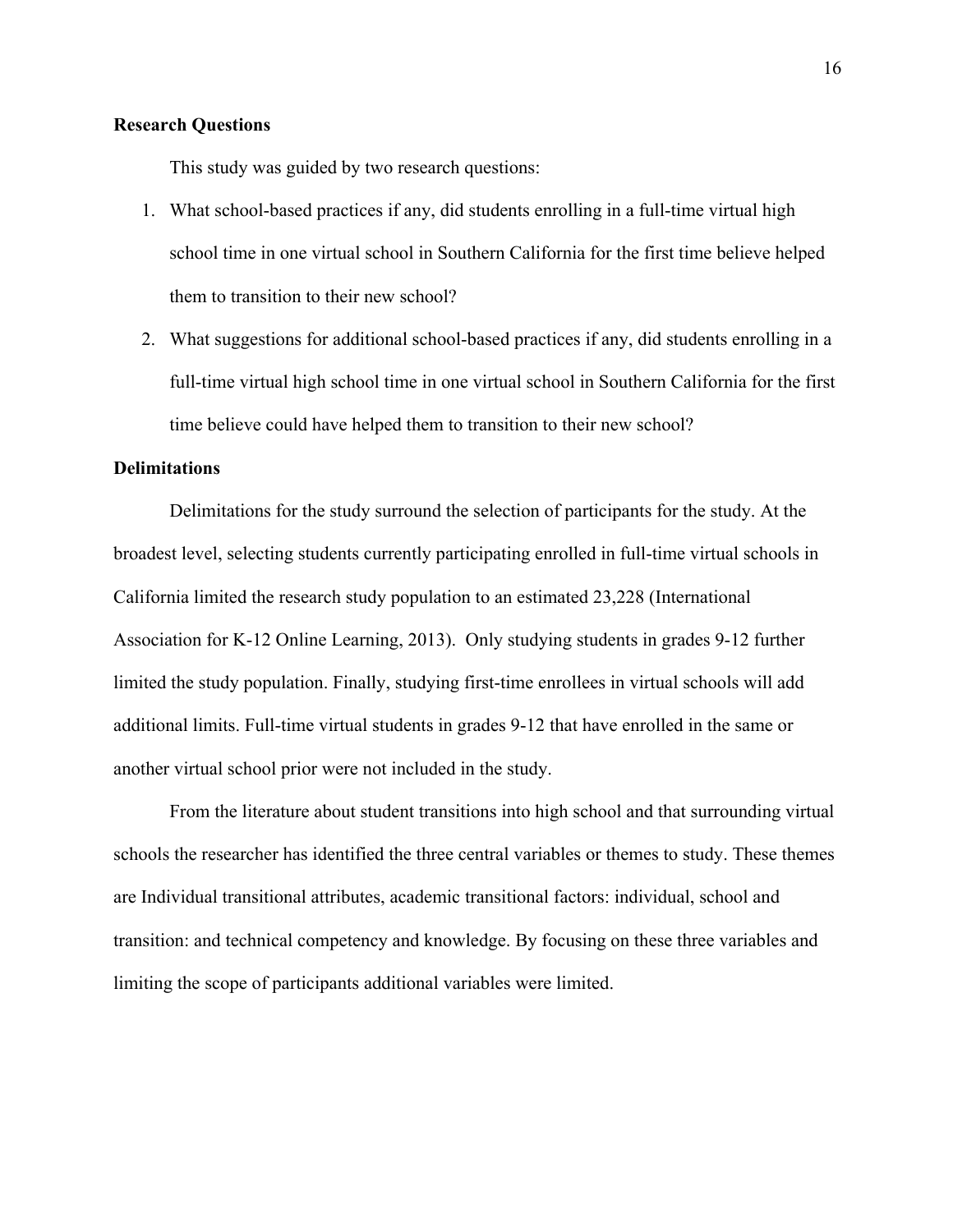## Research Questions

This study was guided by two research questions:

1. What school-based practices if any, did students enrolling in a full-time virtual high school time in one virtual school in Southern California for the first time believe helped them to transition to their new school?
2. What suggestions for additional school-based practices if any, did students enrolling in a full-time virtual high school time in one virtual school in Southern California for the first time believe could have helped them to transition to their new school?

## Delimitations

Delimitations for the study surround the selection of participants for the study. At the broadest level, selecting students currently participating enrolled in full-time virtual schools in California limited the research study population to an estimated 23,228 (International Association for K-12 Online Learning, 2013). Only studying students in grades 9-12 further limited the study population. Finally, studying first-time enrollees in virtual schools will add additional limits. Full-time virtual students in grades 9-12 that have enrolled in the same or another virtual school prior were not included in the study.

From the literature about student transitions into high school and that surrounding virtual schools the researcher has identified the three central variables or themes to study. These themes are Individual transitional attributes, academic transitional factors: individual, school and transition: and technical competency and knowledge. By focusing on these three variables and limiting the scope of participants additional variables were limited.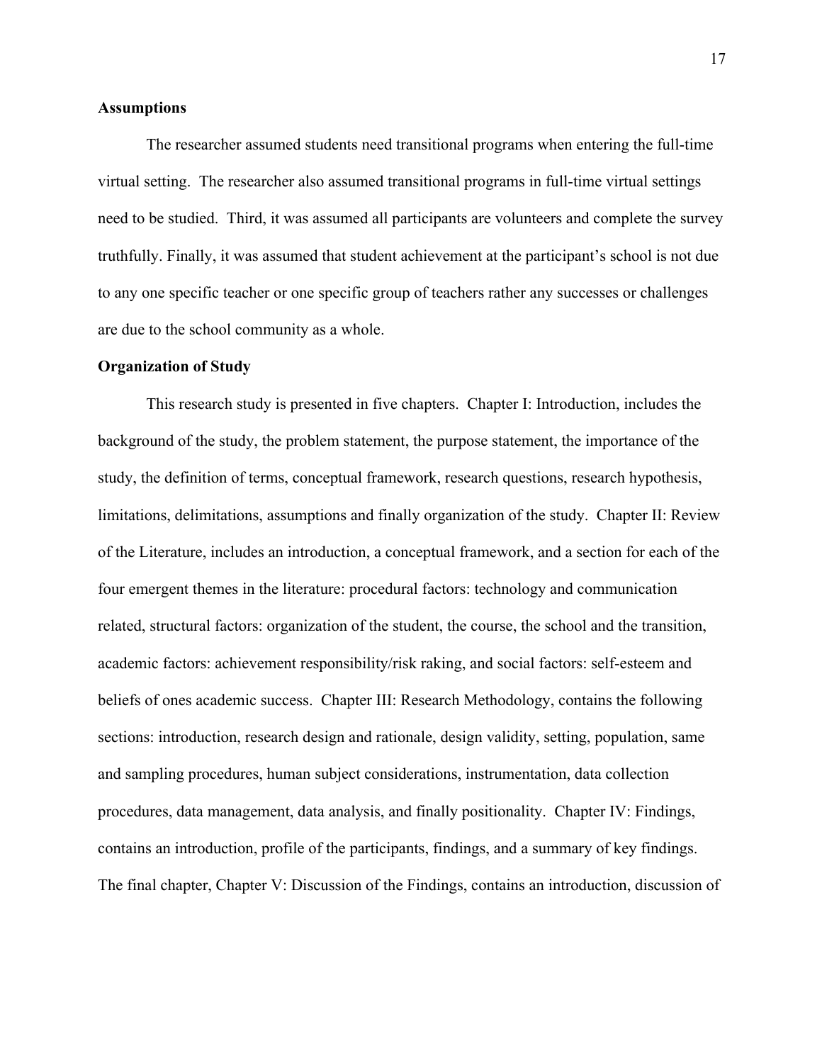## Assumptions

The researcher assumed students need transitional programs when entering the full-time virtual setting. The researcher also assumed transitional programs in full-time virtual settings need to be studied. Third, it was assumed all participants are volunteers and complete the survey truthfully. Finally, it was assumed that student achievement at the participant's school is not due to any one specific teacher or one specific group of teachers rather any successes or challenges are due to the school community as a whole.

## Organization of Study

This research study is presented in five chapters. Chapter I: Introduction, includes the background of the study, the problem statement, the purpose statement, the importance of the study, the definition of terms, conceptual framework, research questions, research hypothesis, limitations, delimitations, assumptions and finally organization of the study. Chapter II: Review of the Literature, includes an introduction, a conceptual framework, and a section for each of the four emergent themes in the literature: procedural factors: technology and communication related, structural factors: organization of the student, the course, the school and the transition, academic factors: achievement responsibility/risk raking, and social factors: self-esteem and beliefs of ones academic success. Chapter III: Research Methodology, contains the following sections: introduction, research design and rationale, design validity, setting, population, same and sampling procedures, human subject considerations, instrumentation, data collection procedures, data management, data analysis, and finally positionality. Chapter IV: Findings, contains an introduction, profile of the participants, findings, and a summary of key findings. The final chapter, Chapter V: Discussion of the Findings, contains an introduction, discussion of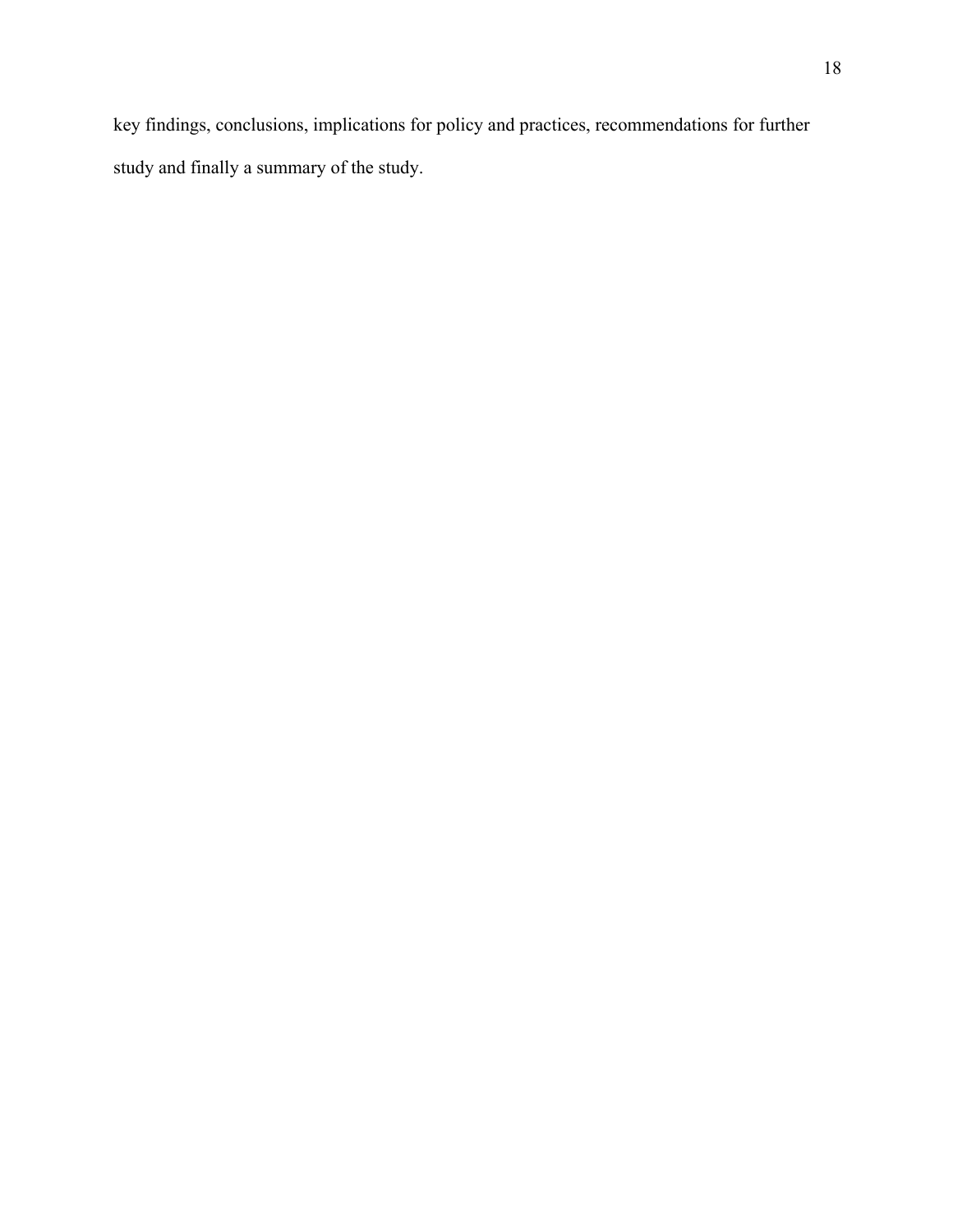key findings, conclusions, implications for policy and practices, recommendations for further study and finally a summary of the study.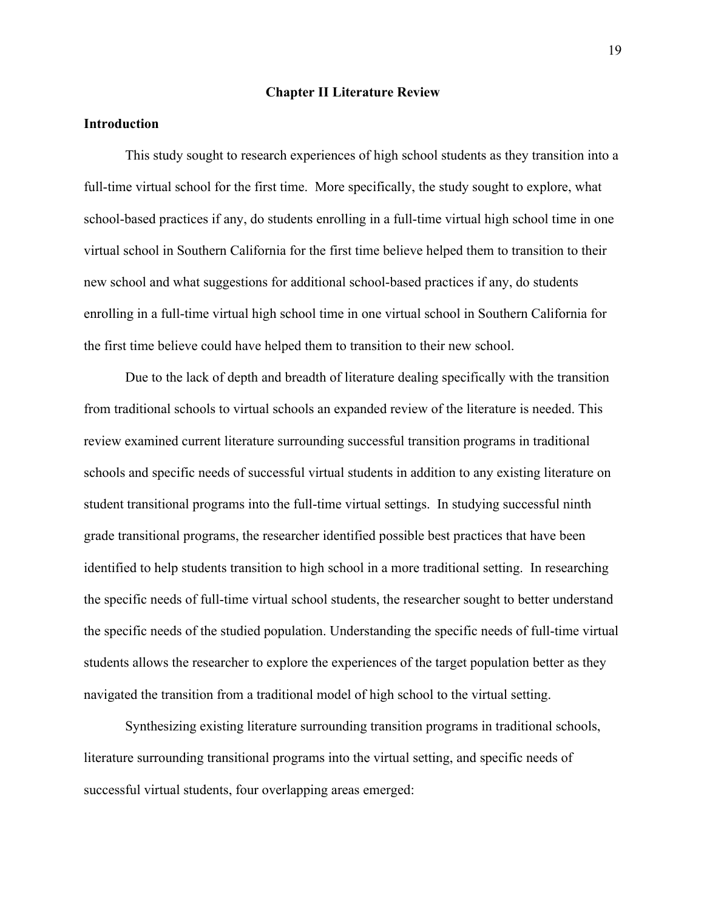## Chapter II Literature Review

### Introduction

This study sought to research experiences of high school students as they transition into a full-time virtual school for the first time. More specifically, the study sought to explore, what school-based practices if any, do students enrolling in a full-time virtual high school time in one virtual school in Southern California for the first time believe helped them to transition to their new school and what suggestions for additional school-based practices if any, do students enrolling in a full-time virtual high school time in one virtual school in Southern California for the first time believe could have helped them to transition to their new school.

Due to the lack of depth and breadth of literature dealing specifically with the transition from traditional schools to virtual schools an expanded review of the literature is needed. This review examined current literature surrounding successful transition programs in traditional schools and specific needs of successful virtual students in addition to any existing literature on student transitional programs into the full-time virtual settings. In studying successful ninth grade transitional programs, the researcher identified possible best practices that have been identified to help students transition to high school in a more traditional setting. In researching the specific needs of full-time virtual school students, the researcher sought to better understand the specific needs of the studied population. Understanding the specific needs of full-time virtual students allows the researcher to explore the experiences of the target population better as they navigated the transition from a traditional model of high school to the virtual setting.

Synthesizing existing literature surrounding transition programs in traditional schools, literature surrounding transitional programs into the virtual setting, and specific needs of successful virtual students, four overlapping areas emerged: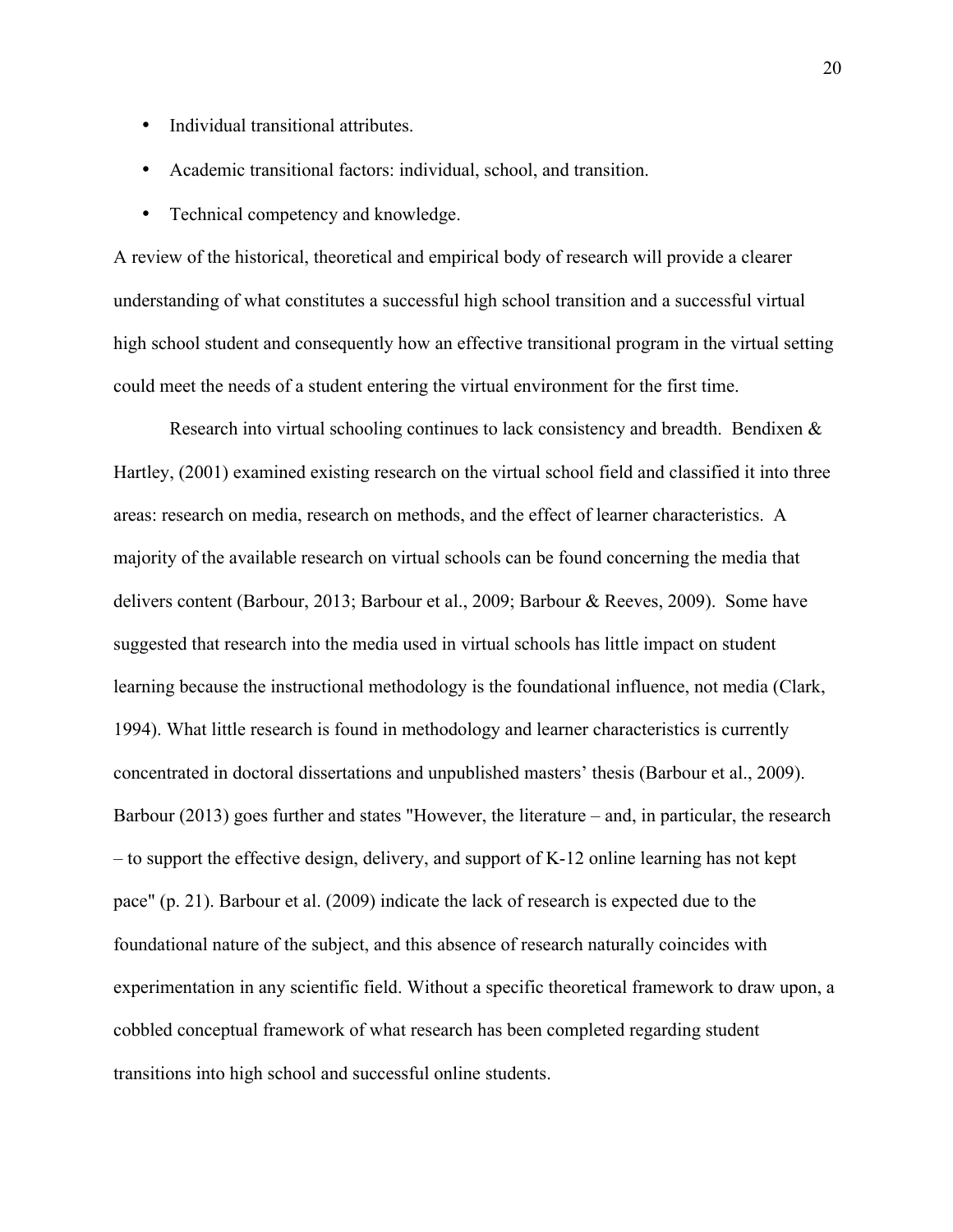- Individual transitional attributes.
- Academic transitional factors: individual, school, and transition.
- Technical competency and knowledge.

A review of the historical, theoretical and empirical body of research will provide a clearer understanding of what constitutes a successful high school transition and a successful virtual high school student and consequently how an effective transitional program in the virtual setting could meet the needs of a student entering the virtual environment for the first time.

Research into virtual schooling continues to lack consistency and breadth. Bendixen & Hartley, (2001) examined existing research on the virtual school field and classified it into three areas: research on media, research on methods, and the effect of learner characteristics. A majority of the available research on virtual schools can be found concerning the media that delivers content (Barbour, 2013; Barbour et al., 2009; Barbour & Reeves, 2009). Some have suggested that research into the media used in virtual schools has little impact on student learning because the instructional methodology is the foundational influence, not media (Clark, 1994). What little research is found in methodology and learner characteristics is currently concentrated in doctoral dissertations and unpublished masters' thesis (Barbour et al., 2009). Barbour (2013) goes further and states "However, the literature – and, in particular, the research – to support the effective design, delivery, and support of K-12 online learning has not kept pace" (p. 21). Barbour et al. (2009) indicate the lack of research is expected due to the foundational nature of the subject, and this absence of research naturally coincides with experimentation in any scientific field. Without a specific theoretical framework to draw upon, a cobbled conceptual framework of what research has been completed regarding student transitions into high school and successful online students.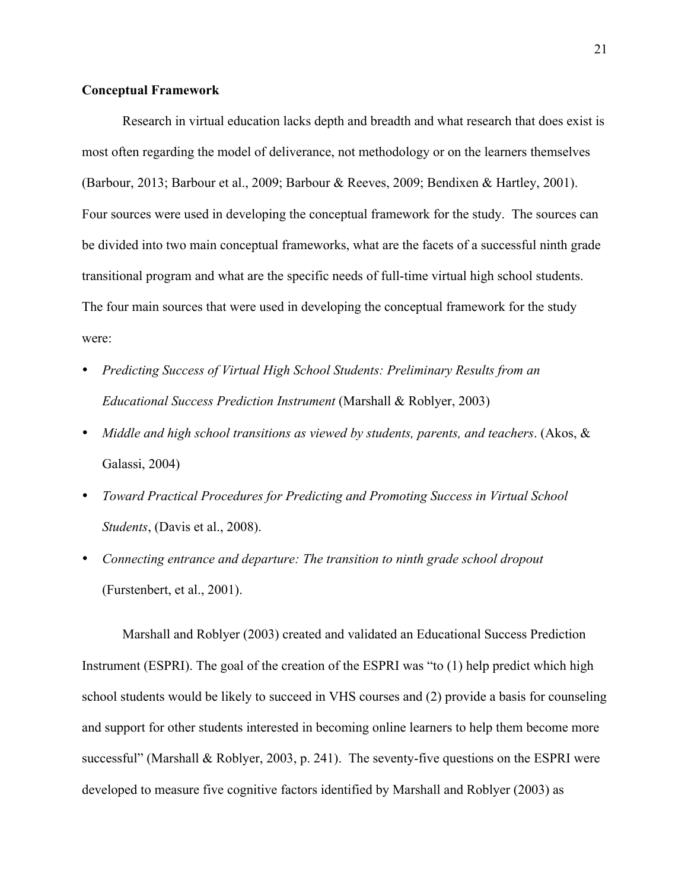**Conceptual Framework**

Research in virtual education lacks depth and breadth and what research that does exist is most often regarding the model of deliverance, not methodology or on the learners themselves (Barbour, 2013; Barbour et al., 2009; Barbour & Reeves, 2009; Bendixen & Hartley, 2001). Four sources were used in developing the conceptual framework for the study. The sources can be divided into two main conceptual frameworks, what are the facets of a successful ninth grade transitional program and what are the specific needs of full-time virtual high school students. The four main sources that were used in developing the conceptual framework for the study were:

- *Predicting Success of Virtual High School Students: Preliminary Results from an Educational Success Prediction Instrument* (Marshall & Roblyer, 2003)
- *Middle and high school transitions as viewed by students, parents, and teachers*. (Akos, & Galassi, 2004)
- *Toward Practical Procedures for Predicting and Promoting Success in Virtual School Students*, (Davis et al., 2008).
- *Connecting entrance and departure: The transition to ninth grade school dropout* (Furstenbert, et al., 2001).

Marshall and Roblyer (2003) created and validated an Educational Success Prediction Instrument (ESPRI). The goal of the creation of the ESPRI was "to (1) help predict which high school students would be likely to succeed in VHS courses and (2) provide a basis for counseling and support for other students interested in becoming online learners to help them become more successful" (Marshall & Roblyer, 2003, p. 241). The seventy-five questions on the ESPRI were developed to measure five cognitive factors identified by Marshall and Roblyer (2003) as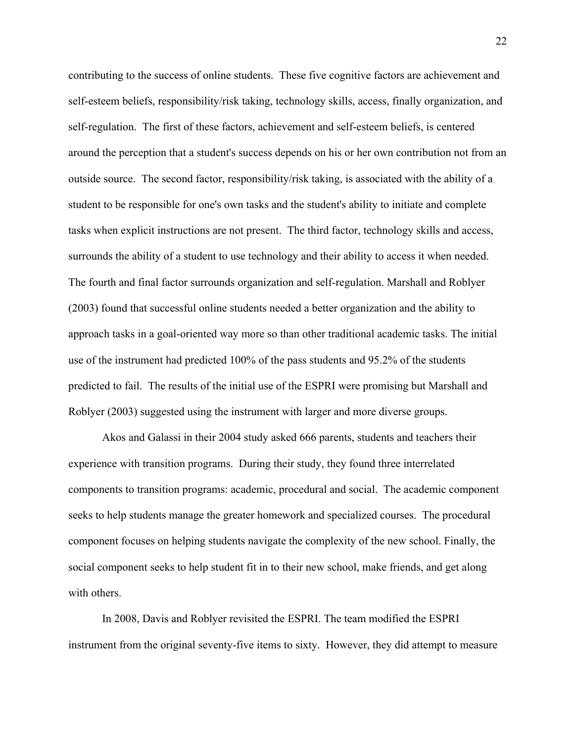contributing to the success of online students. These five cognitive factors are achievement and self-esteem beliefs, responsibility/risk taking, technology skills, access, finally organization, and self-regulation. The first of these factors, achievement and self-esteem beliefs, is centered around the perception that a student's success depends on his or her own contribution not from an outside source. The second factor, responsibility/risk taking, is associated with the ability of a student to be responsible for one's own tasks and the student's ability to initiate and complete tasks when explicit instructions are not present. The third factor, technology skills and access, surrounds the ability of a student to use technology and their ability to access it when needed. The fourth and final factor surrounds organization and self-regulation. Marshall and Roblyer (2003) found that successful online students needed a better organization and the ability to approach tasks in a goal-oriented way more so than other traditional academic tasks. The initial use of the instrument had predicted 100% of the pass students and 95.2% of the students predicted to fail. The results of the initial use of the ESPRI were promising but Marshall and Roblyer (2003) suggested using the instrument with larger and more diverse groups.

Akos and Galassi in their 2004 study asked 666 parents, students and teachers their experience with transition programs. During their study, they found three interrelated components to transition programs: academic, procedural and social. The academic component seeks to help students manage the greater homework and specialized courses. The procedural component focuses on helping students navigate the complexity of the new school. Finally, the social component seeks to help student fit in to their new school, make friends, and get along with others.

In 2008, Davis and Roblyer revisited the ESPRI. The team modified the ESPRI instrument from the original seventy-five items to sixty. However, they did attempt to measure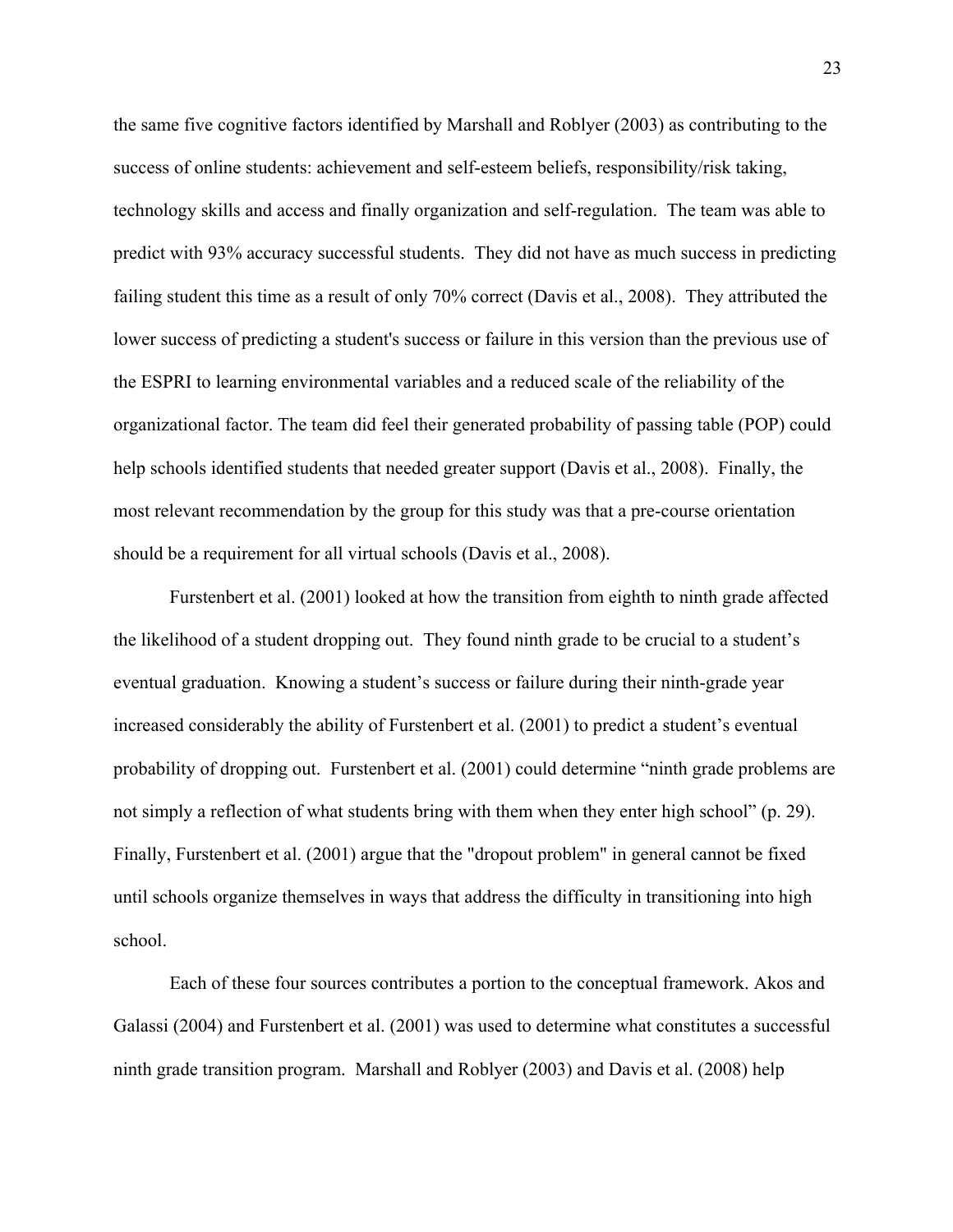the same five cognitive factors identified by Marshall and Roblyer (2003) as contributing to the success of online students: achievement and self-esteem beliefs, responsibility/risk taking, technology skills and access and finally organization and self-regulation. The team was able to predict with 93% accuracy successful students. They did not have as much success in predicting failing student this time as a result of only 70% correct (Davis et al., 2008). They attributed the lower success of predicting a student's success or failure in this version than the previous use of the ESPRI to learning environmental variables and a reduced scale of the reliability of the organizational factor. The team did feel their generated probability of passing table (POP) could help schools identified students that needed greater support (Davis et al., 2008). Finally, the most relevant recommendation by the group for this study was that a pre-course orientation should be a requirement for all virtual schools (Davis et al., 2008).

Furstenbert et al. (2001) looked at how the transition from eighth to ninth grade affected the likelihood of a student dropping out. They found ninth grade to be crucial to a student's eventual graduation. Knowing a student's success or failure during their ninth-grade year increased considerably the ability of Furstenbert et al. (2001) to predict a student's eventual probability of dropping out. Furstenbert et al. (2001) could determine "ninth grade problems are not simply a reflection of what students bring with them when they enter high school" (p. 29). Finally, Furstenbert et al. (2001) argue that the "dropout problem" in general cannot be fixed until schools organize themselves in ways that address the difficulty in transitioning into high school.

Each of these four sources contributes a portion to the conceptual framework. Akos and Galassi (2004) and Furstenbert et al. (2001) was used to determine what constitutes a successful ninth grade transition program. Marshall and Roblyer (2003) and Davis et al. (2008) help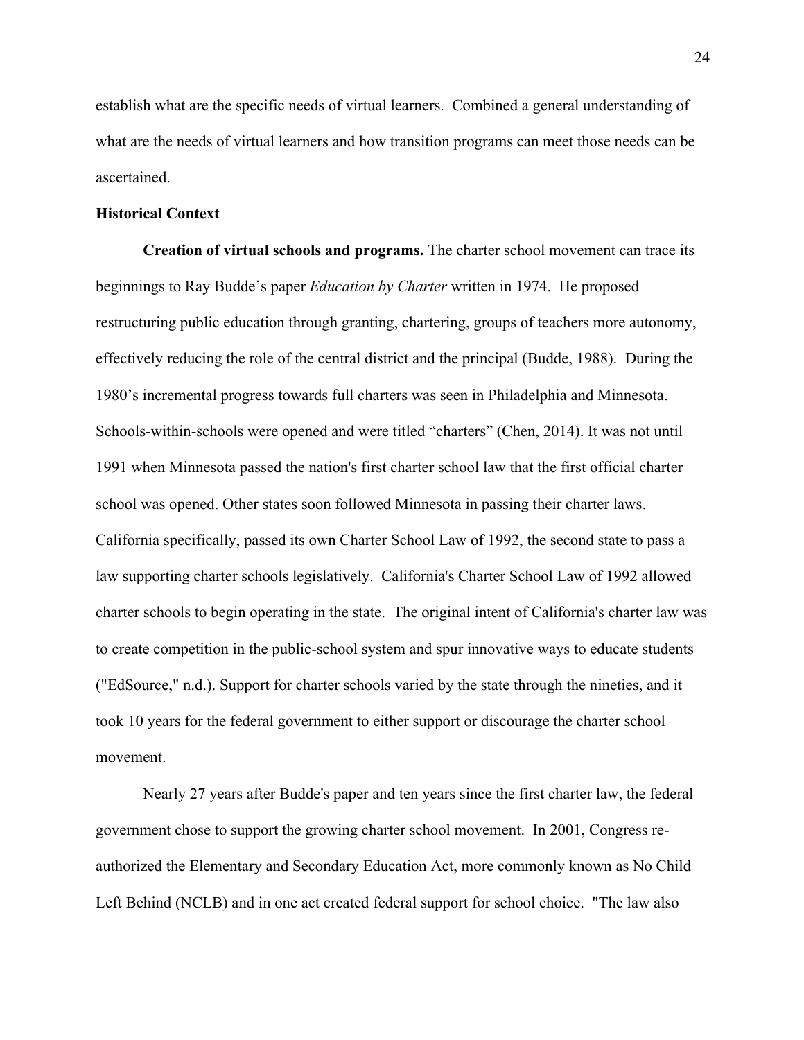establish what are the specific needs of virtual learners. Combined a general understanding of what are the needs of virtual learners and how transition programs can meet those needs can be ascertained.

**Historical Context**

**Creation of virtual schools and programs.** The charter school movement can trace its beginnings to Ray Budde's paper *Education by Charter* written in 1974. He proposed restructuring public education through granting, chartering, groups of teachers more autonomy, effectively reducing the role of the central district and the principal (Budde, 1988). During the 1980's incremental progress towards full charters was seen in Philadelphia and Minnesota. Schools-within-schools were opened and were titled "charters" (Chen, 2014). It was not until 1991 when Minnesota passed the nation's first charter school law that the first official charter school was opened. Other states soon followed Minnesota in passing their charter laws. California specifically, passed its own Charter School Law of 1992, the second state to pass a law supporting charter schools legislatively. California's Charter School Law of 1992 allowed charter schools to begin operating in the state. The original intent of California's charter law was to create competition in the public-school system and spur innovative ways to educate students ("EdSource," n.d.). Support for charter schools varied by the state through the nineties, and it took 10 years for the federal government to either support or discourage the charter school movement.

Nearly 27 years after Budde's paper and ten years since the first charter law, the federal government chose to support the growing charter school movement. In 2001, Congress re-authorized the Elementary and Secondary Education Act, more commonly known as No Child Left Behind (NCLB) and in one act created federal support for school choice. "The law also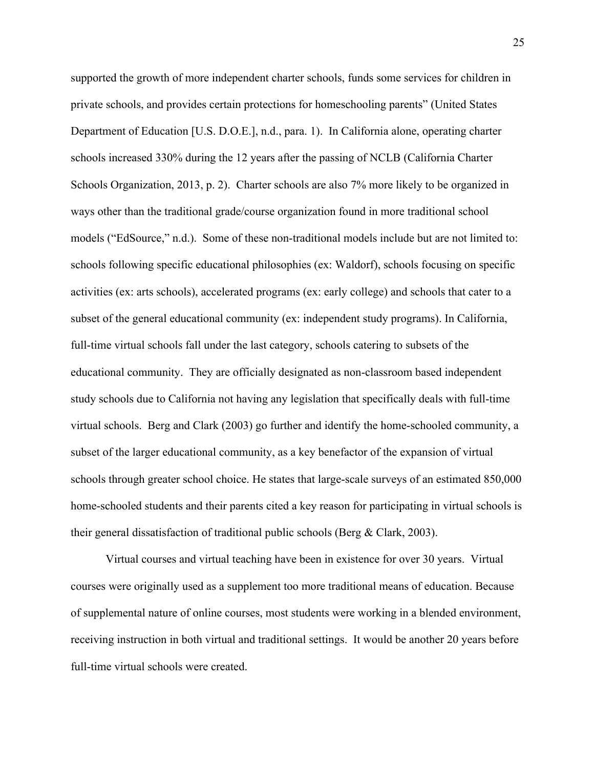supported the growth of more independent charter schools, funds some services for children in private schools, and provides certain protections for homeschooling parents" (United States Department of Education [U.S. D.O.E.], n.d., para. 1). In California alone, operating charter schools increased 330% during the 12 years after the passing of NCLB (California Charter Schools Organization, 2013, p. 2). Charter schools are also 7% more likely to be organized in ways other than the traditional grade/course organization found in more traditional school models ("EdSource," n.d.). Some of these non-traditional models include but are not limited to: schools following specific educational philosophies (ex: Waldorf), schools focusing on specific activities (ex: arts schools), accelerated programs (ex: early college) and schools that cater to a subset of the general educational community (ex: independent study programs). In California, full-time virtual schools fall under the last category, schools catering to subsets of the educational community. They are officially designated as non-classroom based independent study schools due to California not having any legislation that specifically deals with full-time virtual schools. Berg and Clark (2003) go further and identify the home-schooled community, a subset of the larger educational community, as a key benefactor of the expansion of virtual schools through greater school choice. He states that large-scale surveys of an estimated 850,000 home-schooled students and their parents cited a key reason for participating in virtual schools is their general dissatisfaction of traditional public schools (Berg & Clark, 2003).

Virtual courses and virtual teaching have been in existence for over 30 years. Virtual courses were originally used as a supplement too more traditional means of education. Because of supplemental nature of online courses, most students were working in a blended environment, receiving instruction in both virtual and traditional settings. It would be another 20 years before full-time virtual schools were created.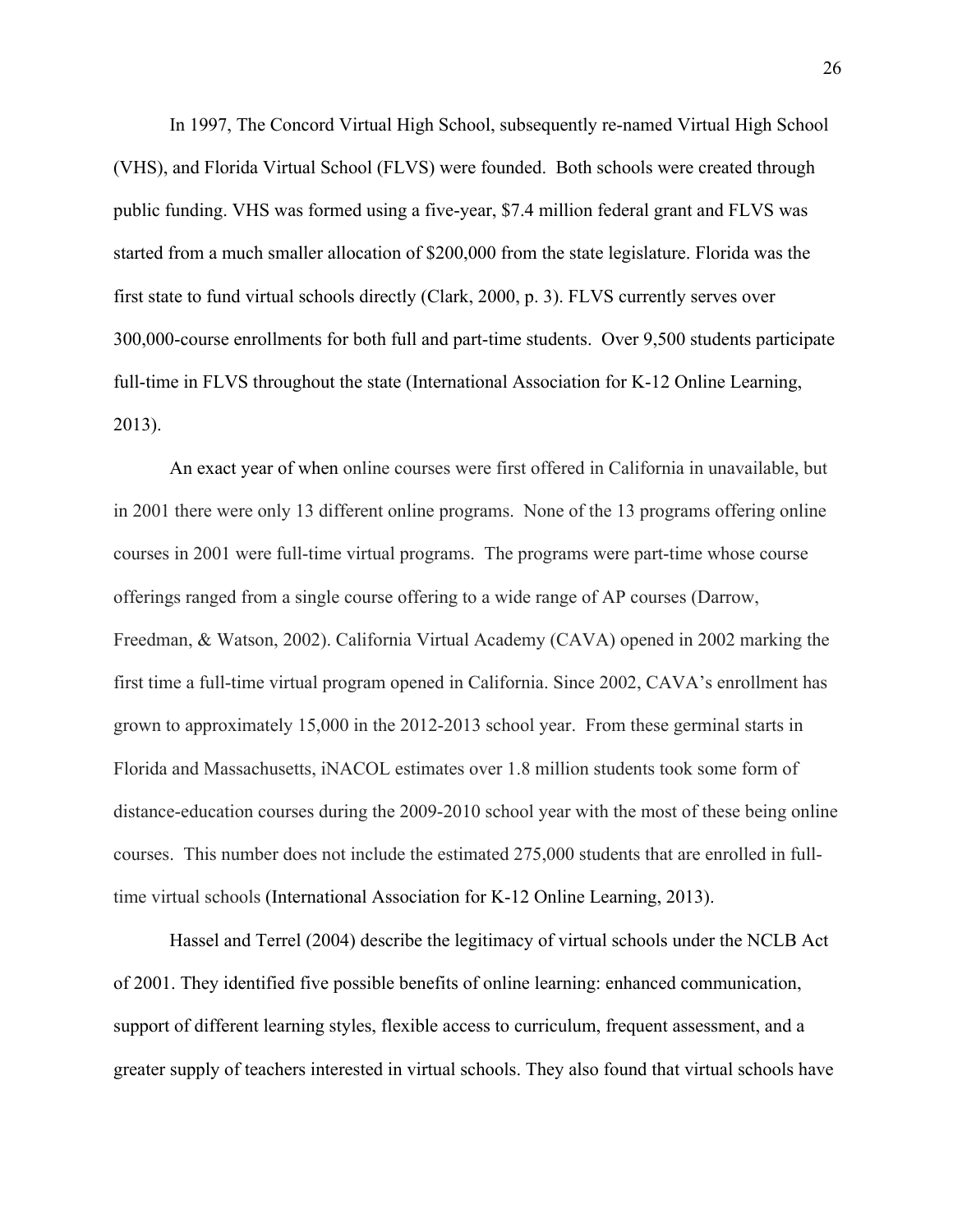In 1997, The Concord Virtual High School, subsequently re-named Virtual High School (VHS), and Florida Virtual School (FLVS) were founded. Both schools were created through public funding. VHS was formed using a five-year, $7.4 million federal grant and FLVS was started from a much smaller allocation of $200,000 from the state legislature. Florida was the first state to fund virtual schools directly (Clark, 2000, p. 3). FLVS currently serves over 300,000-course enrollments for both full and part-time students. Over 9,500 students participate full-time in FLVS throughout the state (International Association for K-12 Online Learning, 2013).

An exact year of when online courses were first offered in California in unavailable, but in 2001 there were only 13 different online programs. None of the 13 programs offering online courses in 2001 were full-time virtual programs. The programs were part-time whose course offerings ranged from a single course offering to a wide range of AP courses (Darrow, Freedman, & Watson, 2002). California Virtual Academy (CAVA) opened in 2002 marking the first time a full-time virtual program opened in California. Since 2002, CAVA's enrollment has grown to approximately 15,000 in the 2012-2013 school year. From these germinal starts in Florida and Massachusetts, iNACOL estimates over 1.8 million students took some form of distance-education courses during the 2009-2010 school year with the most of these being online courses. This number does not include the estimated 275,000 students that are enrolled in full-time virtual schools (International Association for K-12 Online Learning, 2013).

Hassel and Terrel (2004) describe the legitimacy of virtual schools under the NCLB Act of 2001. They identified five possible benefits of online learning: enhanced communication, support of different learning styles, flexible access to curriculum, frequent assessment, and a greater supply of teachers interested in virtual schools. They also found that virtual schools have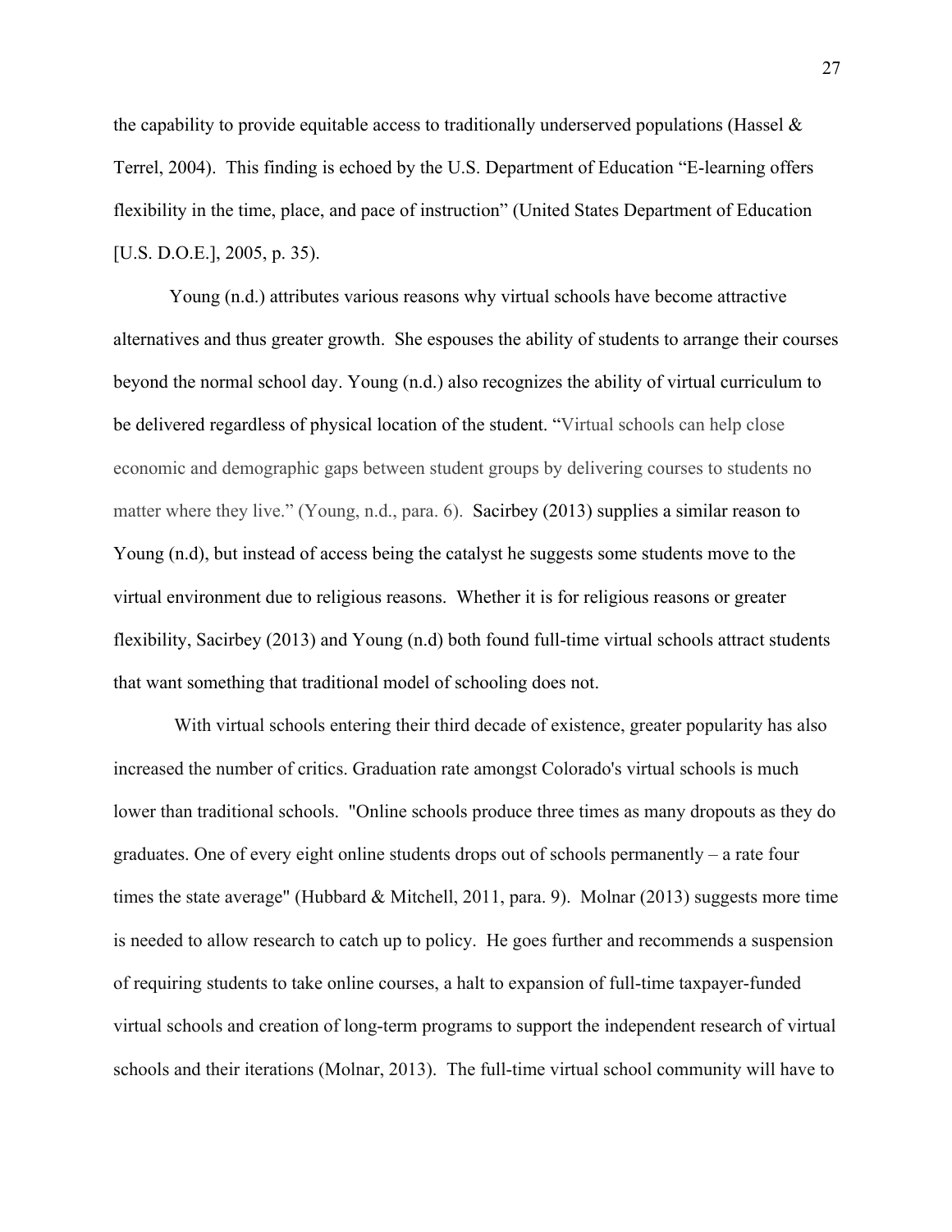the capability to provide equitable access to traditionally underserved populations (Hassel & Terrel, 2004). This finding is echoed by the U.S. Department of Education "E-learning offers flexibility in the time, place, and pace of instruction" (United States Department of Education [U.S. D.O.E.], 2005, p. 35).

Young (n.d.) attributes various reasons why virtual schools have become attractive alternatives and thus greater growth. She espouses the ability of students to arrange their courses beyond the normal school day. Young (n.d.) also recognizes the ability of virtual curriculum to be delivered regardless of physical location of the student. "Virtual schools can help close economic and demographic gaps between student groups by delivering courses to students no matter where they live." (Young, n.d., para. 6). Sacirbey (2013) supplies a similar reason to Young (n.d), but instead of access being the catalyst he suggests some students move to the virtual environment due to religious reasons. Whether it is for religious reasons or greater flexibility, Sacirbey (2013) and Young (n.d) both found full-time virtual schools attract students that want something that traditional model of schooling does not.

With virtual schools entering their third decade of existence, greater popularity has also increased the number of critics. Graduation rate amongst Colorado's virtual schools is much lower than traditional schools. "Online schools produce three times as many dropouts as they do graduates. One of every eight online students drops out of schools permanently – a rate four times the state average" (Hubbard & Mitchell, 2011, para. 9). Molnar (2013) suggests more time is needed to allow research to catch up to policy. He goes further and recommends a suspension of requiring students to take online courses, a halt to expansion of full-time taxpayer-funded virtual schools and creation of long-term programs to support the independent research of virtual schools and their iterations (Molnar, 2013). The full-time virtual school community will have to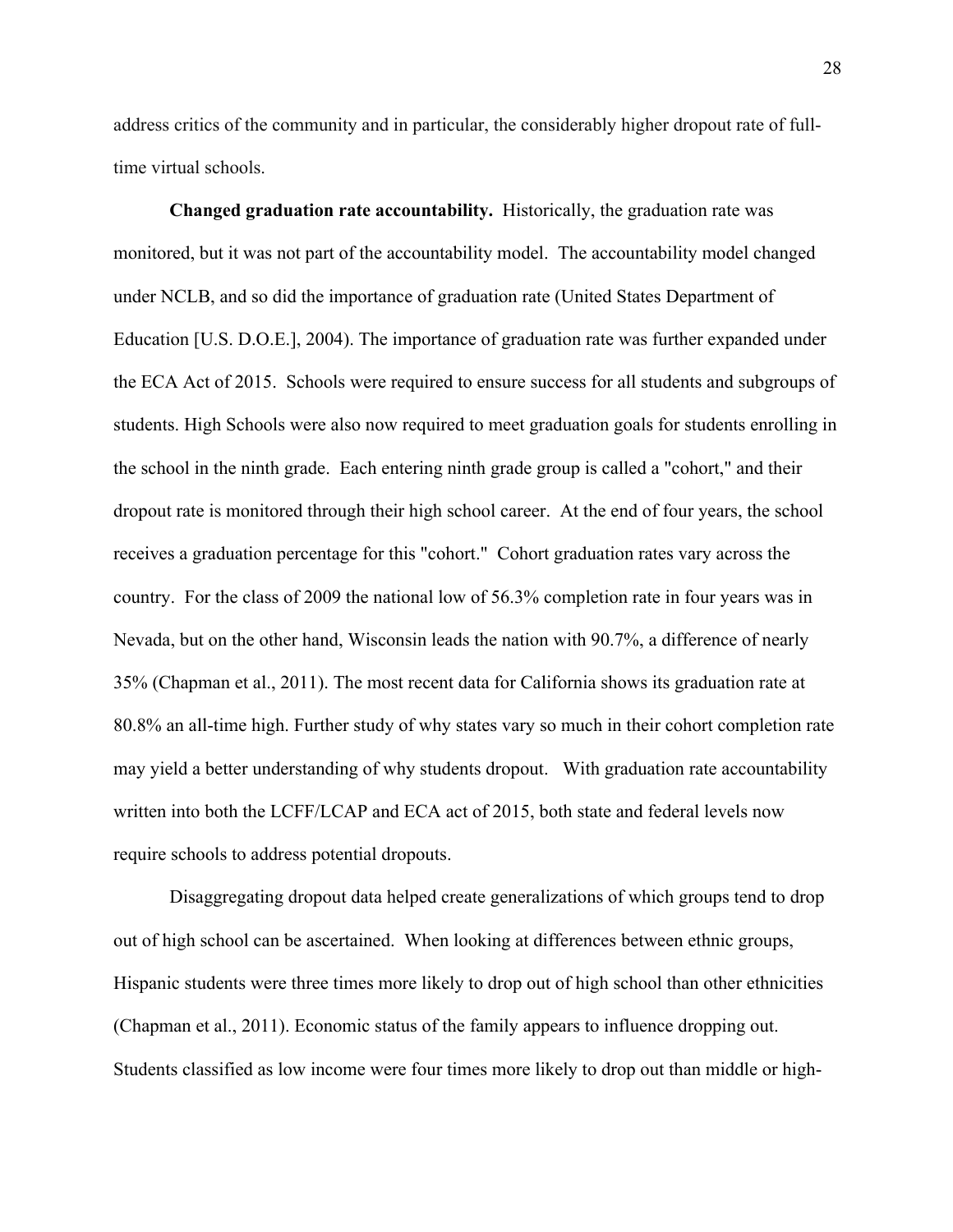address critics of the community and in particular, the considerably higher dropout rate of full-time virtual schools.

**Changed graduation rate accountability.** Historically, the graduation rate was monitored, but it was not part of the accountability model. The accountability model changed under NCLB, and so did the importance of graduation rate (United States Department of Education [U.S. D.O.E.], 2004). The importance of graduation rate was further expanded under the ECA Act of 2015. Schools were required to ensure success for all students and subgroups of students. High Schools were also now required to meet graduation goals for students enrolling in the school in the ninth grade. Each entering ninth grade group is called a "cohort," and their dropout rate is monitored through their high school career. At the end of four years, the school receives a graduation percentage for this "cohort." Cohort graduation rates vary across the country. For the class of 2009 the national low of 56.3% completion rate in four years was in Nevada, but on the other hand, Wisconsin leads the nation with 90.7%, a difference of nearly 35% (Chapman et al., 2011). The most recent data for California shows its graduation rate at 80.8% an all-time high. Further study of why states vary so much in their cohort completion rate may yield a better understanding of why students dropout. With graduation rate accountability written into both the LCFF/LCAP and ECA act of 2015, both state and federal levels now require schools to address potential dropouts.

Disaggregating dropout data helped create generalizations of which groups tend to drop out of high school can be ascertained. When looking at differences between ethnic groups, Hispanic students were three times more likely to drop out of high school than other ethnicities (Chapman et al., 2011). Economic status of the family appears to influence dropping out. Students classified as low income were four times more likely to drop out than middle or high-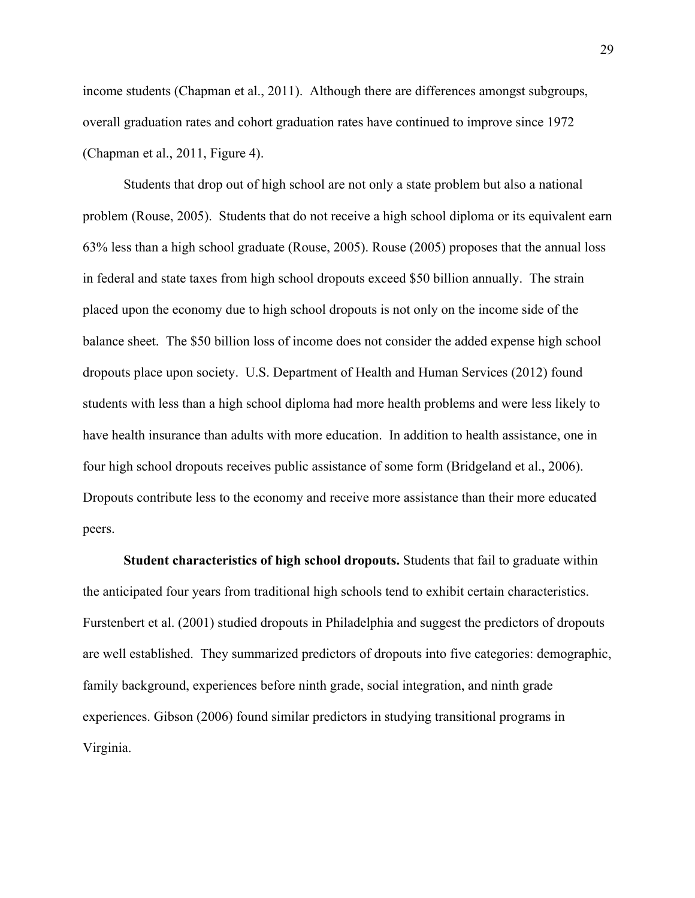income students (Chapman et al., 2011). Although there are differences amongst subgroups, overall graduation rates and cohort graduation rates have continued to improve since 1972 (Chapman et al., 2011, Figure 4).

Students that drop out of high school are not only a state problem but also a national problem (Rouse, 2005). Students that do not receive a high school diploma or its equivalent earn 63% less than a high school graduate (Rouse, 2005). Rouse (2005) proposes that the annual loss in federal and state taxes from high school dropouts exceed $50 billion annually. The strain placed upon the economy due to high school dropouts is not only on the income side of the balance sheet. The $50 billion loss of income does not consider the added expense high school dropouts place upon society. U.S. Department of Health and Human Services (2012) found students with less than a high school diploma had more health problems and were less likely to have health insurance than adults with more education. In addition to health assistance, one in four high school dropouts receives public assistance of some form (Bridgeland et al., 2006). Dropouts contribute less to the economy and receive more assistance than their more educated peers.

**Student characteristics of high school dropouts.** Students that fail to graduate within the anticipated four years from traditional high schools tend to exhibit certain characteristics. Furstenbert et al. (2001) studied dropouts in Philadelphia and suggest the predictors of dropouts are well established. They summarized predictors of dropouts into five categories: demographic, family background, experiences before ninth grade, social integration, and ninth grade experiences. Gibson (2006) found similar predictors in studying transitional programs in Virginia.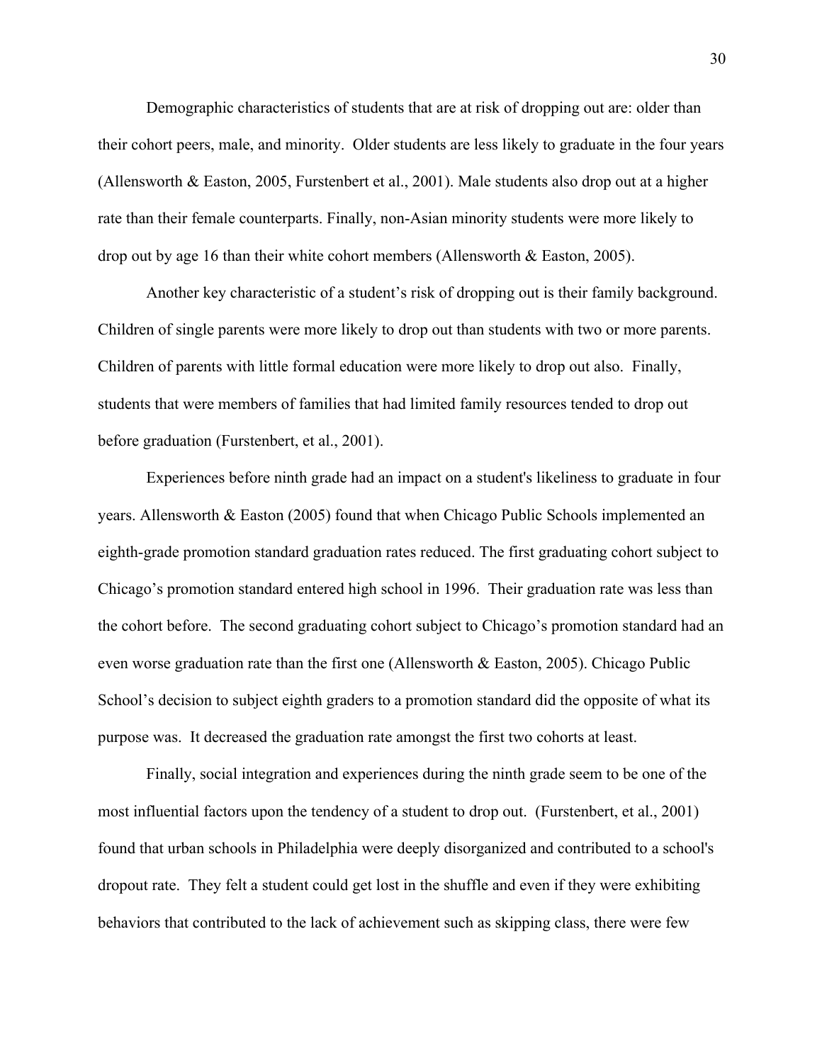Demographic characteristics of students that are at risk of dropping out are: older than their cohort peers, male, and minority. Older students are less likely to graduate in the four years (Allensworth & Easton, 2005, Furstenbert et al., 2001). Male students also drop out at a higher rate than their female counterparts. Finally, non-Asian minority students were more likely to drop out by age 16 than their white cohort members (Allensworth & Easton, 2005).

Another key characteristic of a student's risk of dropping out is their family background. Children of single parents were more likely to drop out than students with two or more parents. Children of parents with little formal education were more likely to drop out also. Finally, students that were members of families that had limited family resources tended to drop out before graduation (Furstenbert, et al., 2001).

Experiences before ninth grade had an impact on a student's likeliness to graduate in four years. Allensworth & Easton (2005) found that when Chicago Public Schools implemented an eighth-grade promotion standard graduation rates reduced. The first graduating cohort subject to Chicago's promotion standard entered high school in 1996. Their graduation rate was less than the cohort before. The second graduating cohort subject to Chicago's promotion standard had an even worse graduation rate than the first one (Allensworth & Easton, 2005). Chicago Public School's decision to subject eighth graders to a promotion standard did the opposite of what its purpose was. It decreased the graduation rate amongst the first two cohorts at least.

Finally, social integration and experiences during the ninth grade seem to be one of the most influential factors upon the tendency of a student to drop out. (Furstenbert, et al., 2001) found that urban schools in Philadelphia were deeply disorganized and contributed to a school's dropout rate. They felt a student could get lost in the shuffle and even if they were exhibiting behaviors that contributed to the lack of achievement such as skipping class, there were few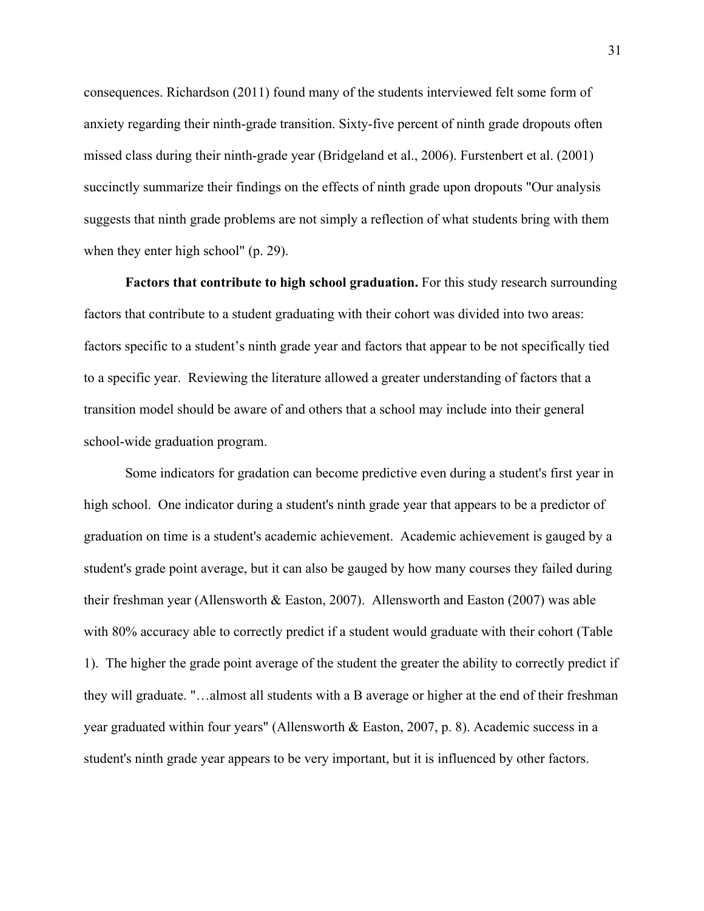consequences. Richardson (2011) found many of the students interviewed felt some form of anxiety regarding their ninth-grade transition. Sixty-five percent of ninth grade dropouts often missed class during their ninth-grade year (Bridgeland et al., 2006). Furstenbert et al. (2001) succinctly summarize their findings on the effects of ninth grade upon dropouts "Our analysis suggests that ninth grade problems are not simply a reflection of what students bring with them when they enter high school" (p. 29).

**Factors that contribute to high school graduation.** For this study research surrounding factors that contribute to a student graduating with their cohort was divided into two areas: factors specific to a student's ninth grade year and factors that appear to be not specifically tied to a specific year. Reviewing the literature allowed a greater understanding of factors that a transition model should be aware of and others that a school may include into their general school-wide graduation program.

Some indicators for gradation can become predictive even during a student's first year in high school. One indicator during a student's ninth grade year that appears to be a predictor of graduation on time is a student's academic achievement. Academic achievement is gauged by a student's grade point average, but it can also be gauged by how many courses they failed during their freshman year (Allensworth & Easton, 2007). Allensworth and Easton (2007) was able with 80% accuracy able to correctly predict if a student would graduate with their cohort (Table 1). The higher the grade point average of the student the greater the ability to correctly predict if they will graduate. "…almost all students with a B average or higher at the end of their freshman year graduated within four years" (Allensworth & Easton, 2007, p. 8). Academic success in a student's ninth grade year appears to be very important, but it is influenced by other factors.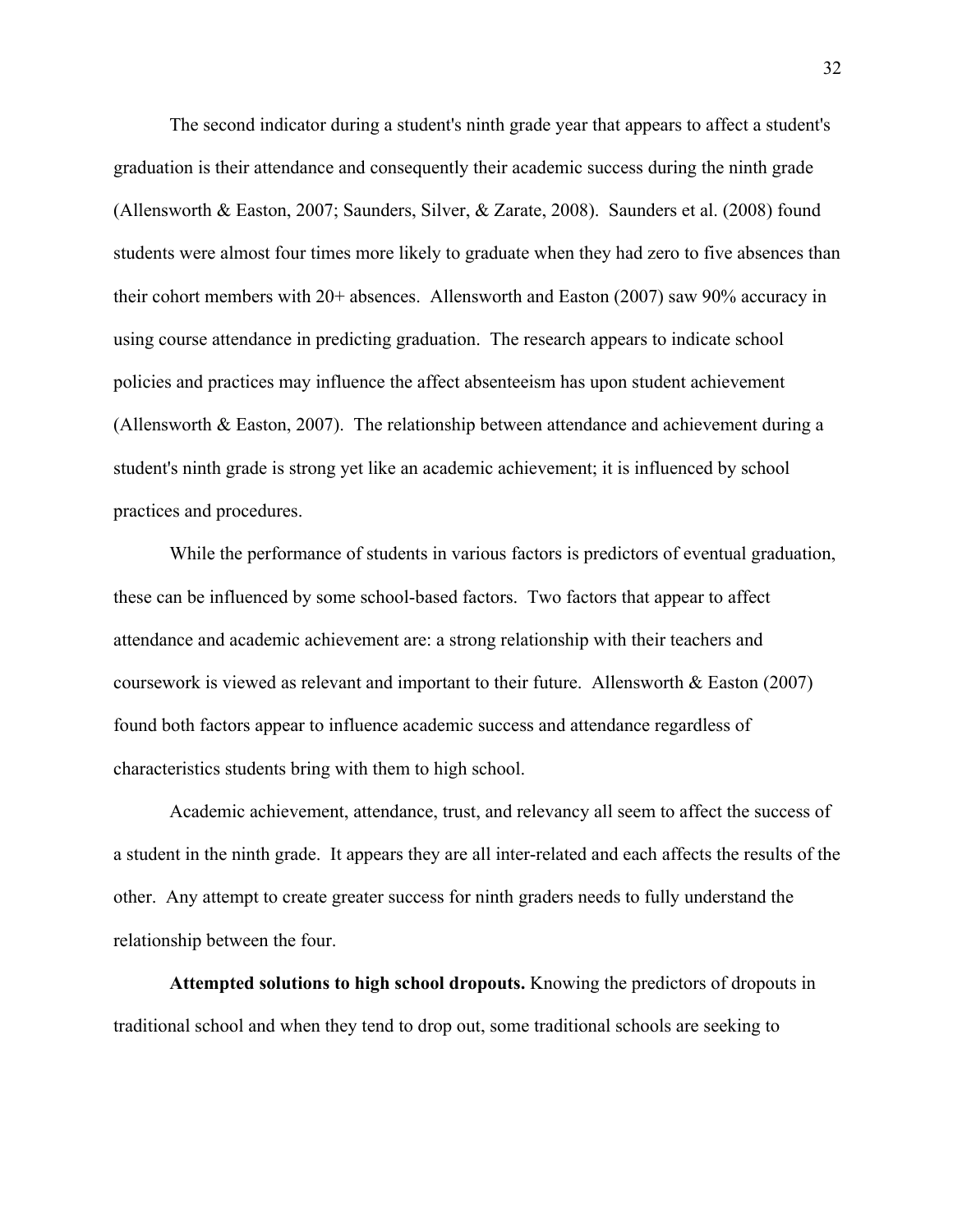The second indicator during a student's ninth grade year that appears to affect a student's graduation is their attendance and consequently their academic success during the ninth grade (Allensworth & Easton, 2007; Saunders, Silver, & Zarate, 2008). Saunders et al. (2008) found students were almost four times more likely to graduate when they had zero to five absences than their cohort members with 20+ absences. Allensworth and Easton (2007) saw 90% accuracy in using course attendance in predicting graduation. The research appears to indicate school policies and practices may influence the affect absenteeism has upon student achievement (Allensworth & Easton, 2007). The relationship between attendance and achievement during a student's ninth grade is strong yet like an academic achievement; it is influenced by school practices and procedures.

While the performance of students in various factors is predictors of eventual graduation, these can be influenced by some school-based factors. Two factors that appear to affect attendance and academic achievement are: a strong relationship with their teachers and coursework is viewed as relevant and important to their future. Allensworth & Easton (2007) found both factors appear to influence academic success and attendance regardless of characteristics students bring with them to high school.

Academic achievement, attendance, trust, and relevancy all seem to affect the success of a student in the ninth grade. It appears they are all inter-related and each affects the results of the other. Any attempt to create greater success for ninth graders needs to fully understand the relationship between the four.

**Attempted solutions to high school dropouts.** Knowing the predictors of dropouts in traditional school and when they tend to drop out, some traditional schools are seeking to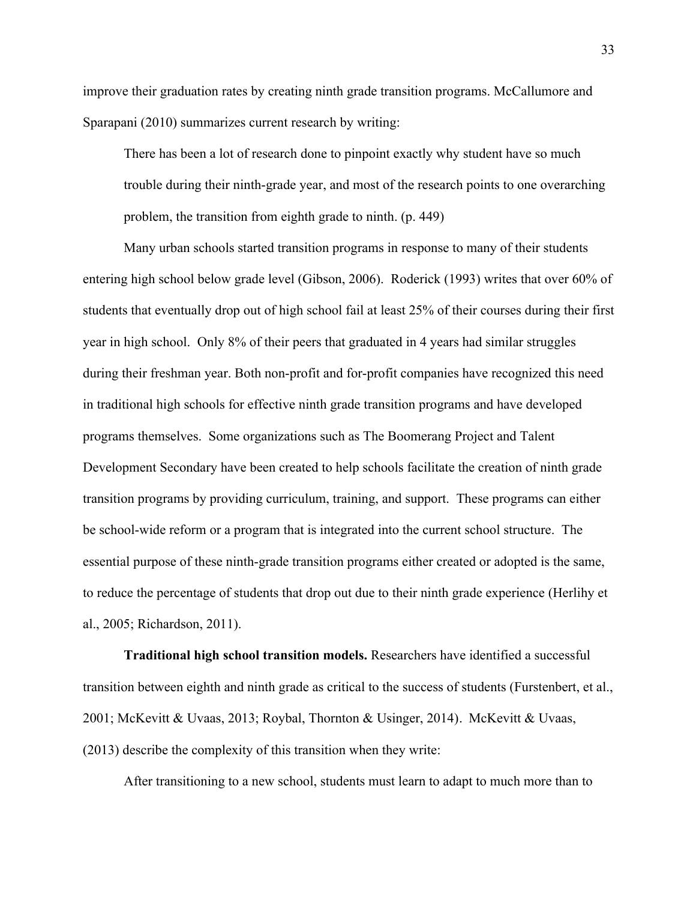improve their graduation rates by creating ninth grade transition programs. McCallumore and Sparapani (2010) summarizes current research by writing:

> There has been a lot of research done to pinpoint exactly why student have so much trouble during their ninth-grade year, and most of the research points to one overarching problem, the transition from eighth grade to ninth. (p. 449)

Many urban schools started transition programs in response to many of their students entering high school below grade level (Gibson, 2006). Roderick (1993) writes that over 60% of students that eventually drop out of high school fail at least 25% of their courses during their first year in high school. Only 8% of their peers that graduated in 4 years had similar struggles during their freshman year. Both non-profit and for-profit companies have recognized this need in traditional high schools for effective ninth grade transition programs and have developed programs themselves. Some organizations such as The Boomerang Project and Talent Development Secondary have been created to help schools facilitate the creation of ninth grade transition programs by providing curriculum, training, and support. These programs can either be school-wide reform or a program that is integrated into the current school structure. The essential purpose of these ninth-grade transition programs either created or adopted is the same, to reduce the percentage of students that drop out due to their ninth grade experience (Herlihy et al., 2005; Richardson, 2011).

**Traditional high school transition models.** Researchers have identified a successful transition between eighth and ninth grade as critical to the success of students (Furstenbert, et al., 2001; McKevitt & Uvaas, 2013; Roybal, Thornton & Usinger, 2014). McKevitt & Uvaas, (2013) describe the complexity of this transition when they write:

> After transitioning to a new school, students must learn to adapt to much more than to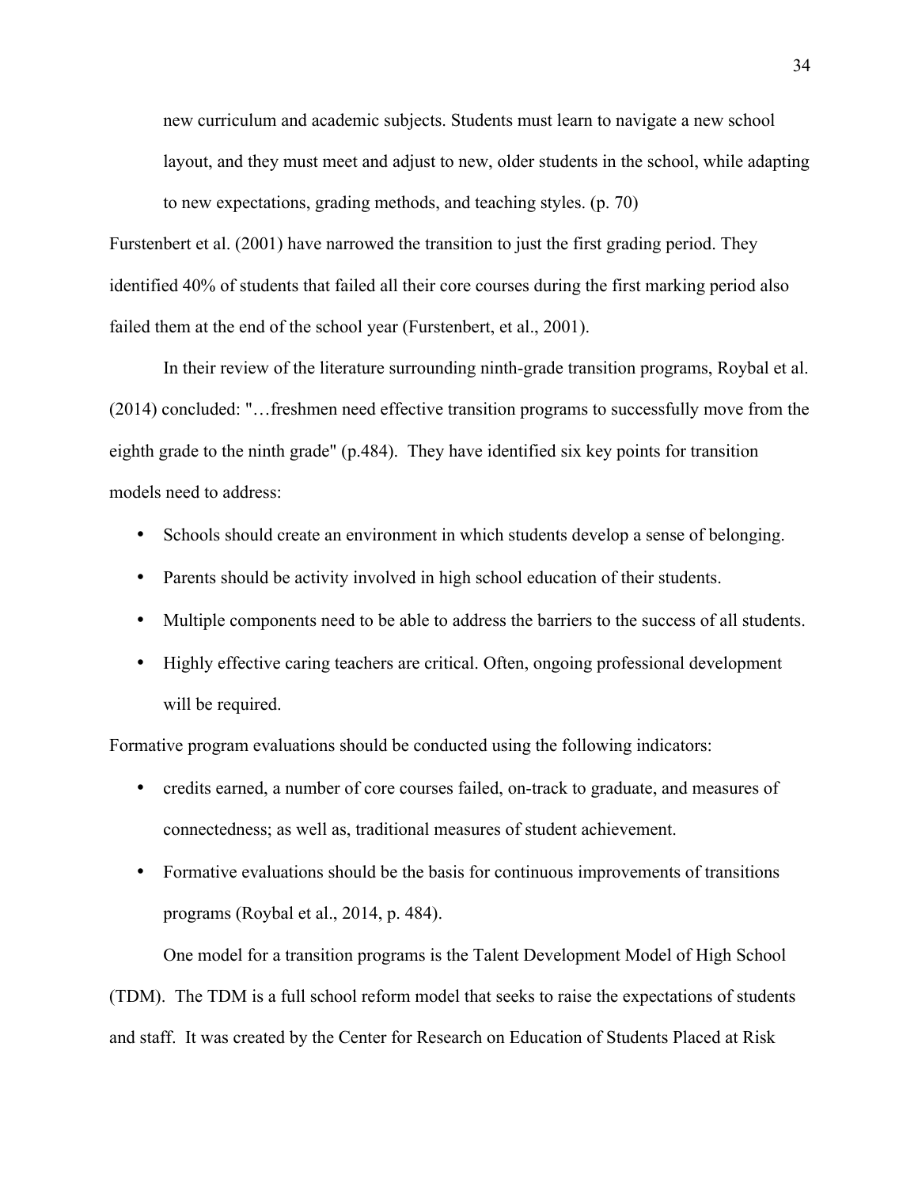> new curriculum and academic subjects. Students must learn to navigate a new school layout, and they must meet and adjust to new, older students in the school, while adapting to new expectations, grading methods, and teaching styles. (p. 70)

Furstenbert et al. (2001) have narrowed the transition to just the first grading period. They identified 40% of students that failed all their core courses during the first marking period also failed them at the end of the school year (Furstenbert, et al., 2001).

In their review of the literature surrounding ninth-grade transition programs, Roybal et al. (2014) concluded: "…freshmen need effective transition programs to successfully move from the eighth grade to the ninth grade" (p.484). They have identified six key points for transition models need to address:

- Schools should create an environment in which students develop a sense of belonging.
- Parents should be activity involved in high school education of their students.
- Multiple components need to be able to address the barriers to the success of all students.
- Highly effective caring teachers are critical. Often, ongoing professional development will be required.

Formative program evaluations should be conducted using the following indicators:

- credits earned, a number of core courses failed, on-track to graduate, and measures of connectedness; as well as, traditional measures of student achievement.
- Formative evaluations should be the basis for continuous improvements of transitions programs (Roybal et al., 2014, p. 484).

One model for a transition programs is the Talent Development Model of High School (TDM). The TDM is a full school reform model that seeks to raise the expectations of students and staff. It was created by the Center for Research on Education of Students Placed at Risk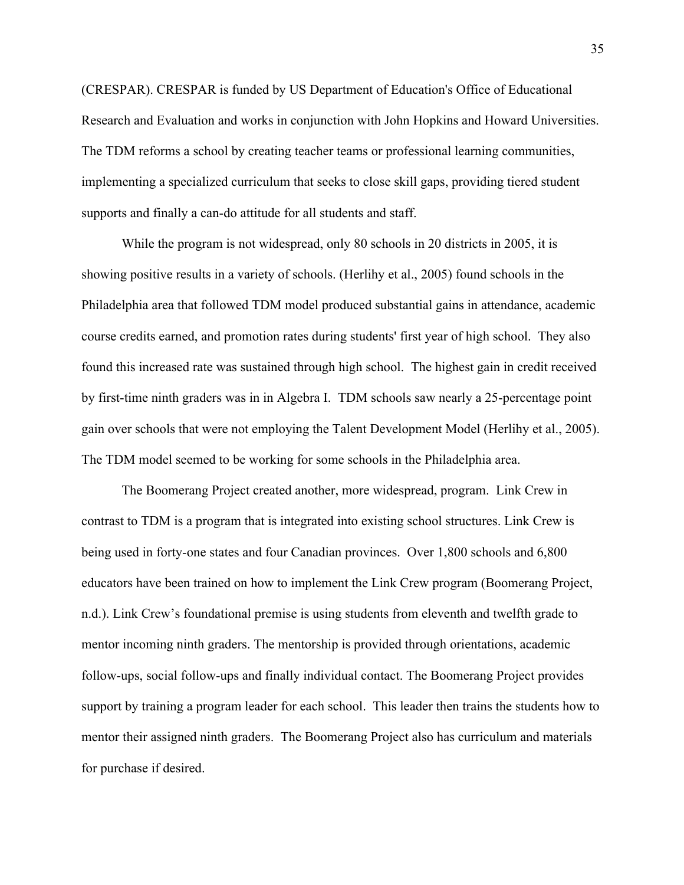(CRESPAR). CRESPAR is funded by US Department of Education's Office of Educational Research and Evaluation and works in conjunction with John Hopkins and Howard Universities. The TDM reforms a school by creating teacher teams or professional learning communities, implementing a specialized curriculum that seeks to close skill gaps, providing tiered student supports and finally a can-do attitude for all students and staff.

While the program is not widespread, only 80 schools in 20 districts in 2005, it is showing positive results in a variety of schools. (Herlihy et al., 2005) found schools in the Philadelphia area that followed TDM model produced substantial gains in attendance, academic course credits earned, and promotion rates during students' first year of high school. They also found this increased rate was sustained through high school. The highest gain in credit received by first-time ninth graders was in in Algebra I. TDM schools saw nearly a 25-percentage point gain over schools that were not employing the Talent Development Model (Herlihy et al., 2005). The TDM model seemed to be working for some schools in the Philadelphia area.

The Boomerang Project created another, more widespread, program. Link Crew in contrast to TDM is a program that is integrated into existing school structures. Link Crew is being used in forty-one states and four Canadian provinces. Over 1,800 schools and 6,800 educators have been trained on how to implement the Link Crew program (Boomerang Project, n.d.). Link Crew's foundational premise is using students from eleventh and twelfth grade to mentor incoming ninth graders. The mentorship is provided through orientations, academic follow-ups, social follow-ups and finally individual contact. The Boomerang Project provides support by training a program leader for each school. This leader then trains the students how to mentor their assigned ninth graders. The Boomerang Project also has curriculum and materials for purchase if desired.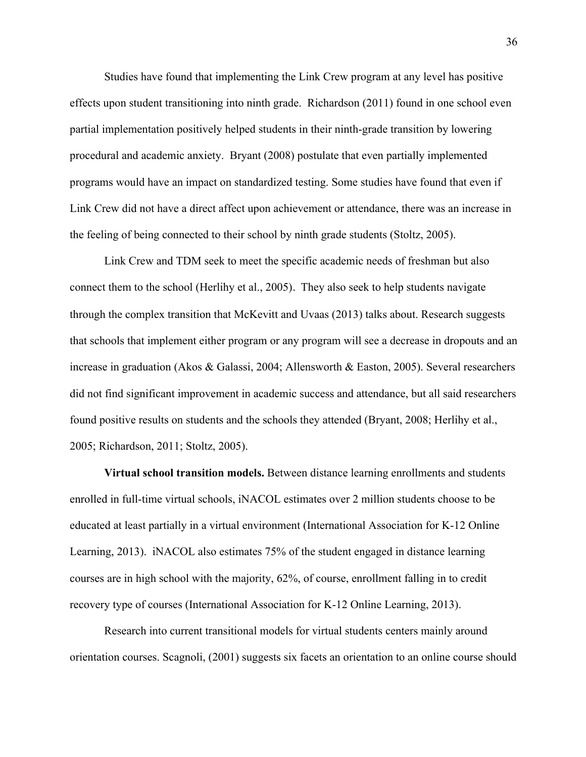Studies have found that implementing the Link Crew program at any level has positive effects upon student transitioning into ninth grade. Richardson (2011) found in one school even partial implementation positively helped students in their ninth-grade transition by lowering procedural and academic anxiety. Bryant (2008) postulate that even partially implemented programs would have an impact on standardized testing. Some studies have found that even if Link Crew did not have a direct affect upon achievement or attendance, there was an increase in the feeling of being connected to their school by ninth grade students (Stoltz, 2005).

Link Crew and TDM seek to meet the specific academic needs of freshman but also connect them to the school (Herlihy et al., 2005). They also seek to help students navigate through the complex transition that McKevitt and Uvaas (2013) talks about. Research suggests that schools that implement either program or any program will see a decrease in dropouts and an increase in graduation (Akos & Galassi, 2004; Allensworth & Easton, 2005). Several researchers did not find significant improvement in academic success and attendance, but all said researchers found positive results on students and the schools they attended (Bryant, 2008; Herlihy et al., 2005; Richardson, 2011; Stoltz, 2005).

**Virtual school transition models.** Between distance learning enrollments and students enrolled in full-time virtual schools, iNACOL estimates over 2 million students choose to be educated at least partially in a virtual environment (International Association for K-12 Online Learning, 2013). iNACOL also estimates 75% of the student engaged in distance learning courses are in high school with the majority, 62%, of course, enrollment falling in to credit recovery type of courses (International Association for K-12 Online Learning, 2013).

Research into current transitional models for virtual students centers mainly around orientation courses. Scagnoli, (2001) suggests six facets an orientation to an online course should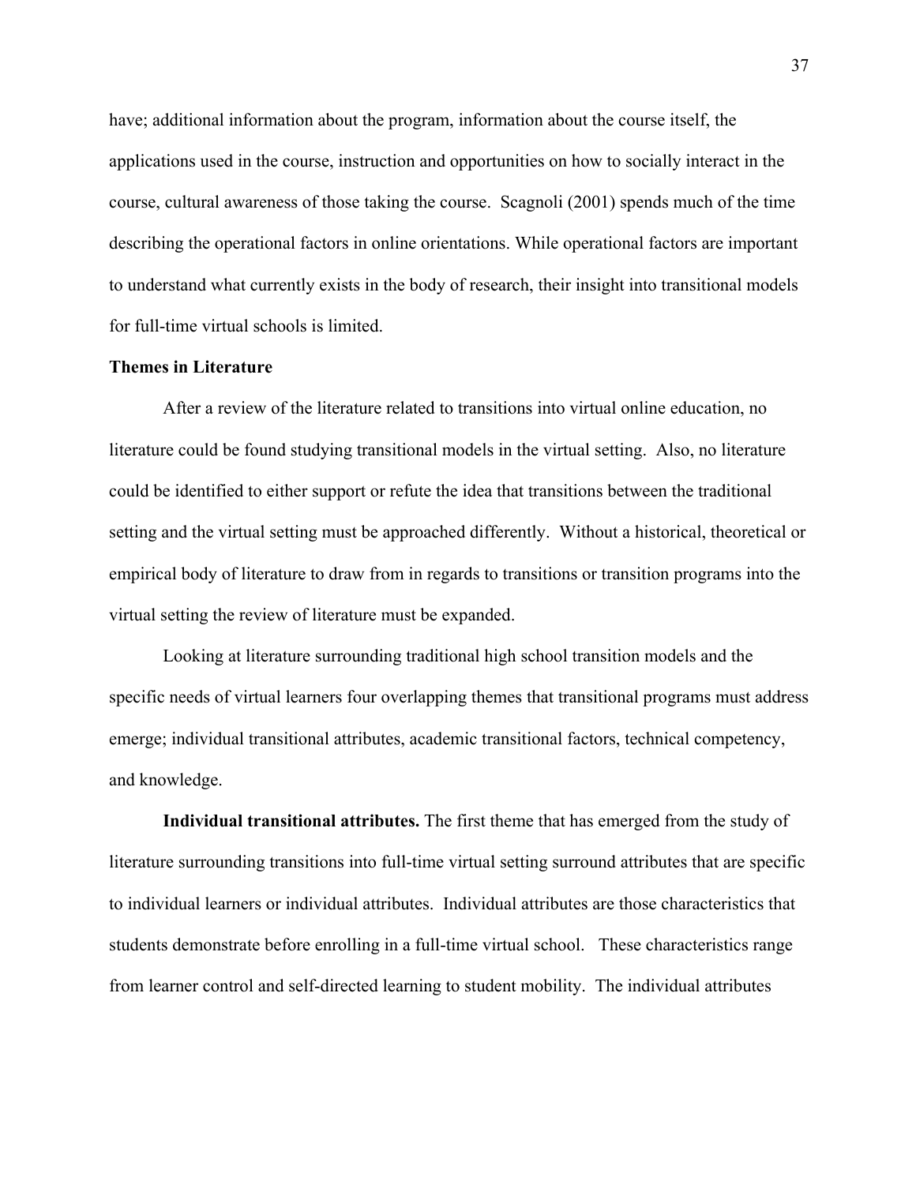have; additional information about the program, information about the course itself, the applications used in the course, instruction and opportunities on how to socially interact in the course, cultural awareness of those taking the course.  Scagnoli (2001) spends much of the time describing the operational factors in online orientations. While operational factors are important to understand what currently exists in the body of research, their insight into transitional models for full-time virtual schools is limited.

## Themes in Literature

After a review of the literature related to transitions into virtual online education, no literature could be found studying transitional models in the virtual setting.  Also, no literature could be identified to either support or refute the idea that transitions between the traditional setting and the virtual setting must be approached differently.  Without a historical, theoretical or empirical body of literature to draw from in regards to transitions or transition programs into the virtual setting the review of literature must be expanded.

Looking at literature surrounding traditional high school transition models and the specific needs of virtual learners four overlapping themes that transitional programs must address emerge; individual transitional attributes, academic transitional factors, technical competency, and knowledge.

**Individual transitional attributes.** The first theme that has emerged from the study of literature surrounding transitions into full-time virtual setting surround attributes that are specific to individual learners or individual attributes.  Individual attributes are those characteristics that students demonstrate before enrolling in a full-time virtual school.   These characteristics range from learner control and self-directed learning to student mobility.  The individual attributes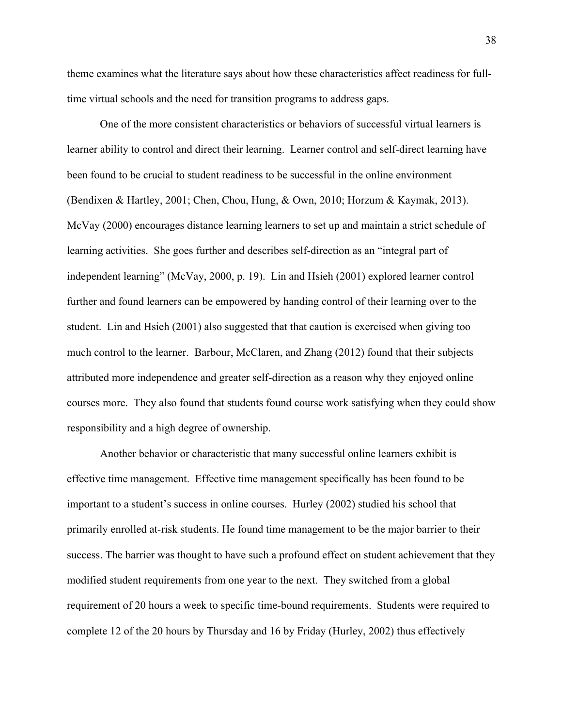theme examines what the literature says about how these characteristics affect readiness for full-time virtual schools and the need for transition programs to address gaps.

One of the more consistent characteristics or behaviors of successful virtual learners is learner ability to control and direct their learning. Learner control and self-direct learning have been found to be crucial to student readiness to be successful in the online environment (Bendixen & Hartley, 2001; Chen, Chou, Hung, & Own, 2010; Horzum & Kaymak, 2013). McVay (2000) encourages distance learning learners to set up and maintain a strict schedule of learning activities. She goes further and describes self-direction as an "integral part of independent learning" (McVay, 2000, p. 19). Lin and Hsieh (2001) explored learner control further and found learners can be empowered by handing control of their learning over to the student. Lin and Hsieh (2001) also suggested that that caution is exercised when giving too much control to the learner. Barbour, McClaren, and Zhang (2012) found that their subjects attributed more independence and greater self-direction as a reason why they enjoyed online courses more. They also found that students found course work satisfying when they could show responsibility and a high degree of ownership.

Another behavior or characteristic that many successful online learners exhibit is effective time management. Effective time management specifically has been found to be important to a student's success in online courses. Hurley (2002) studied his school that primarily enrolled at-risk students. He found time management to be the major barrier to their success. The barrier was thought to have such a profound effect on student achievement that they modified student requirements from one year to the next. They switched from a global requirement of 20 hours a week to specific time-bound requirements. Students were required to complete 12 of the 20 hours by Thursday and 16 by Friday (Hurley, 2002) thus effectively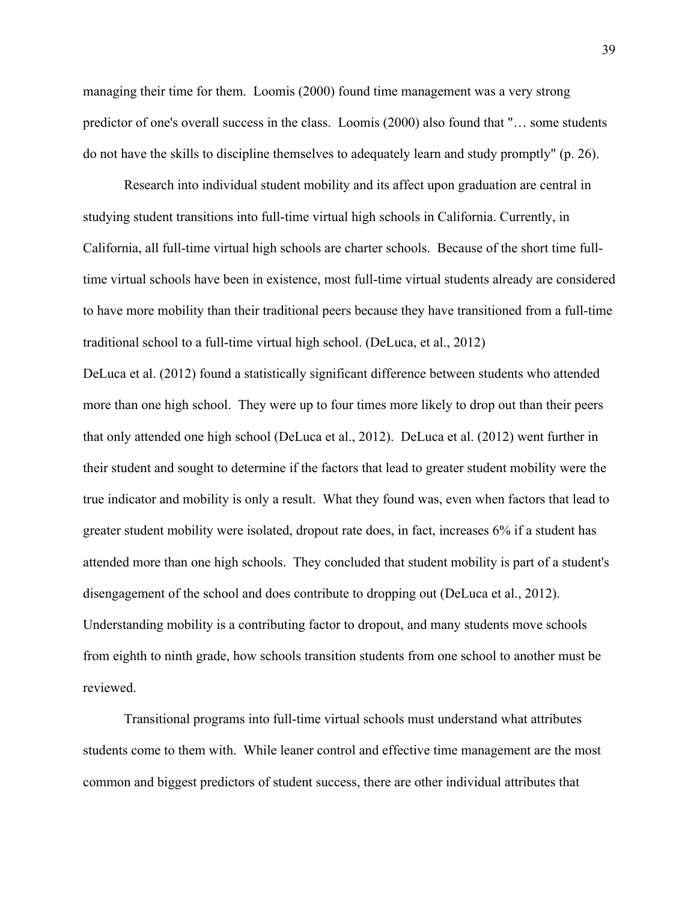managing their time for them. Loomis (2000) found time management was a very strong predictor of one's overall success in the class. Loomis (2000) also found that "… some students do not have the skills to discipline themselves to adequately learn and study promptly" (p. 26).

Research into individual student mobility and its affect upon graduation are central in studying student transitions into full-time virtual high schools in California. Currently, in California, all full-time virtual high schools are charter schools. Because of the short time full-time virtual schools have been in existence, most full-time virtual students already are considered to have more mobility than their traditional peers because they have transitioned from a full-time traditional school to a full-time virtual high school. (DeLuca, et al., 2012)

DeLuca et al. (2012) found a statistically significant difference between students who attended more than one high school. They were up to four times more likely to drop out than their peers that only attended one high school (DeLuca et al., 2012). DeLuca et al. (2012) went further in their student and sought to determine if the factors that lead to greater student mobility were the true indicator and mobility is only a result. What they found was, even when factors that lead to greater student mobility were isolated, dropout rate does, in fact, increases 6% if a student has attended more than one high schools. They concluded that student mobility is part of a student's disengagement of the school and does contribute to dropping out (DeLuca et al., 2012). Understanding mobility is a contributing factor to dropout, and many students move schools from eighth to ninth grade, how schools transition students from one school to another must be reviewed.

Transitional programs into full-time virtual schools must understand what attributes students come to them with. While leaner control and effective time management are the most common and biggest predictors of student success, there are other individual attributes that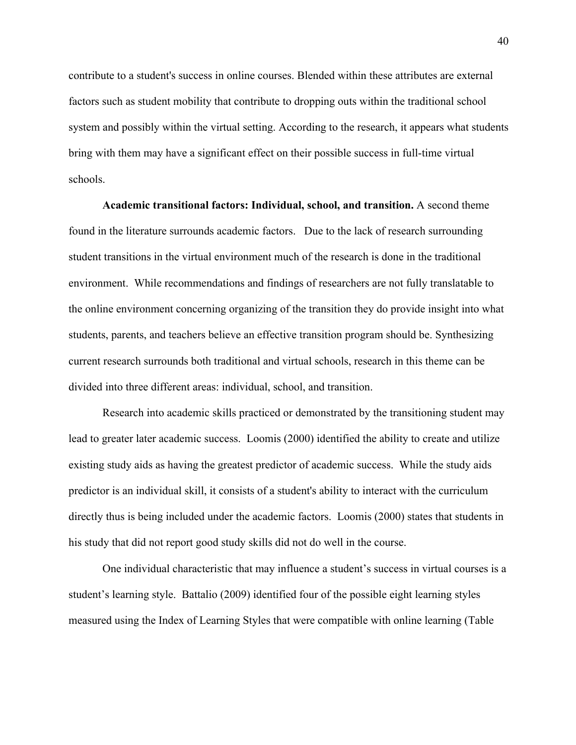contribute to a student's success in online courses. Blended within these attributes are external factors such as student mobility that contribute to dropping outs within the traditional school system and possibly within the virtual setting. According to the research, it appears what students bring with them may have a significant effect on their possible success in full-time virtual schools.

**Academic transitional factors: Individual, school, and transition.** A second theme found in the literature surrounds academic factors. Due to the lack of research surrounding student transitions in the virtual environment much of the research is done in the traditional environment. While recommendations and findings of researchers are not fully translatable to the online environment concerning organizing of the transition they do provide insight into what students, parents, and teachers believe an effective transition program should be. Synthesizing current research surrounds both traditional and virtual schools, research in this theme can be divided into three different areas: individual, school, and transition.

Research into academic skills practiced or demonstrated by the transitioning student may lead to greater later academic success. Loomis (2000) identified the ability to create and utilize existing study aids as having the greatest predictor of academic success. While the study aids predictor is an individual skill, it consists of a student's ability to interact with the curriculum directly thus is being included under the academic factors. Loomis (2000) states that students in his study that did not report good study skills did not do well in the course.

One individual characteristic that may influence a student’s success in virtual courses is a student’s learning style. Battalio (2009) identified four of the possible eight learning styles measured using the Index of Learning Styles that were compatible with online learning (Table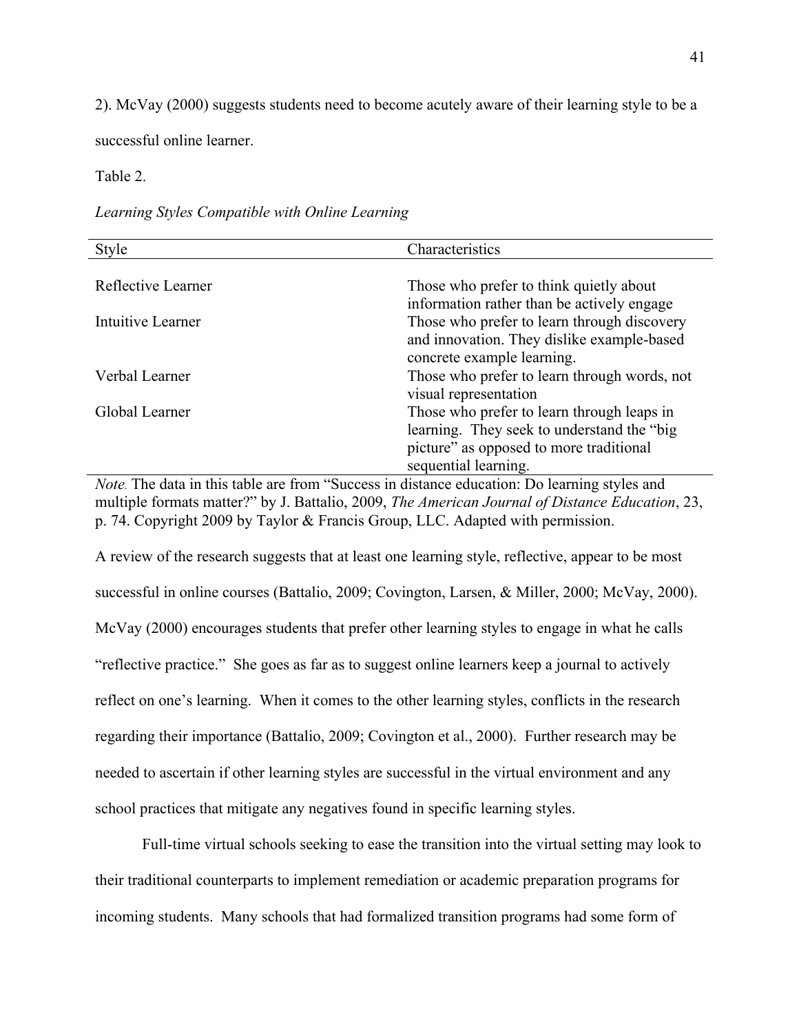2). McVay (2000) suggests students need to become acutely aware of their learning style to be a successful online learner.

Table 2.

*Learning Styles Compatible with Online Learning*

| Style | Characteristics |
|---|---|
| Reflective Learner | Those who prefer to think quietly about information rather than be actively engage |
| Intuitive Learner | Those who prefer to learn through discovery and innovation. They dislike example-based concrete example learning. |
| Verbal Learner | Those who prefer to learn through words, not visual representation |
| Global Learner | Those who prefer to learn through leaps in learning. They seek to understand the "big picture" as opposed to more traditional sequential learning. |

*Note.* The data in this table are from "Success in distance education: Do learning styles and multiple formats matter?" by J. Battalio, 2009, *The American Journal of Distance Education*, 23, p. 74. Copyright 2009 by Taylor & Francis Group, LLC. Adapted with permission.

A review of the research suggests that at least one learning style, reflective, appear to be most successful in online courses (Battalio, 2009; Covington, Larsen, & Miller, 2000; McVay, 2000). McVay (2000) encourages students that prefer other learning styles to engage in what he calls "reflective practice." She goes as far as to suggest online learners keep a journal to actively reflect on one's learning. When it comes to the other learning styles, conflicts in the research regarding their importance (Battalio, 2009; Covington et al., 2000). Further research may be needed to ascertain if other learning styles are successful in the virtual environment and any school practices that mitigate any negatives found in specific learning styles.

Full-time virtual schools seeking to ease the transition into the virtual setting may look to their traditional counterparts to implement remediation or academic preparation programs for incoming students. Many schools that had formalized transition programs had some form of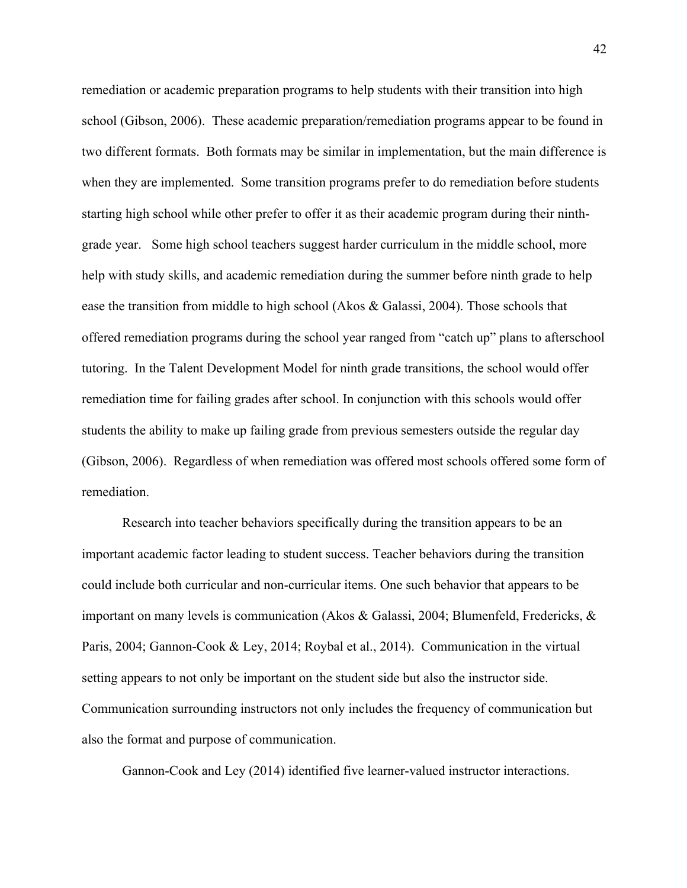remediation or academic preparation programs to help students with their transition into high school (Gibson, 2006). These academic preparation/remediation programs appear to be found in two different formats. Both formats may be similar in implementation, but the main difference is when they are implemented. Some transition programs prefer to do remediation before students starting high school while other prefer to offer it as their academic program during their ninth-grade year. Some high school teachers suggest harder curriculum in the middle school, more help with study skills, and academic remediation during the summer before ninth grade to help ease the transition from middle to high school (Akos & Galassi, 2004). Those schools that offered remediation programs during the school year ranged from "catch up" plans to afterschool tutoring. In the Talent Development Model for ninth grade transitions, the school would offer remediation time for failing grades after school. In conjunction with this schools would offer students the ability to make up failing grade from previous semesters outside the regular day (Gibson, 2006). Regardless of when remediation was offered most schools offered some form of remediation.

Research into teacher behaviors specifically during the transition appears to be an important academic factor leading to student success. Teacher behaviors during the transition could include both curricular and non-curricular items. One such behavior that appears to be important on many levels is communication (Akos & Galassi, 2004; Blumenfeld, Fredericks, & Paris, 2004; Gannon-Cook & Ley, 2014; Roybal et al., 2014). Communication in the virtual setting appears to not only be important on the student side but also the instructor side. Communication surrounding instructors not only includes the frequency of communication but also the format and purpose of communication.

Gannon-Cook and Ley (2014) identified five learner-valued instructor interactions.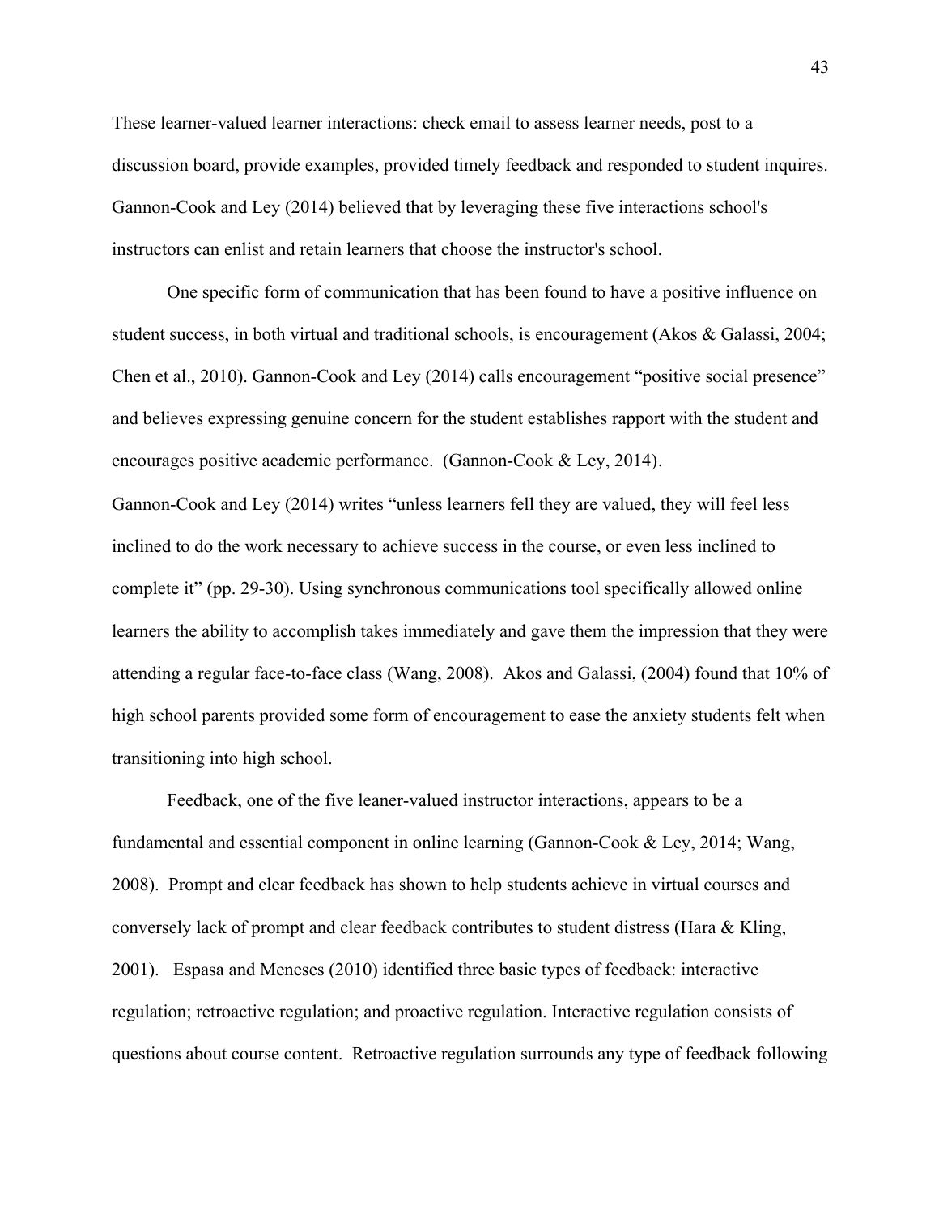These learner-valued learner interactions: check email to assess learner needs, post to a discussion board, provide examples, provided timely feedback and responded to student inquires. Gannon-Cook and Ley (2014) believed that by leveraging these five interactions school's instructors can enlist and retain learners that choose the instructor's school.

One specific form of communication that has been found to have a positive influence on student success, in both virtual and traditional schools, is encouragement (Akos & Galassi, 2004; Chen et al., 2010). Gannon-Cook and Ley (2014) calls encouragement "positive social presence" and believes expressing genuine concern for the student establishes rapport with the student and encourages positive academic performance. (Gannon-Cook & Ley, 2014).

Gannon-Cook and Ley (2014) writes "unless learners fell they are valued, they will feel less inclined to do the work necessary to achieve success in the course, or even less inclined to complete it" (pp. 29-30). Using synchronous communications tool specifically allowed online learners the ability to accomplish takes immediately and gave them the impression that they were attending a regular face-to-face class (Wang, 2008). Akos and Galassi, (2004) found that 10% of high school parents provided some form of encouragement to ease the anxiety students felt when transitioning into high school.

Feedback, one of the five leaner-valued instructor interactions, appears to be a fundamental and essential component in online learning (Gannon-Cook & Ley, 2014; Wang, 2008). Prompt and clear feedback has shown to help students achieve in virtual courses and conversely lack of prompt and clear feedback contributes to student distress (Hara & Kling, 2001). Espasa and Meneses (2010) identified three basic types of feedback: interactive regulation; retroactive regulation; and proactive regulation. Interactive regulation consists of questions about course content. Retroactive regulation surrounds any type of feedback following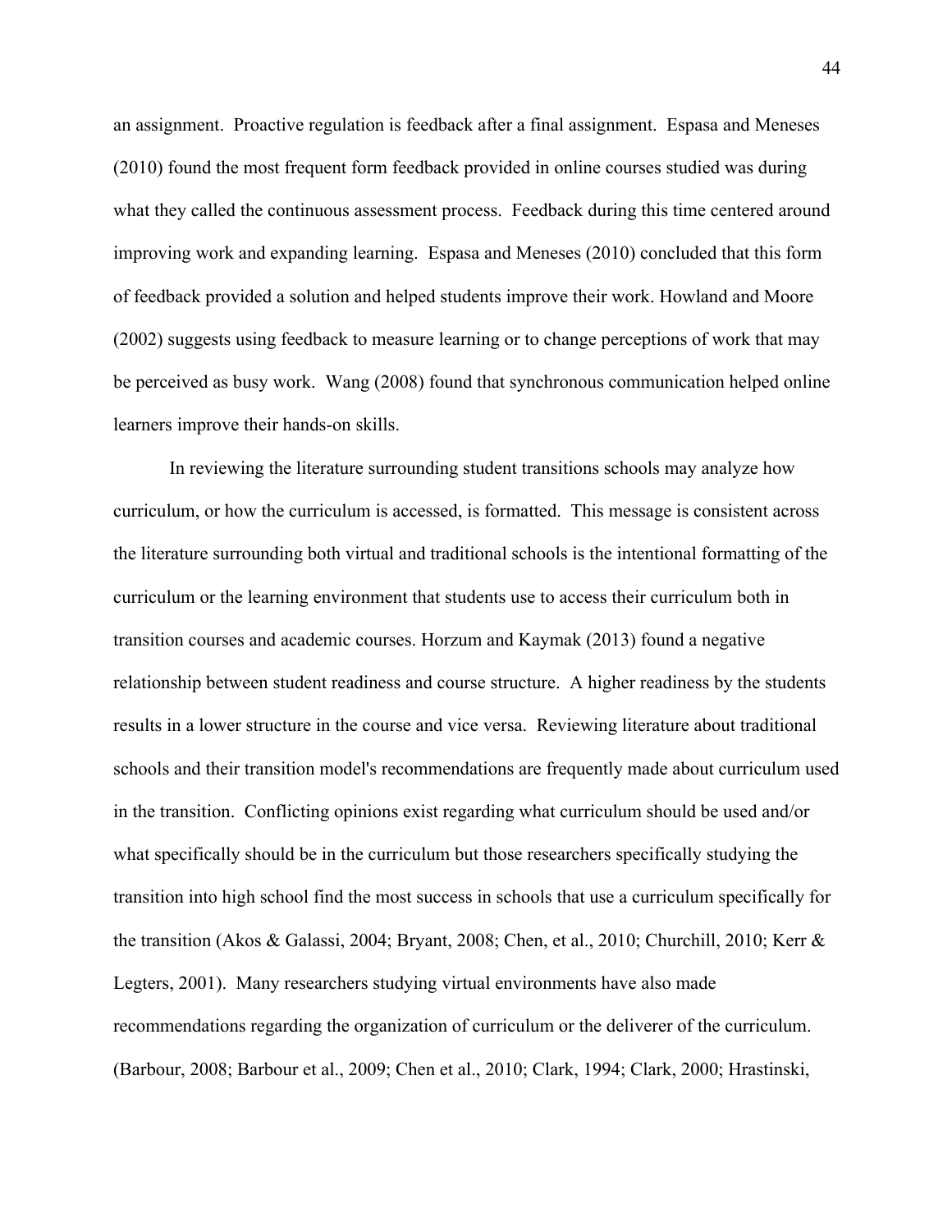an assignment. Proactive regulation is feedback after a final assignment. Espasa and Meneses (2010) found the most frequent form feedback provided in online courses studied was during what they called the continuous assessment process. Feedback during this time centered around improving work and expanding learning. Espasa and Meneses (2010) concluded that this form of feedback provided a solution and helped students improve their work. Howland and Moore (2002) suggests using feedback to measure learning or to change perceptions of work that may be perceived as busy work. Wang (2008) found that synchronous communication helped online learners improve their hands-on skills.

In reviewing the literature surrounding student transitions schools may analyze how curriculum, or how the curriculum is accessed, is formatted. This message is consistent across the literature surrounding both virtual and traditional schools is the intentional formatting of the curriculum or the learning environment that students use to access their curriculum both in transition courses and academic courses. Horzum and Kaymak (2013) found a negative relationship between student readiness and course structure. A higher readiness by the students results in a lower structure in the course and vice versa. Reviewing literature about traditional schools and their transition model's recommendations are frequently made about curriculum used in the transition. Conflicting opinions exist regarding what curriculum should be used and/or what specifically should be in the curriculum but those researchers specifically studying the transition into high school find the most success in schools that use a curriculum specifically for the transition (Akos & Galassi, 2004; Bryant, 2008; Chen, et al., 2010; Churchill, 2010; Kerr & Legters, 2001). Many researchers studying virtual environments have also made recommendations regarding the organization of curriculum or the deliverer of the curriculum. (Barbour, 2008; Barbour et al., 2009; Chen et al., 2010; Clark, 1994; Clark, 2000; Hrastinski,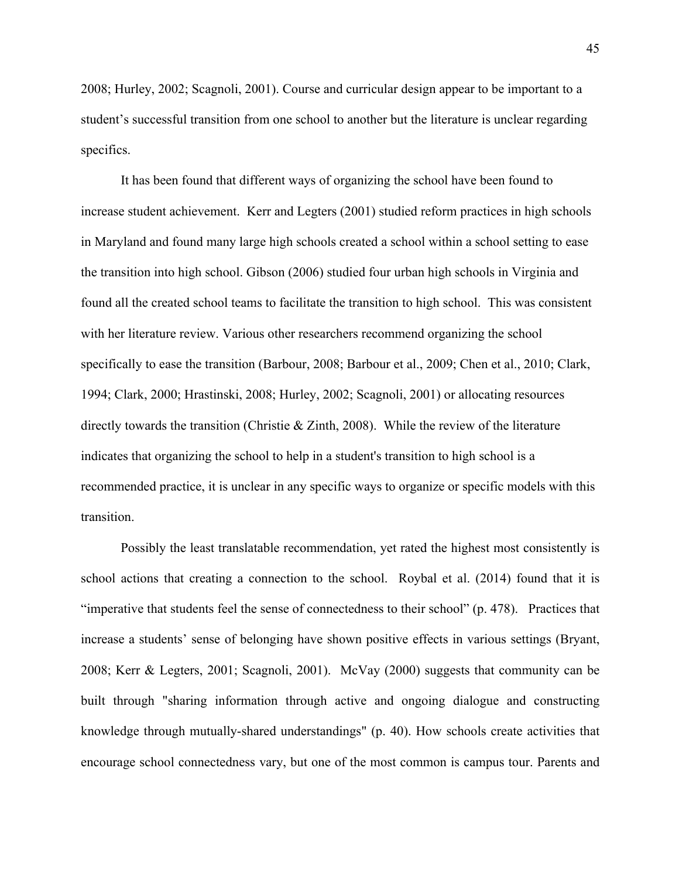2008; Hurley, 2002; Scagnoli, 2001). Course and curricular design appear to be important to a student's successful transition from one school to another but the literature is unclear regarding specifics.

It has been found that different ways of organizing the school have been found to increase student achievement. Kerr and Legters (2001) studied reform practices in high schools in Maryland and found many large high schools created a school within a school setting to ease the transition into high school. Gibson (2006) studied four urban high schools in Virginia and found all the created school teams to facilitate the transition to high school. This was consistent with her literature review. Various other researchers recommend organizing the school specifically to ease the transition (Barbour, 2008; Barbour et al., 2009; Chen et al., 2010; Clark, 1994; Clark, 2000; Hrastinski, 2008; Hurley, 2002; Scagnoli, 2001) or allocating resources directly towards the transition (Christie & Zinth, 2008). While the review of the literature indicates that organizing the school to help in a student's transition to high school is a recommended practice, it is unclear in any specific ways to organize or specific models with this transition.

Possibly the least translatable recommendation, yet rated the highest most consistently is school actions that creating a connection to the school. Roybal et al. (2014) found that it is "imperative that students feel the sense of connectedness to their school" (p. 478). Practices that increase a students' sense of belonging have shown positive effects in various settings (Bryant, 2008; Kerr & Legters, 2001; Scagnoli, 2001). McVay (2000) suggests that community can be built through "sharing information through active and ongoing dialogue and constructing knowledge through mutually-shared understandings" (p. 40). How schools create activities that encourage school connectedness vary, but one of the most common is campus tour. Parents and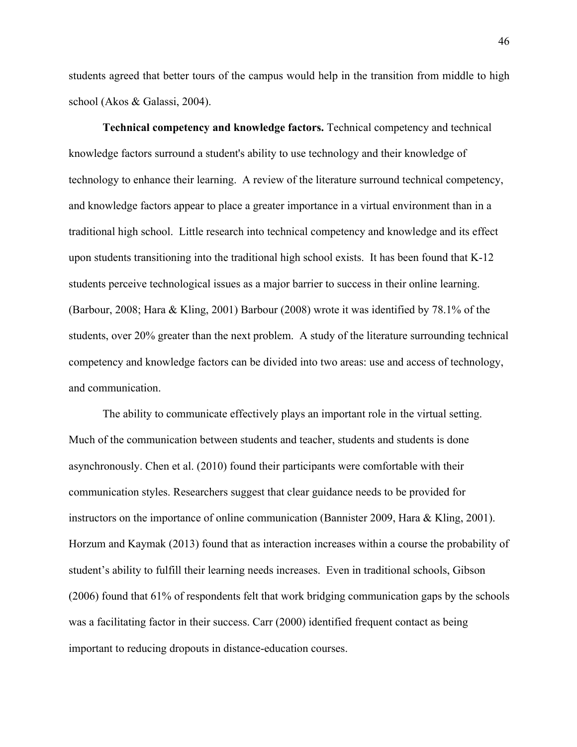students agreed that better tours of the campus would help in the transition from middle to high school (Akos & Galassi, 2004).

**Technical competency and knowledge factors.** Technical competency and technical knowledge factors surround a student's ability to use technology and their knowledge of technology to enhance their learning. A review of the literature surround technical competency, and knowledge factors appear to place a greater importance in a virtual environment than in a traditional high school. Little research into technical competency and knowledge and its effect upon students transitioning into the traditional high school exists. It has been found that K-12 students perceive technological issues as a major barrier to success in their online learning. (Barbour, 2008; Hara & Kling, 2001) Barbour (2008) wrote it was identified by 78.1% of the students, over 20% greater than the next problem. A study of the literature surrounding technical competency and knowledge factors can be divided into two areas: use and access of technology, and communication.

The ability to communicate effectively plays an important role in the virtual setting. Much of the communication between students and teacher, students and students is done asynchronously. Chen et al. (2010) found their participants were comfortable with their communication styles. Researchers suggest that clear guidance needs to be provided for instructors on the importance of online communication (Bannister 2009, Hara & Kling, 2001). Horzum and Kaymak (2013) found that as interaction increases within a course the probability of student's ability to fulfill their learning needs increases. Even in traditional schools, Gibson (2006) found that 61% of respondents felt that work bridging communication gaps by the schools was a facilitating factor in their success. Carr (2000) identified frequent contact as being important to reducing dropouts in distance-education courses.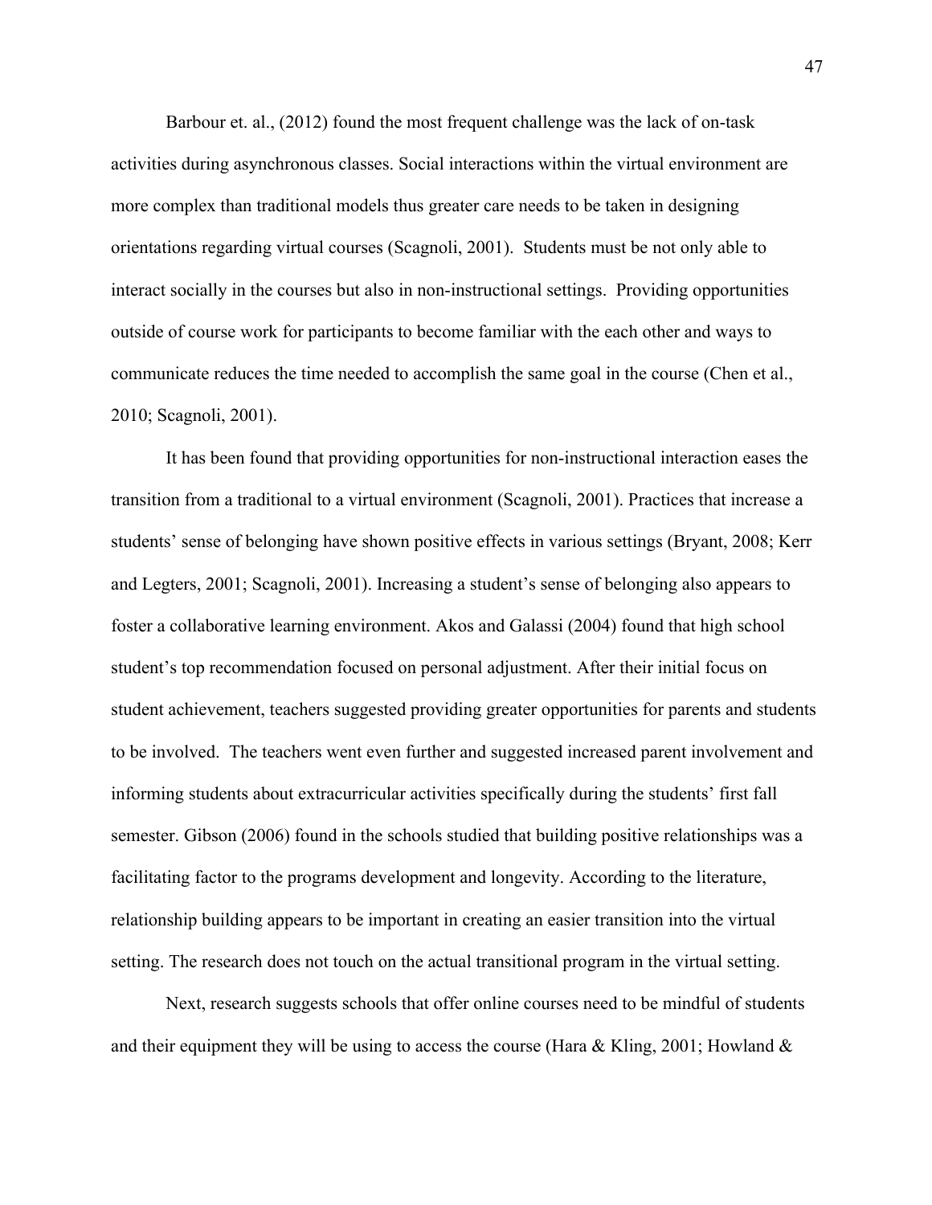Barbour et. al., (2012) found the most frequent challenge was the lack of on-task activities during asynchronous classes. Social interactions within the virtual environment are more complex than traditional models thus greater care needs to be taken in designing orientations regarding virtual courses (Scagnoli, 2001). Students must be not only able to interact socially in the courses but also in non-instructional settings. Providing opportunities outside of course work for participants to become familiar with the each other and ways to communicate reduces the time needed to accomplish the same goal in the course (Chen et al., 2010; Scagnoli, 2001).

It has been found that providing opportunities for non-instructional interaction eases the transition from a traditional to a virtual environment (Scagnoli, 2001). Practices that increase a students' sense of belonging have shown positive effects in various settings (Bryant, 2008; Kerr and Legters, 2001; Scagnoli, 2001). Increasing a student's sense of belonging also appears to foster a collaborative learning environment. Akos and Galassi (2004) found that high school student's top recommendation focused on personal adjustment. After their initial focus on student achievement, teachers suggested providing greater opportunities for parents and students to be involved. The teachers went even further and suggested increased parent involvement and informing students about extracurricular activities specifically during the students' first fall semester. Gibson (2006) found in the schools studied that building positive relationships was a facilitating factor to the programs development and longevity. According to the literature, relationship building appears to be important in creating an easier transition into the virtual setting. The research does not touch on the actual transitional program in the virtual setting.

Next, research suggests schools that offer online courses need to be mindful of students and their equipment they will be using to access the course (Hara & Kling, 2001; Howland &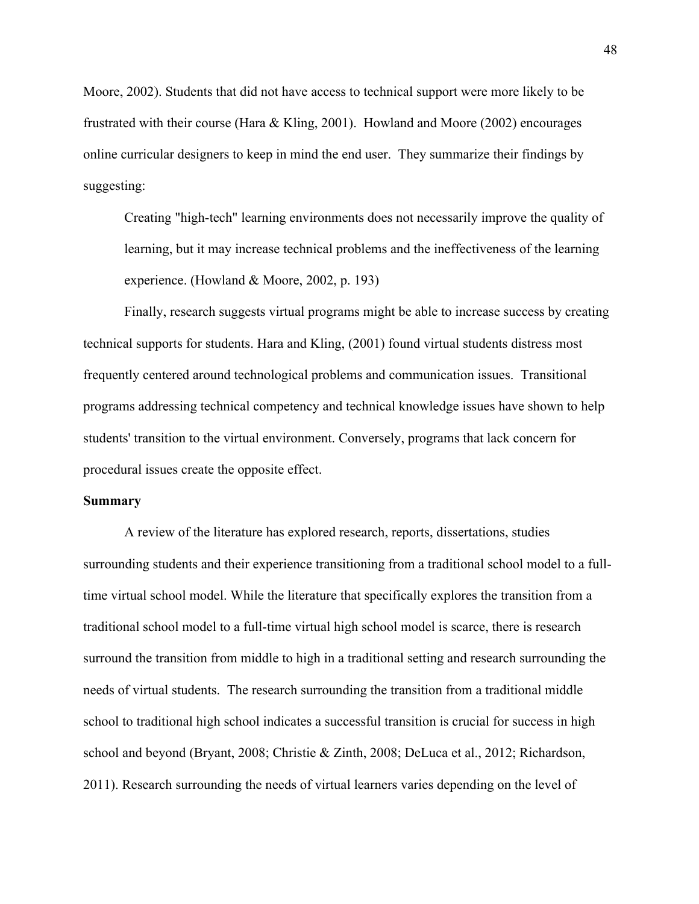Moore, 2002). Students that did not have access to technical support were more likely to be frustrated with their course (Hara & Kling, 2001). Howland and Moore (2002) encourages online curricular designers to keep in mind the end user. They summarize their findings by suggesting:

> Creating "high-tech" learning environments does not necessarily improve the quality of learning, but it may increase technical problems and the ineffectiveness of the learning experience. (Howland & Moore, 2002, p. 193)

Finally, research suggests virtual programs might be able to increase success by creating technical supports for students. Hara and Kling, (2001) found virtual students distress most frequently centered around technological problems and communication issues. Transitional programs addressing technical competency and technical knowledge issues have shown to help students' transition to the virtual environment. Conversely, programs that lack concern for procedural issues create the opposite effect.

**Summary**

A review of the literature has explored research, reports, dissertations, studies surrounding students and their experience transitioning from a traditional school model to a full-time virtual school model. While the literature that specifically explores the transition from a traditional school model to a full-time virtual high school model is scarce, there is research surround the transition from middle to high in a traditional setting and research surrounding the needs of virtual students. The research surrounding the transition from a traditional middle school to traditional high school indicates a successful transition is crucial for success in high school and beyond (Bryant, 2008; Christie & Zinth, 2008; DeLuca et al., 2012; Richardson, 2011). Research surrounding the needs of virtual learners varies depending on the level of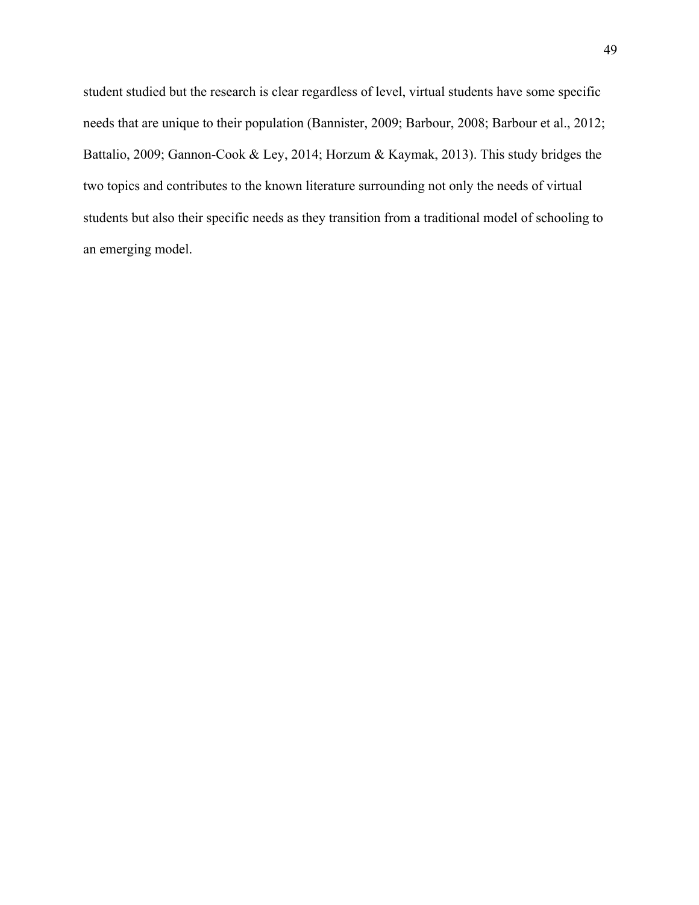student studied but the research is clear regardless of level, virtual students have some specific needs that are unique to their population (Bannister, 2009; Barbour, 2008; Barbour et al., 2012; Battalio, 2009; Gannon-Cook & Ley, 2014; Horzum & Kaymak, 2013). This study bridges the two topics and contributes to the known literature surrounding not only the needs of virtual students but also their specific needs as they transition from a traditional model of schooling to an emerging model.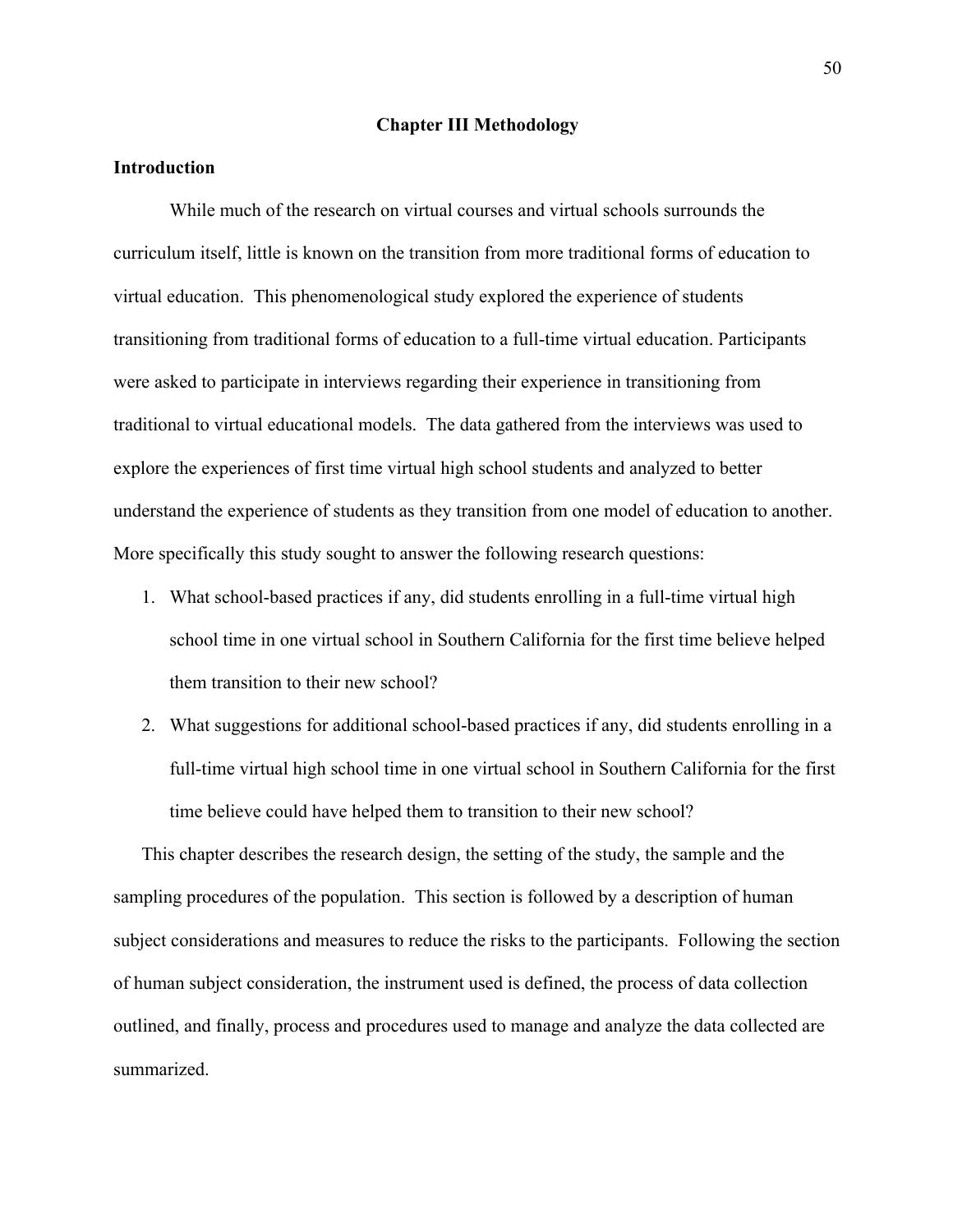# Chapter III Methodology

## Introduction

While much of the research on virtual courses and virtual schools surrounds the curriculum itself, little is known on the transition from more traditional forms of education to virtual education. This phenomenological study explored the experience of students transitioning from traditional forms of education to a full-time virtual education. Participants were asked to participate in interviews regarding their experience in transitioning from traditional to virtual educational models. The data gathered from the interviews was used to explore the experiences of first time virtual high school students and analyzed to better understand the experience of students as they transition from one model of education to another. More specifically this study sought to answer the following research questions:

1. What school-based practices if any, did students enrolling in a full-time virtual high school time in one virtual school in Southern California for the first time believe helped them transition to their new school?
2. What suggestions for additional school-based practices if any, did students enrolling in a full-time virtual high school time in one virtual school in Southern California for the first time believe could have helped them to transition to their new school?

This chapter describes the research design, the setting of the study, the sample and the sampling procedures of the population. This section is followed by a description of human subject considerations and measures to reduce the risks to the participants. Following the section of human subject consideration, the instrument used is defined, the process of data collection outlined, and finally, process and procedures used to manage and analyze the data collected are summarized.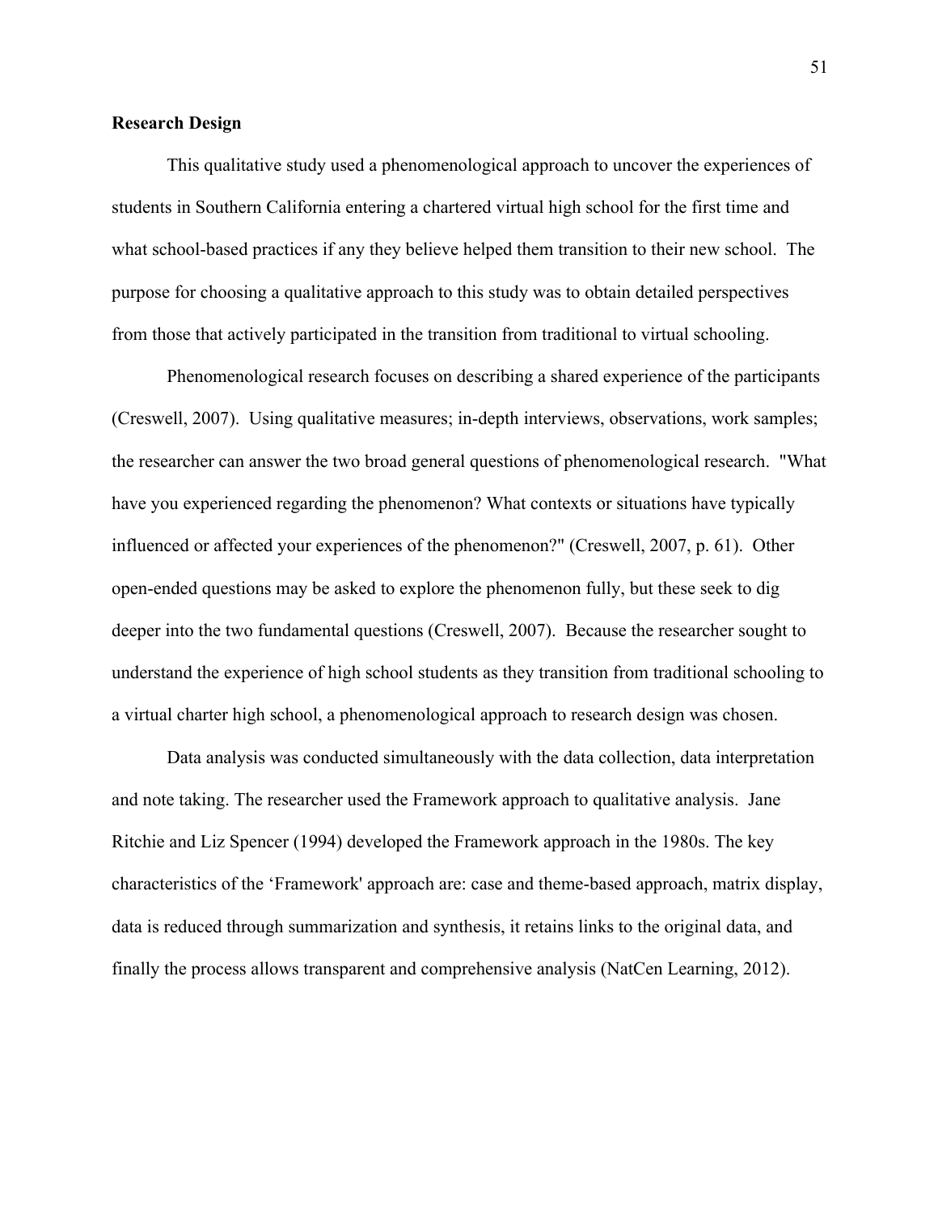**Research Design**

This qualitative study used a phenomenological approach to uncover the experiences of students in Southern California entering a chartered virtual high school for the first time and what school-based practices if any they believe helped them transition to their new school. The purpose for choosing a qualitative approach to this study was to obtain detailed perspectives from those that actively participated in the transition from traditional to virtual schooling.

Phenomenological research focuses on describing a shared experience of the participants (Creswell, 2007). Using qualitative measures; in-depth interviews, observations, work samples; the researcher can answer the two broad general questions of phenomenological research. "What have you experienced regarding the phenomenon? What contexts or situations have typically influenced or affected your experiences of the phenomenon?" (Creswell, 2007, p. 61). Other open-ended questions may be asked to explore the phenomenon fully, but these seek to dig deeper into the two fundamental questions (Creswell, 2007). Because the researcher sought to understand the experience of high school students as they transition from traditional schooling to a virtual charter high school, a phenomenological approach to research design was chosen.

Data analysis was conducted simultaneously with the data collection, data interpretation and note taking. The researcher used the Framework approach to qualitative analysis. Jane Ritchie and Liz Spencer (1994) developed the Framework approach in the 1980s. The key characteristics of the 'Framework' approach are: case and theme-based approach, matrix display, data is reduced through summarization and synthesis, it retains links to the original data, and finally the process allows transparent and comprehensive analysis (NatCen Learning, 2012).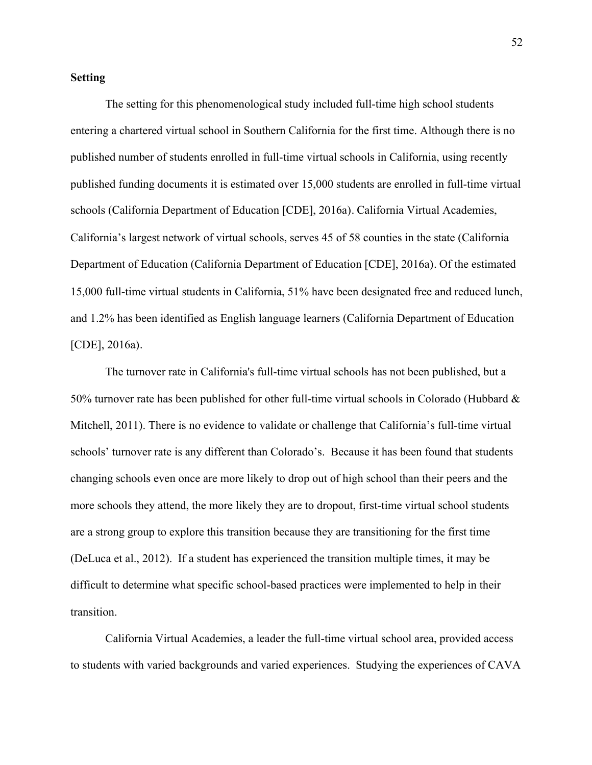**Setting**

The setting for this phenomenological study included full-time high school students entering a chartered virtual school in Southern California for the first time. Although there is no published number of students enrolled in full-time virtual schools in California, using recently published funding documents it is estimated over 15,000 students are enrolled in full-time virtual schools (California Department of Education [CDE], 2016a). California Virtual Academies, California's largest network of virtual schools, serves 45 of 58 counties in the state (California Department of Education (California Department of Education [CDE], 2016a). Of the estimated 15,000 full-time virtual students in California, 51% have been designated free and reduced lunch, and 1.2% has been identified as English language learners (California Department of Education [CDE], 2016a).

The turnover rate in California's full-time virtual schools has not been published, but a 50% turnover rate has been published for other full-time virtual schools in Colorado (Hubbard & Mitchell, 2011). There is no evidence to validate or challenge that California's full-time virtual schools' turnover rate is any different than Colorado's. Because it has been found that students changing schools even once are more likely to drop out of high school than their peers and the more schools they attend, the more likely they are to dropout, first-time virtual school students are a strong group to explore this transition because they are transitioning for the first time (DeLuca et al., 2012). If a student has experienced the transition multiple times, it may be difficult to determine what specific school-based practices were implemented to help in their transition.

California Virtual Academies, a leader the full-time virtual school area, provided access to students with varied backgrounds and varied experiences. Studying the experiences of CAVA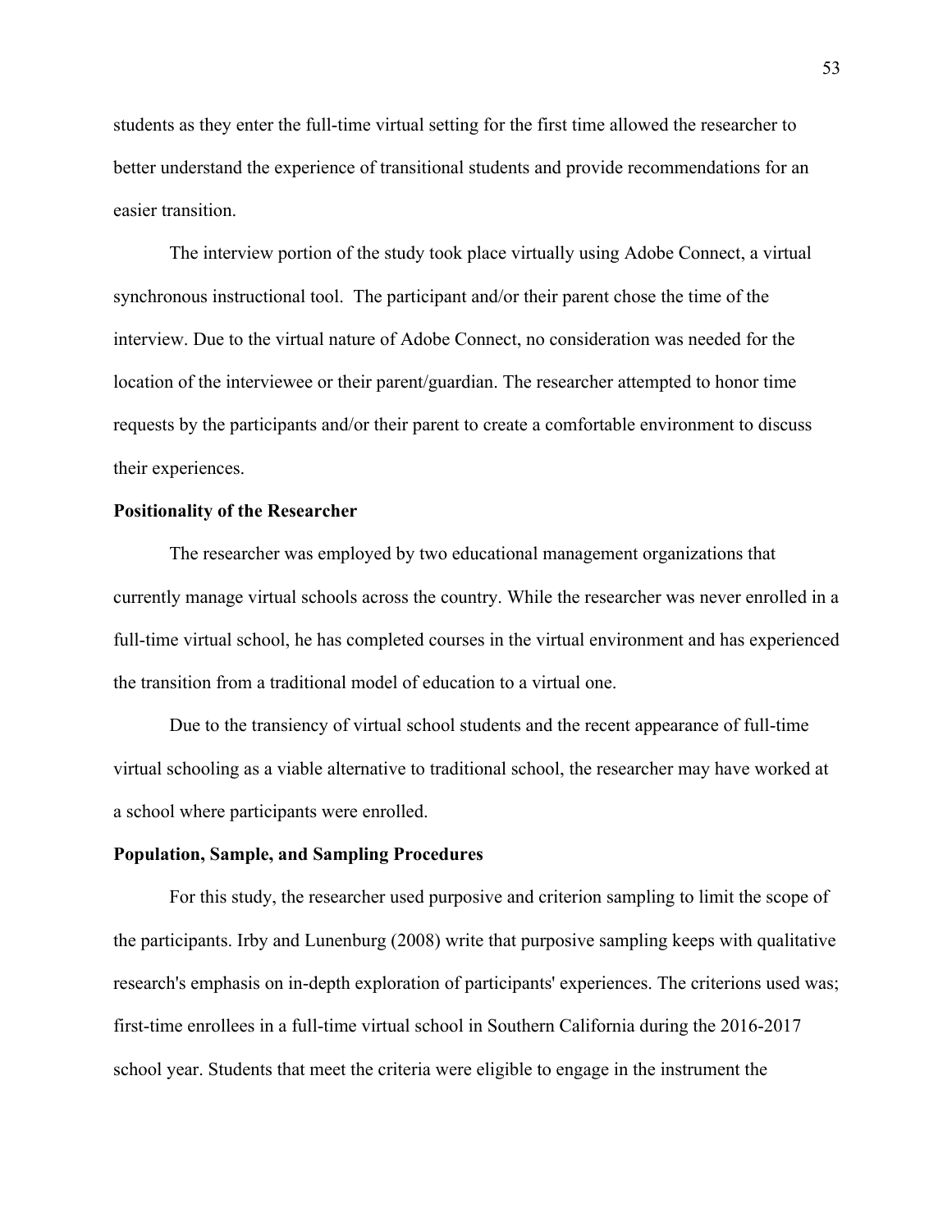students as they enter the full-time virtual setting for the first time allowed the researcher to better understand the experience of transitional students and provide recommendations for an easier transition.

The interview portion of the study took place virtually using Adobe Connect, a virtual synchronous instructional tool. The participant and/or their parent chose the time of the interview. Due to the virtual nature of Adobe Connect, no consideration was needed for the location of the interviewee or their parent/guardian. The researcher attempted to honor time requests by the participants and/or their parent to create a comfortable environment to discuss their experiences.

**Positionality of the Researcher**

The researcher was employed by two educational management organizations that currently manage virtual schools across the country. While the researcher was never enrolled in a full-time virtual school, he has completed courses in the virtual environment and has experienced the transition from a traditional model of education to a virtual one.

Due to the transiency of virtual school students and the recent appearance of full-time virtual schooling as a viable alternative to traditional school, the researcher may have worked at a school where participants were enrolled.

**Population, Sample, and Sampling Procedures**

For this study, the researcher used purposive and criterion sampling to limit the scope of the participants. Irby and Lunenburg (2008) write that purposive sampling keeps with qualitative research's emphasis on in-depth exploration of participants' experiences. The criterions used was; first-time enrollees in a full-time virtual school in Southern California during the 2016-2017 school year. Students that meet the criteria were eligible to engage in the instrument the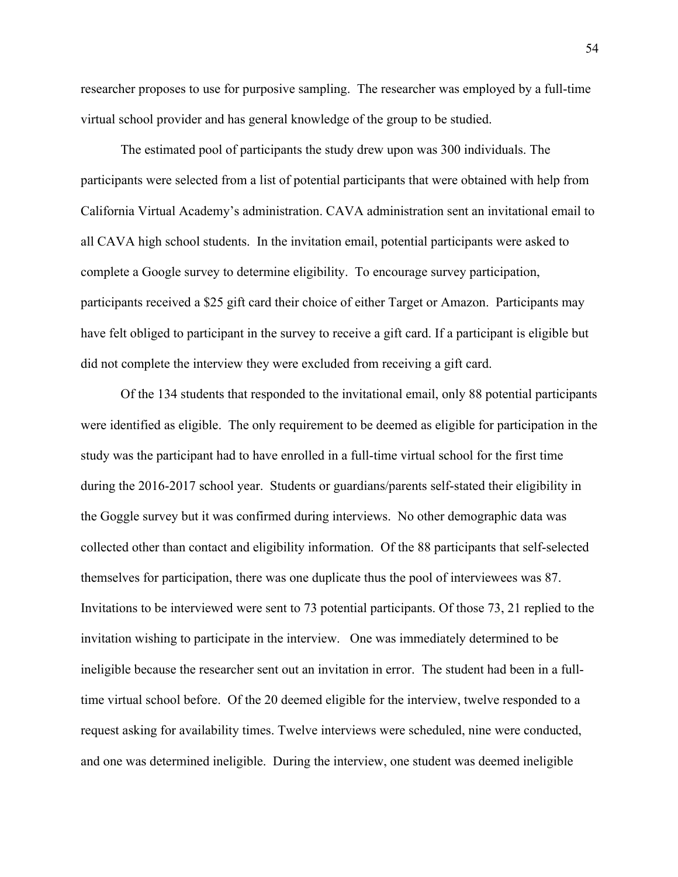researcher proposes to use for purposive sampling. The researcher was employed by a full-time virtual school provider and has general knowledge of the group to be studied.

The estimated pool of participants the study drew upon was 300 individuals. The participants were selected from a list of potential participants that were obtained with help from California Virtual Academy's administration. CAVA administration sent an invitational email to all CAVA high school students. In the invitation email, potential participants were asked to complete a Google survey to determine eligibility. To encourage survey participation, participants received a $25 gift card their choice of either Target or Amazon. Participants may have felt obliged to participant in the survey to receive a gift card. If a participant is eligible but did not complete the interview they were excluded from receiving a gift card.

Of the 134 students that responded to the invitational email, only 88 potential participants were identified as eligible. The only requirement to be deemed as eligible for participation in the study was the participant had to have enrolled in a full-time virtual school for the first time during the 2016-2017 school year. Students or guardians/parents self-stated their eligibility in the Goggle survey but it was confirmed during interviews. No other demographic data was collected other than contact and eligibility information. Of the 88 participants that self-selected themselves for participation, there was one duplicate thus the pool of interviewees was 87. Invitations to be interviewed were sent to 73 potential participants. Of those 73, 21 replied to the invitation wishing to participate in the interview. One was immediately determined to be ineligible because the researcher sent out an invitation in error. The student had been in a full-time virtual school before. Of the 20 deemed eligible for the interview, twelve responded to a request asking for availability times. Twelve interviews were scheduled, nine were conducted, and one was determined ineligible. During the interview, one student was deemed ineligible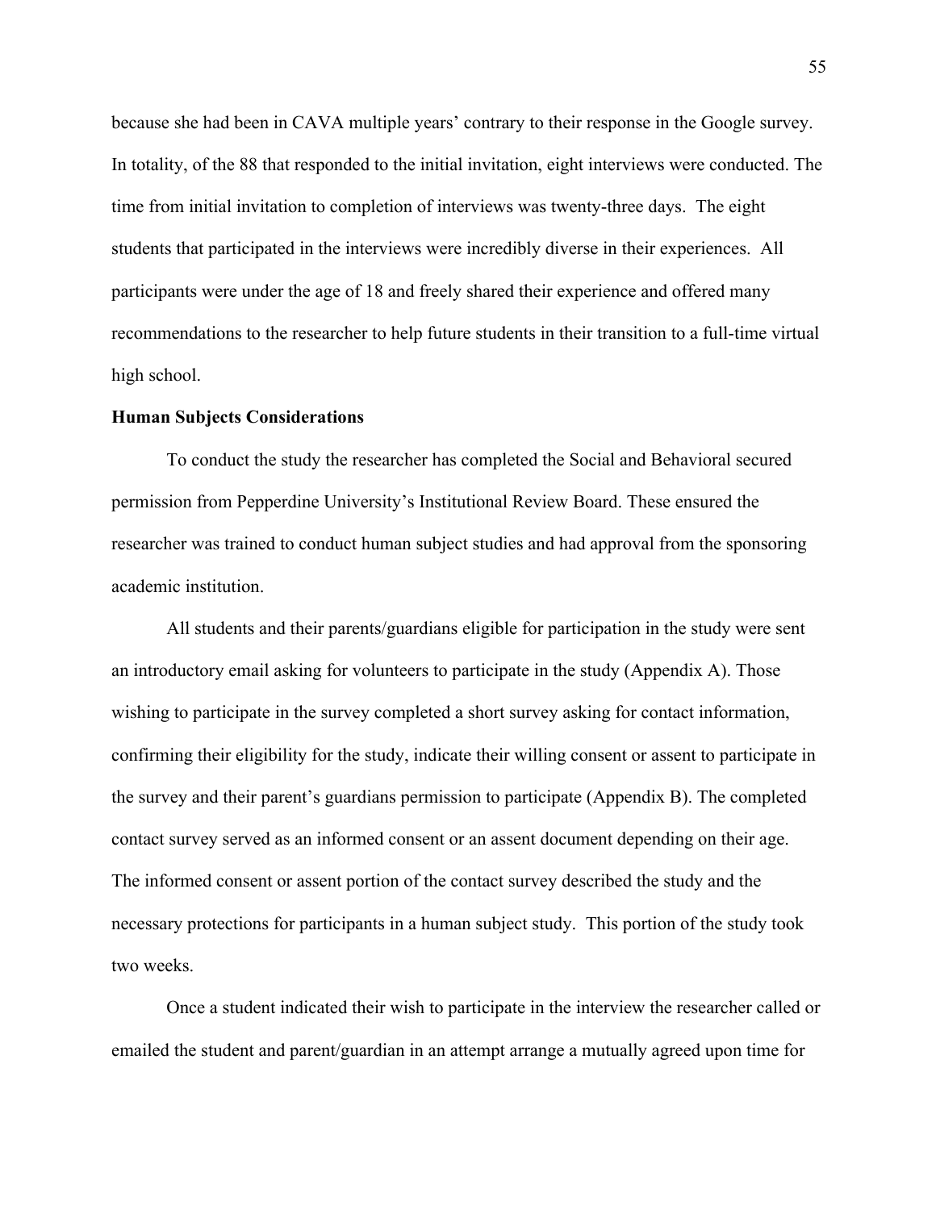because she had been in CAVA multiple years' contrary to their response in the Google survey. In totality, of the 88 that responded to the initial invitation, eight interviews were conducted. The time from initial invitation to completion of interviews was twenty-three days. The eight students that participated in the interviews were incredibly diverse in their experiences. All participants were under the age of 18 and freely shared their experience and offered many recommendations to the researcher to help future students in their transition to a full-time virtual high school.

**Human Subjects Considerations**

To conduct the study the researcher has completed the Social and Behavioral secured permission from Pepperdine University's Institutional Review Board. These ensured the researcher was trained to conduct human subject studies and had approval from the sponsoring academic institution.

All students and their parents/guardians eligible for participation in the study were sent an introductory email asking for volunteers to participate in the study (Appendix A). Those wishing to participate in the survey completed a short survey asking for contact information, confirming their eligibility for the study, indicate their willing consent or assent to participate in the survey and their parent's guardians permission to participate (Appendix B). The completed contact survey served as an informed consent or an assent document depending on their age. The informed consent or assent portion of the contact survey described the study and the necessary protections for participants in a human subject study. This portion of the study took two weeks.

Once a student indicated their wish to participate in the interview the researcher called or emailed the student and parent/guardian in an attempt arrange a mutually agreed upon time for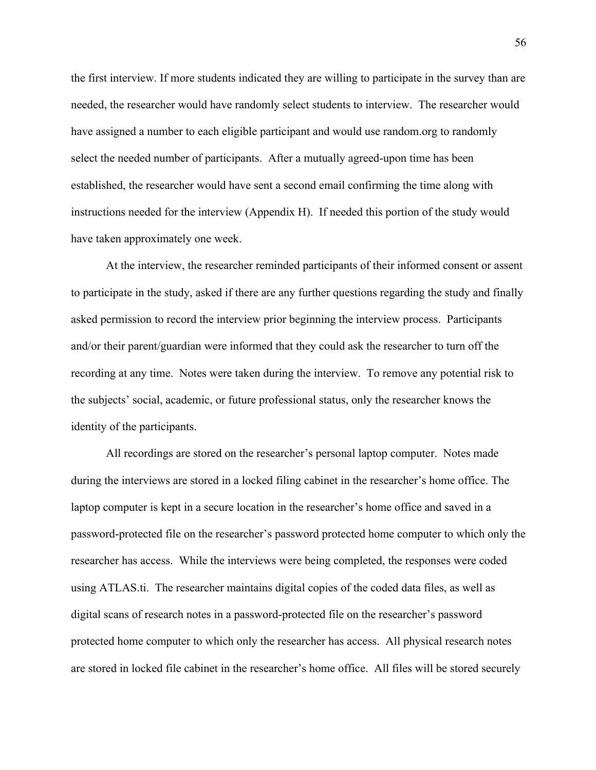the first interview. If more students indicated they are willing to participate in the survey than are needed, the researcher would have randomly select students to interview. The researcher would have assigned a number to each eligible participant and would use random.org to randomly select the needed number of participants. After a mutually agreed-upon time has been established, the researcher would have sent a second email confirming the time along with instructions needed for the interview (Appendix H). If needed this portion of the study would have taken approximately one week.

At the interview, the researcher reminded participants of their informed consent or assent to participate in the study, asked if there are any further questions regarding the study and finally asked permission to record the interview prior beginning the interview process. Participants and/or their parent/guardian were informed that they could ask the researcher to turn off the recording at any time. Notes were taken during the interview. To remove any potential risk to the subjects' social, academic, or future professional status, only the researcher knows the identity of the participants.

All recordings are stored on the researcher's personal laptop computer. Notes made during the interviews are stored in a locked filing cabinet in the researcher's home office. The laptop computer is kept in a secure location in the researcher's home office and saved in a password-protected file on the researcher's password protected home computer to which only the researcher has access. While the interviews were being completed, the responses were coded using ATLAS.ti. The researcher maintains digital copies of the coded data files, as well as digital scans of research notes in a password-protected file on the researcher's password protected home computer to which only the researcher has access. All physical research notes are stored in locked file cabinet in the researcher's home office. All files will be stored securely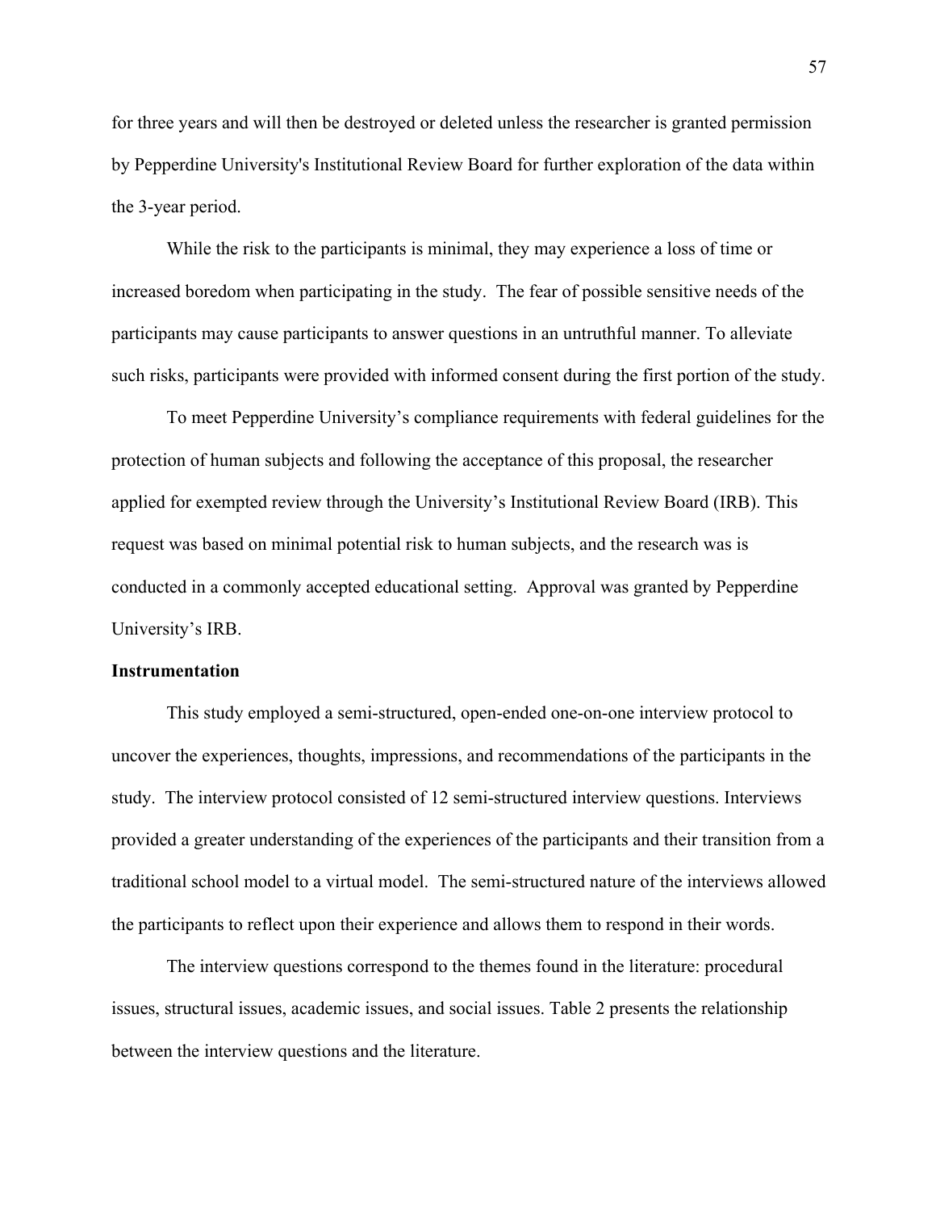for three years and will then be destroyed or deleted unless the researcher is granted permission by Pepperdine University's Institutional Review Board for further exploration of the data within the 3-year period.

While the risk to the participants is minimal, they may experience a loss of time or increased boredom when participating in the study. The fear of possible sensitive needs of the participants may cause participants to answer questions in an untruthful manner. To alleviate such risks, participants were provided with informed consent during the first portion of the study.

To meet Pepperdine University's compliance requirements with federal guidelines for the protection of human subjects and following the acceptance of this proposal, the researcher applied for exempted review through the University's Institutional Review Board (IRB). This request was based on minimal potential risk to human subjects, and the research was is conducted in a commonly accepted educational setting. Approval was granted by Pepperdine University's IRB.

**Instrumentation**

This study employed a semi-structured, open-ended one-on-one interview protocol to uncover the experiences, thoughts, impressions, and recommendations of the participants in the study. The interview protocol consisted of 12 semi-structured interview questions. Interviews provided a greater understanding of the experiences of the participants and their transition from a traditional school model to a virtual model. The semi-structured nature of the interviews allowed the participants to reflect upon their experience and allows them to respond in their words.

The interview questions correspond to the themes found in the literature: procedural issues, structural issues, academic issues, and social issues. Table 2 presents the relationship between the interview questions and the literature.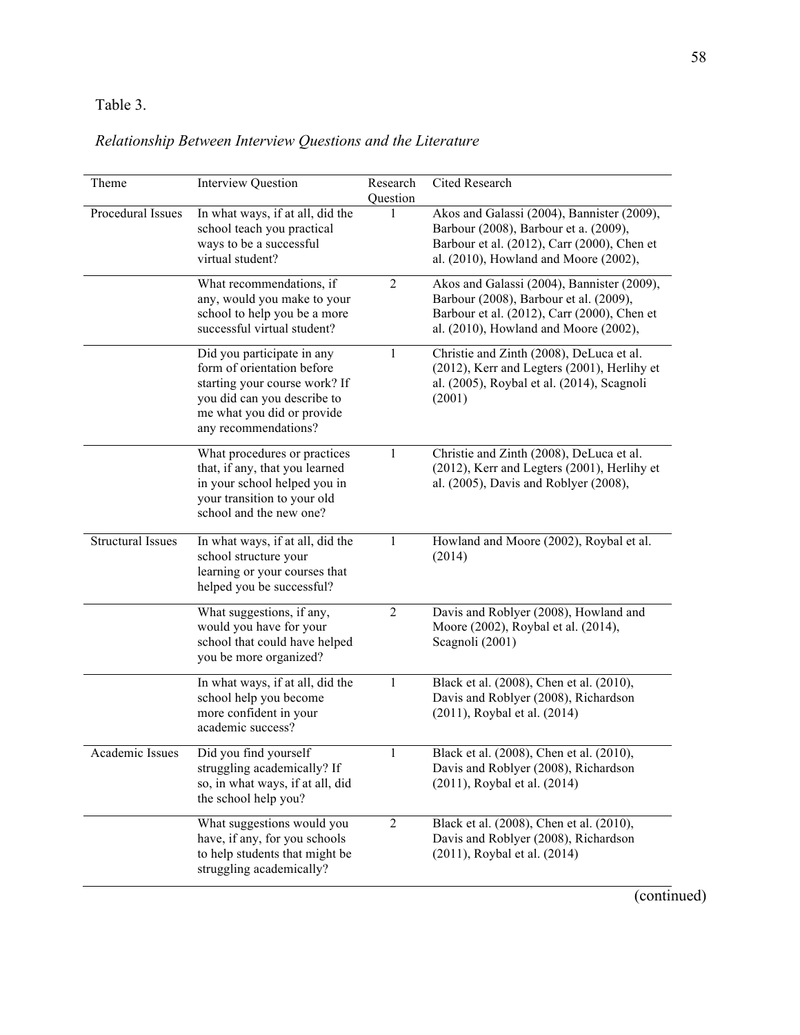Table 3.

*Relationship Between Interview Questions and the Literature*

| Theme | Interview Question | Research Question | Cited Research |
|---|---|---|---|
| Procedural Issues | In what ways, if at all, did the school teach you practical ways to be a successful virtual student? | 1 | Akos and Galassi (2004), Bannister (2009), Barbour (2008), Barbour et a. (2009), Barbour et al. (2012), Carr (2000), Chen et al. (2010), Howland and Moore (2002), |
| | What recommendations, if any, would you make to your school to help you be a more successful virtual student? | 2 | Akos and Galassi (2004), Bannister (2009), Barbour (2008), Barbour et al. (2009), Barbour et al. (2012), Carr (2000), Chen et al. (2010), Howland and Moore (2002), |
| | Did you participate in any form of orientation before starting your course work? If you did can you describe to me what you did or provide any recommendations? | 1 | Christie and Zinth (2008), DeLuca et al. (2012), Kerr and Legters (2001), Herlihy et al. (2005), Roybal et al. (2014), Scagnoli (2001) |
| | What procedures or practices that, if any, that you learned in your school helped you in your transition to your old school and the new one? | 1 | Christie and Zinth (2008), DeLuca et al. (2012), Kerr and Legters (2001), Herlihy et al. (2005), Davis and Roblyer (2008), |
| Structural Issues | In what ways, if at all, did the school structure your learning or your courses that helped you be successful? | 1 | Howland and Moore (2002), Roybal et al. (2014) |
| | What suggestions, if any, would you have for your school that could have helped you be more organized? | 2 | Davis and Roblyer (2008), Howland and Moore (2002), Roybal et al. (2014), Scagnoli (2001) |
| | In what ways, if at all, did the school help you become more confident in your academic success? | 1 | Black et al. (2008), Chen et al. (2010), Davis and Roblyer (2008), Richardson (2011), Roybal et al. (2014) |
| Academic Issues | Did you find yourself struggling academically? If so, in what ways, if at all, did the school help you? | 1 | Black et al. (2008), Chen et al. (2010), Davis and Roblyer (2008), Richardson (2011), Roybal et al. (2014) |
| | What suggestions would you have, if any, for you schools to help students that might be struggling academically? | 2 | Black et al. (2008), Chen et al. (2010), Davis and Roblyer (2008), Richardson (2011), Roybal et al. (2014) |

(continued)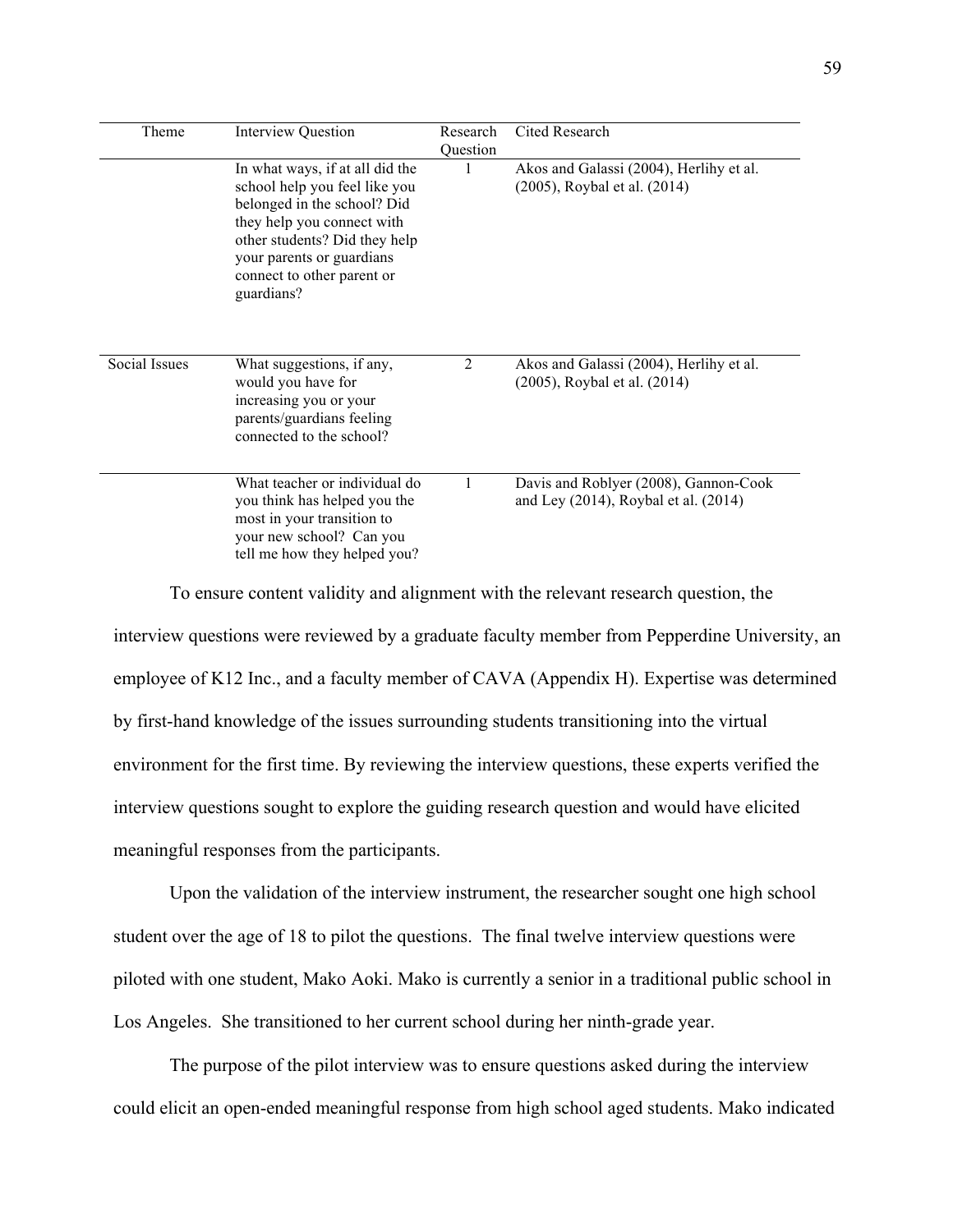| Theme | Interview Question | Research Question | Cited Research |
| --- | --- | --- | --- |
| | In what ways, if at all did the school help you feel like you belonged in the school? Did they help you connect with other students? Did they help your parents or guardians connect to other parent or guardians? | 1 | Akos and Galassi (2004), Herlihy et al. (2005), Roybal et al. (2014) |
| Social Issues | What suggestions, if any, would you have for increasing you or your parents/guardians feeling connected to the school? | 2 | Akos and Galassi (2004), Herlihy et al. (2005), Roybal et al. (2014) |
| | What teacher or individual do you think has helped you the most in your transition to your new school? Can you tell me how they helped you? | 1 | Davis and Roblyer (2008), Gannon-Cook and Ley (2014), Roybal et al. (2014) |

To ensure content validity and alignment with the relevant research question, the interview questions were reviewed by a graduate faculty member from Pepperdine University, an employee of K12 Inc., and a faculty member of CAVA (Appendix H). Expertise was determined by first-hand knowledge of the issues surrounding students transitioning into the virtual environment for the first time. By reviewing the interview questions, these experts verified the interview questions sought to explore the guiding research question and would have elicited meaningful responses from the participants.

Upon the validation of the interview instrument, the researcher sought one high school student over the age of 18 to pilot the questions. The final twelve interview questions were piloted with one student, Mako Aoki. Mako is currently a senior in a traditional public school in Los Angeles. She transitioned to her current school during her ninth-grade year.

The purpose of the pilot interview was to ensure questions asked during the interview could elicit an open-ended meaningful response from high school aged students. Mako indicated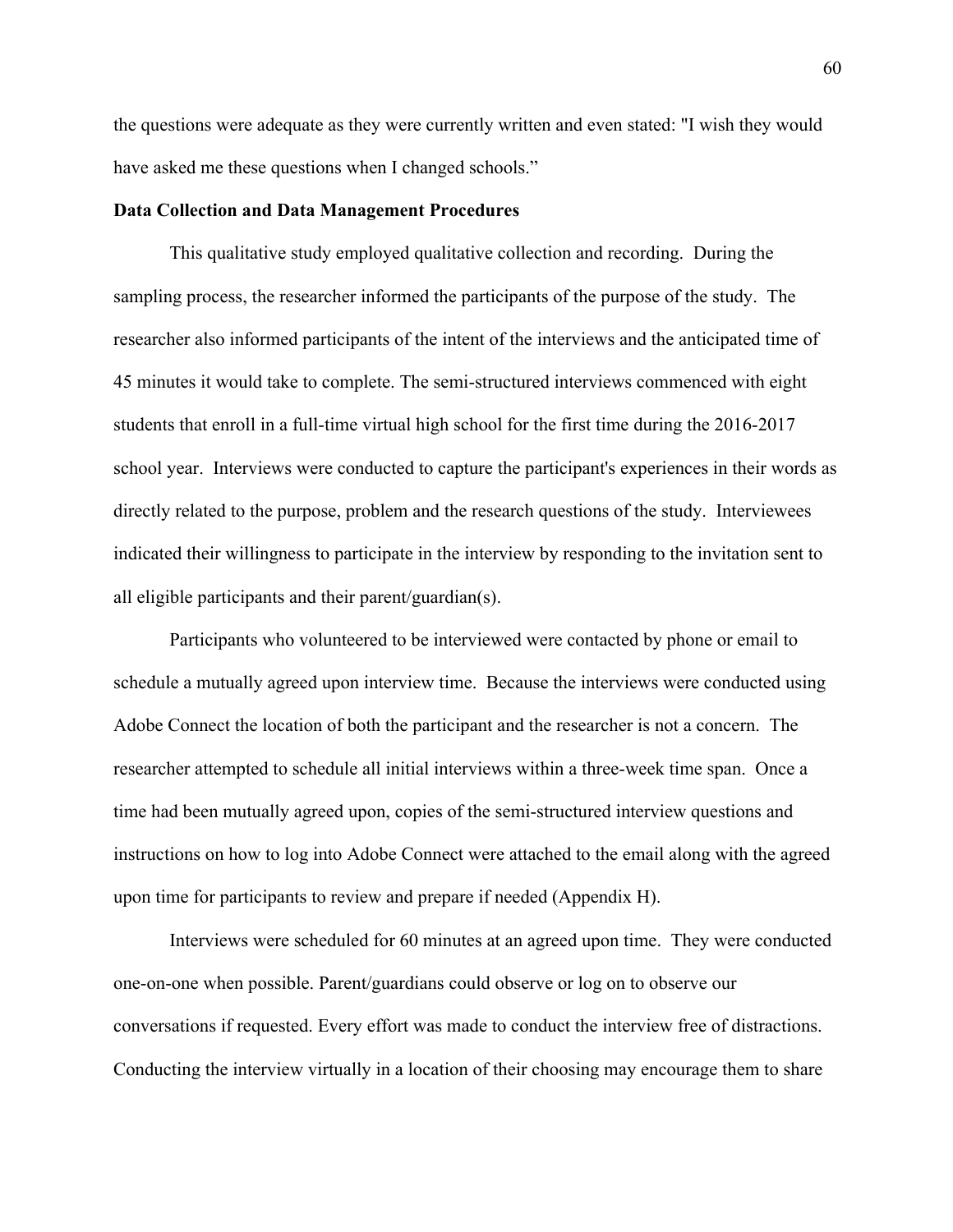the questions were adequate as they were currently written and even stated: "I wish they would have asked me these questions when I changed schools."

**Data Collection and Data Management Procedures**

This qualitative study employed qualitative collection and recording. During the sampling process, the researcher informed the participants of the purpose of the study. The researcher also informed participants of the intent of the interviews and the anticipated time of 45 minutes it would take to complete. The semi-structured interviews commenced with eight students that enroll in a full-time virtual high school for the first time during the 2016-2017 school year. Interviews were conducted to capture the participant's experiences in their words as directly related to the purpose, problem and the research questions of the study. Interviewees indicated their willingness to participate in the interview by responding to the invitation sent to all eligible participants and their parent/guardian(s).

Participants who volunteered to be interviewed were contacted by phone or email to schedule a mutually agreed upon interview time. Because the interviews were conducted using Adobe Connect the location of both the participant and the researcher is not a concern. The researcher attempted to schedule all initial interviews within a three-week time span. Once a time had been mutually agreed upon, copies of the semi-structured interview questions and instructions on how to log into Adobe Connect were attached to the email along with the agreed upon time for participants to review and prepare if needed (Appendix H).

Interviews were scheduled for 60 minutes at an agreed upon time. They were conducted one-on-one when possible. Parent/guardians could observe or log on to observe our conversations if requested. Every effort was made to conduct the interview free of distractions. Conducting the interview virtually in a location of their choosing may encourage them to share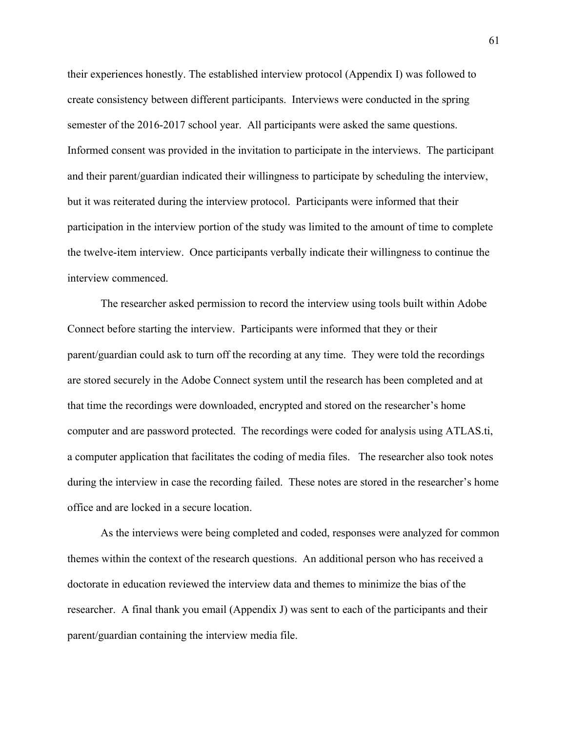their experiences honestly. The established interview protocol (Appendix I) was followed to create consistency between different participants. Interviews were conducted in the spring semester of the 2016-2017 school year. All participants were asked the same questions. Informed consent was provided in the invitation to participate in the interviews. The participant and their parent/guardian indicated their willingness to participate by scheduling the interview, but it was reiterated during the interview protocol. Participants were informed that their participation in the interview portion of the study was limited to the amount of time to complete the twelve-item interview. Once participants verbally indicate their willingness to continue the interview commenced.

The researcher asked permission to record the interview using tools built within Adobe Connect before starting the interview. Participants were informed that they or their parent/guardian could ask to turn off the recording at any time. They were told the recordings are stored securely in the Adobe Connect system until the research has been completed and at that time the recordings were downloaded, encrypted and stored on the researcher's home computer and are password protected. The recordings were coded for analysis using ATLAS.ti, a computer application that facilitates the coding of media files. The researcher also took notes during the interview in case the recording failed. These notes are stored in the researcher's home office and are locked in a secure location.

As the interviews were being completed and coded, responses were analyzed for common themes within the context of the research questions. An additional person who has received a doctorate in education reviewed the interview data and themes to minimize the bias of the researcher. A final thank you email (Appendix J) was sent to each of the participants and their parent/guardian containing the interview media file.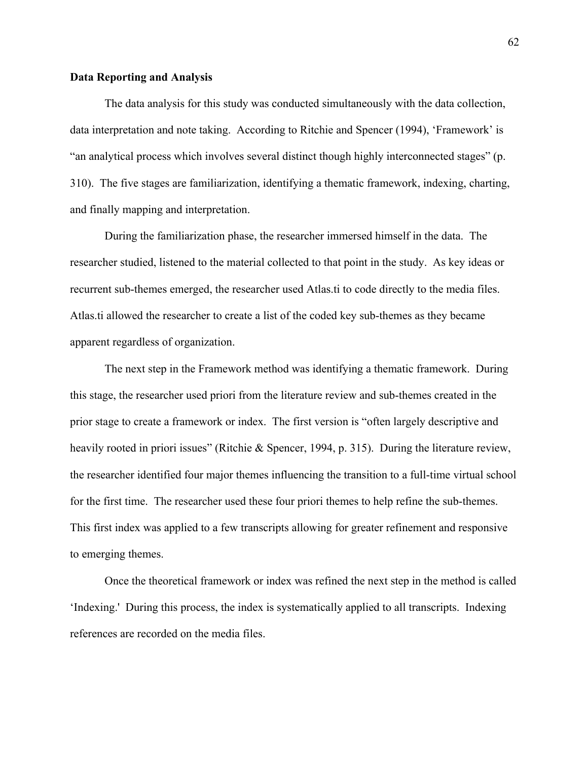**Data Reporting and Analysis**

The data analysis for this study was conducted simultaneously with the data collection, data interpretation and note taking. According to Ritchie and Spencer (1994), 'Framework' is "an analytical process which involves several distinct though highly interconnected stages" (p. 310). The five stages are familiarization, identifying a thematic framework, indexing, charting, and finally mapping and interpretation.

During the familiarization phase, the researcher immersed himself in the data. The researcher studied, listened to the material collected to that point in the study. As key ideas or recurrent sub-themes emerged, the researcher used Atlas.ti to code directly to the media files. Atlas.ti allowed the researcher to create a list of the coded key sub-themes as they became apparent regardless of organization.

The next step in the Framework method was identifying a thematic framework. During this stage, the researcher used priori from the literature review and sub-themes created in the prior stage to create a framework or index. The first version is "often largely descriptive and heavily rooted in priori issues" (Ritchie & Spencer, 1994, p. 315). During the literature review, the researcher identified four major themes influencing the transition to a full-time virtual school for the first time. The researcher used these four priori themes to help refine the sub-themes. This first index was applied to a few transcripts allowing for greater refinement and responsive to emerging themes.

Once the theoretical framework or index was refined the next step in the method is called 'Indexing.' During this process, the index is systematically applied to all transcripts. Indexing references are recorded on the media files.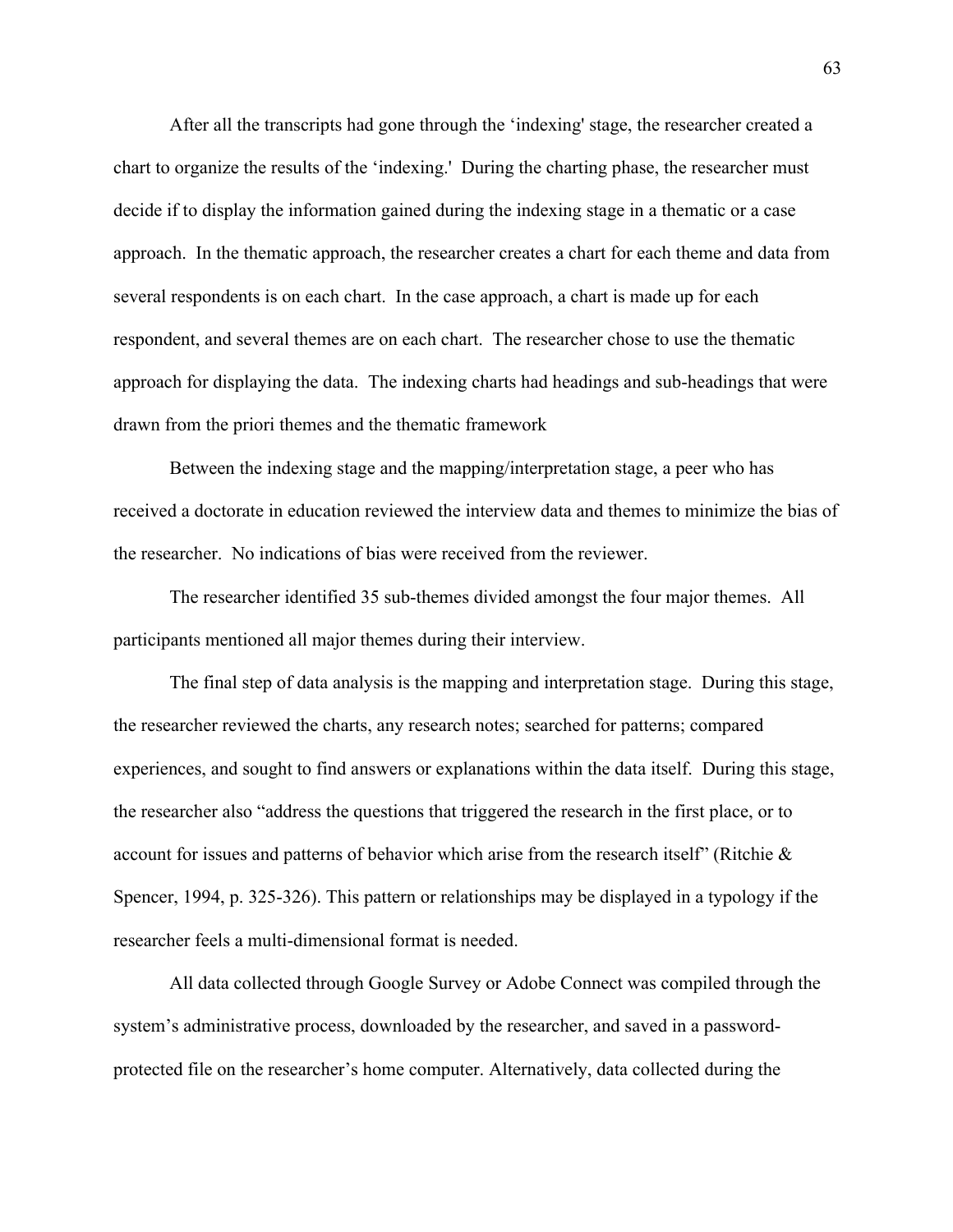After all the transcripts had gone through the ‘indexing' stage, the researcher created a chart to organize the results of the ‘indexing.' During the charting phase, the researcher must decide if to display the information gained during the indexing stage in a thematic or a case approach. In the thematic approach, the researcher creates a chart for each theme and data from several respondents is on each chart. In the case approach, a chart is made up for each respondent, and several themes are on each chart. The researcher chose to use the thematic approach for displaying the data. The indexing charts had headings and sub-headings that were drawn from the priori themes and the thematic framework

Between the indexing stage and the mapping/interpretation stage, a peer who has received a doctorate in education reviewed the interview data and themes to minimize the bias of the researcher. No indications of bias were received from the reviewer.

The researcher identified 35 sub-themes divided amongst the four major themes. All participants mentioned all major themes during their interview.

The final step of data analysis is the mapping and interpretation stage. During this stage, the researcher reviewed the charts, any research notes; searched for patterns; compared experiences, and sought to find answers or explanations within the data itself. During this stage, the researcher also “address the questions that triggered the research in the first place, or to account for issues and patterns of behavior which arise from the research itself” (Ritchie & Spencer, 1994, p. 325-326). This pattern or relationships may be displayed in a typology if the researcher feels a multi-dimensional format is needed.

All data collected through Google Survey or Adobe Connect was compiled through the system’s administrative process, downloaded by the researcher, and saved in a password-protected file on the researcher’s home computer. Alternatively, data collected during the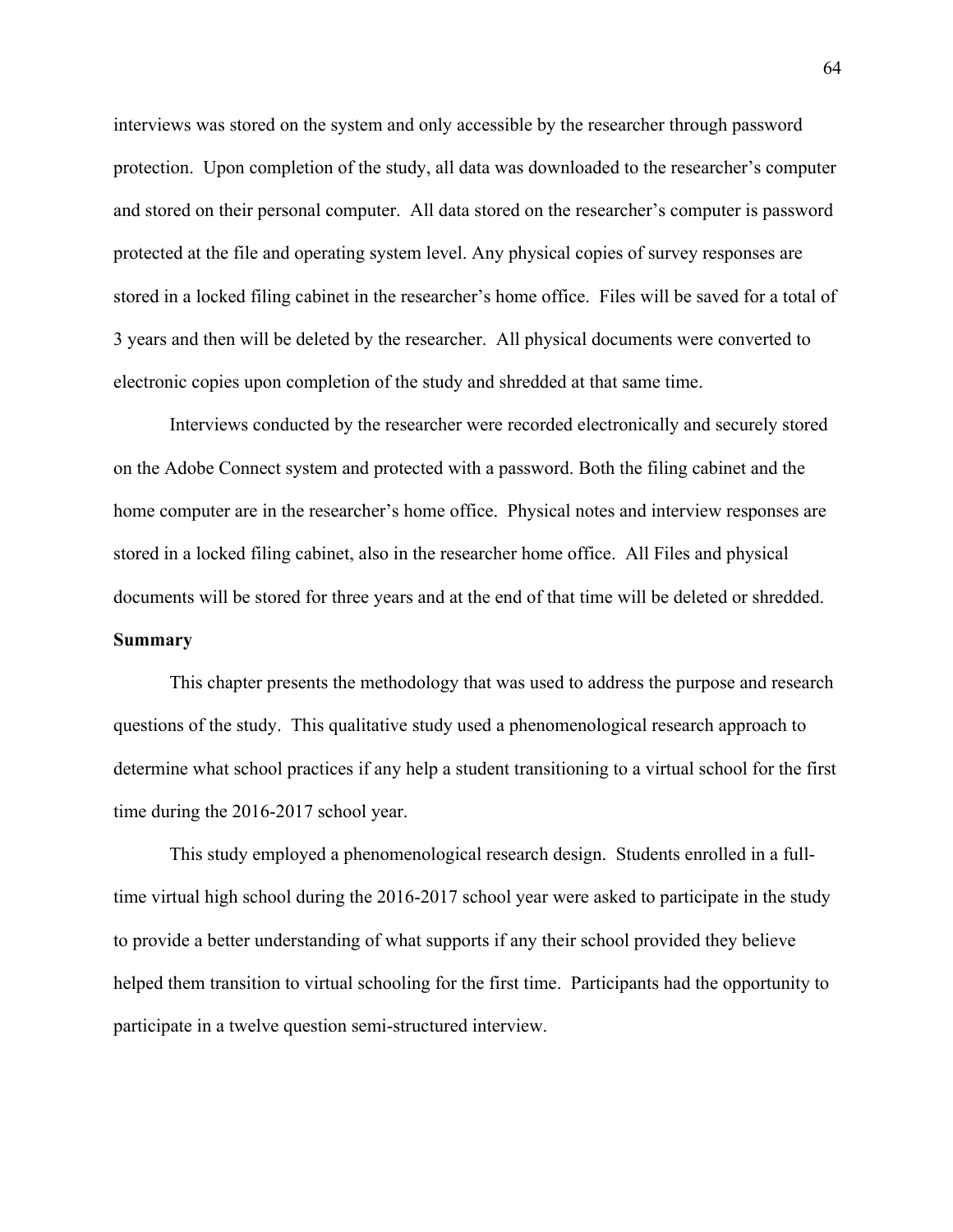interviews was stored on the system and only accessible by the researcher through password protection. Upon completion of the study, all data was downloaded to the researcher's computer and stored on their personal computer. All data stored on the researcher's computer is password protected at the file and operating system level. Any physical copies of survey responses are stored in a locked filing cabinet in the researcher's home office. Files will be saved for a total of 3 years and then will be deleted by the researcher. All physical documents were converted to electronic copies upon completion of the study and shredded at that same time.

Interviews conducted by the researcher were recorded electronically and securely stored on the Adobe Connect system and protected with a password. Both the filing cabinet and the home computer are in the researcher's home office. Physical notes and interview responses are stored in a locked filing cabinet, also in the researcher home office. All Files and physical documents will be stored for three years and at the end of that time will be deleted or shredded.

**Summary**

This chapter presents the methodology that was used to address the purpose and research questions of the study. This qualitative study used a phenomenological research approach to determine what school practices if any help a student transitioning to a virtual school for the first time during the 2016-2017 school year.

This study employed a phenomenological research design. Students enrolled in a full-time virtual high school during the 2016-2017 school year were asked to participate in the study to provide a better understanding of what supports if any their school provided they believe helped them transition to virtual schooling for the first time. Participants had the opportunity to participate in a twelve question semi-structured interview.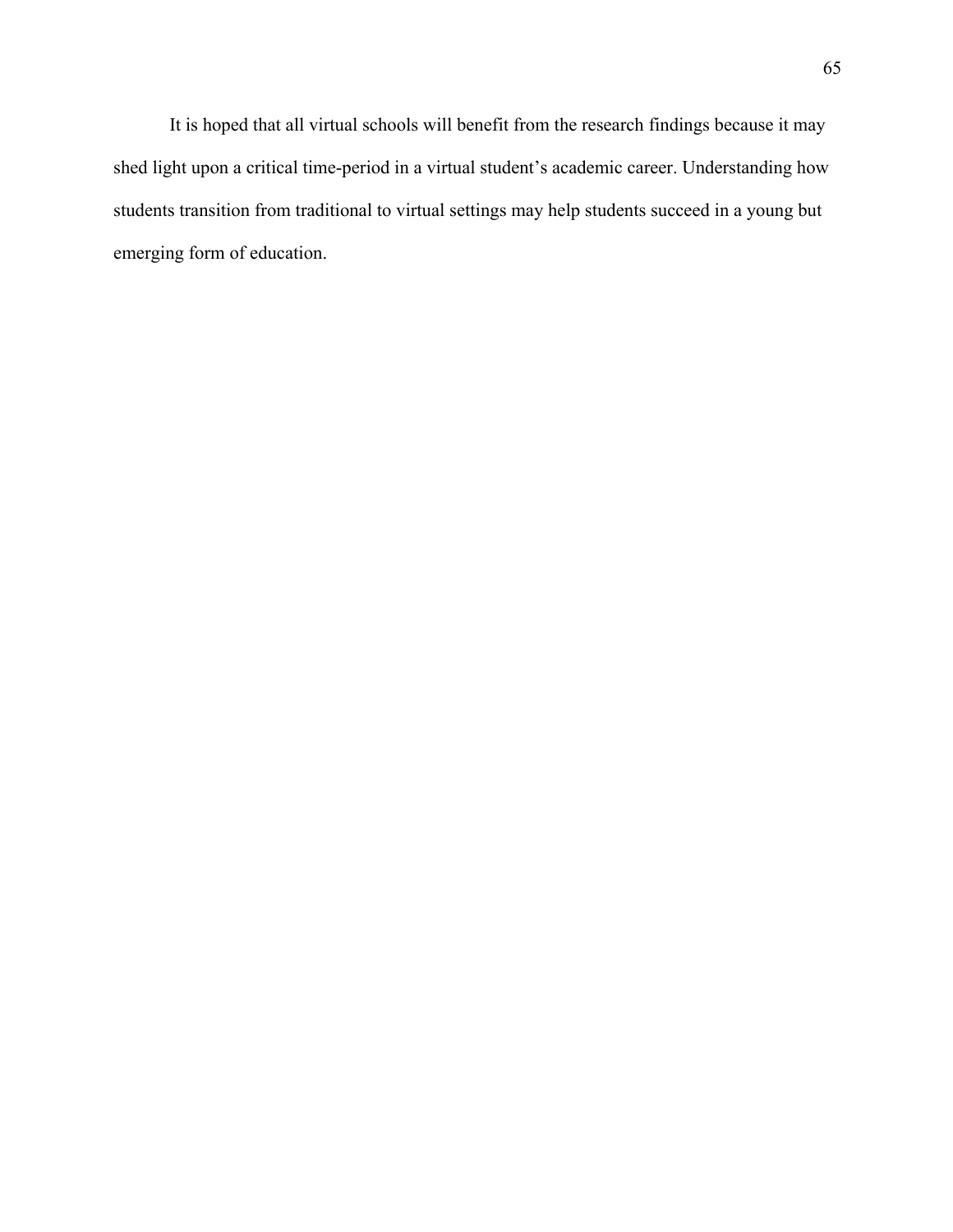It is hoped that all virtual schools will benefit from the research findings because it may shed light upon a critical time-period in a virtual student's academic career. Understanding how students transition from traditional to virtual settings may help students succeed in a young but emerging form of education.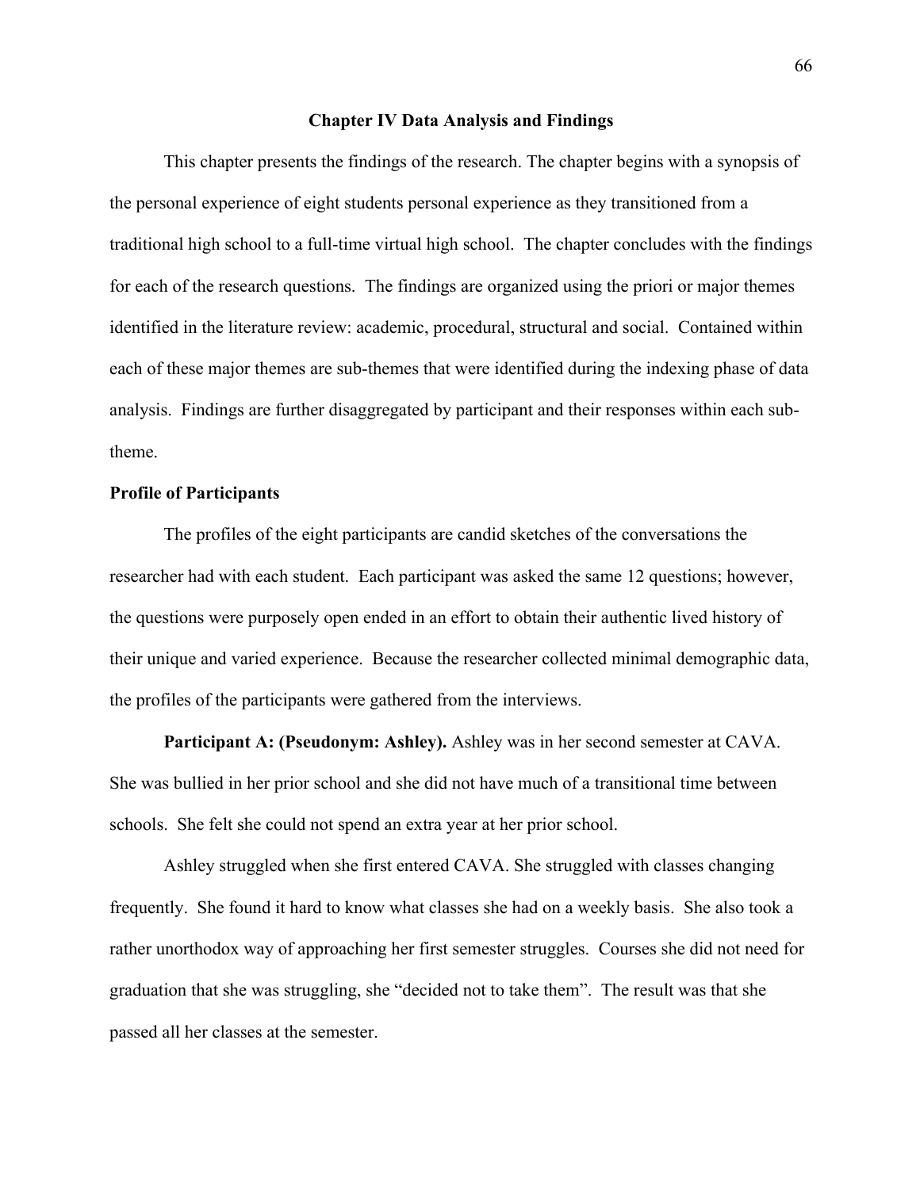# Chapter IV Data Analysis and Findings

This chapter presents the findings of the research. The chapter begins with a synopsis of the personal experience of eight students personal experience as they transitioned from a traditional high school to a full-time virtual high school. The chapter concludes with the findings for each of the research questions. The findings are organized using the priori or major themes identified in the literature review: academic, procedural, structural and social. Contained within each of these major themes are sub-themes that were identified during the indexing phase of data analysis. Findings are further disaggregated by participant and their responses within each sub-theme.

## Profile of Participants

The profiles of the eight participants are candid sketches of the conversations the researcher had with each student. Each participant was asked the same 12 questions; however, the questions were purposely open ended in an effort to obtain their authentic lived history of their unique and varied experience. Because the researcher collected minimal demographic data, the profiles of the participants were gathered from the interviews.

**Participant A: (Pseudonym: Ashley).** Ashley was in her second semester at CAVA. She was bullied in her prior school and she did not have much of a transitional time between schools. She felt she could not spend an extra year at her prior school.

Ashley struggled when she first entered CAVA. She struggled with classes changing frequently. She found it hard to know what classes she had on a weekly basis. She also took a rather unorthodox way of approaching her first semester struggles. Courses she did not need for graduation that she was struggling, she "decided not to take them". The result was that she passed all her classes at the semester.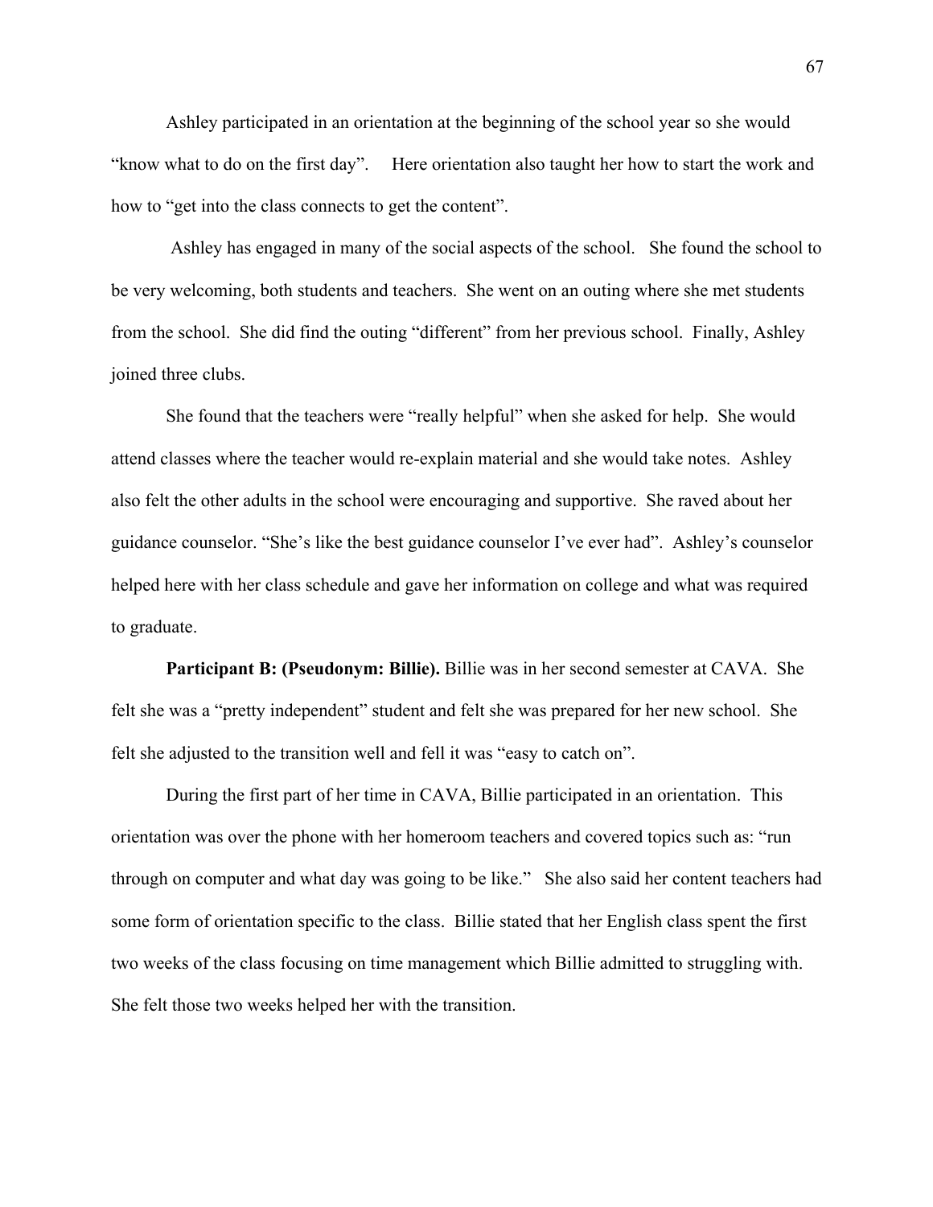Ashley participated in an orientation at the beginning of the school year so she would "know what to do on the first day". Here orientation also taught her how to start the work and how to "get into the class connects to get the content".

Ashley has engaged in many of the social aspects of the school. She found the school to be very welcoming, both students and teachers. She went on an outing where she met students from the school. She did find the outing "different" from her previous school. Finally, Ashley joined three clubs.

She found that the teachers were "really helpful" when she asked for help. She would attend classes where the teacher would re-explain material and she would take notes. Ashley also felt the other adults in the school were encouraging and supportive. She raved about her guidance counselor. "She's like the best guidance counselor I've ever had". Ashley's counselor helped here with her class schedule and gave her information on college and what was required to graduate.

**Participant B: (Pseudonym: Billie).** Billie was in her second semester at CAVA. She felt she was a "pretty independent" student and felt she was prepared for her new school. She felt she adjusted to the transition well and fell it was "easy to catch on".

During the first part of her time in CAVA, Billie participated in an orientation. This orientation was over the phone with her homeroom teachers and covered topics such as: "run through on computer and what day was going to be like." She also said her content teachers had some form of orientation specific to the class. Billie stated that her English class spent the first two weeks of the class focusing on time management which Billie admitted to struggling with. She felt those two weeks helped her with the transition.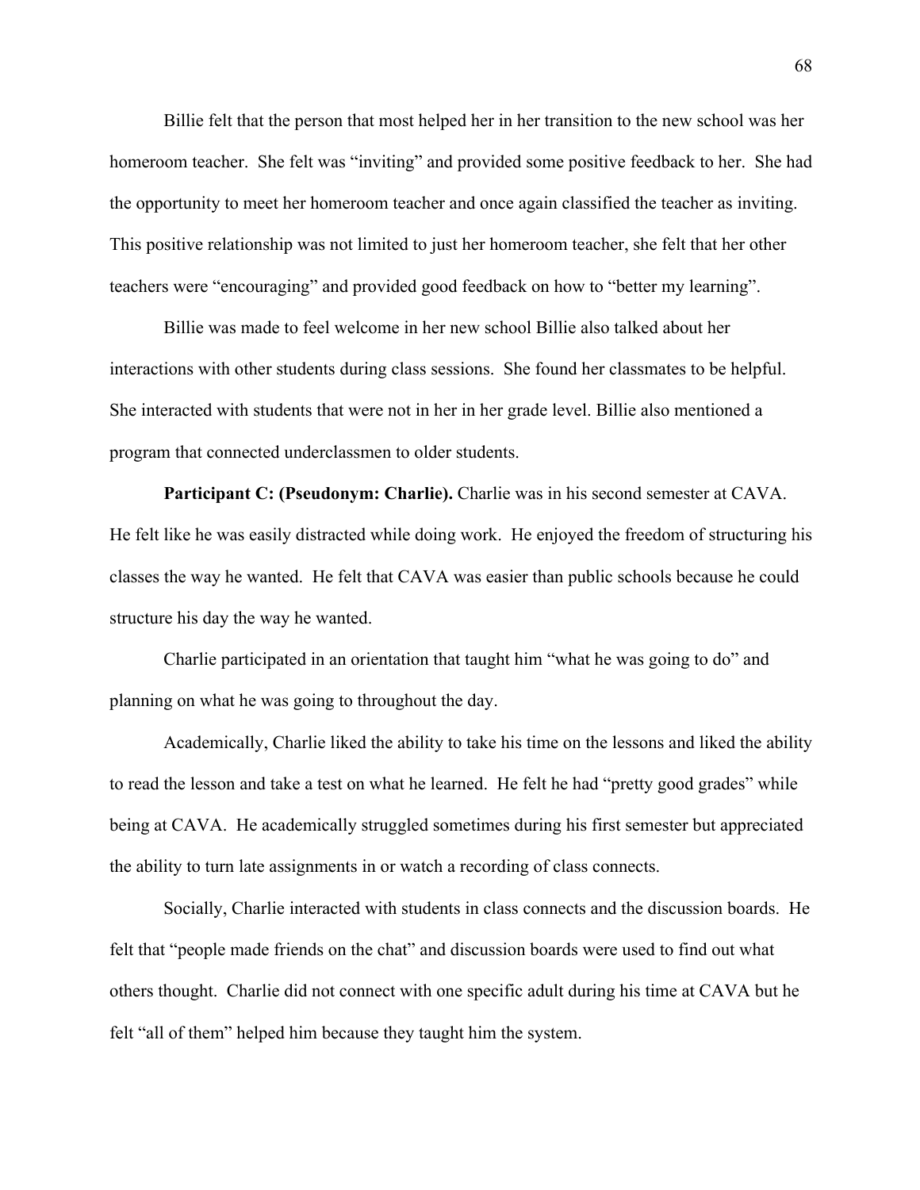Billie felt that the person that most helped her in her transition to the new school was her homeroom teacher. She felt was "inviting" and provided some positive feedback to her. She had the opportunity to meet her homeroom teacher and once again classified the teacher as inviting. This positive relationship was not limited to just her homeroom teacher, she felt that her other teachers were "encouraging" and provided good feedback on how to "better my learning".

Billie was made to feel welcome in her new school Billie also talked about her interactions with other students during class sessions. She found her classmates to be helpful. She interacted with students that were not in her in her grade level. Billie also mentioned a program that connected underclassmen to older students.

**Participant C: (Pseudonym: Charlie).** Charlie was in his second semester at CAVA. He felt like he was easily distracted while doing work. He enjoyed the freedom of structuring his classes the way he wanted. He felt that CAVA was easier than public schools because he could structure his day the way he wanted.

Charlie participated in an orientation that taught him "what he was going to do" and planning on what he was going to throughout the day.

Academically, Charlie liked the ability to take his time on the lessons and liked the ability to read the lesson and take a test on what he learned. He felt he had "pretty good grades" while being at CAVA. He academically struggled sometimes during his first semester but appreciated the ability to turn late assignments in or watch a recording of class connects.

Socially, Charlie interacted with students in class connects and the discussion boards. He felt that "people made friends on the chat" and discussion boards were used to find out what others thought. Charlie did not connect with one specific adult during his time at CAVA but he felt "all of them" helped him because they taught him the system.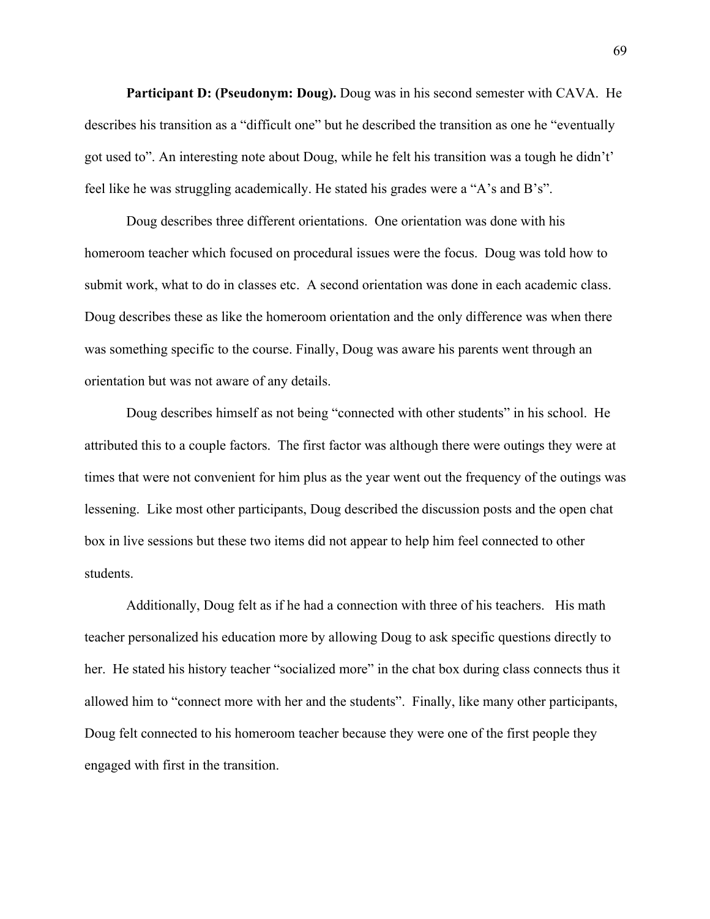**Participant D: (Pseudonym: Doug).** Doug was in his second semester with CAVA. He describes his transition as a "difficult one" but he described the transition as one he "eventually got used to". An interesting note about Doug, while he felt his transition was a tough he didn't' feel like he was struggling academically. He stated his grades were a "A's and B's".

Doug describes three different orientations. One orientation was done with his homeroom teacher which focused on procedural issues were the focus. Doug was told how to submit work, what to do in classes etc. A second orientation was done in each academic class. Doug describes these as like the homeroom orientation and the only difference was when there was something specific to the course. Finally, Doug was aware his parents went through an orientation but was not aware of any details.

Doug describes himself as not being "connected with other students" in his school. He attributed this to a couple factors. The first factor was although there were outings they were at times that were not convenient for him plus as the year went out the frequency of the outings was lessening. Like most other participants, Doug described the discussion posts and the open chat box in live sessions but these two items did not appear to help him feel connected to other students.

Additionally, Doug felt as if he had a connection with three of his teachers. His math teacher personalized his education more by allowing Doug to ask specific questions directly to her. He stated his history teacher "socialized more" in the chat box during class connects thus it allowed him to "connect more with her and the students". Finally, like many other participants, Doug felt connected to his homeroom teacher because they were one of the first people they engaged with first in the transition.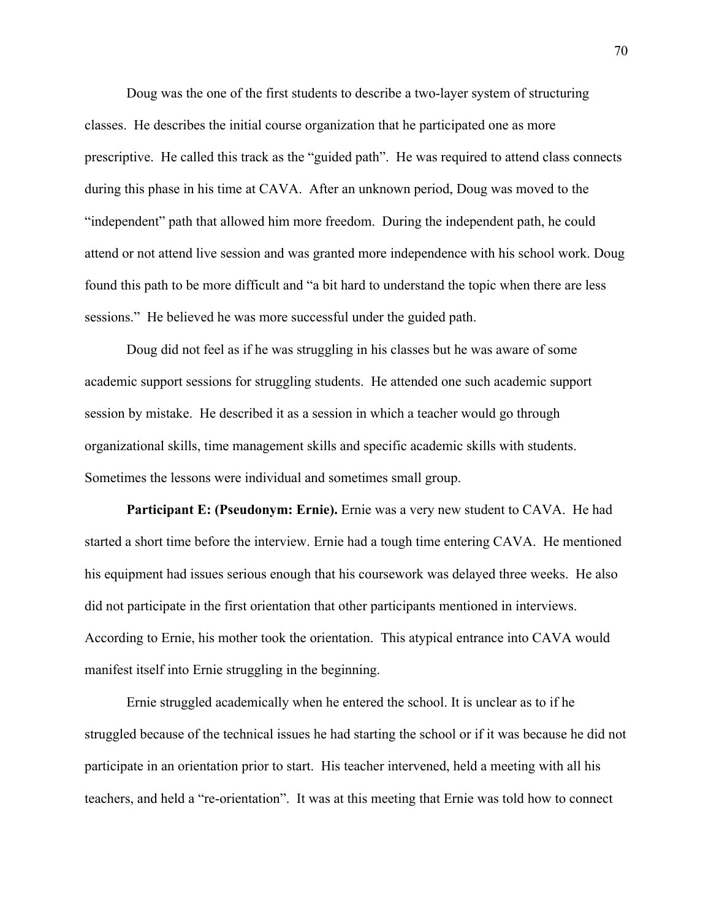Doug was the one of the first students to describe a two-layer system of structuring classes. He describes the initial course organization that he participated one as more prescriptive. He called this track as the "guided path". He was required to attend class connects during this phase in his time at CAVA. After an unknown period, Doug was moved to the "independent" path that allowed him more freedom. During the independent path, he could attend or not attend live session and was granted more independence with his school work. Doug found this path to be more difficult and "a bit hard to understand the topic when there are less sessions." He believed he was more successful under the guided path.

Doug did not feel as if he was struggling in his classes but he was aware of some academic support sessions for struggling students. He attended one such academic support session by mistake. He described it as a session in which a teacher would go through organizational skills, time management skills and specific academic skills with students. Sometimes the lessons were individual and sometimes small group.

**Participant E: (Pseudonym: Ernie).** Ernie was a very new student to CAVA. He had started a short time before the interview. Ernie had a tough time entering CAVA. He mentioned his equipment had issues serious enough that his coursework was delayed three weeks. He also did not participate in the first orientation that other participants mentioned in interviews. According to Ernie, his mother took the orientation. This atypical entrance into CAVA would manifest itself into Ernie struggling in the beginning.

Ernie struggled academically when he entered the school. It is unclear as to if he struggled because of the technical issues he had starting the school or if it was because he did not participate in an orientation prior to start. His teacher intervened, held a meeting with all his teachers, and held a "re-orientation". It was at this meeting that Ernie was told how to connect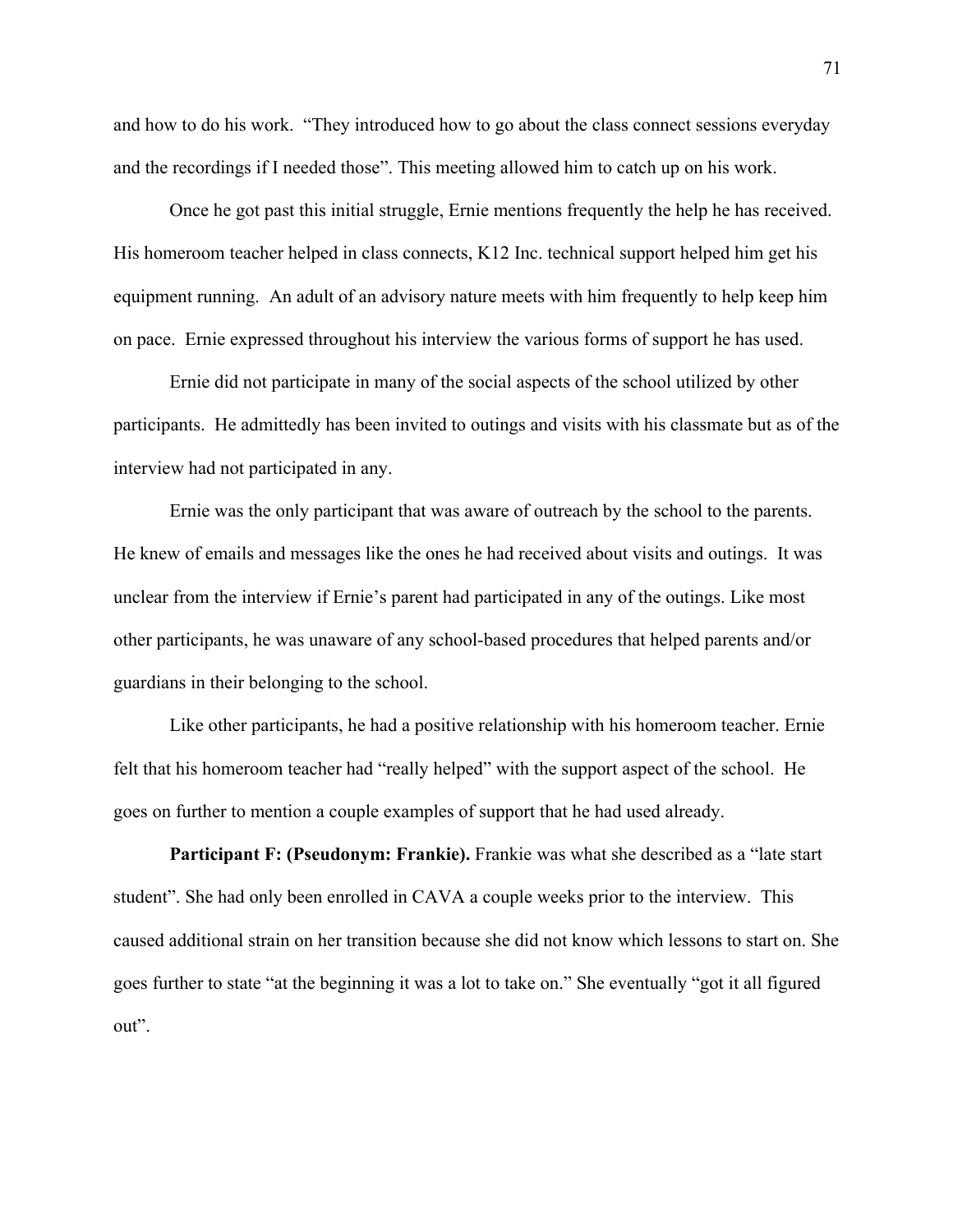and how to do his work. "They introduced how to go about the class connect sessions everyday and the recordings if I needed those". This meeting allowed him to catch up on his work.

Once he got past this initial struggle, Ernie mentions frequently the help he has received. His homeroom teacher helped in class connects, K12 Inc. technical support helped him get his equipment running. An adult of an advisory nature meets with him frequently to help keep him on pace. Ernie expressed throughout his interview the various forms of support he has used.

Ernie did not participate in many of the social aspects of the school utilized by other participants. He admittedly has been invited to outings and visits with his classmate but as of the interview had not participated in any.

Ernie was the only participant that was aware of outreach by the school to the parents. He knew of emails and messages like the ones he had received about visits and outings. It was unclear from the interview if Ernie's parent had participated in any of the outings. Like most other participants, he was unaware of any school-based procedures that helped parents and/or guardians in their belonging to the school.

Like other participants, he had a positive relationship with his homeroom teacher. Ernie felt that his homeroom teacher had "really helped" with the support aspect of the school. He goes on further to mention a couple examples of support that he had used already.

**Participant F: (Pseudonym: Frankie).** Frankie was what she described as a "late start student". She had only been enrolled in CAVA a couple weeks prior to the interview. This caused additional strain on her transition because she did not know which lessons to start on. She goes further to state "at the beginning it was a lot to take on." She eventually "got it all figured out".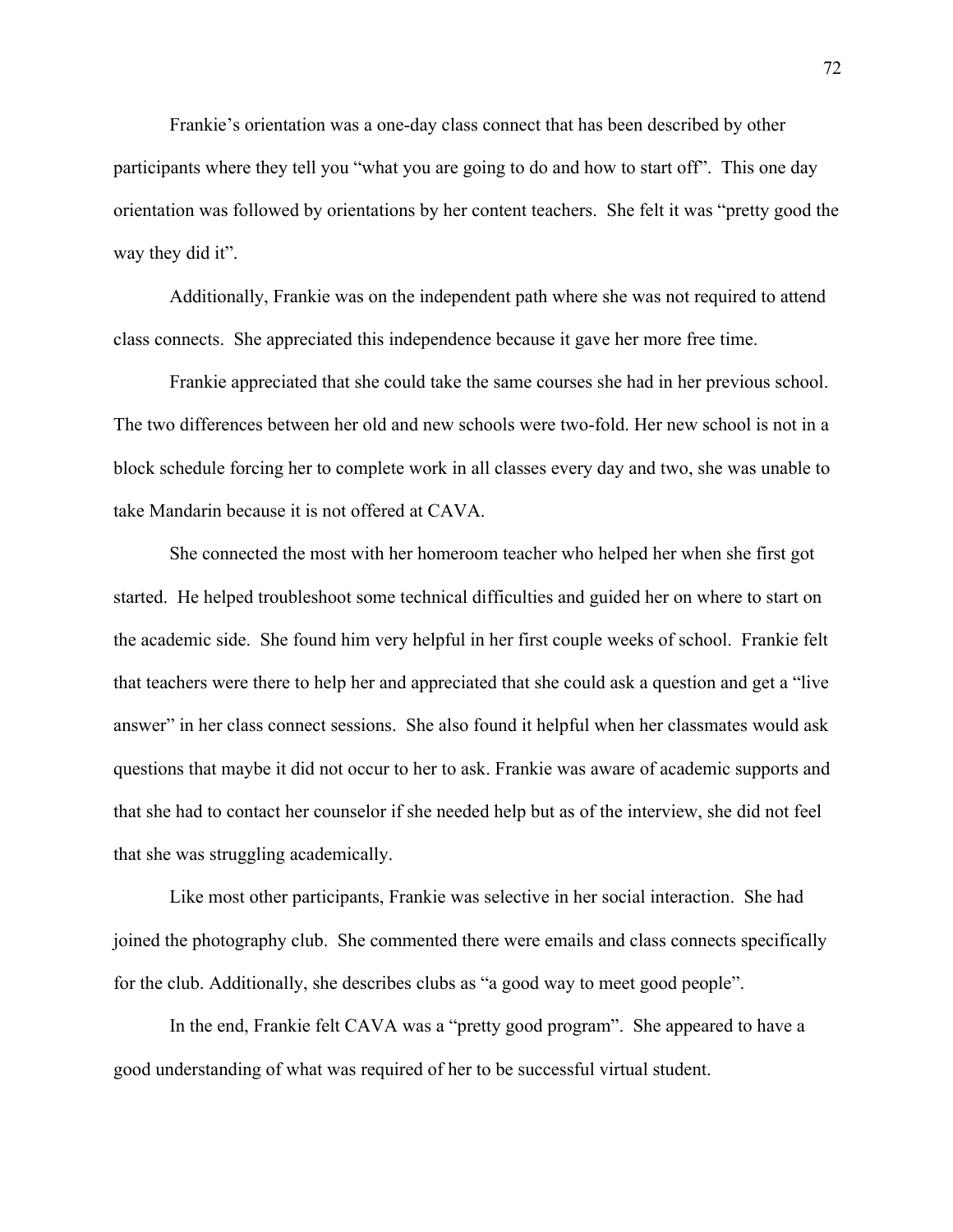Frankie's orientation was a one-day class connect that has been described by other participants where they tell you "what you are going to do and how to start off". This one day orientation was followed by orientations by her content teachers. She felt it was "pretty good the way they did it".

Additionally, Frankie was on the independent path where she was not required to attend class connects. She appreciated this independence because it gave her more free time.

Frankie appreciated that she could take the same courses she had in her previous school. The two differences between her old and new schools were two-fold. Her new school is not in a block schedule forcing her to complete work in all classes every day and two, she was unable to take Mandarin because it is not offered at CAVA.

She connected the most with her homeroom teacher who helped her when she first got started. He helped troubleshoot some technical difficulties and guided her on where to start on the academic side. She found him very helpful in her first couple weeks of school. Frankie felt that teachers were there to help her and appreciated that she could ask a question and get a "live answer" in her class connect sessions. She also found it helpful when her classmates would ask questions that maybe it did not occur to her to ask. Frankie was aware of academic supports and that she had to contact her counselor if she needed help but as of the interview, she did not feel that she was struggling academically.

Like most other participants, Frankie was selective in her social interaction. She had joined the photography club. She commented there were emails and class connects specifically for the club. Additionally, she describes clubs as "a good way to meet good people".

In the end, Frankie felt CAVA was a "pretty good program". She appeared to have a good understanding of what was required of her to be successful virtual student.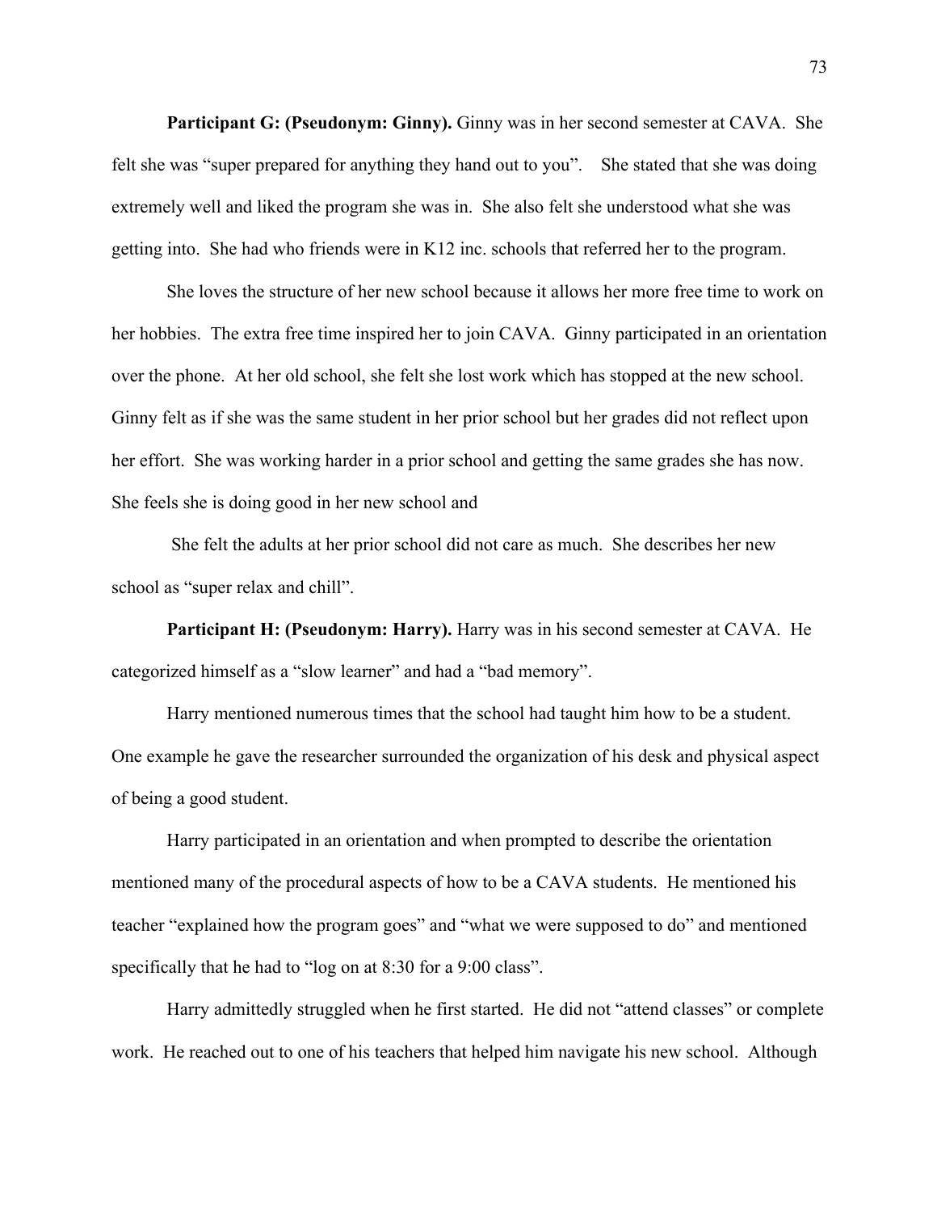**Participant G: (Pseudonym: Ginny).** Ginny was in her second semester at CAVA. She felt she was "super prepared for anything they hand out to you". She stated that she was doing extremely well and liked the program she was in. She also felt she understood what she was getting into. She had who friends were in K12 inc. schools that referred her to the program.

She loves the structure of her new school because it allows her more free time to work on her hobbies. The extra free time inspired her to join CAVA. Ginny participated in an orientation over the phone. At her old school, she felt she lost work which has stopped at the new school. Ginny felt as if she was the same student in her prior school but her grades did not reflect upon her effort. She was working harder in a prior school and getting the same grades she has now. She feels she is doing good in her new school and

She felt the adults at her prior school did not care as much. She describes her new school as "super relax and chill".

**Participant H: (Pseudonym: Harry).** Harry was in his second semester at CAVA. He categorized himself as a "slow learner" and had a "bad memory".

Harry mentioned numerous times that the school had taught him how to be a student. One example he gave the researcher surrounded the organization of his desk and physical aspect of being a good student.

Harry participated in an orientation and when prompted to describe the orientation mentioned many of the procedural aspects of how to be a CAVA students. He mentioned his teacher "explained how the program goes" and "what we were supposed to do" and mentioned specifically that he had to "log on at 8:30 for a 9:00 class".

Harry admittedly struggled when he first started. He did not "attend classes" or complete work. He reached out to one of his teachers that helped him navigate his new school. Although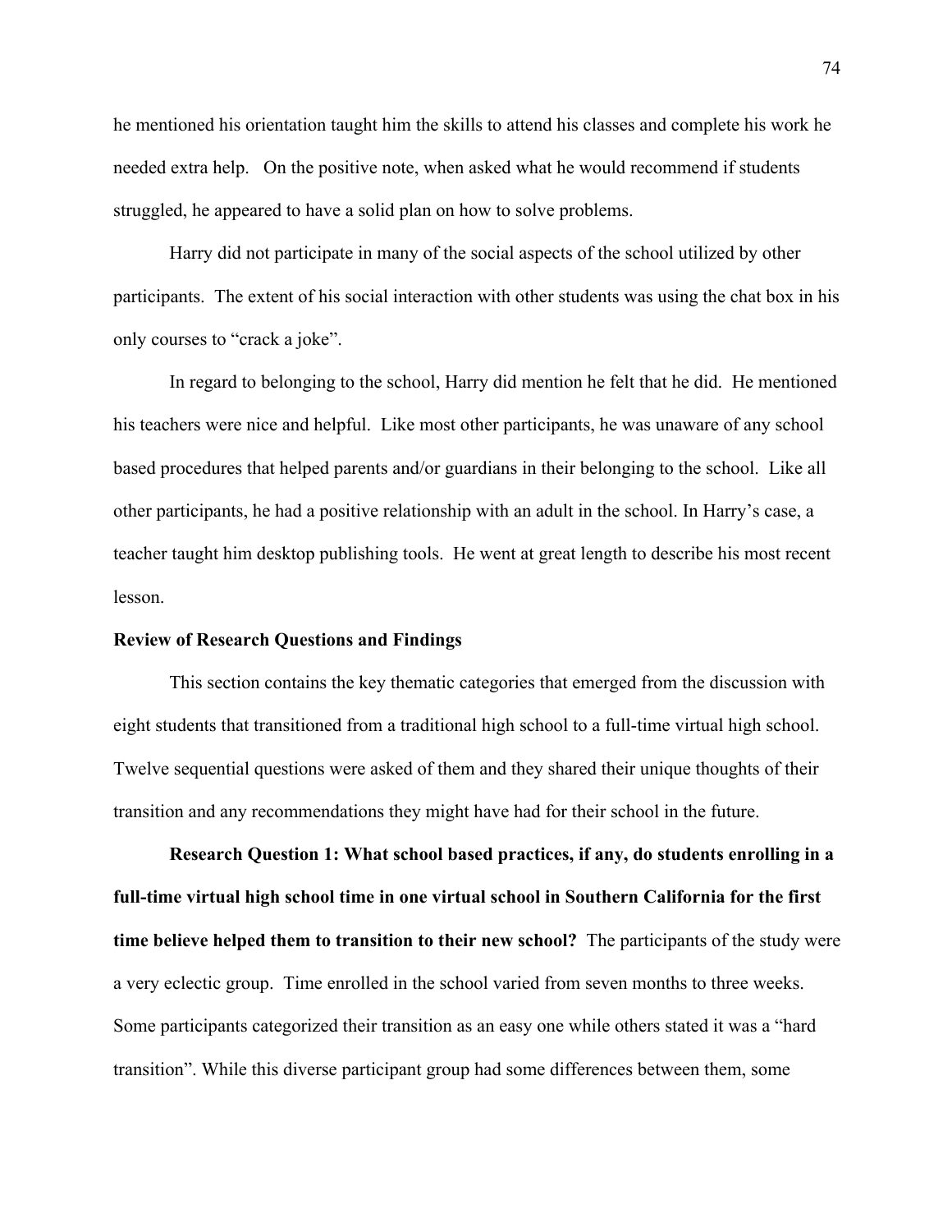he mentioned his orientation taught him the skills to attend his classes and complete his work he needed extra help. On the positive note, when asked what he would recommend if students struggled, he appeared to have a solid plan on how to solve problems.

Harry did not participate in many of the social aspects of the school utilized by other participants. The extent of his social interaction with other students was using the chat box in his only courses to "crack a joke".

In regard to belonging to the school, Harry did mention he felt that he did. He mentioned his teachers were nice and helpful. Like most other participants, he was unaware of any school based procedures that helped parents and/or guardians in their belonging to the school. Like all other participants, he had a positive relationship with an adult in the school. In Harry's case, a teacher taught him desktop publishing tools. He went at great length to describe his most recent lesson.

## Review of Research Questions and Findings

This section contains the key thematic categories that emerged from the discussion with eight students that transitioned from a traditional high school to a full-time virtual high school. Twelve sequential questions were asked of them and they shared their unique thoughts of their transition and any recommendations they might have had for their school in the future.

**Research Question 1: What school based practices, if any, do students enrolling in a full-time virtual high school time in one virtual school in Southern California for the first time believe helped them to transition to their new school?** The participants of the study were a very eclectic group. Time enrolled in the school varied from seven months to three weeks. Some participants categorized their transition as an easy one while others stated it was a "hard transition". While this diverse participant group had some differences between them, some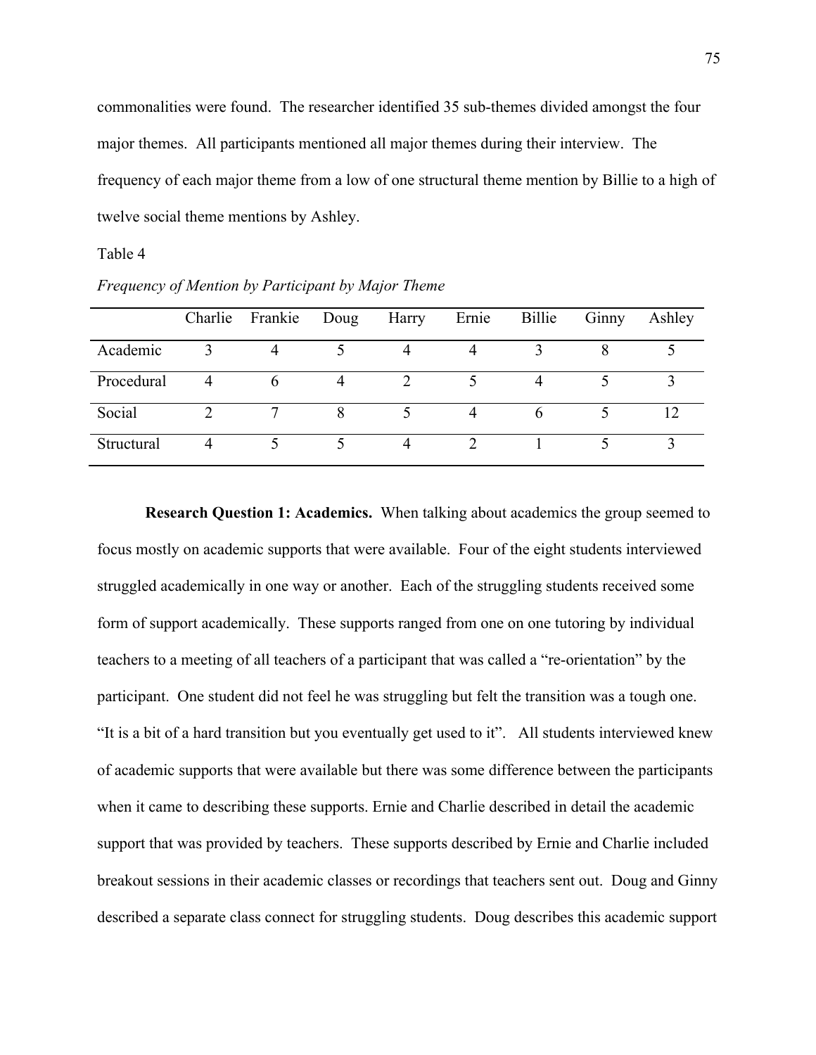commonalities were found. The researcher identified 35 sub-themes divided amongst the four major themes. All participants mentioned all major themes during their interview. The frequency of each major theme from a low of one structural theme mention by Billie to a high of twelve social theme mentions by Ashley.

Table 4

*Frequency of Mention by Participant by Major Theme*

| | Charlie | Frankie | Doug | Harry | Ernie | Billie | Ginny | Ashley |
|---|---|---|---|---|---|---|---|---|
| Academic | 3 | 4 | 5 | 4 | 4 | 3 | 8 | 5 |
| Procedural | 4 | 6 | 4 | 2 | 5 | 4 | 5 | 3 |
| Social | 2 | 7 | 8 | 5 | 4 | 6 | 5 | 12 |
| Structural | 4 | 5 | 5 | 4 | 2 | 1 | 5 | 3 |

**Research Question 1: Academics.** When talking about academics the group seemed to focus mostly on academic supports that were available. Four of the eight students interviewed struggled academically in one way or another. Each of the struggling students received some form of support academically. These supports ranged from one on one tutoring by individual teachers to a meeting of all teachers of a participant that was called a "re-orientation" by the participant. One student did not feel he was struggling but felt the transition was a tough one. "It is a bit of a hard transition but you eventually get used to it". All students interviewed knew of academic supports that were available but there was some difference between the participants when it came to describing these supports. Ernie and Charlie described in detail the academic support that was provided by teachers. These supports described by Ernie and Charlie included breakout sessions in their academic classes or recordings that teachers sent out. Doug and Ginny described a separate class connect for struggling students. Doug describes this academic support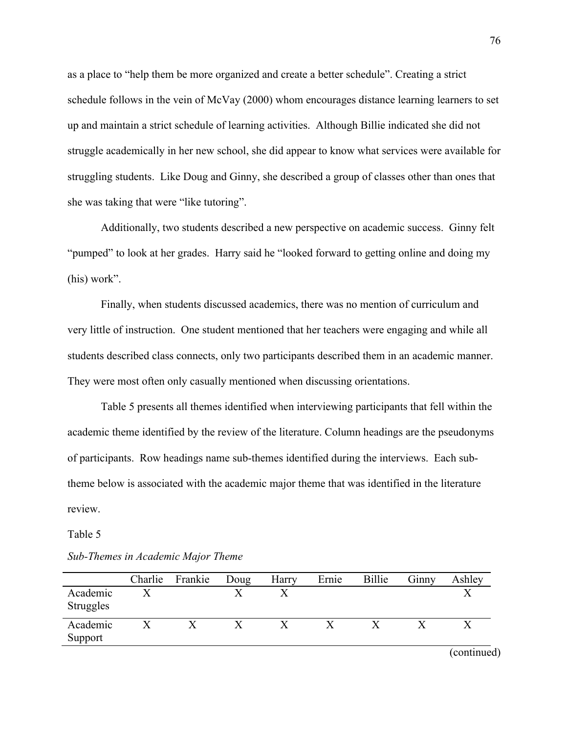as a place to "help them be more organized and create a better schedule". Creating a strict schedule follows in the vein of McVay (2000) whom encourages distance learning learners to set up and maintain a strict schedule of learning activities. Although Billie indicated she did not struggle academically in her new school, she did appear to know what services were available for struggling students. Like Doug and Ginny, she described a group of classes other than ones that she was taking that were "like tutoring".

Additionally, two students described a new perspective on academic success. Ginny felt "pumped" to look at her grades. Harry said he "looked forward to getting online and doing my (his) work".

Finally, when students discussed academics, there was no mention of curriculum and very little of instruction. One student mentioned that her teachers were engaging and while all students described class connects, only two participants described them in an academic manner. They were most often only casually mentioned when discussing orientations.

Table 5 presents all themes identified when interviewing participants that fell within the academic theme identified by the review of the literature. Column headings are the pseudonyms of participants. Row headings name sub-themes identified during the interviews. Each sub-theme below is associated with the academic major theme that was identified in the literature review.

Table 5

*Sub-Themes in Academic Major Theme*

| | Charlie | Frankie | Doug | Harry | Ernie | Billie | Ginny | Ashley |
|---|---|---|---|---|---|---|---|---|
| Academic Struggles | X | | X | X | | | | X |
| Academic Support | X | X | X | X | X | X | X | X |

(continued)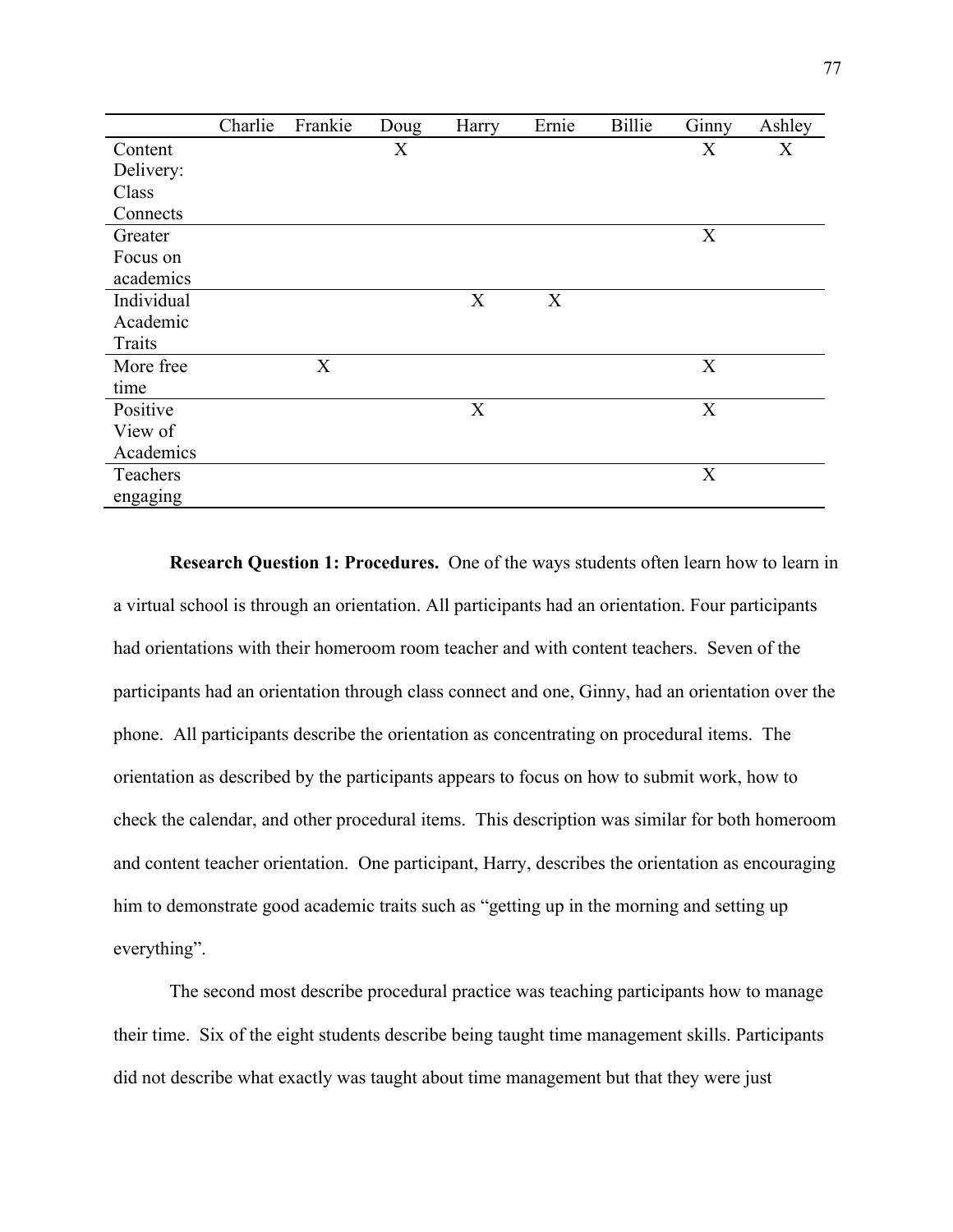| | Charlie | Frankie | Doug | Harry | Ernie | Billie | Ginny | Ashley |
|---|---|---|---|---|---|---|---|---|
| Content Delivery: Class Connects | | | X | | | | X | X |
| Greater Focus on academics | | | | | | | X | |
| Individual Academic Traits | | | | X | X | | | |
| More free time | | X | | | | | X | |
| Positive View of Academics | | | | X | | | X | |
| Teachers engaging | | | | | | | X | |

**Research Question 1: Procedures.** One of the ways students often learn how to learn in a virtual school is through an orientation. All participants had an orientation. Four participants had orientations with their homeroom room teacher and with content teachers. Seven of the participants had an orientation through class connect and one, Ginny, had an orientation over the phone. All participants describe the orientation as concentrating on procedural items. The orientation as described by the participants appears to focus on how to submit work, how to check the calendar, and other procedural items. This description was similar for both homeroom and content teacher orientation. One participant, Harry, describes the orientation as encouraging him to demonstrate good academic traits such as "getting up in the morning and setting up everything".

The second most describe procedural practice was teaching participants how to manage their time. Six of the eight students describe being taught time management skills. Participants did not describe what exactly was taught about time management but that they were just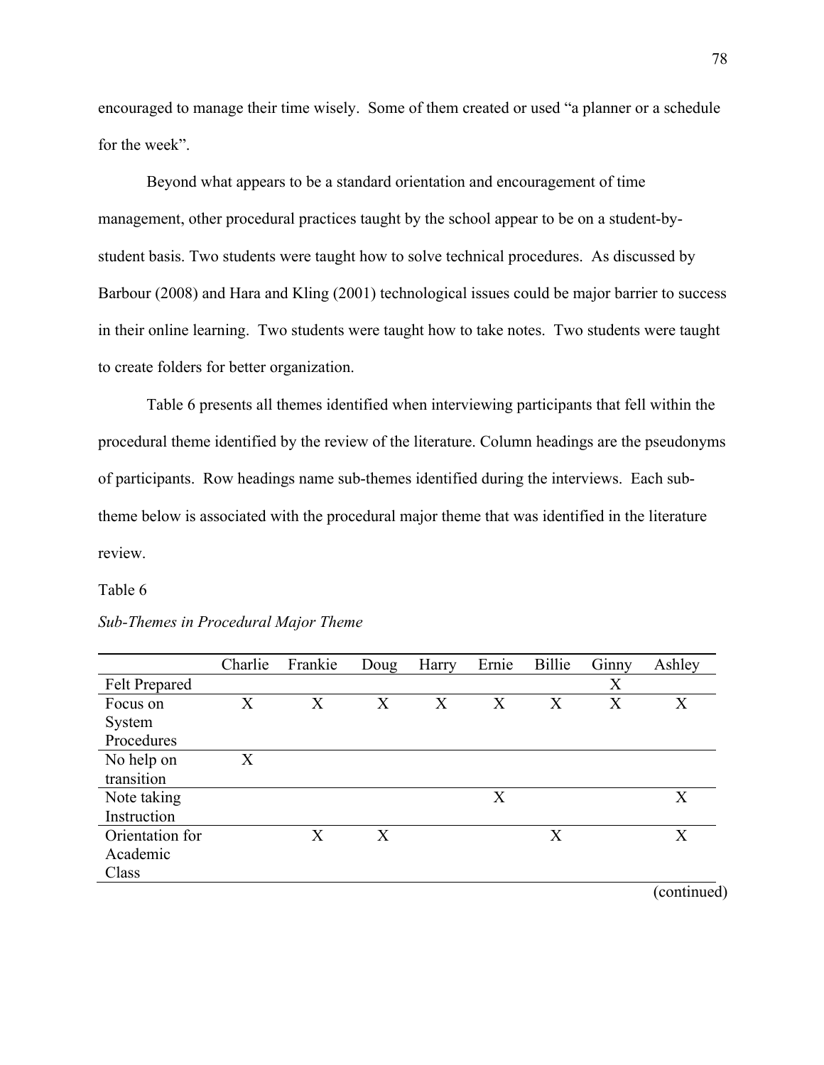encouraged to manage their time wisely. Some of them created or used "a planner or a schedule for the week".

Beyond what appears to be a standard orientation and encouragement of time management, other procedural practices taught by the school appear to be on a student-by-student basis. Two students were taught how to solve technical procedures. As discussed by Barbour (2008) and Hara and Kling (2001) technological issues could be major barrier to success in their online learning. Two students were taught how to take notes. Two students were taught to create folders for better organization.

Table 6 presents all themes identified when interviewing participants that fell within the procedural theme identified by the review of the literature. Column headings are the pseudonyms of participants. Row headings name sub-themes identified during the interviews. Each sub-theme below is associated with the procedural major theme that was identified in the literature review.

Table 6

*Sub-Themes in Procedural Major Theme*

| | Charlie | Frankie | Doug | Harry | Ernie | Billie | Ginny | Ashley |
|---|---|---|---|---|---|---|---|---|
| Felt Prepared | | | | | | | X | |
| Focus on System Procedures | X | X | X | X | X | X | X | X |
| No help on transition | X | | | | | | | |
| Note taking Instruction | | | | | X | | | X |
| Orientation for Academic Class | | X | X | | | X | | X |

(continued)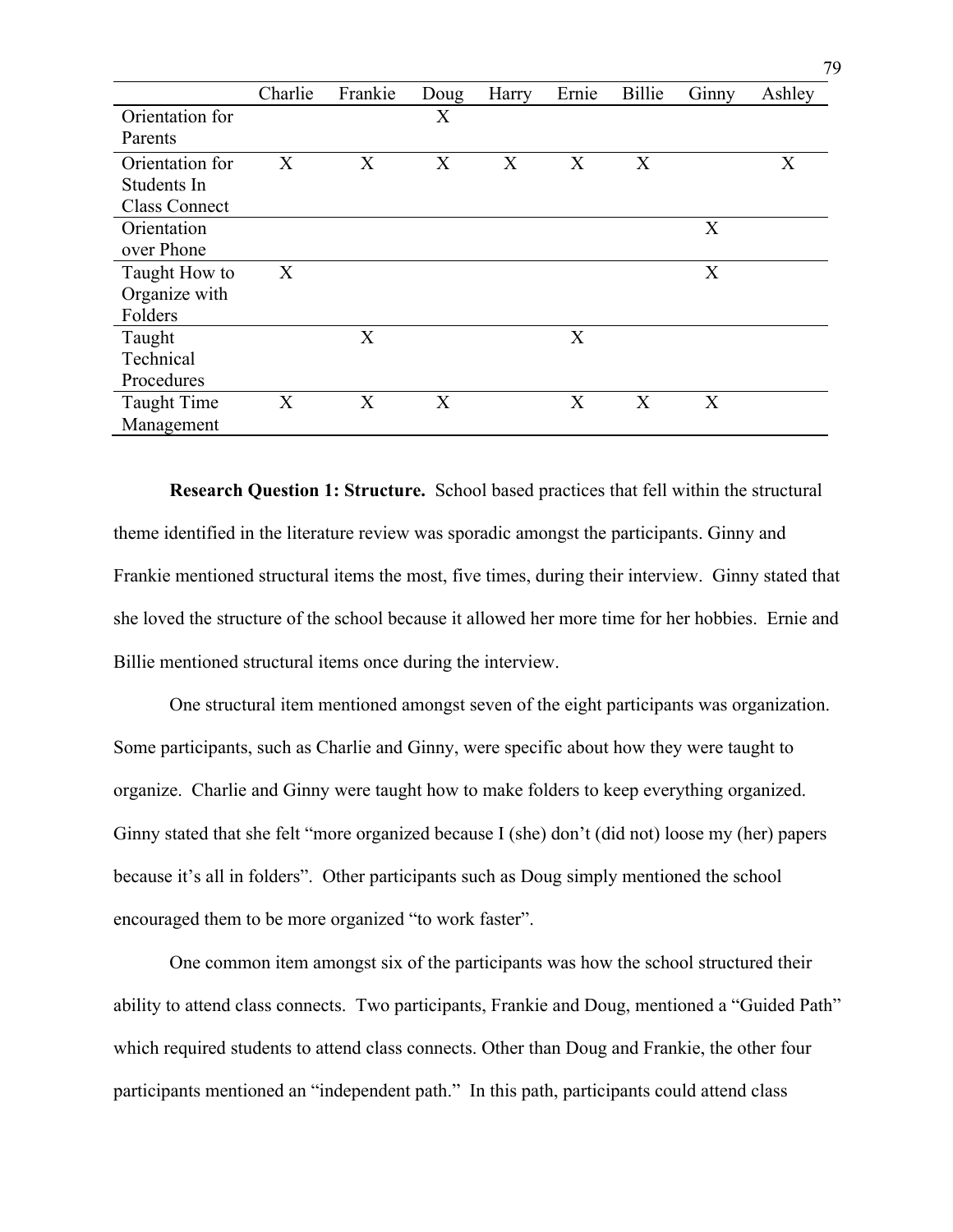| | Charlie | Frankie | Doug | Harry | Ernie | Billie | Ginny | Ashley |
|---|---|---|---|---|---|---|---|---|
| Orientation for Parents | | | X | | | | | |
| Orientation for Students In Class Connect | X | X | X | X | X | X | | X |
| Orientation over Phone | | | | | | | X | |
| Taught How to Organize with Folders | X | | | | | | X | |
| Taught Technical Procedures | | X | | | X | | | |
| Taught Time Management | X | X | X | | X | X | X | |

**Research Question 1: Structure.** School based practices that fell within the structural theme identified in the literature review was sporadic amongst the participants. Ginny and Frankie mentioned structural items the most, five times, during their interview. Ginny stated that she loved the structure of the school because it allowed her more time for her hobbies. Ernie and Billie mentioned structural items once during the interview.

One structural item mentioned amongst seven of the eight participants was organization. Some participants, such as Charlie and Ginny, were specific about how they were taught to organize. Charlie and Ginny were taught how to make folders to keep everything organized. Ginny stated that she felt "more organized because I (she) don't (did not) loose my (her) papers because it's all in folders". Other participants such as Doug simply mentioned the school encouraged them to be more organized "to work faster".

One common item amongst six of the participants was how the school structured their ability to attend class connects. Two participants, Frankie and Doug, mentioned a "Guided Path" which required students to attend class connects. Other than Doug and Frankie, the other four participants mentioned an "independent path." In this path, participants could attend class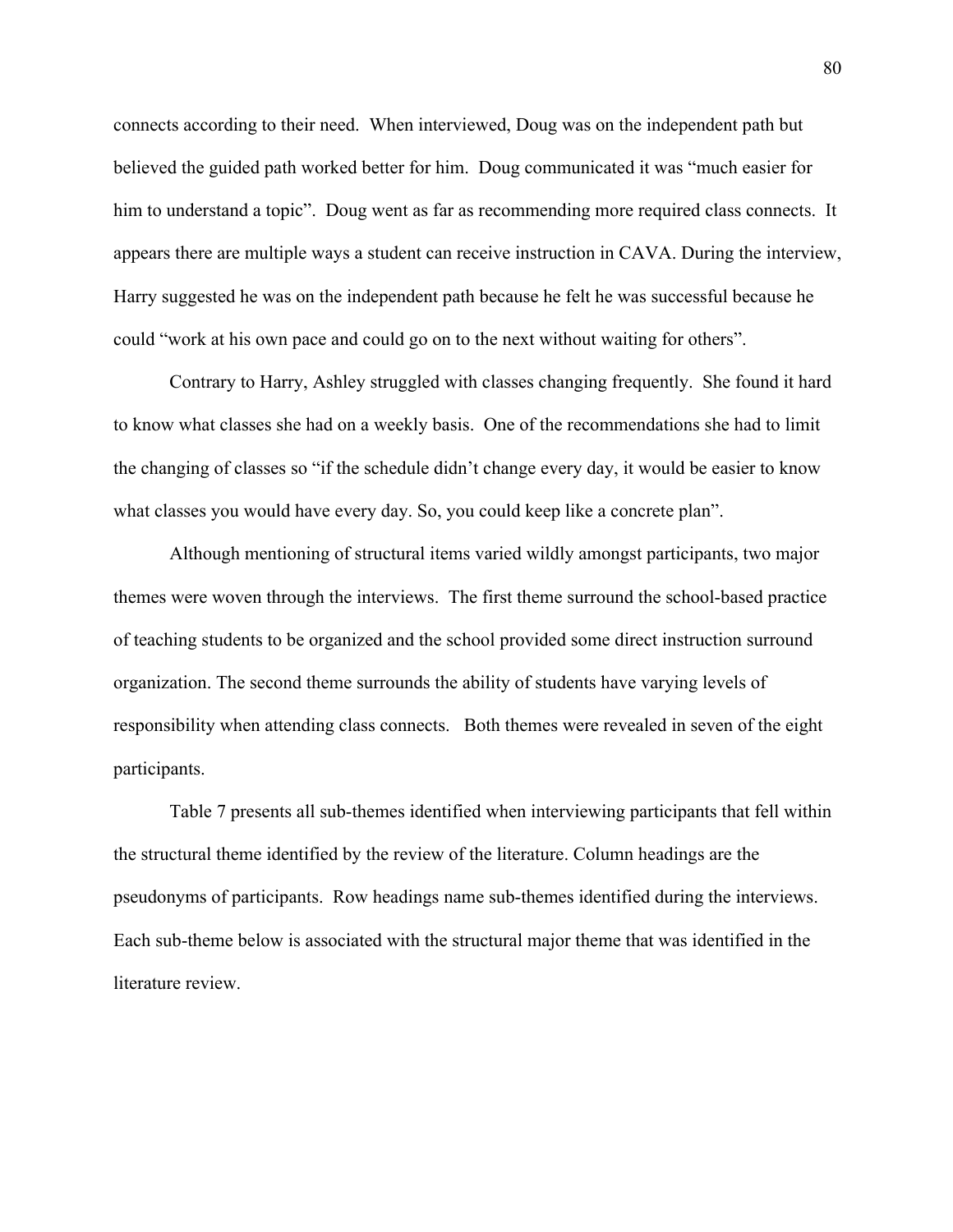connects according to their need. When interviewed, Doug was on the independent path but believed the guided path worked better for him. Doug communicated it was "much easier for him to understand a topic". Doug went as far as recommending more required class connects. It appears there are multiple ways a student can receive instruction in CAVA. During the interview, Harry suggested he was on the independent path because he felt he was successful because he could "work at his own pace and could go on to the next without waiting for others".

Contrary to Harry, Ashley struggled with classes changing frequently. She found it hard to know what classes she had on a weekly basis. One of the recommendations she had to limit the changing of classes so "if the schedule didn't change every day, it would be easier to know what classes you would have every day. So, you could keep like a concrete plan".

Although mentioning of structural items varied wildly amongst participants, two major themes were woven through the interviews. The first theme surround the school-based practice of teaching students to be organized and the school provided some direct instruction surround organization. The second theme surrounds the ability of students have varying levels of responsibility when attending class connects. Both themes were revealed in seven of the eight participants.

Table 7 presents all sub-themes identified when interviewing participants that fell within the structural theme identified by the review of the literature. Column headings are the pseudonyms of participants. Row headings name sub-themes identified during the interviews. Each sub-theme below is associated with the structural major theme that was identified in the literature review.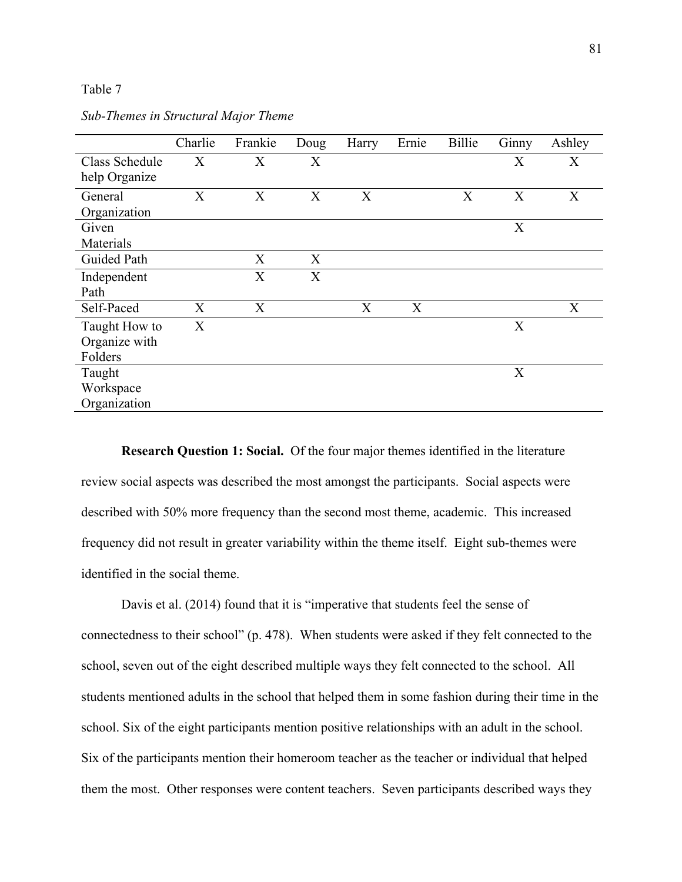Table 7

*Sub-Themes in Structural Major Theme*

| | Charlie | Frankie | Doug | Harry | Ernie | Billie | Ginny | Ashley |
|---|---|---|---|---|---|---|---|---|
| Class Schedule help Organize | X | X | X | | | | X | X |
| General Organization | X | X | X | X | | X | X | X |
| Given Materials | | | | | | | X | |
| Guided Path | | X | X | | | | | |
| Independent Path | | X | X | | | | | |
| Self-Paced | X | X | | X | X | | | X |
| Taught How to Organize with Folders | X | | | | | | X | |
| Taught Workspace Organization | | | | | | | X | |

**Research Question 1: Social.** Of the four major themes identified in the literature review social aspects was described the most amongst the participants. Social aspects were described with 50% more frequency than the second most theme, academic. This increased frequency did not result in greater variability within the theme itself. Eight sub-themes were identified in the social theme.

Davis et al. (2014) found that it is "imperative that students feel the sense of connectedness to their school" (p. 478). When students were asked if they felt connected to the school, seven out of the eight described multiple ways they felt connected to the school. All students mentioned adults in the school that helped them in some fashion during their time in the school. Six of the eight participants mention positive relationships with an adult in the school. Six of the participants mention their homeroom teacher as the teacher or individual that helped them the most. Other responses were content teachers. Seven participants described ways they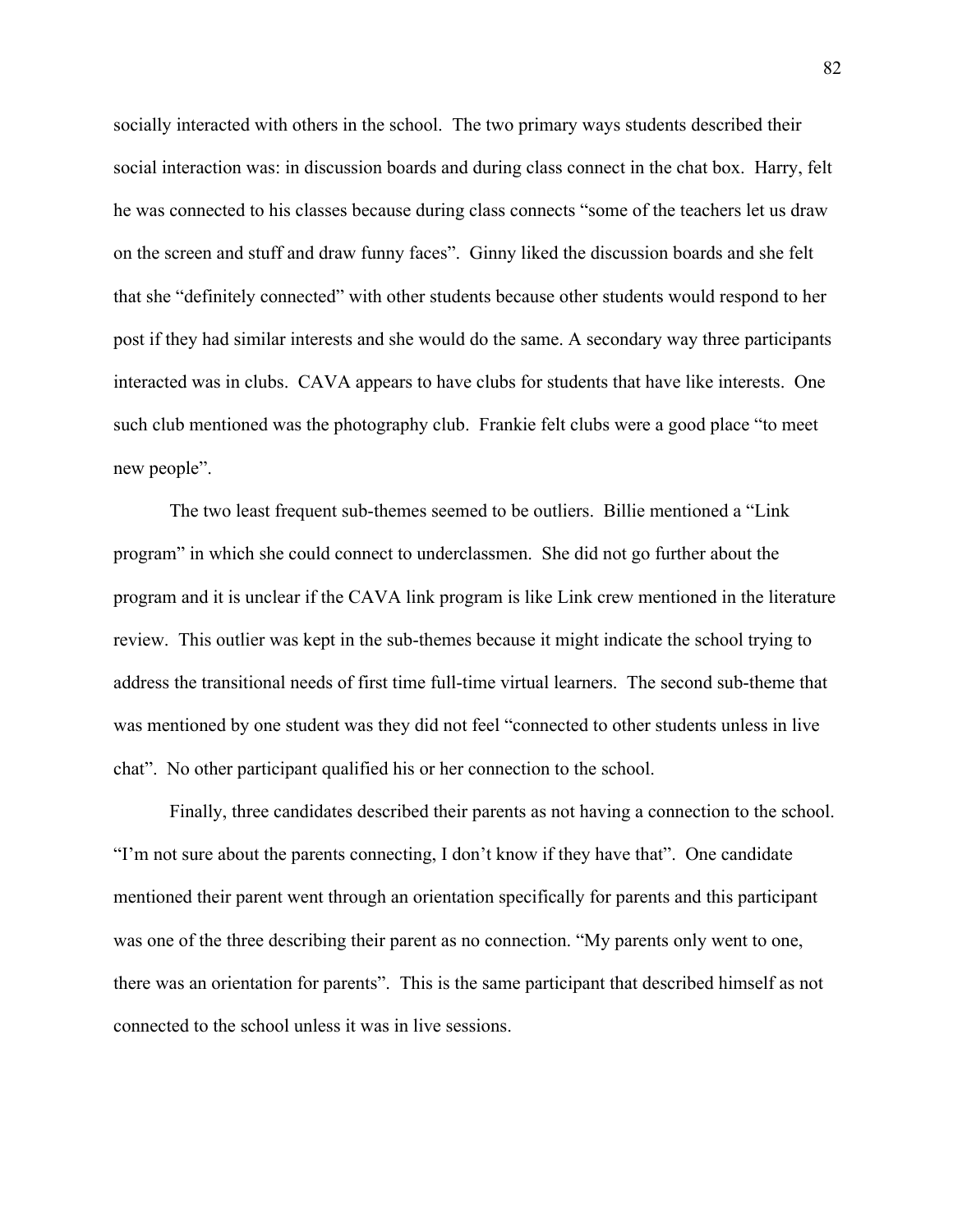socially interacted with others in the school. The two primary ways students described their social interaction was: in discussion boards and during class connect in the chat box. Harry, felt he was connected to his classes because during class connects "some of the teachers let us draw on the screen and stuff and draw funny faces". Ginny liked the discussion boards and she felt that she "definitely connected" with other students because other students would respond to her post if they had similar interests and she would do the same. A secondary way three participants interacted was in clubs. CAVA appears to have clubs for students that have like interests. One such club mentioned was the photography club. Frankie felt clubs were a good place "to meet new people".

The two least frequent sub-themes seemed to be outliers. Billie mentioned a "Link program" in which she could connect to underclassmen. She did not go further about the program and it is unclear if the CAVA link program is like Link crew mentioned in the literature review. This outlier was kept in the sub-themes because it might indicate the school trying to address the transitional needs of first time full-time virtual learners. The second sub-theme that was mentioned by one student was they did not feel "connected to other students unless in live chat". No other participant qualified his or her connection to the school.

Finally, three candidates described their parents as not having a connection to the school. "I'm not sure about the parents connecting, I don't know if they have that". One candidate mentioned their parent went through an orientation specifically for parents and this participant was one of the three describing their parent as no connection. "My parents only went to one, there was an orientation for parents". This is the same participant that described himself as not connected to the school unless it was in live sessions.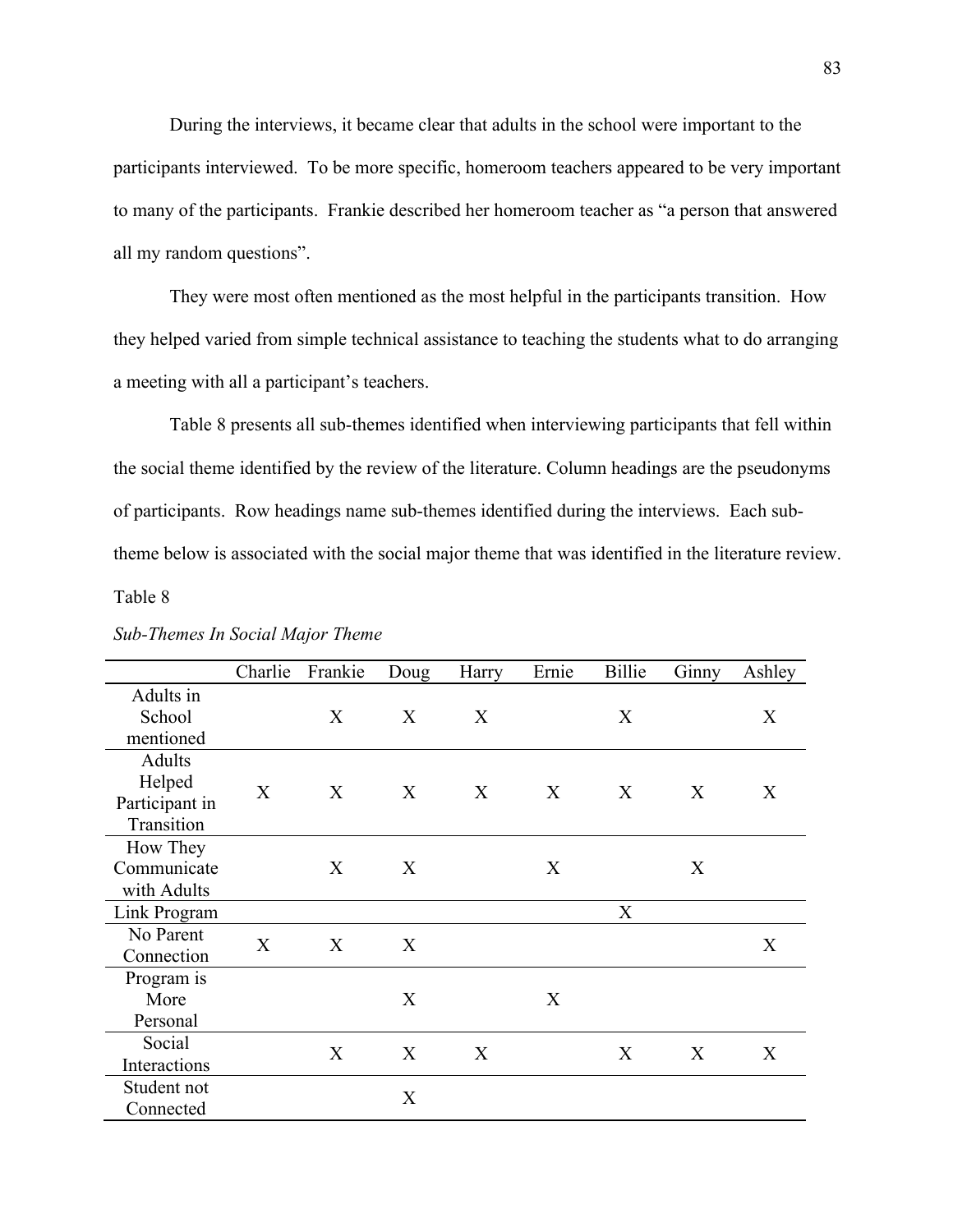During the interviews, it became clear that adults in the school were important to the participants interviewed. To be more specific, homeroom teachers appeared to be very important to many of the participants. Frankie described her homeroom teacher as "a person that answered all my random questions".

They were most often mentioned as the most helpful in the participants transition. How they helped varied from simple technical assistance to teaching the students what to do arranging a meeting with all a participant's teachers.

Table 8 presents all sub-themes identified when interviewing participants that fell within the social theme identified by the review of the literature. Column headings are the pseudonyms of participants. Row headings name sub-themes identified during the interviews. Each sub-theme below is associated with the social major theme that was identified in the literature review.

Table 8

*Sub-Themes In Social Major Theme*

| | Charlie | Frankie | Doug | Harry | Ernie | Billie | Ginny | Ashley |
|---|---|---|---|---|---|---|---|---|
| Adults in School mentioned | | X | X | X | | X | | X |
| Adults Helped Participant in Transition | X | X | X | X | X | X | X | X |
| How They Communicate with Adults | | X | X | | X | | X | |
| Link Program | | | | | | X | | |
| No Parent Connection | X | X | X | | | | | X |
| Program is More Personal | | | X | | X | | | |
| Social Interactions | | X | X | X | | X | X | X |
| Student not Connected | | | X | | | | | |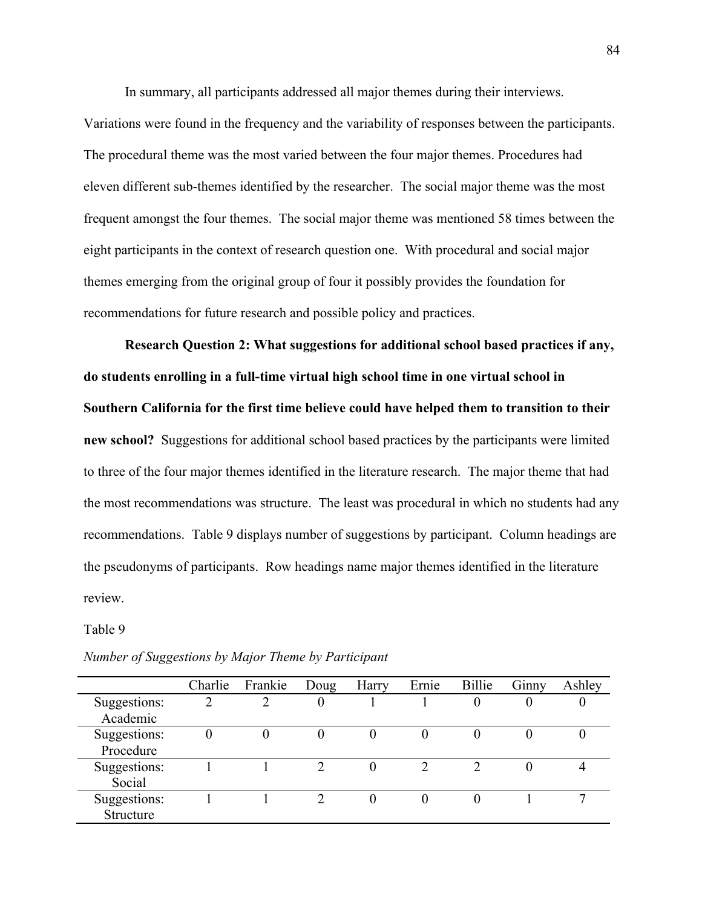In summary, all participants addressed all major themes during their interviews. Variations were found in the frequency and the variability of responses between the participants. The procedural theme was the most varied between the four major themes. Procedures had eleven different sub-themes identified by the researcher. The social major theme was the most frequent amongst the four themes. The social major theme was mentioned 58 times between the eight participants in the context of research question one. With procedural and social major themes emerging from the original group of four it possibly provides the foundation for recommendations for future research and possible policy and practices.

**Research Question 2: What suggestions for additional school based practices if any, do students enrolling in a full-time virtual high school time in one virtual school in Southern California for the first time believe could have helped them to transition to their new school?** Suggestions for additional school based practices by the participants were limited to three of the four major themes identified in the literature research. The major theme that had the most recommendations was structure. The least was procedural in which no students had any recommendations. Table 9 displays number of suggestions by participant. Column headings are the pseudonyms of participants. Row headings name major themes identified in the literature review.

Table 9

*Number of Suggestions by Major Theme by Participant*

| | Charlie | Frankie | Doug | Harry | Ernie | Billie | Ginny | Ashley |
|---|---|---|---|---|---|---|---|---|
| Suggestions: Academic | 2 | 2 | 0 | 1 | 1 | 0 | 0 | 0 |
| Suggestions: Procedure | 0 | 0 | 0 | 0 | 0 | 0 | 0 | 0 |
| Suggestions: Social | 1 | 1 | 2 | 0 | 2 | 2 | 0 | 4 |
| Suggestions: Structure | 1 | 1 | 2 | 0 | 0 | 0 | 1 | 7 |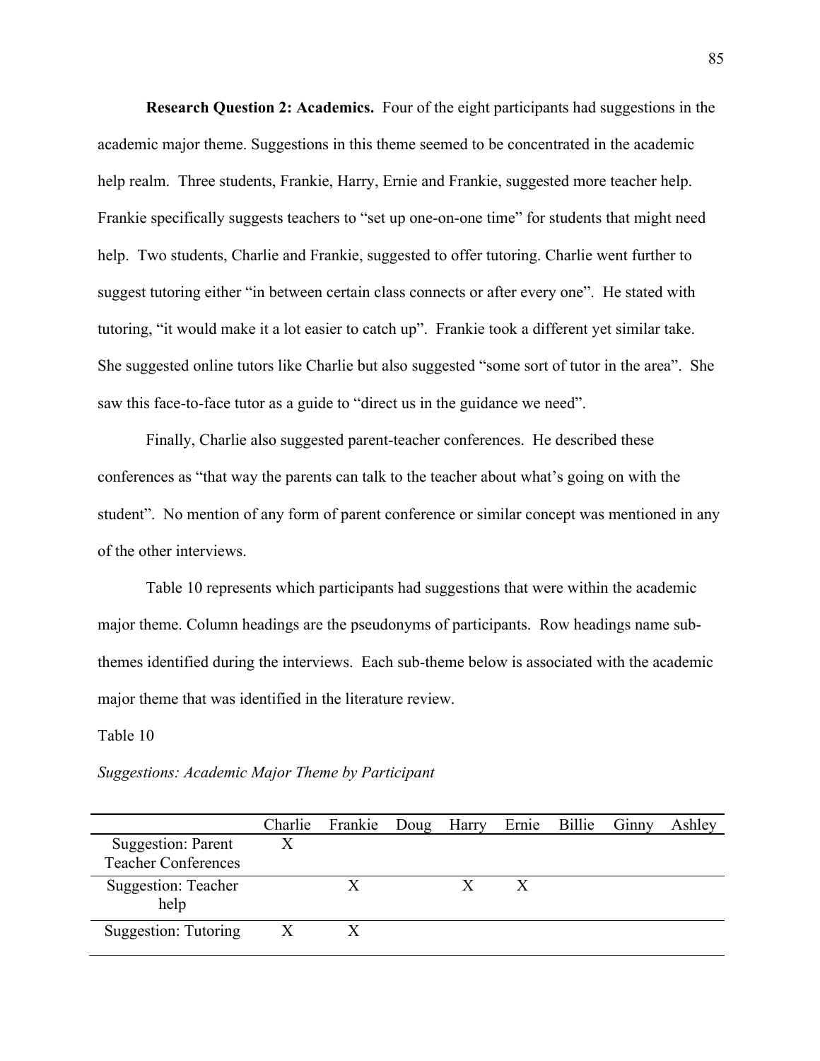**Research Question 2: Academics.** Four of the eight participants had suggestions in the academic major theme. Suggestions in this theme seemed to be concentrated in the academic help realm. Three students, Frankie, Harry, Ernie and Frankie, suggested more teacher help. Frankie specifically suggests teachers to "set up one-on-one time" for students that might need help. Two students, Charlie and Frankie, suggested to offer tutoring. Charlie went further to suggest tutoring either "in between certain class connects or after every one". He stated with tutoring, "it would make it a lot easier to catch up". Frankie took a different yet similar take. She suggested online tutors like Charlie but also suggested "some sort of tutor in the area". She saw this face-to-face tutor as a guide to "direct us in the guidance we need".

Finally, Charlie also suggested parent-teacher conferences. He described these conferences as "that way the parents can talk to the teacher about what's going on with the student". No mention of any form of parent conference or similar concept was mentioned in any of the other interviews.

Table 10 represents which participants had suggestions that were within the academic major theme. Column headings are the pseudonyms of participants. Row headings name sub-themes identified during the interviews. Each sub-theme below is associated with the academic major theme that was identified in the literature review.

Table 10

*Suggestions: Academic Major Theme by Participant*

| | Charlie | Frankie | Doug | Harry | Ernie | Billie | Ginny | Ashley |
|---|---|---|---|---|---|---|---|---|
| Suggestion: Parent Teacher Conferences | X | | | | | | | |
| Suggestion: Teacher help | | X | | X | X | | | |
| Suggestion: Tutoring | X | X | | | | | | |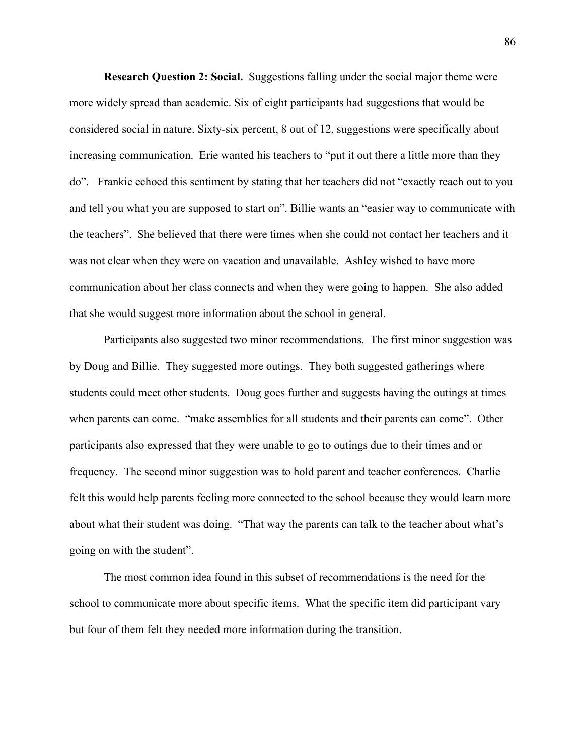**Research Question 2: Social.** Suggestions falling under the social major theme were more widely spread than academic. Six of eight participants had suggestions that would be considered social in nature. Sixty-six percent, 8 out of 12, suggestions were specifically about increasing communication. Erie wanted his teachers to "put it out there a little more than they do". Frankie echoed this sentiment by stating that her teachers did not "exactly reach out to you and tell you what you are supposed to start on". Billie wants an "easier way to communicate with the teachers". She believed that there were times when she could not contact her teachers and it was not clear when they were on vacation and unavailable. Ashley wished to have more communication about her class connects and when they were going to happen. She also added that she would suggest more information about the school in general.

Participants also suggested two minor recommendations. The first minor suggestion was by Doug and Billie. They suggested more outings. They both suggested gatherings where students could meet other students. Doug goes further and suggests having the outings at times when parents can come. "make assemblies for all students and their parents can come". Other participants also expressed that they were unable to go to outings due to their times and or frequency. The second minor suggestion was to hold parent and teacher conferences. Charlie felt this would help parents feeling more connected to the school because they would learn more about what their student was doing. "That way the parents can talk to the teacher about what's going on with the student".

The most common idea found in this subset of recommendations is the need for the school to communicate more about specific items. What the specific item did participant vary but four of them felt they needed more information during the transition.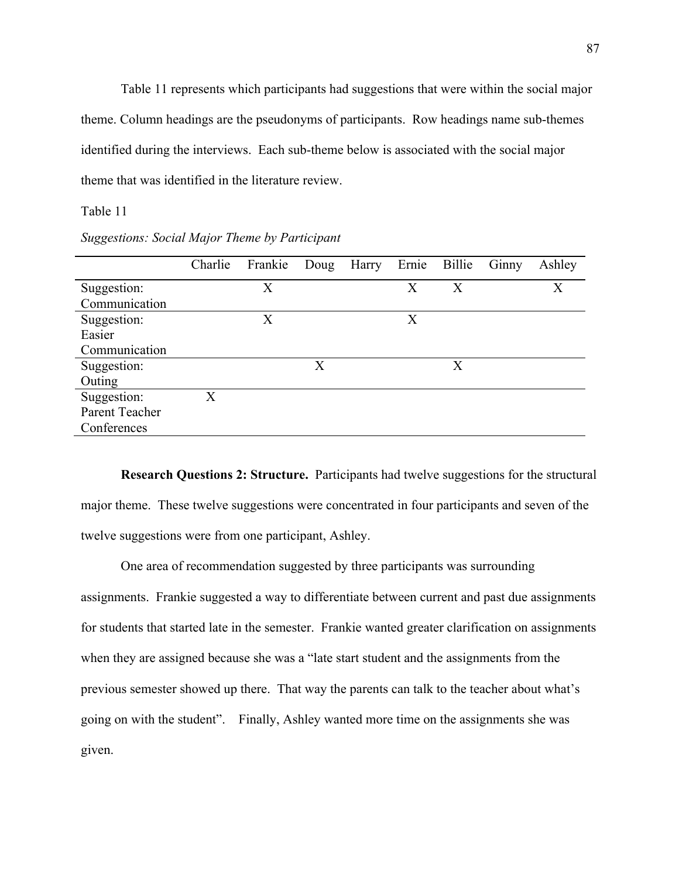Table 11 represents which participants had suggestions that were within the social major theme. Column headings are the pseudonyms of participants. Row headings name sub-themes identified during the interviews. Each sub-theme below is associated with the social major theme that was identified in the literature review.

Table 11

*Suggestions: Social Major Theme by Participant*

| | Charlie | Frankie | Doug | Harry | Ernie | Billie | Ginny | Ashley |
|---|---|---|---|---|---|---|---|---|
| Suggestion: Communication | | X | | | X | X | | X |
| Suggestion: Easier Communication | | X | | | X | | | |
| Suggestion: Outing | | | X | | | X | | |
| Suggestion: Parent Teacher Conferences | X | | | | | | | |

**Research Questions 2: Structure.** Participants had twelve suggestions for the structural major theme. These twelve suggestions were concentrated in four participants and seven of the twelve suggestions were from one participant, Ashley.

One area of recommendation suggested by three participants was surrounding assignments. Frankie suggested a way to differentiate between current and past due assignments for students that started late in the semester. Frankie wanted greater clarification on assignments when they are assigned because she was a "late start student and the assignments from the previous semester showed up there. That way the parents can talk to the teacher about what's going on with the student". Finally, Ashley wanted more time on the assignments she was given.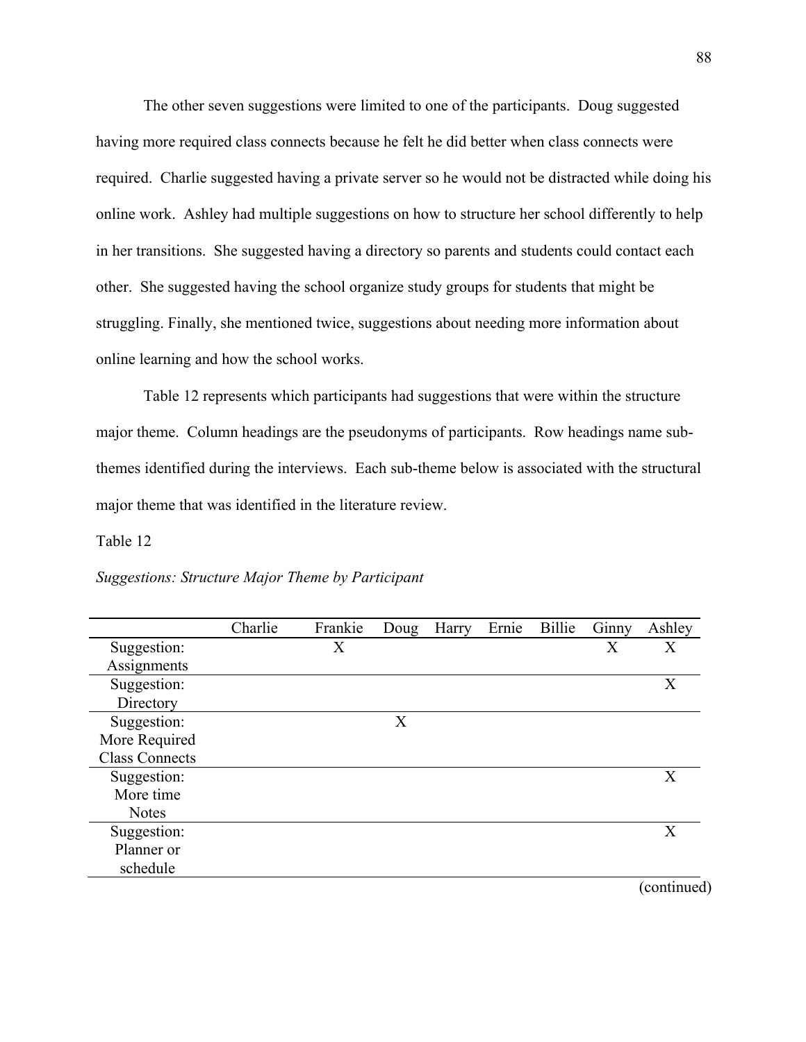The other seven suggestions were limited to one of the participants. Doug suggested having more required class connects because he felt he did better when class connects were required. Charlie suggested having a private server so he would not be distracted while doing his online work. Ashley had multiple suggestions on how to structure her school differently to help in her transitions. She suggested having a directory so parents and students could contact each other. She suggested having the school organize study groups for students that might be struggling. Finally, she mentioned twice, suggestions about needing more information about online learning and how the school works.

Table 12 represents which participants had suggestions that were within the structure major theme. Column headings are the pseudonyms of participants. Row headings name sub-themes identified during the interviews. Each sub-theme below is associated with the structural major theme that was identified in the literature review.

Table 12

*Suggestions: Structure Major Theme by Participant*

| | Charlie | Frankie | Doug | Harry | Ernie | Billie | Ginny | Ashley |
|---|---|---|---|---|---|---|---|---|
| Suggestion: Assignments | | X | | | | | X | X |
| Suggestion: Directory | | | | | | | | X |
| Suggestion: More Required Class Connects | | | X | | | | | |
| Suggestion: More time Notes | | | | | | | | X |
| Suggestion: Planner or schedule | | | | | | | | X |

(continued)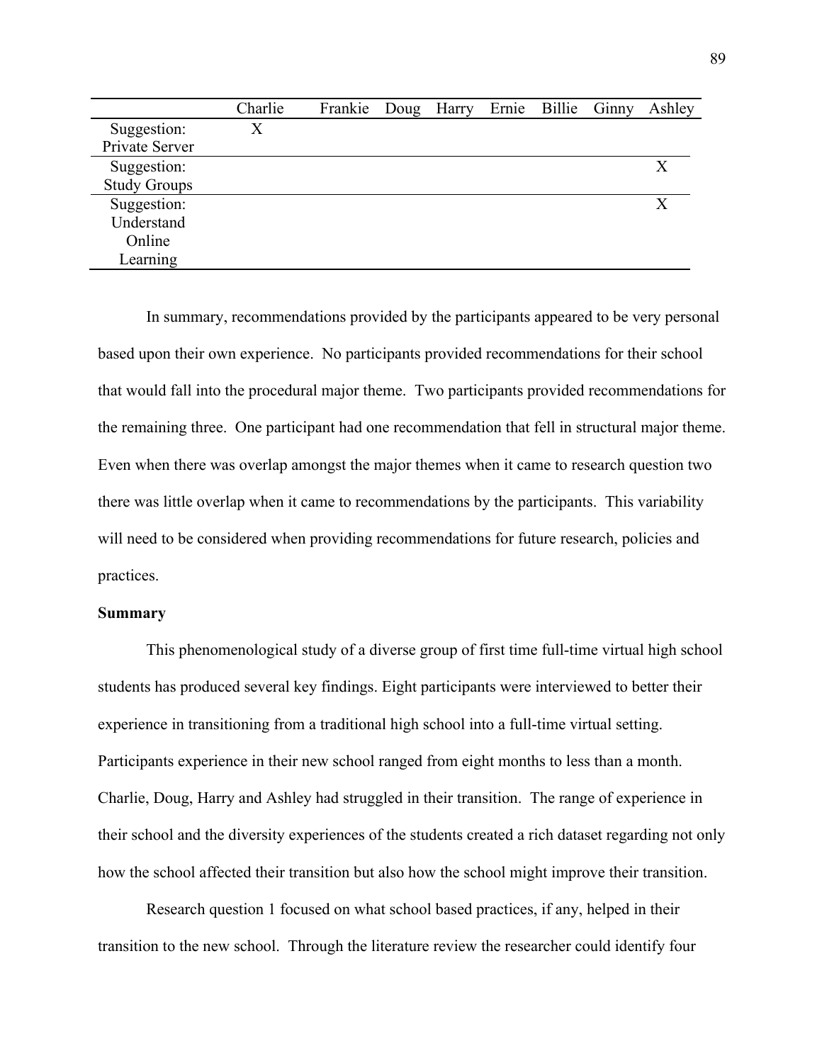| | Charlie | Frankie | Doug | Harry | Ernie | Billie | Ginny | Ashley |
|---|---|---|---|---|---|---|---|---|
| Suggestion: Private Server | X | | | | | | | |
| Suggestion: Study Groups | | | | | | | | X |
| Suggestion: Understand Online Learning | | | | | | | | X |

In summary, recommendations provided by the participants appeared to be very personal based upon their own experience. No participants provided recommendations for their school that would fall into the procedural major theme. Two participants provided recommendations for the remaining three. One participant had one recommendation that fell in structural major theme. Even when there was overlap amongst the major themes when it came to research question two there was little overlap when it came to recommendations by the participants. This variability will need to be considered when providing recommendations for future research, policies and practices.

**Summary**

This phenomenological study of a diverse group of first time full-time virtual high school students has produced several key findings. Eight participants were interviewed to better their experience in transitioning from a traditional high school into a full-time virtual setting. Participants experience in their new school ranged from eight months to less than a month. Charlie, Doug, Harry and Ashley had struggled in their transition. The range of experience in their school and the diversity experiences of the students created a rich dataset regarding not only how the school affected their transition but also how the school might improve their transition.

Research question 1 focused on what school based practices, if any, helped in their transition to the new school. Through the literature review the researcher could identify four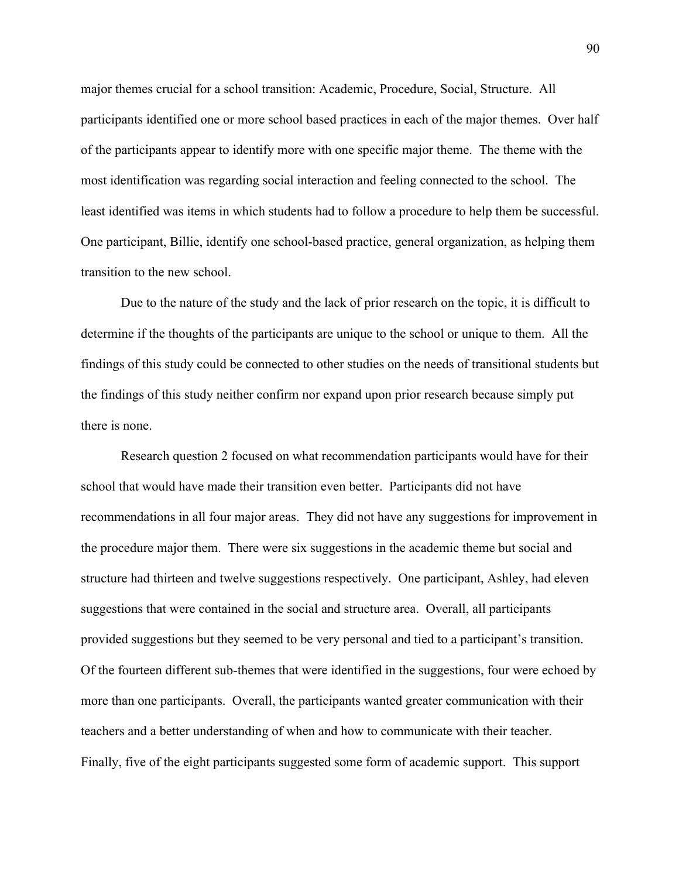major themes crucial for a school transition: Academic, Procedure, Social, Structure. All participants identified one or more school based practices in each of the major themes. Over half of the participants appear to identify more with one specific major theme. The theme with the most identification was regarding social interaction and feeling connected to the school. The least identified was items in which students had to follow a procedure to help them be successful. One participant, Billie, identify one school-based practice, general organization, as helping them transition to the new school.

Due to the nature of the study and the lack of prior research on the topic, it is difficult to determine if the thoughts of the participants are unique to the school or unique to them. All the findings of this study could be connected to other studies on the needs of transitional students but the findings of this study neither confirm nor expand upon prior research because simply put there is none.

Research question 2 focused on what recommendation participants would have for their school that would have made their transition even better. Participants did not have recommendations in all four major areas. They did not have any suggestions for improvement in the procedure major them. There were six suggestions in the academic theme but social and structure had thirteen and twelve suggestions respectively. One participant, Ashley, had eleven suggestions that were contained in the social and structure area. Overall, all participants provided suggestions but they seemed to be very personal and tied to a participant's transition. Of the fourteen different sub-themes that were identified in the suggestions, four were echoed by more than one participants. Overall, the participants wanted greater communication with their teachers and a better understanding of when and how to communicate with their teacher. Finally, five of the eight participants suggested some form of academic support. This support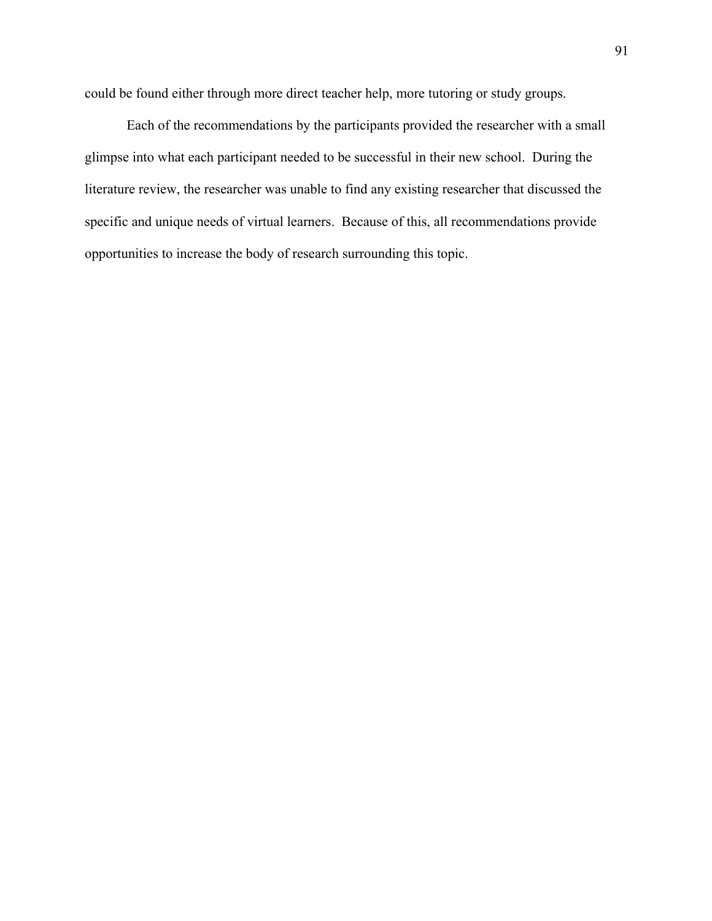could be found either through more direct teacher help, more tutoring or study groups.

Each of the recommendations by the participants provided the researcher with a small glimpse into what each participant needed to be successful in their new school. During the literature review, the researcher was unable to find any existing researcher that discussed the specific and unique needs of virtual learners. Because of this, all recommendations provide opportunities to increase the body of research surrounding this topic.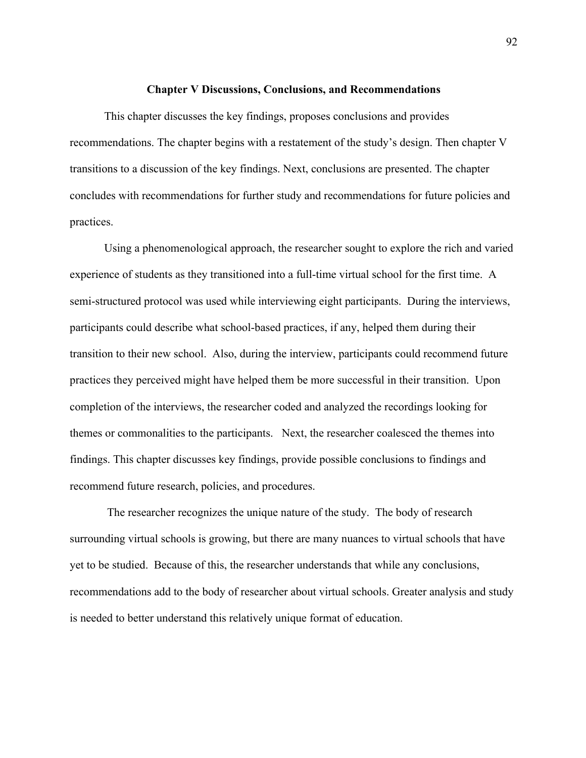# Chapter V Discussions, Conclusions, and Recommendations

This chapter discusses the key findings, proposes conclusions and provides recommendations. The chapter begins with a restatement of the study's design. Then chapter V transitions to a discussion of the key findings. Next, conclusions are presented. The chapter concludes with recommendations for further study and recommendations for future policies and practices.

Using a phenomenological approach, the researcher sought to explore the rich and varied experience of students as they transitioned into a full-time virtual school for the first time. A semi-structured protocol was used while interviewing eight participants. During the interviews, participants could describe what school-based practices, if any, helped them during their transition to their new school. Also, during the interview, participants could recommend future practices they perceived might have helped them be more successful in their transition. Upon completion of the interviews, the researcher coded and analyzed the recordings looking for themes or commonalities to the participants. Next, the researcher coalesced the themes into findings. This chapter discusses key findings, provide possible conclusions to findings and recommend future research, policies, and procedures.

The researcher recognizes the unique nature of the study. The body of research surrounding virtual schools is growing, but there are many nuances to virtual schools that have yet to be studied. Because of this, the researcher understands that while any conclusions, recommendations add to the body of researcher about virtual schools. Greater analysis and study is needed to better understand this relatively unique format of education.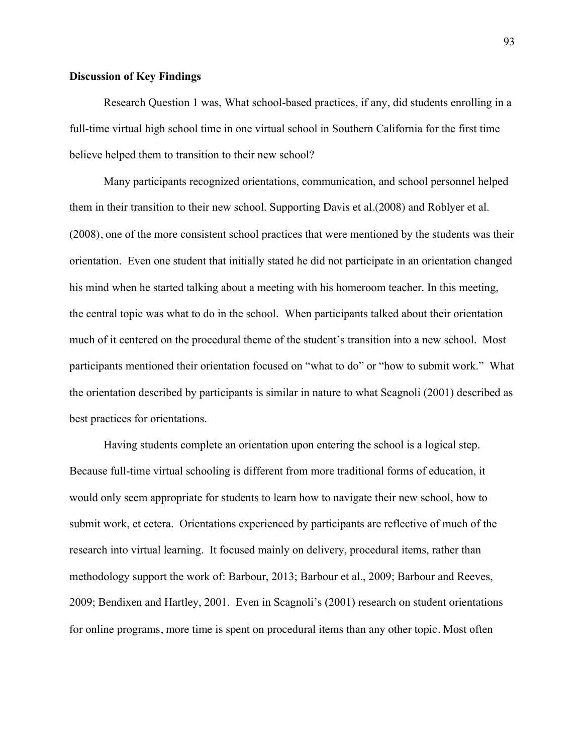**Discussion of Key Findings**

Research Question 1 was, What school-based practices, if any, did students enrolling in a full-time virtual high school time in one virtual school in Southern California for the first time believe helped them to transition to their new school?

Many participants recognized orientations, communication, and school personnel helped them in their transition to their new school. Supporting Davis et al.(2008) and Roblyer et al. (2008), one of the more consistent school practices that were mentioned by the students was their orientation. Even one student that initially stated he did not participate in an orientation changed his mind when he started talking about a meeting with his homeroom teacher. In this meeting, the central topic was what to do in the school. When participants talked about their orientation much of it centered on the procedural theme of the student's transition into a new school. Most participants mentioned their orientation focused on "what to do" or "how to submit work." What the orientation described by participants is similar in nature to what Scagnoli (2001) described as best practices for orientations.

Having students complete an orientation upon entering the school is a logical step. Because full-time virtual schooling is different from more traditional forms of education, it would only seem appropriate for students to learn how to navigate their new school, how to submit work, et cetera. Orientations experienced by participants are reflective of much of the research into virtual learning. It focused mainly on delivery, procedural items, rather than methodology support the work of: Barbour, 2013; Barbour et al., 2009; Barbour and Reeves, 2009; Bendixen and Hartley, 2001. Even in Scagnoli's (2001) research on student orientations for online programs, more time is spent on procedural items than any other topic. Most often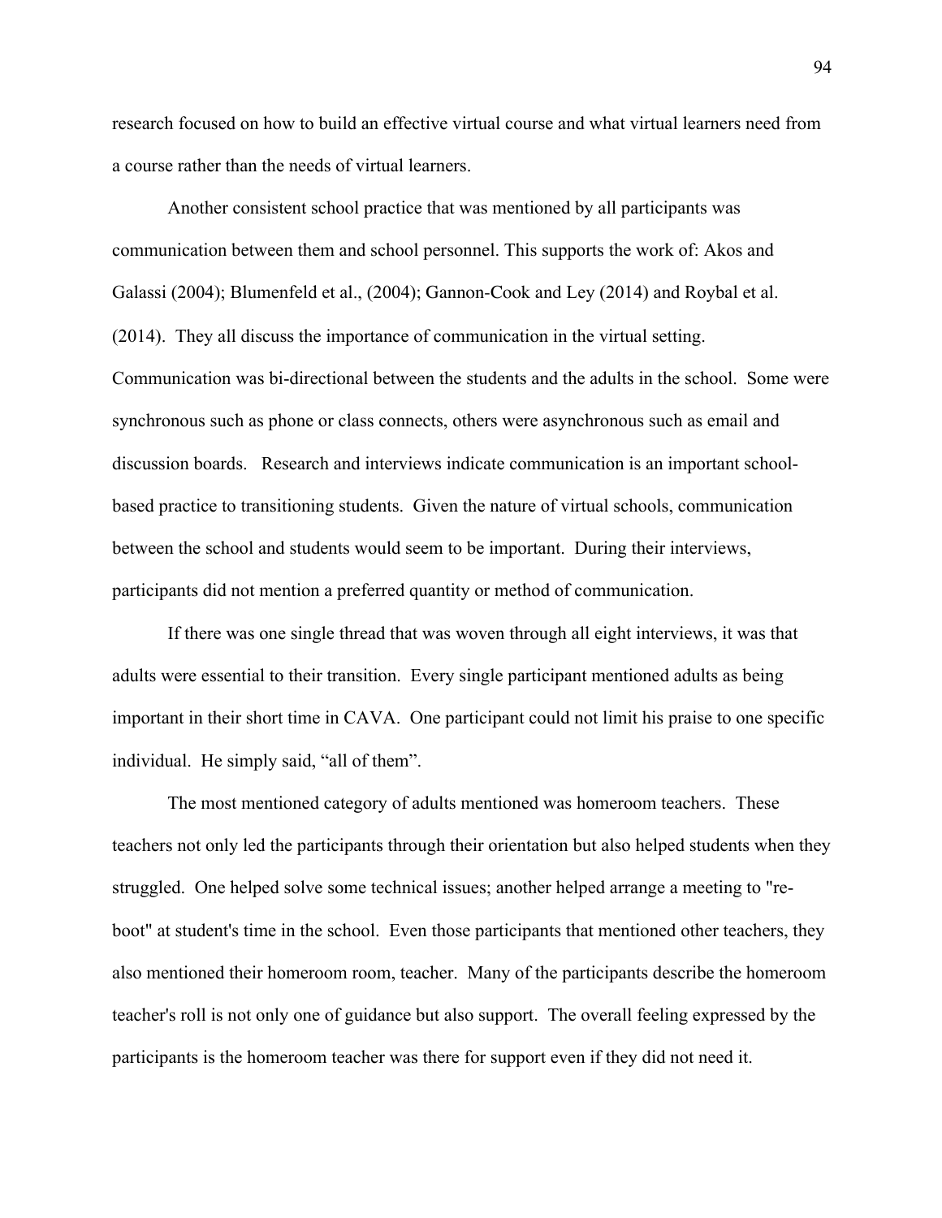research focused on how to build an effective virtual course and what virtual learners need from a course rather than the needs of virtual learners.

Another consistent school practice that was mentioned by all participants was communication between them and school personnel. This supports the work of: Akos and Galassi (2004); Blumenfeld et al., (2004); Gannon-Cook and Ley (2014) and Roybal et al. (2014). They all discuss the importance of communication in the virtual setting. Communication was bi-directional between the students and the adults in the school. Some were synchronous such as phone or class connects, others were asynchronous such as email and discussion boards. Research and interviews indicate communication is an important school-based practice to transitioning students. Given the nature of virtual schools, communication between the school and students would seem to be important. During their interviews, participants did not mention a preferred quantity or method of communication.

If there was one single thread that was woven through all eight interviews, it was that adults were essential to their transition. Every single participant mentioned adults as being important in their short time in CAVA. One participant could not limit his praise to one specific individual. He simply said, "all of them".

The most mentioned category of adults mentioned was homeroom teachers. These teachers not only led the participants through their orientation but also helped students when they struggled. One helped solve some technical issues; another helped arrange a meeting to "re-boot" at student's time in the school. Even those participants that mentioned other teachers, they also mentioned their homeroom room, teacher. Many of the participants describe the homeroom teacher's roll is not only one of guidance but also support. The overall feeling expressed by the participants is the homeroom teacher was there for support even if they did not need it.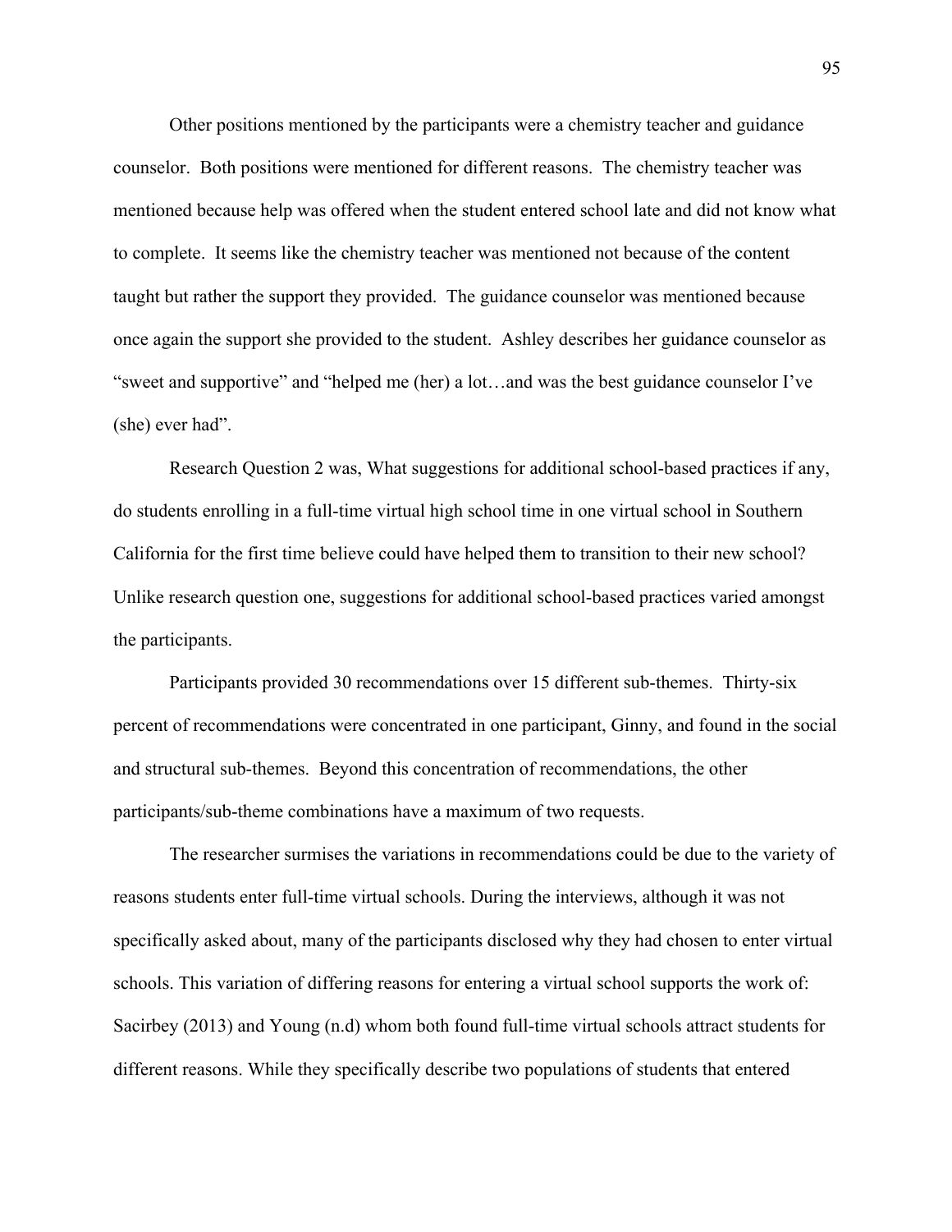Other positions mentioned by the participants were a chemistry teacher and guidance counselor. Both positions were mentioned for different reasons. The chemistry teacher was mentioned because help was offered when the student entered school late and did not know what to complete. It seems like the chemistry teacher was mentioned not because of the content taught but rather the support they provided. The guidance counselor was mentioned because once again the support she provided to the student. Ashley describes her guidance counselor as “sweet and supportive” and “helped me (her) a lot…and was the best guidance counselor I’ve (she) ever had”.

Research Question 2 was, What suggestions for additional school-based practices if any, do students enrolling in a full-time virtual high school time in one virtual school in Southern California for the first time believe could have helped them to transition to their new school? Unlike research question one, suggestions for additional school-based practices varied amongst the participants.

Participants provided 30 recommendations over 15 different sub-themes. Thirty-six percent of recommendations were concentrated in one participant, Ginny, and found in the social and structural sub-themes. Beyond this concentration of recommendations, the other participants/sub-theme combinations have a maximum of two requests.

The researcher surmises the variations in recommendations could be due to the variety of reasons students enter full-time virtual schools. During the interviews, although it was not specifically asked about, many of the participants disclosed why they had chosen to enter virtual schools. This variation of differing reasons for entering a virtual school supports the work of: Sacirbey (2013) and Young (n.d) whom both found full-time virtual schools attract students for different reasons. While they specifically describe two populations of students that entered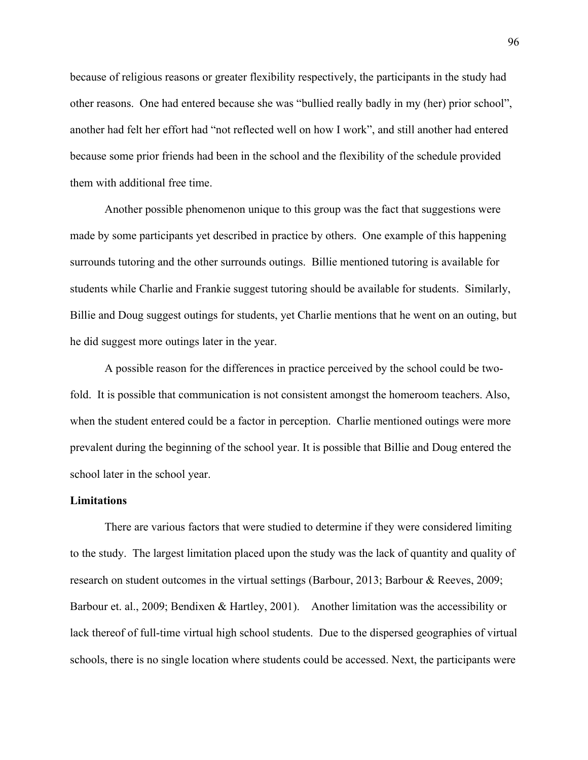because of religious reasons or greater flexibility respectively, the participants in the study had other reasons. One had entered because she was "bullied really badly in my (her) prior school", another had felt her effort had "not reflected well on how I work", and still another had entered because some prior friends had been in the school and the flexibility of the schedule provided them with additional free time.

Another possible phenomenon unique to this group was the fact that suggestions were made by some participants yet described in practice by others. One example of this happening surrounds tutoring and the other surrounds outings. Billie mentioned tutoring is available for students while Charlie and Frankie suggest tutoring should be available for students. Similarly, Billie and Doug suggest outings for students, yet Charlie mentions that he went on an outing, but he did suggest more outings later in the year.

A possible reason for the differences in practice perceived by the school could be two-fold. It is possible that communication is not consistent amongst the homeroom teachers. Also, when the student entered could be a factor in perception. Charlie mentioned outings were more prevalent during the beginning of the school year. It is possible that Billie and Doug entered the school later in the school year.

**Limitations**

There are various factors that were studied to determine if they were considered limiting to the study. The largest limitation placed upon the study was the lack of quantity and quality of research on student outcomes in the virtual settings (Barbour, 2013; Barbour & Reeves, 2009; Barbour et. al., 2009; Bendixen & Hartley, 2001). Another limitation was the accessibility or lack thereof of full-time virtual high school students. Due to the dispersed geographies of virtual schools, there is no single location where students could be accessed. Next, the participants were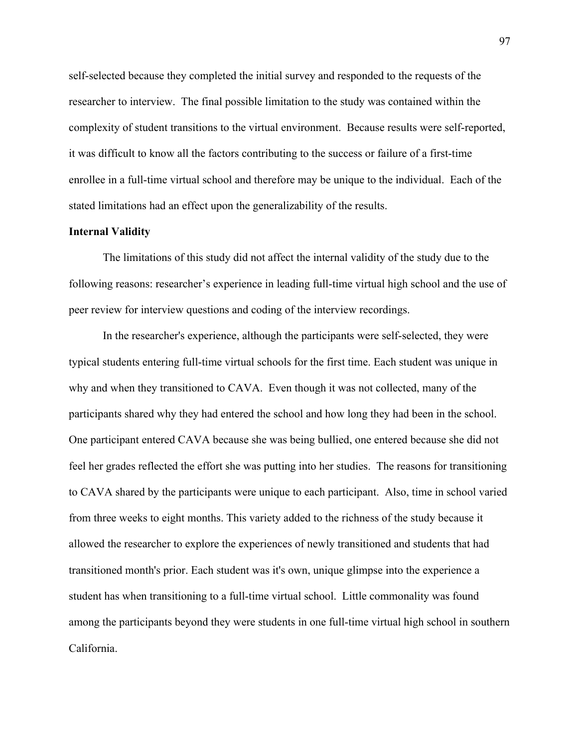self-selected because they completed the initial survey and responded to the requests of the researcher to interview. The final possible limitation to the study was contained within the complexity of student transitions to the virtual environment. Because results were self-reported, it was difficult to know all the factors contributing to the success or failure of a first-time enrollee in a full-time virtual school and therefore may be unique to the individual. Each of the stated limitations had an effect upon the generalizability of the results.

**Internal Validity**

The limitations of this study did not affect the internal validity of the study due to the following reasons: researcher's experience in leading full-time virtual high school and the use of peer review for interview questions and coding of the interview recordings.

In the researcher's experience, although the participants were self-selected, they were typical students entering full-time virtual schools for the first time. Each student was unique in why and when they transitioned to CAVA. Even though it was not collected, many of the participants shared why they had entered the school and how long they had been in the school. One participant entered CAVA because she was being bullied, one entered because she did not feel her grades reflected the effort she was putting into her studies. The reasons for transitioning to CAVA shared by the participants were unique to each participant. Also, time in school varied from three weeks to eight months. This variety added to the richness of the study because it allowed the researcher to explore the experiences of newly transitioned and students that had transitioned month's prior. Each student was it's own, unique glimpse into the experience a student has when transitioning to a full-time virtual school. Little commonality was found among the participants beyond they were students in one full-time virtual high school in southern California.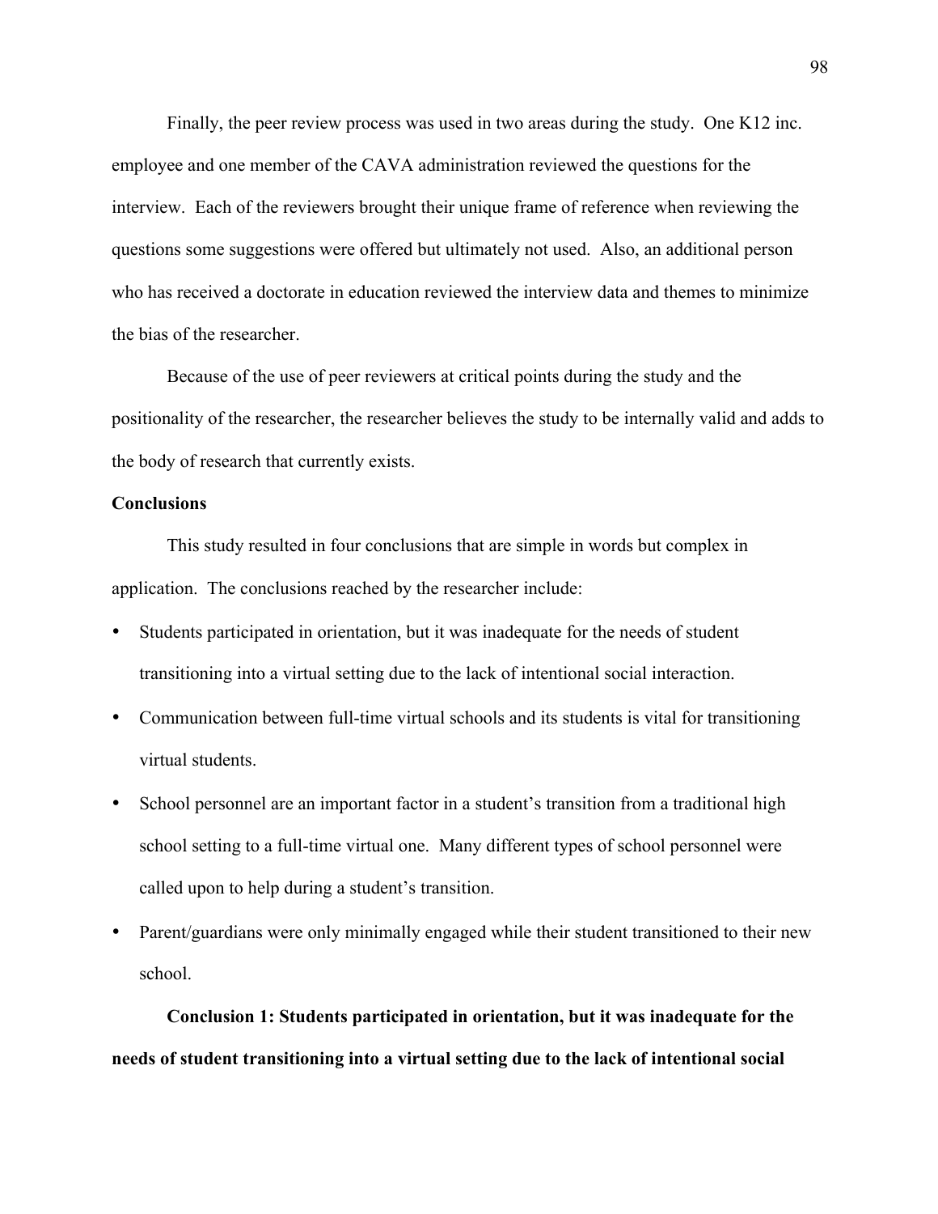Finally, the peer review process was used in two areas during the study. One K12 inc. employee and one member of the CAVA administration reviewed the questions for the interview. Each of the reviewers brought their unique frame of reference when reviewing the questions some suggestions were offered but ultimately not used. Also, an additional person who has received a doctorate in education reviewed the interview data and themes to minimize the bias of the researcher.

Because of the use of peer reviewers at critical points during the study and the positionality of the researcher, the researcher believes the study to be internally valid and adds to the body of research that currently exists.

**Conclusions**

This study resulted in four conclusions that are simple in words but complex in application. The conclusions reached by the researcher include:

- Students participated in orientation, but it was inadequate for the needs of student transitioning into a virtual setting due to the lack of intentional social interaction.
- Communication between full-time virtual schools and its students is vital for transitioning virtual students.
- School personnel are an important factor in a student's transition from a traditional high school setting to a full-time virtual one. Many different types of school personnel were called upon to help during a student's transition.
- Parent/guardians were only minimally engaged while their student transitioned to their new school.

**Conclusion 1: Students participated in orientation, but it was inadequate for the needs of student transitioning into a virtual setting due to the lack of intentional social**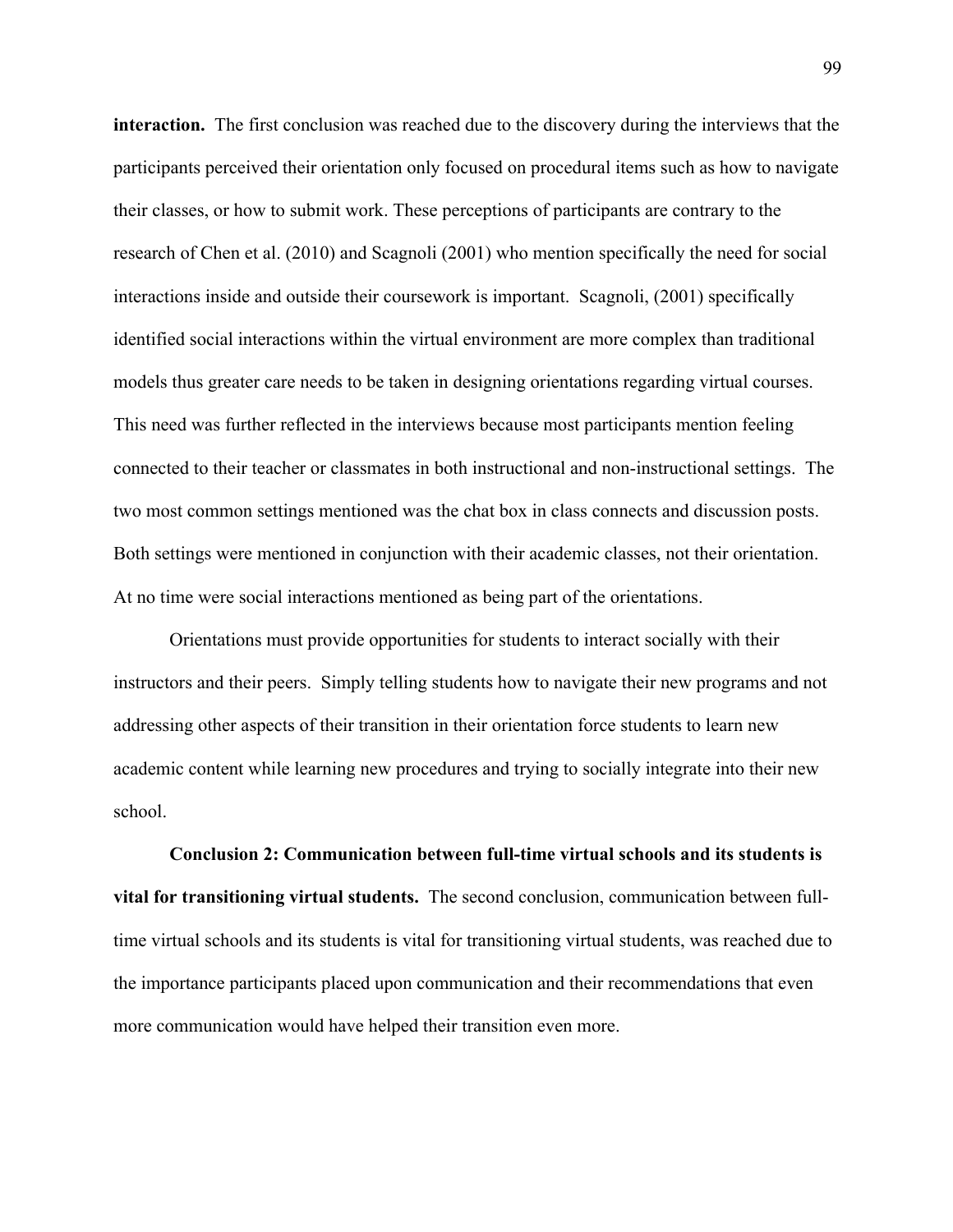**interaction.** The first conclusion was reached due to the discovery during the interviews that the participants perceived their orientation only focused on procedural items such as how to navigate their classes, or how to submit work. These perceptions of participants are contrary to the research of Chen et al. (2010) and Scagnoli (2001) who mention specifically the need for social interactions inside and outside their coursework is important. Scagnoli, (2001) specifically identified social interactions within the virtual environment are more complex than traditional models thus greater care needs to be taken in designing orientations regarding virtual courses. This need was further reflected in the interviews because most participants mention feeling connected to their teacher or classmates in both instructional and non-instructional settings. The two most common settings mentioned was the chat box in class connects and discussion posts. Both settings were mentioned in conjunction with their academic classes, not their orientation. At no time were social interactions mentioned as being part of the orientations.

Orientations must provide opportunities for students to interact socially with their instructors and their peers. Simply telling students how to navigate their new programs and not addressing other aspects of their transition in their orientation force students to learn new academic content while learning new procedures and trying to socially integrate into their new school.

**Conclusion 2: Communication between full-time virtual schools and its students is vital for transitioning virtual students.** The second conclusion, communication between full-time virtual schools and its students is vital for transitioning virtual students, was reached due to the importance participants placed upon communication and their recommendations that even more communication would have helped their transition even more.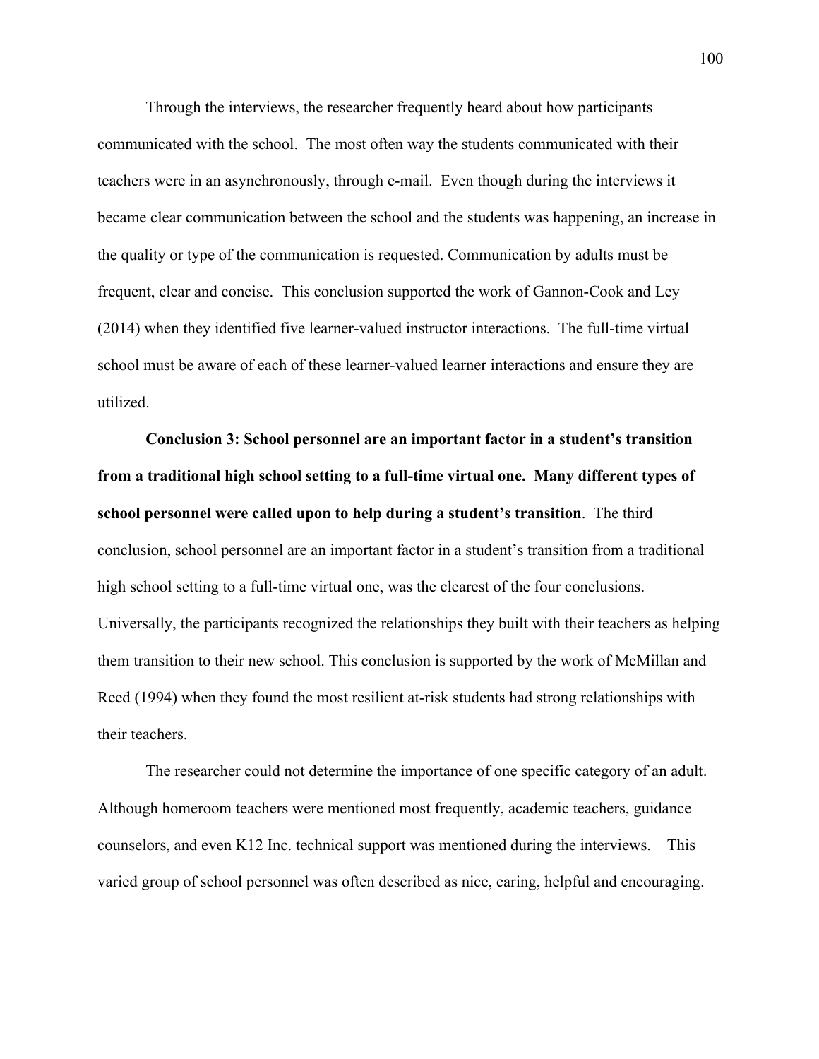Through the interviews, the researcher frequently heard about how participants communicated with the school. The most often way the students communicated with their teachers were in an asynchronously, through e-mail. Even though during the interviews it became clear communication between the school and the students was happening, an increase in the quality or type of the communication is requested. Communication by adults must be frequent, clear and concise. This conclusion supported the work of Gannon-Cook and Ley (2014) when they identified five learner-valued instructor interactions. The full-time virtual school must be aware of each of these learner-valued learner interactions and ensure they are utilized.

**Conclusion 3: School personnel are an important factor in a student's transition from a traditional high school setting to a full-time virtual one. Many different types of school personnel were called upon to help during a student's transition**. The third conclusion, school personnel are an important factor in a student's transition from a traditional high school setting to a full-time virtual one, was the clearest of the four conclusions. Universally, the participants recognized the relationships they built with their teachers as helping them transition to their new school. This conclusion is supported by the work of McMillan and Reed (1994) when they found the most resilient at-risk students had strong relationships with their teachers.

The researcher could not determine the importance of one specific category of an adult. Although homeroom teachers were mentioned most frequently, academic teachers, guidance counselors, and even K12 Inc. technical support was mentioned during the interviews. This varied group of school personnel was often described as nice, caring, helpful and encouraging.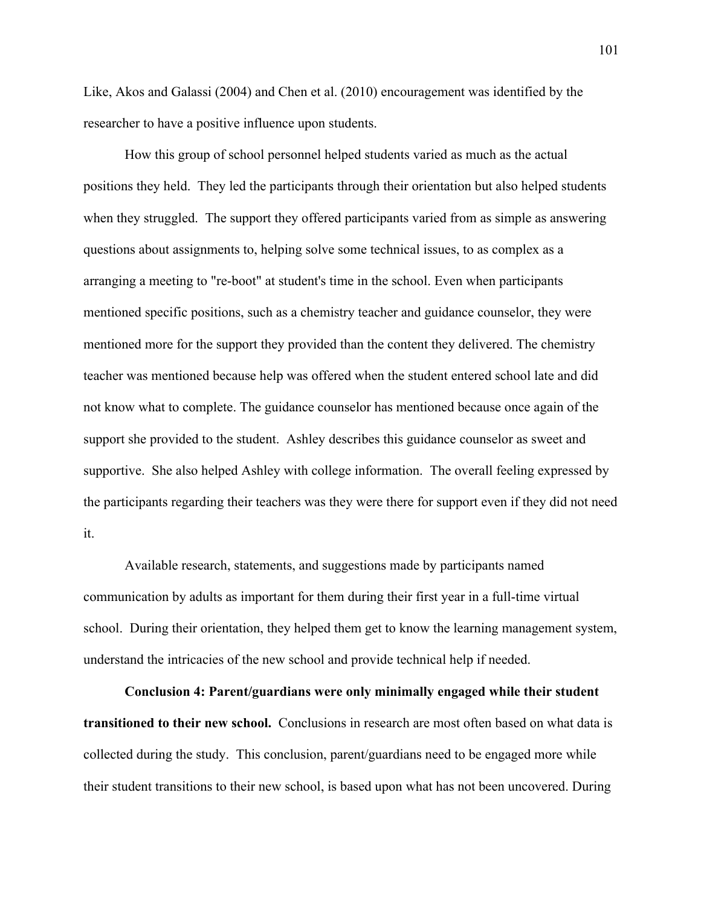Like, Akos and Galassi (2004) and Chen et al. (2010) encouragement was identified by the researcher to have a positive influence upon students.

How this group of school personnel helped students varied as much as the actual positions they held. They led the participants through their orientation but also helped students when they struggled. The support they offered participants varied from as simple as answering questions about assignments to, helping solve some technical issues, to as complex as a arranging a meeting to "re-boot" at student's time in the school. Even when participants mentioned specific positions, such as a chemistry teacher and guidance counselor, they were mentioned more for the support they provided than the content they delivered. The chemistry teacher was mentioned because help was offered when the student entered school late and did not know what to complete. The guidance counselor has mentioned because once again of the support she provided to the student. Ashley describes this guidance counselor as sweet and supportive. She also helped Ashley with college information. The overall feeling expressed by the participants regarding their teachers was they were there for support even if they did not need it.

Available research, statements, and suggestions made by participants named communication by adults as important for them during their first year in a full-time virtual school. During their orientation, they helped them get to know the learning management system, understand the intricacies of the new school and provide technical help if needed.

**Conclusion 4: Parent/guardians were only minimally engaged while their student transitioned to their new school.** Conclusions in research are most often based on what data is collected during the study. This conclusion, parent/guardians need to be engaged more while their student transitions to their new school, is based upon what has not been uncovered. During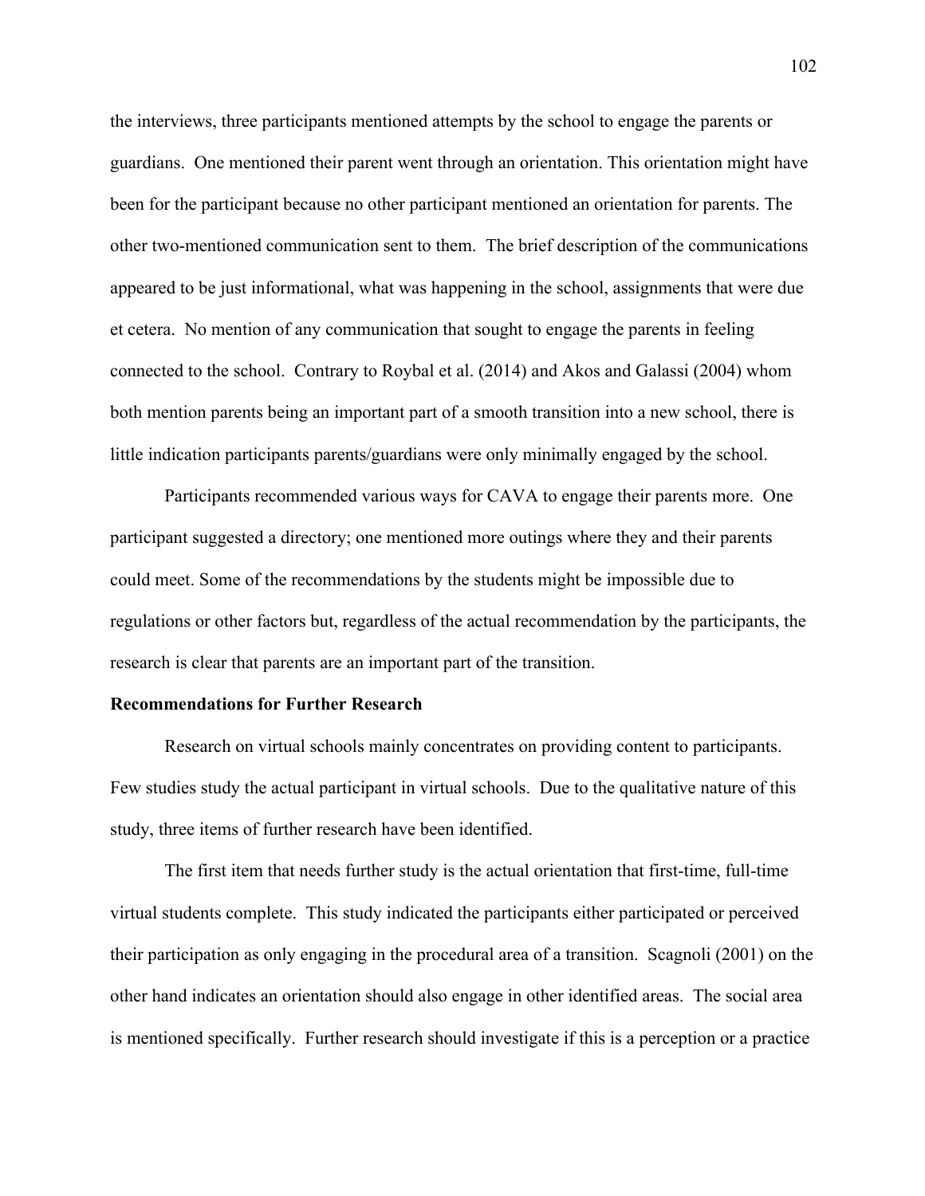the interviews, three participants mentioned attempts by the school to engage the parents or guardians. One mentioned their parent went through an orientation. This orientation might have been for the participant because no other participant mentioned an orientation for parents. The other two-mentioned communication sent to them. The brief description of the communications appeared to be just informational, what was happening in the school, assignments that were due et cetera. No mention of any communication that sought to engage the parents in feeling connected to the school. Contrary to Roybal et al. (2014) and Akos and Galassi (2004) whom both mention parents being an important part of a smooth transition into a new school, there is little indication participants parents/guardians were only minimally engaged by the school.

Participants recommended various ways for CAVA to engage their parents more. One participant suggested a directory; one mentioned more outings where they and their parents could meet. Some of the recommendations by the students might be impossible due to regulations or other factors but, regardless of the actual recommendation by the participants, the research is clear that parents are an important part of the transition.

**Recommendations for Further Research**

Research on virtual schools mainly concentrates on providing content to participants. Few studies study the actual participant in virtual schools. Due to the qualitative nature of this study, three items of further research have been identified.

The first item that needs further study is the actual orientation that first-time, full-time virtual students complete. This study indicated the participants either participated or perceived their participation as only engaging in the procedural area of a transition. Scagnoli (2001) on the other hand indicates an orientation should also engage in other identified areas. The social area is mentioned specifically. Further research should investigate if this is a perception or a practice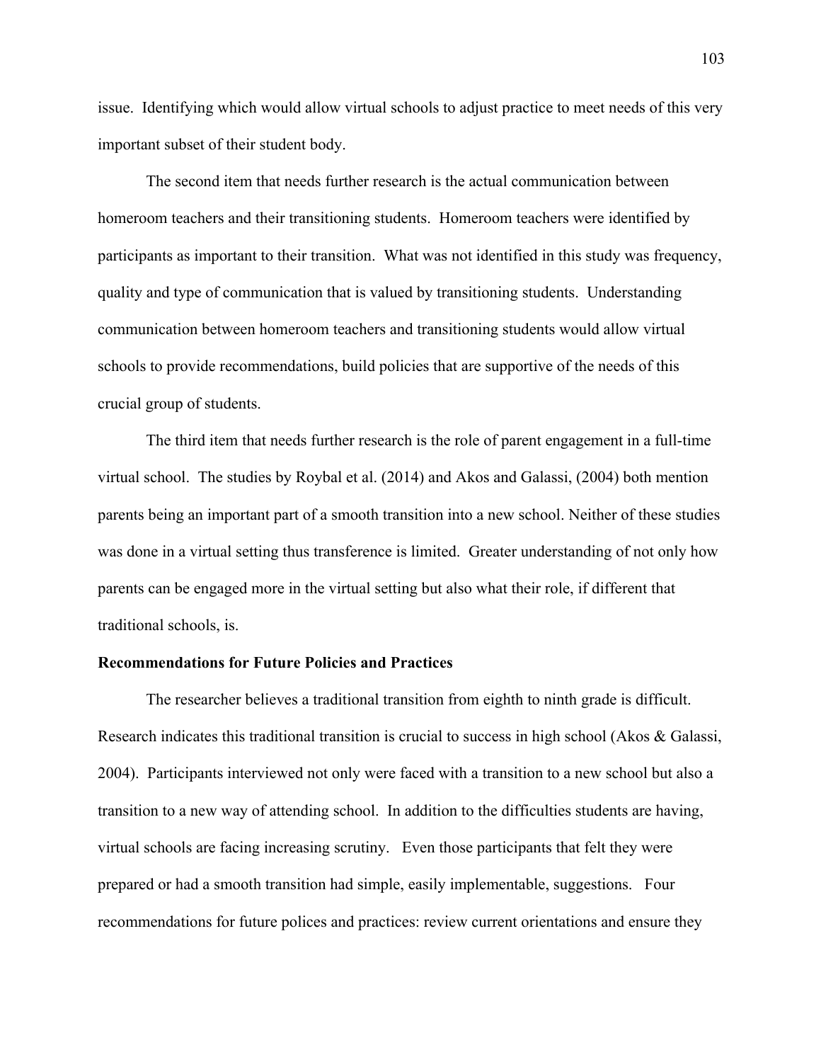issue. Identifying which would allow virtual schools to adjust practice to meet needs of this very important subset of their student body.

The second item that needs further research is the actual communication between homeroom teachers and their transitioning students. Homeroom teachers were identified by participants as important to their transition. What was not identified in this study was frequency, quality and type of communication that is valued by transitioning students. Understanding communication between homeroom teachers and transitioning students would allow virtual schools to provide recommendations, build policies that are supportive of the needs of this crucial group of students.

The third item that needs further research is the role of parent engagement in a full-time virtual school. The studies by Roybal et al. (2014) and Akos and Galassi, (2004) both mention parents being an important part of a smooth transition into a new school. Neither of these studies was done in a virtual setting thus transference is limited. Greater understanding of not only how parents can be engaged more in the virtual setting but also what their role, if different that traditional schools, is.

**Recommendations for Future Policies and Practices**

The researcher believes a traditional transition from eighth to ninth grade is difficult. Research indicates this traditional transition is crucial to success in high school (Akos & Galassi, 2004). Participants interviewed not only were faced with a transition to a new school but also a transition to a new way of attending school. In addition to the difficulties students are having, virtual schools are facing increasing scrutiny. Even those participants that felt they were prepared or had a smooth transition had simple, easily implementable, suggestions. Four recommendations for future polices and practices: review current orientations and ensure they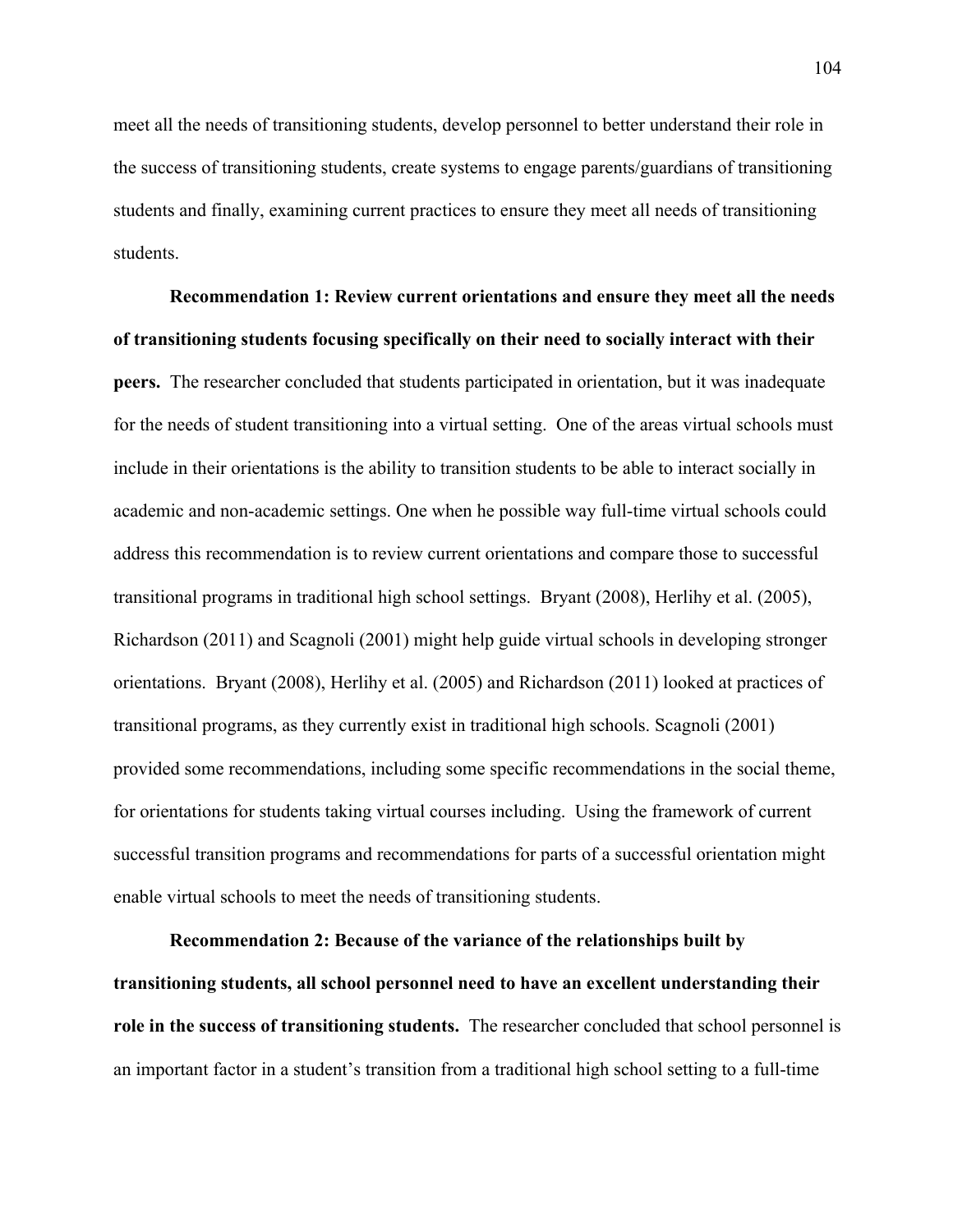meet all the needs of transitioning students, develop personnel to better understand their role in the success of transitioning students, create systems to engage parents/guardians of transitioning students and finally, examining current practices to ensure they meet all needs of transitioning students.

**Recommendation 1: Review current orientations and ensure they meet all the needs of transitioning students focusing specifically on their need to socially interact with their peers.** The researcher concluded that students participated in orientation, but it was inadequate for the needs of student transitioning into a virtual setting. One of the areas virtual schools must include in their orientations is the ability to transition students to be able to interact socially in academic and non-academic settings. One when he possible way full-time virtual schools could address this recommendation is to review current orientations and compare those to successful transitional programs in traditional high school settings. Bryant (2008), Herlihy et al. (2005), Richardson (2011) and Scagnoli (2001) might help guide virtual schools in developing stronger orientations. Bryant (2008), Herlihy et al. (2005) and Richardson (2011) looked at practices of transitional programs, as they currently exist in traditional high schools. Scagnoli (2001) provided some recommendations, including some specific recommendations in the social theme, for orientations for students taking virtual courses including. Using the framework of current successful transition programs and recommendations for parts of a successful orientation might enable virtual schools to meet the needs of transitioning students.

**Recommendation 2: Because of the variance of the relationships built by transitioning students, all school personnel need to have an excellent understanding their role in the success of transitioning students.** The researcher concluded that school personnel is an important factor in a student's transition from a traditional high school setting to a full-time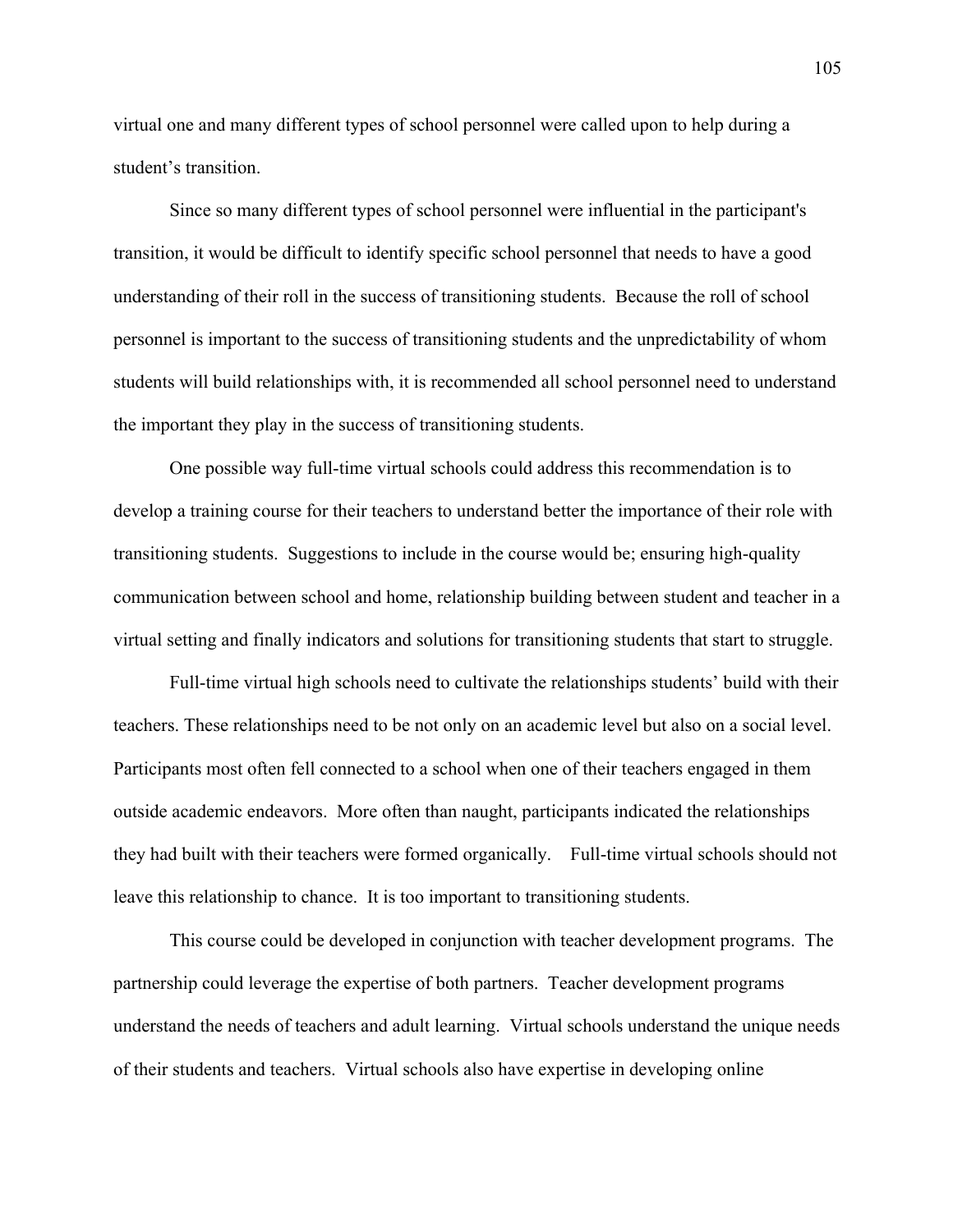virtual one and many different types of school personnel were called upon to help during a student's transition.

Since so many different types of school personnel were influential in the participant's transition, it would be difficult to identify specific school personnel that needs to have a good understanding of their roll in the success of transitioning students. Because the roll of school personnel is important to the success of transitioning students and the unpredictability of whom students will build relationships with, it is recommended all school personnel need to understand the important they play in the success of transitioning students.

One possible way full-time virtual schools could address this recommendation is to develop a training course for their teachers to understand better the importance of their role with transitioning students. Suggestions to include in the course would be; ensuring high-quality communication between school and home, relationship building between student and teacher in a virtual setting and finally indicators and solutions for transitioning students that start to struggle.

Full-time virtual high schools need to cultivate the relationships students' build with their teachers. These relationships need to be not only on an academic level but also on a social level. Participants most often fell connected to a school when one of their teachers engaged in them outside academic endeavors. More often than naught, participants indicated the relationships they had built with their teachers were formed organically. Full-time virtual schools should not leave this relationship to chance. It is too important to transitioning students.

This course could be developed in conjunction with teacher development programs. The partnership could leverage the expertise of both partners. Teacher development programs understand the needs of teachers and adult learning. Virtual schools understand the unique needs of their students and teachers. Virtual schools also have expertise in developing online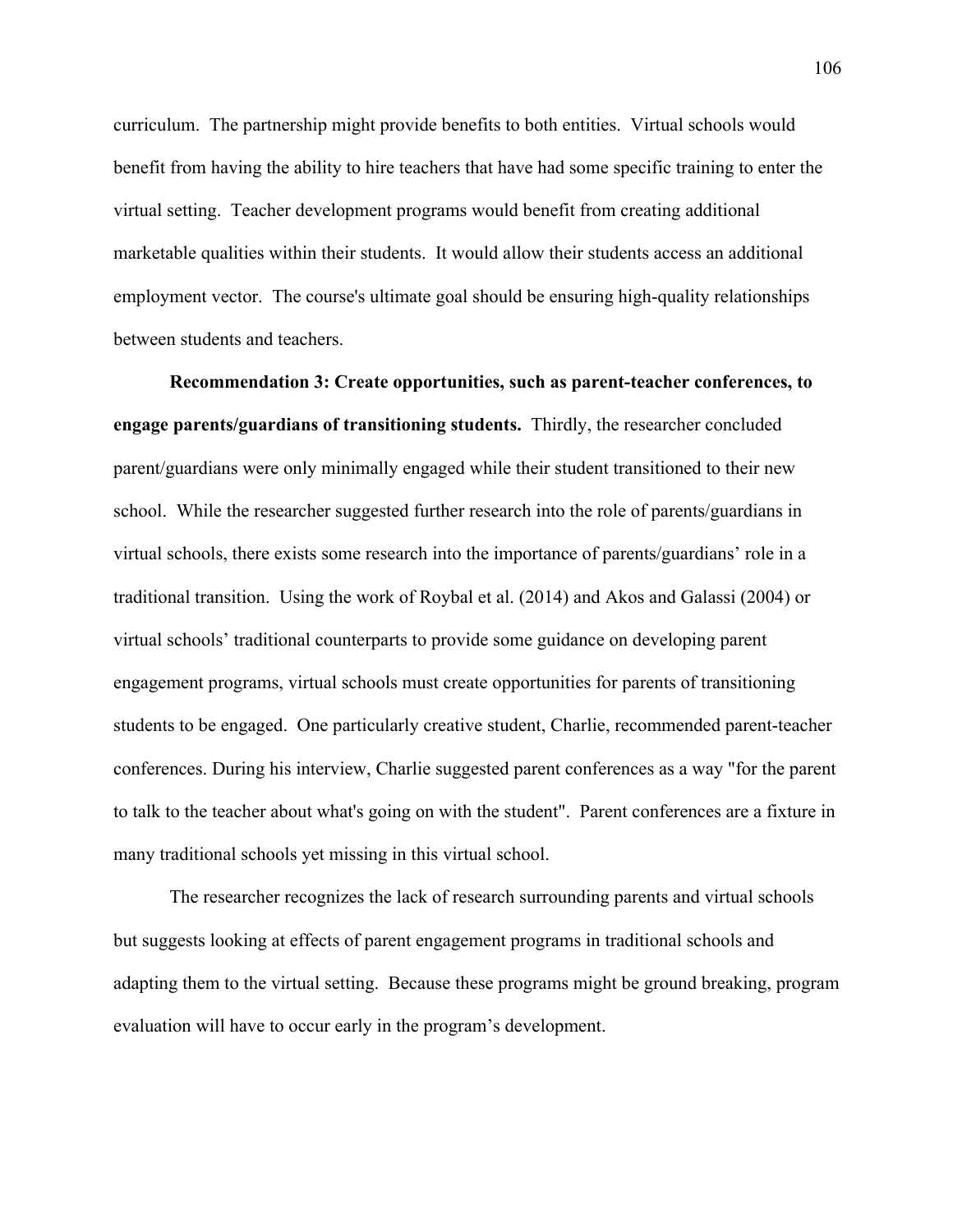curriculum. The partnership might provide benefits to both entities. Virtual schools would benefit from having the ability to hire teachers that have had some specific training to enter the virtual setting. Teacher development programs would benefit from creating additional marketable qualities within their students. It would allow their students access an additional employment vector. The course's ultimate goal should be ensuring high-quality relationships between students and teachers.

**Recommendation 3: Create opportunities, such as parent-teacher conferences, to engage parents/guardians of transitioning students.** Thirdly, the researcher concluded parent/guardians were only minimally engaged while their student transitioned to their new school. While the researcher suggested further research into the role of parents/guardians in virtual schools, there exists some research into the importance of parents/guardians' role in a traditional transition. Using the work of Roybal et al. (2014) and Akos and Galassi (2004) or virtual schools' traditional counterparts to provide some guidance on developing parent engagement programs, virtual schools must create opportunities for parents of transitioning students to be engaged. One particularly creative student, Charlie, recommended parent-teacher conferences. During his interview, Charlie suggested parent conferences as a way "for the parent to talk to the teacher about what's going on with the student". Parent conferences are a fixture in many traditional schools yet missing in this virtual school.

The researcher recognizes the lack of research surrounding parents and virtual schools but suggests looking at effects of parent engagement programs in traditional schools and adapting them to the virtual setting. Because these programs might be ground breaking, program evaluation will have to occur early in the program's development.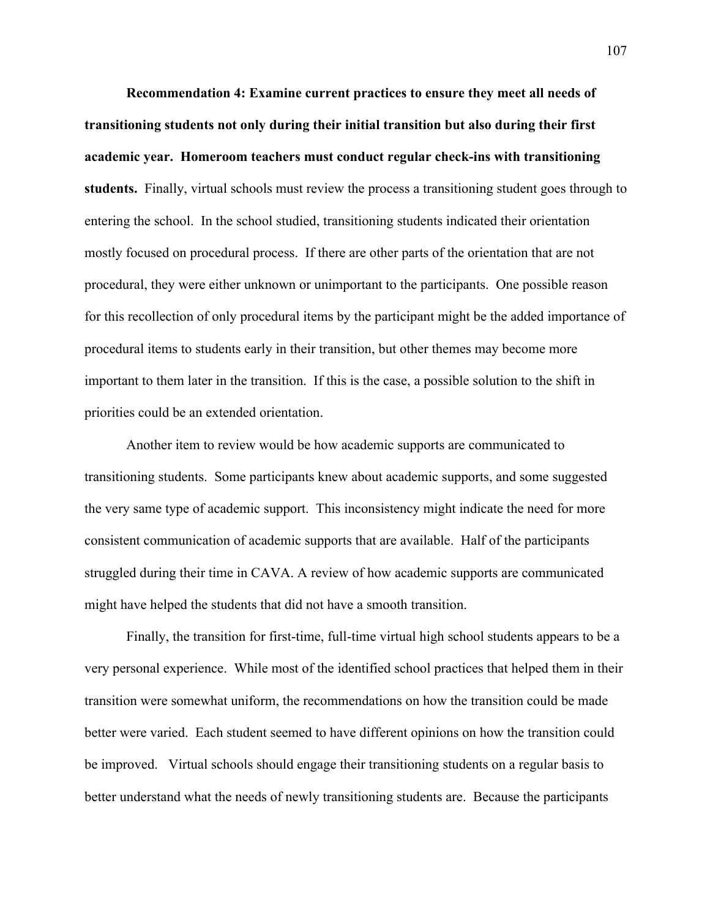**Recommendation 4: Examine current practices to ensure they meet all needs of transitioning students not only during their initial transition but also during their first academic year. Homeroom teachers must conduct regular check-ins with transitioning students.** Finally, virtual schools must review the process a transitioning student goes through to entering the school. In the school studied, transitioning students indicated their orientation mostly focused on procedural process. If there are other parts of the orientation that are not procedural, they were either unknown or unimportant to the participants. One possible reason for this recollection of only procedural items by the participant might be the added importance of procedural items to students early in their transition, but other themes may become more important to them later in the transition. If this is the case, a possible solution to the shift in priorities could be an extended orientation.

Another item to review would be how academic supports are communicated to transitioning students. Some participants knew about academic supports, and some suggested the very same type of academic support. This inconsistency might indicate the need for more consistent communication of academic supports that are available. Half of the participants struggled during their time in CAVA. A review of how academic supports are communicated might have helped the students that did not have a smooth transition.

Finally, the transition for first-time, full-time virtual high school students appears to be a very personal experience. While most of the identified school practices that helped them in their transition were somewhat uniform, the recommendations on how the transition could be made better were varied. Each student seemed to have different opinions on how the transition could be improved. Virtual schools should engage their transitioning students on a regular basis to better understand what the needs of newly transitioning students are. Because the participants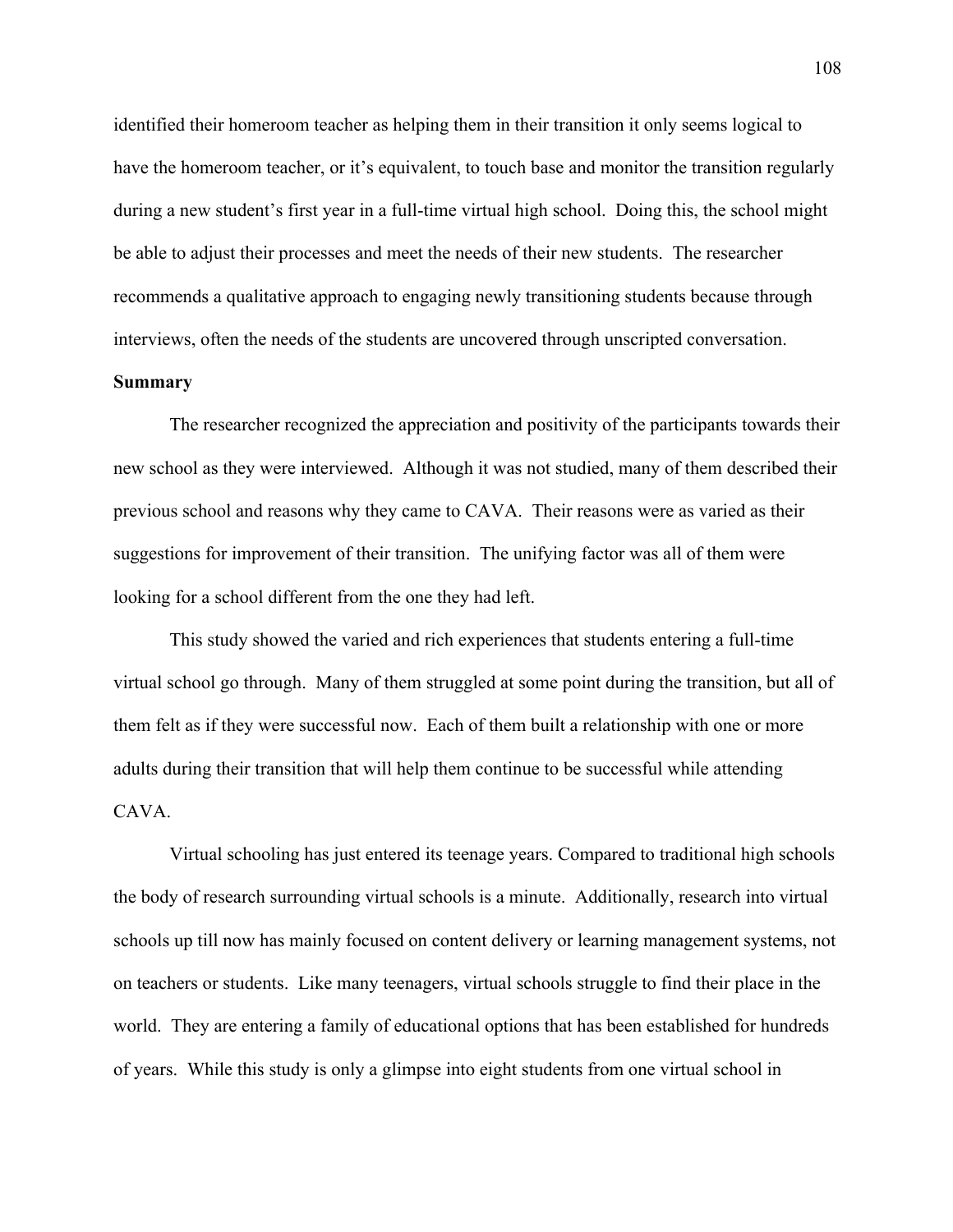identified their homeroom teacher as helping them in their transition it only seems logical to have the homeroom teacher, or it's equivalent, to touch base and monitor the transition regularly during a new student's first year in a full-time virtual high school. Doing this, the school might be able to adjust their processes and meet the needs of their new students. The researcher recommends a qualitative approach to engaging newly transitioning students because through interviews, often the needs of the students are uncovered through unscripted conversation.

**Summary**

The researcher recognized the appreciation and positivity of the participants towards their new school as they were interviewed. Although it was not studied, many of them described their previous school and reasons why they came to CAVA. Their reasons were as varied as their suggestions for improvement of their transition. The unifying factor was all of them were looking for a school different from the one they had left.

This study showed the varied and rich experiences that students entering a full-time virtual school go through. Many of them struggled at some point during the transition, but all of them felt as if they were successful now. Each of them built a relationship with one or more adults during their transition that will help them continue to be successful while attending CAVA.

Virtual schooling has just entered its teenage years. Compared to traditional high schools the body of research surrounding virtual schools is a minute. Additionally, research into virtual schools up till now has mainly focused on content delivery or learning management systems, not on teachers or students. Like many teenagers, virtual schools struggle to find their place in the world. They are entering a family of educational options that has been established for hundreds of years. While this study is only a glimpse into eight students from one virtual school in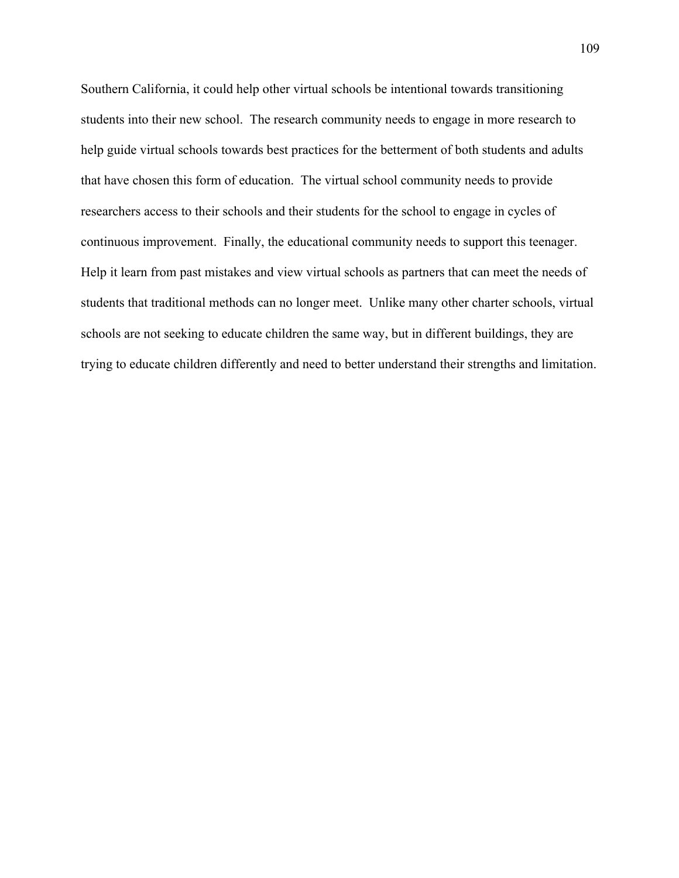Southern California, it could help other virtual schools be intentional towards transitioning students into their new school. The research community needs to engage in more research to help guide virtual schools towards best practices for the betterment of both students and adults that have chosen this form of education. The virtual school community needs to provide researchers access to their schools and their students for the school to engage in cycles of continuous improvement. Finally, the educational community needs to support this teenager. Help it learn from past mistakes and view virtual schools as partners that can meet the needs of students that traditional methods can no longer meet. Unlike many other charter schools, virtual schools are not seeking to educate children the same way, but in different buildings, they are trying to educate children differently and need to better understand their strengths and limitation.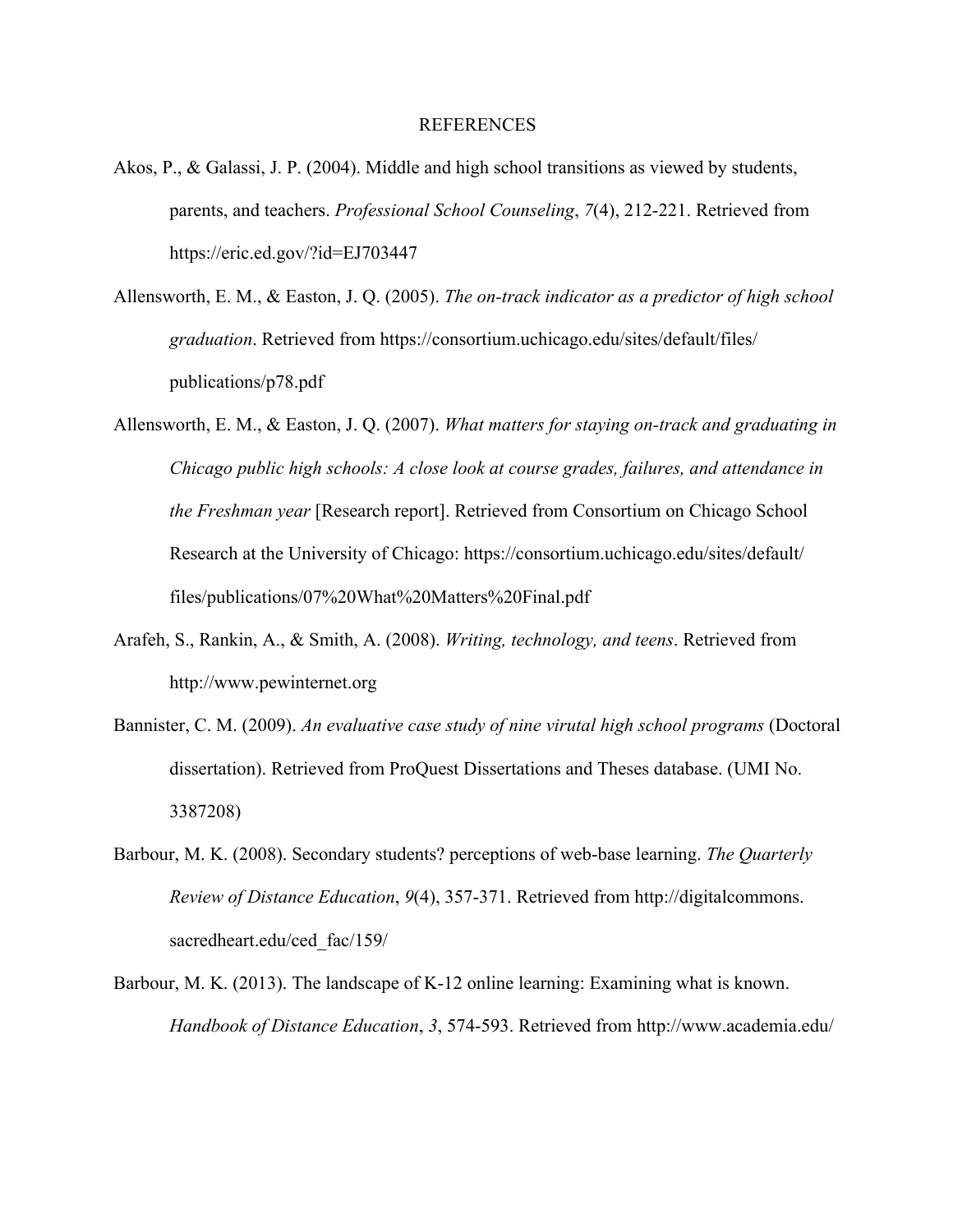# REFERENCES

Akos, P., & Galassi, J. P. (2004). Middle and high school transitions as viewed by students, parents, and teachers. *Professional School Counseling*, *7*(4), 212-221. Retrieved from https://eric.ed.gov/?id=EJ703447

Allensworth, E. M., & Easton, J. Q. (2005). *The on-track indicator as a predictor of high school graduation*. Retrieved from https://consortium.uchicago.edu/sites/default/files/publications/p78.pdf

Allensworth, E. M., & Easton, J. Q. (2007). *What matters for staying on-track and graduating in Chicago public high schools: A close look at course grades, failures, and attendance in the Freshman year* [Research report]. Retrieved from Consortium on Chicago School Research at the University of Chicago: https://consortium.uchicago.edu/sites/default/files/publications/07%20What%20Matters%20Final.pdf

Arafeh, S., Rankin, A., & Smith, A. (2008). *Writing, technology, and teens*. Retrieved from http://www.pewinternet.org

Bannister, C. M. (2009). *An evaluative case study of nine virutal high school programs* (Doctoral dissertation). Retrieved from ProQuest Dissertations and Theses database. (UMI No. 3387208)

Barbour, M. K. (2008). Secondary students? perceptions of web-base learning. *The Quarterly Review of Distance Education*, *9*(4), 357-371. Retrieved from http://digitalcommons.sacredheart.edu/ced_fac/159/

Barbour, M. K. (2013). The landscape of K-12 online learning: Examining what is known. *Handbook of Distance Education*, *3*, 574-593. Retrieved from http://www.academia.edu/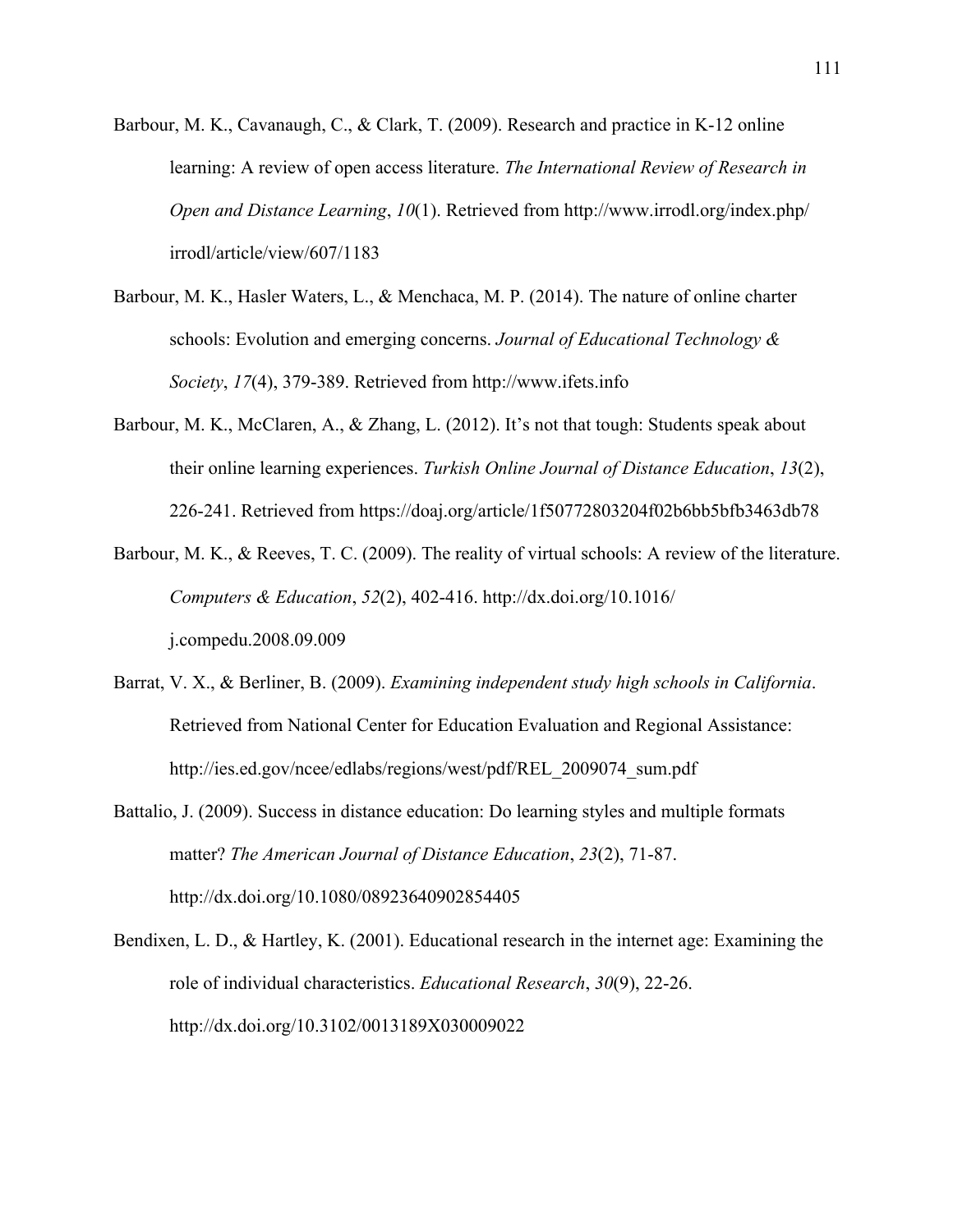Barbour, M. K., Cavanaugh, C., & Clark, T. (2009). Research and practice in K-12 online learning: A review of open access literature. *The International Review of Research in Open and Distance Learning*, *10*(1). Retrieved from http://www.irrodl.org/index.php/irrodl/article/view/607/1183

Barbour, M. K., Hasler Waters, L., & Menchaca, M. P. (2014). The nature of online charter schools: Evolution and emerging concerns. *Journal of Educational Technology & Society*, *17*(4), 379-389. Retrieved from http://www.ifets.info

Barbour, M. K., McClaren, A., & Zhang, L. (2012). It's not that tough: Students speak about their online learning experiences. *Turkish Online Journal of Distance Education*, *13*(2), 226-241. Retrieved from https://doaj.org/article/1f50772803204f02b6bb5bfb3463db78

Barbour, M. K., & Reeves, T. C. (2009). The reality of virtual schools: A review of the literature. *Computers & Education*, *52*(2), 402-416. http://dx.doi.org/10.1016/j.compedu.2008.09.009

Barrat, V. X., & Berliner, B. (2009). *Examining independent study high schools in California*. Retrieved from National Center for Education Evaluation and Regional Assistance: http://ies.ed.gov/ncee/edlabs/regions/west/pdf/REL_2009074_sum.pdf

Battalio, J. (2009). Success in distance education: Do learning styles and multiple formats matter? *The American Journal of Distance Education*, *23*(2), 71-87. http://dx.doi.org/10.1080/08923640902854405

Bendixen, L. D., & Hartley, K. (2001). Educational research in the internet age: Examining the role of individual characteristics. *Educational Research*, *30*(9), 22-26. http://dx.doi.org/10.3102/0013189X030009022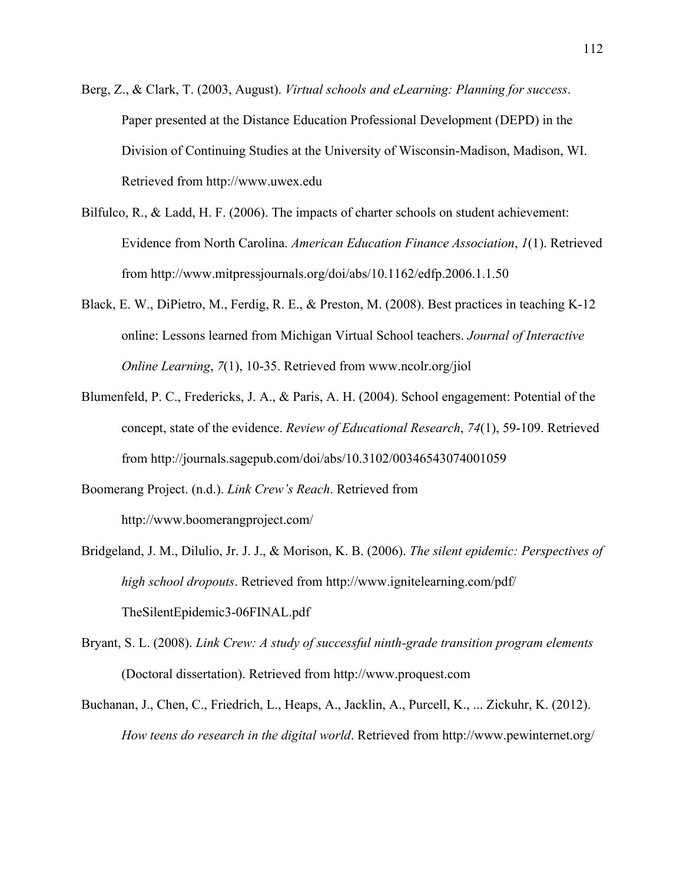Berg, Z., & Clark, T. (2003, August). *Virtual schools and eLearning: Planning for success*. Paper presented at the Distance Education Professional Development (DEPD) in the Division of Continuing Studies at the University of Wisconsin-Madison, Madison, WI. Retrieved from http://www.uwex.edu

Bilfulco, R., & Ladd, H. F. (2006). The impacts of charter schools on student achievement: Evidence from North Carolina. *American Education Finance Association*, *1*(1). Retrieved from http://www.mitpressjournals.org/doi/abs/10.1162/edfp.2006.1.1.50

Black, E. W., DiPietro, M., Ferdig, R. E., & Preston, M. (2008). Best practices in teaching K-12 online: Lessons learned from Michigan Virtual School teachers. *Journal of Interactive Online Learning*, *7*(1), 10-35. Retrieved from www.ncolr.org/jiol

Blumenfeld, P. C., Fredericks, J. A., & Paris, A. H. (2004). School engagement: Potential of the concept, state of the evidence. *Review of Educational Research*, *74*(1), 59-109. Retrieved from http://journals.sagepub.com/doi/abs/10.3102/00346543074001059

Boomerang Project. (n.d.). *Link Crew's Reach*. Retrieved from http://www.boomerangproject.com/

Bridgeland, J. M., Dilulio, Jr. J. J., & Morison, K. B. (2006). *The silent epidemic: Perspectives of high school dropouts*. Retrieved from http://www.ignitelearning.com/pdf/TheSilentEpidemic3-06FINAL.pdf

Bryant, S. L. (2008). *Link Crew: A study of successful ninth-grade transition program elements* (Doctoral dissertation). Retrieved from http://www.proquest.com

Buchanan, J., Chen, C., Friedrich, L., Heaps, A., Jacklin, A., Purcell, K., ... Zickuhr, K. (2012). *How teens do research in the digital world*. Retrieved from http://www.pewinternet.org/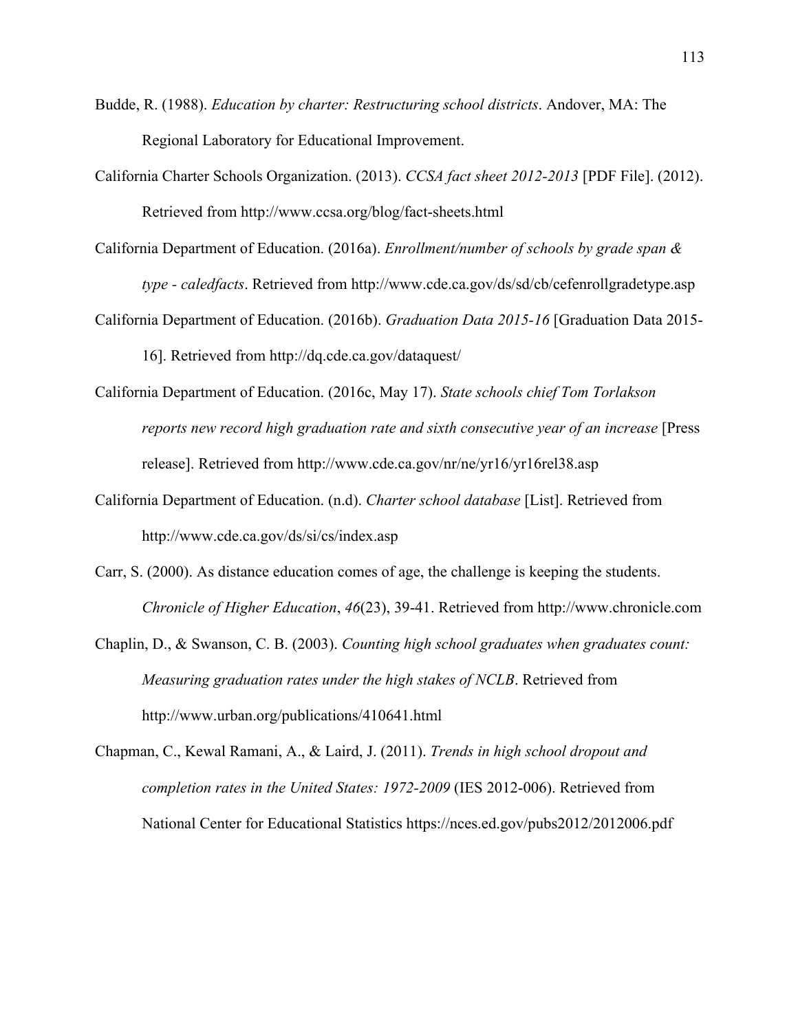Budde, R. (1988). *Education by charter: Restructuring school districts*. Andover, MA: The Regional Laboratory for Educational Improvement.

California Charter Schools Organization. (2013). *CCSA fact sheet 2012-2013* [PDF File]. (2012). Retrieved from http://www.ccsa.org/blog/fact-sheets.html

California Department of Education. (2016a). *Enrollment/number of schools by grade span & type - caledfacts*. Retrieved from http://www.cde.ca.gov/ds/sd/cb/cefenrollgradetype.asp

California Department of Education. (2016b). *Graduation Data 2015-16* [Graduation Data 2015-16]. Retrieved from http://dq.cde.ca.gov/dataquest/

California Department of Education. (2016c, May 17). *State schools chief Tom Torlakson reports new record high graduation rate and sixth consecutive year of an increase* [Press release]. Retrieved from http://www.cde.ca.gov/nr/ne/yr16/yr16rel38.asp

California Department of Education. (n.d). *Charter school database* [List]. Retrieved from http://www.cde.ca.gov/ds/si/cs/index.asp

Carr, S. (2000). As distance education comes of age, the challenge is keeping the students. *Chronicle of Higher Education*, *46*(23), 39-41. Retrieved from http://www.chronicle.com

Chaplin, D., & Swanson, C. B. (2003). *Counting high school graduates when graduates count: Measuring graduation rates under the high stakes of NCLB*. Retrieved from http://www.urban.org/publications/410641.html

Chapman, C., Kewal Ramani, A., & Laird, J. (2011). *Trends in high school dropout and completion rates in the United States: 1972-2009* (IES 2012-006). Retrieved from National Center for Educational Statistics https://nces.ed.gov/pubs2012/2012006.pdf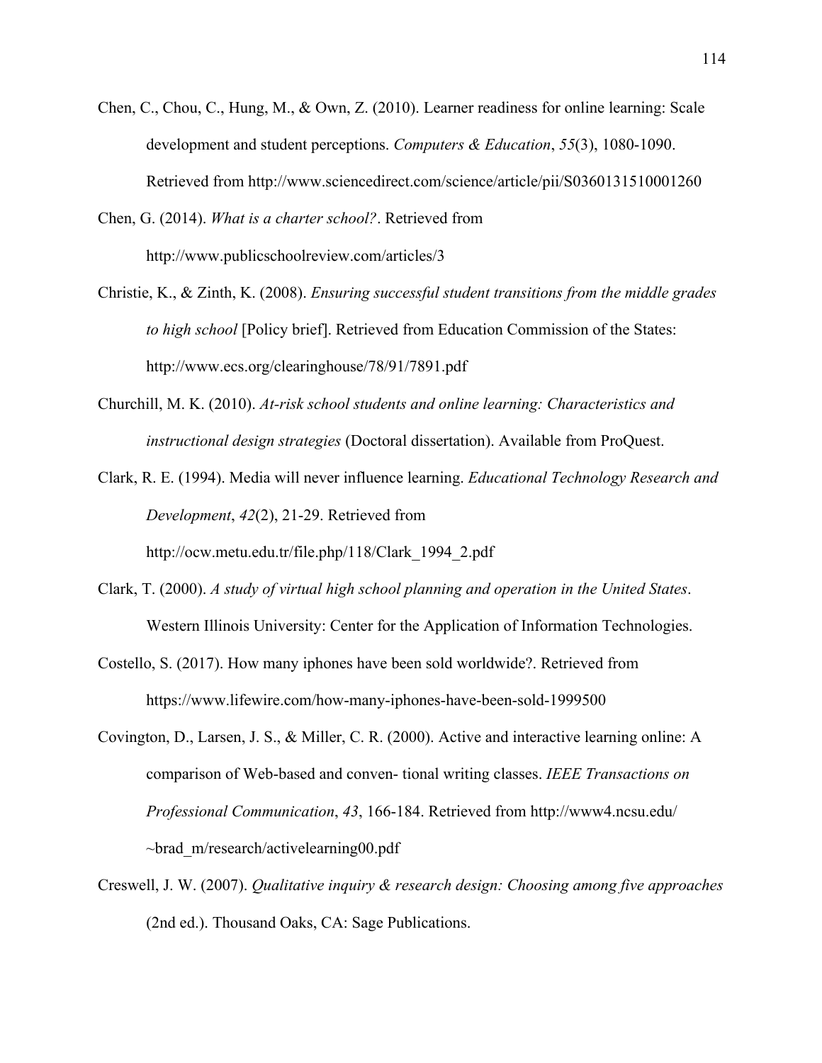Chen, C., Chou, C., Hung, M., & Own, Z. (2010). Learner readiness for online learning: Scale development and student perceptions. *Computers & Education*, *55*(3), 1080-1090. Retrieved from http://www.sciencedirect.com/science/article/pii/S0360131510001260

Chen, G. (2014). *What is a charter school?*. Retrieved from http://www.publicschoolreview.com/articles/3

Christie, K., & Zinth, K. (2008). *Ensuring successful student transitions from the middle grades to high school* [Policy brief]. Retrieved from Education Commission of the States: http://www.ecs.org/clearinghouse/78/91/7891.pdf

Churchill, M. K. (2010). *At-risk school students and online learning: Characteristics and instructional design strategies* (Doctoral dissertation). Available from ProQuest.

Clark, R. E. (1994). Media will never influence learning. *Educational Technology Research and Development*, *42*(2), 21-29. Retrieved from http://ocw.metu.edu.tr/file.php/118/Clark_1994_2.pdf

Clark, T. (2000). *A study of virtual high school planning and operation in the United States*. Western Illinois University: Center for the Application of Information Technologies.

Costello, S. (2017). How many iphones have been sold worldwide?. Retrieved from https://www.lifewire.com/how-many-iphones-have-been-sold-1999500

Covington, D., Larsen, J. S., & Miller, C. R. (2000). Active and interactive learning online: A comparison of Web-based and conven- tional writing classes. *IEEE Transactions on Professional Communication*, *43*, 166-184. Retrieved from http://www4.ncsu.edu/~brad_m/research/activelearning00.pdf

Creswell, J. W. (2007). *Qualitative inquiry & research design: Choosing among five approaches* (2nd ed.). Thousand Oaks, CA: Sage Publications.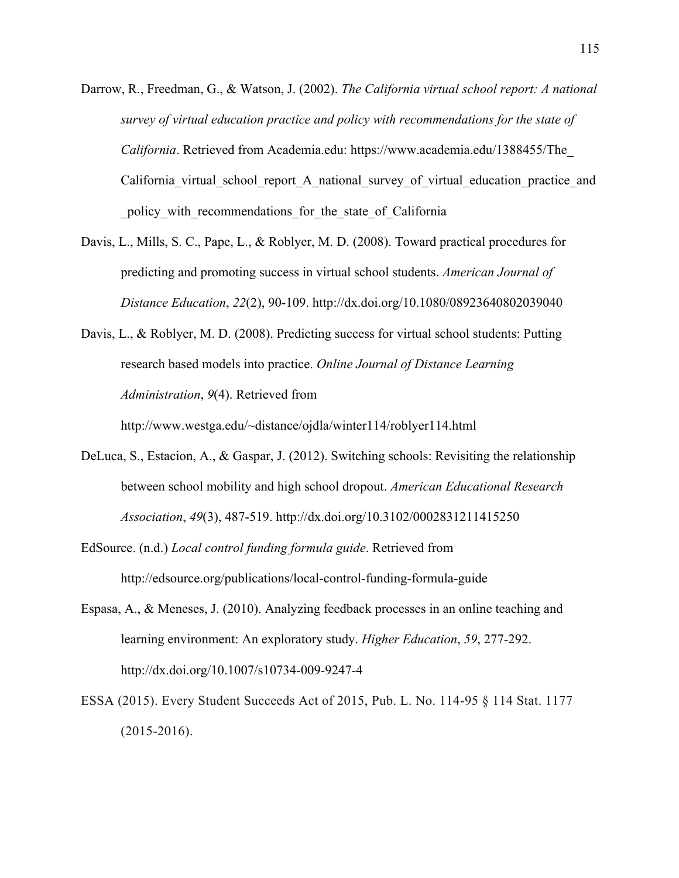Darrow, R., Freedman, G., & Watson, J. (2002). *The California virtual school report: A national survey of virtual education practice and policy with recommendations for the state of California*. Retrieved from Academia.edu: https://www.academia.edu/1388455/The_California_virtual_school_report_A_national_survey_of_virtual_education_practice_and_policy_with_recommendations_for_the_state_of_California

Davis, L., Mills, S. C., Pape, L., & Roblyer, M. D. (2008). Toward practical procedures for predicting and promoting success in virtual school students. *American Journal of Distance Education*, *22*(2), 90-109. http://dx.doi.org/10.1080/08923640802039040

Davis, L., & Roblyer, M. D. (2008). Predicting success for virtual school students: Putting research based models into practice. *Online Journal of Distance Learning Administration*, *9*(4). Retrieved from http://www.westga.edu/~distance/ojdla/winter114/roblyer114.html

DeLuca, S., Estacion, A., & Gaspar, J. (2012). Switching schools: Revisiting the relationship between school mobility and high school dropout. *American Educational Research Association*, *49*(3), 487-519. http://dx.doi.org/10.3102/0002831211415250

EdSource. (n.d.) *Local control funding formula guide*. Retrieved from http://edsource.org/publications/local-control-funding-formula-guide

Espasa, A., & Meneses, J. (2010). Analyzing feedback processes in an online teaching and learning environment: An exploratory study. *Higher Education*, *59*, 277-292. http://dx.doi.org/10.1007/s10734-009-9247-4

ESSA (2015). Every Student Succeeds Act of 2015, Pub. L. No. 114-95 § 114 Stat. 1177 (2015-2016).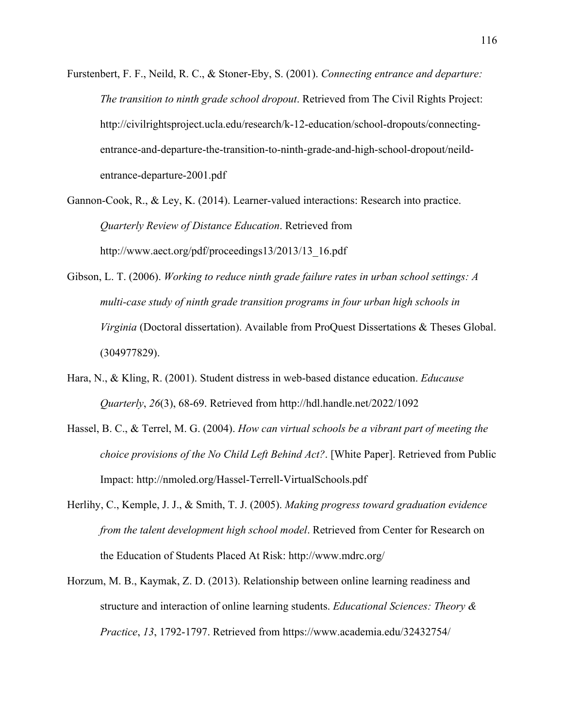Furstenbert, F. F., Neild, R. C., & Stoner-Eby, S. (2001). *Connecting entrance and departure: The transition to ninth grade school dropout*. Retrieved from The Civil Rights Project: http://civilrightsproject.ucla.edu/research/k-12-education/school-dropouts/connecting-entrance-and-departure-the-transition-to-ninth-grade-and-high-school-dropout/neild-entrance-departure-2001.pdf

Gannon-Cook, R., & Ley, K. (2014). Learner-valued interactions: Research into practice. *Quarterly Review of Distance Education*. Retrieved from http://www.aect.org/pdf/proceedings13/2013/13_16.pdf

Gibson, L. T. (2006). *Working to reduce ninth grade failure rates in urban school settings: A multi-case study of ninth grade transition programs in four urban high schools in Virginia* (Doctoral dissertation). Available from ProQuest Dissertations & Theses Global. (304977829).

Hara, N., & Kling, R. (2001). Student distress in web-based distance education. *Educause Quarterly*, *26*(3), 68-69. Retrieved from http://hdl.handle.net/2022/1092

Hassel, B. C., & Terrel, M. G. (2004). *How can virtual schools be a vibrant part of meeting the choice provisions of the No Child Left Behind Act?*. [White Paper]. Retrieved from Public Impact: http://nmoled.org/Hassel-Terrell-VirtualSchools.pdf

Herlihy, C., Kemple, J. J., & Smith, T. J. (2005). *Making progress toward graduation evidence from the talent development high school model*. Retrieved from Center for Research on the Education of Students Placed At Risk: http://www.mdrc.org/

Horzum, M. B., Kaymak, Z. D. (2013). Relationship between online learning readiness and structure and interaction of online learning students. *Educational Sciences: Theory & Practice*, *13*, 1792-1797. Retrieved from https://www.academia.edu/32432754/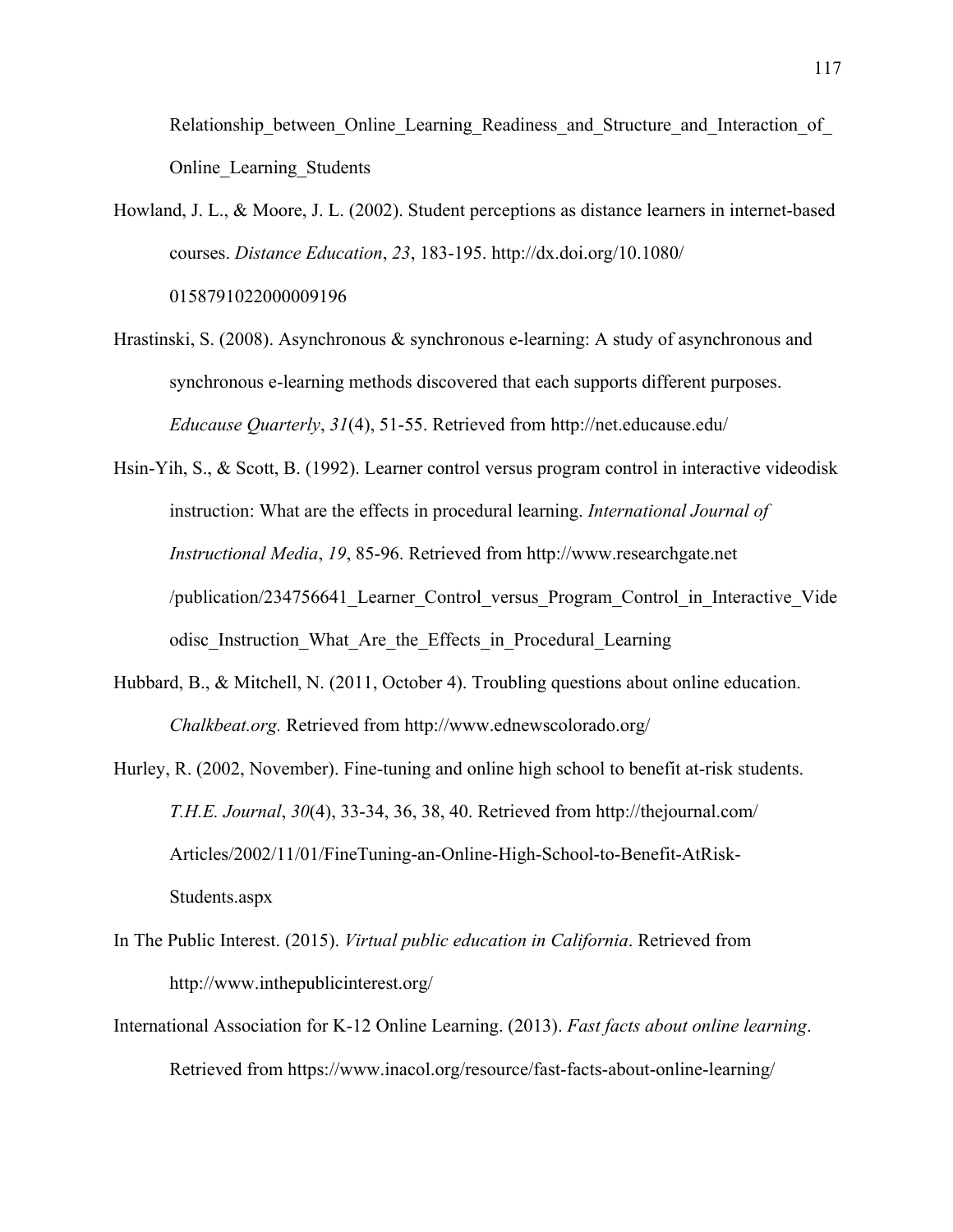Relationship_between_Online_Learning_Readiness_and_Structure_and_Interaction_of_Online_Learning_Students

Howland, J. L., & Moore, J. L. (2002). Student perceptions as distance learners in internet-based courses. *Distance Education*, *23*, 183-195. http://dx.doi.org/10.1080/0158791022000009196

Hrastinski, S. (2008). Asynchronous & synchronous e-learning: A study of asynchronous and synchronous e-learning methods discovered that each supports different purposes. *Educause Quarterly*, *31*(4), 51-55. Retrieved from http://net.educause.edu/

Hsin-Yih, S., & Scott, B. (1992). Learner control versus program control in interactive videodisk instruction: What are the effects in procedural learning. *International Journal of Instructional Media*, *19*, 85-96. Retrieved from http://www.researchgate.net/publication/234756641_Learner_Control_versus_Program_Control_in_Interactive_Videodisc_Instruction_What_Are_the_Effects_in_Procedural_Learning

Hubbard, B., & Mitchell, N. (2011, October 4). Troubling questions about online education. *Chalkbeat.org.* Retrieved from http://www.ednewscolorado.org/

Hurley, R. (2002, November). Fine-tuning and online high school to benefit at-risk students. *T.H.E. Journal*, *30*(4), 33-34, 36, 38, 40. Retrieved from http://thejournal.com/Articles/2002/11/01/FineTuning-an-Online-High-School-to-Benefit-AtRisk-Students.aspx

In The Public Interest. (2015). *Virtual public education in California*. Retrieved from http://www.inthepublicinterest.org/

International Association for K-12 Online Learning. (2013). *Fast facts about online learning*. Retrieved from https://www.inacol.org/resource/fast-facts-about-online-learning/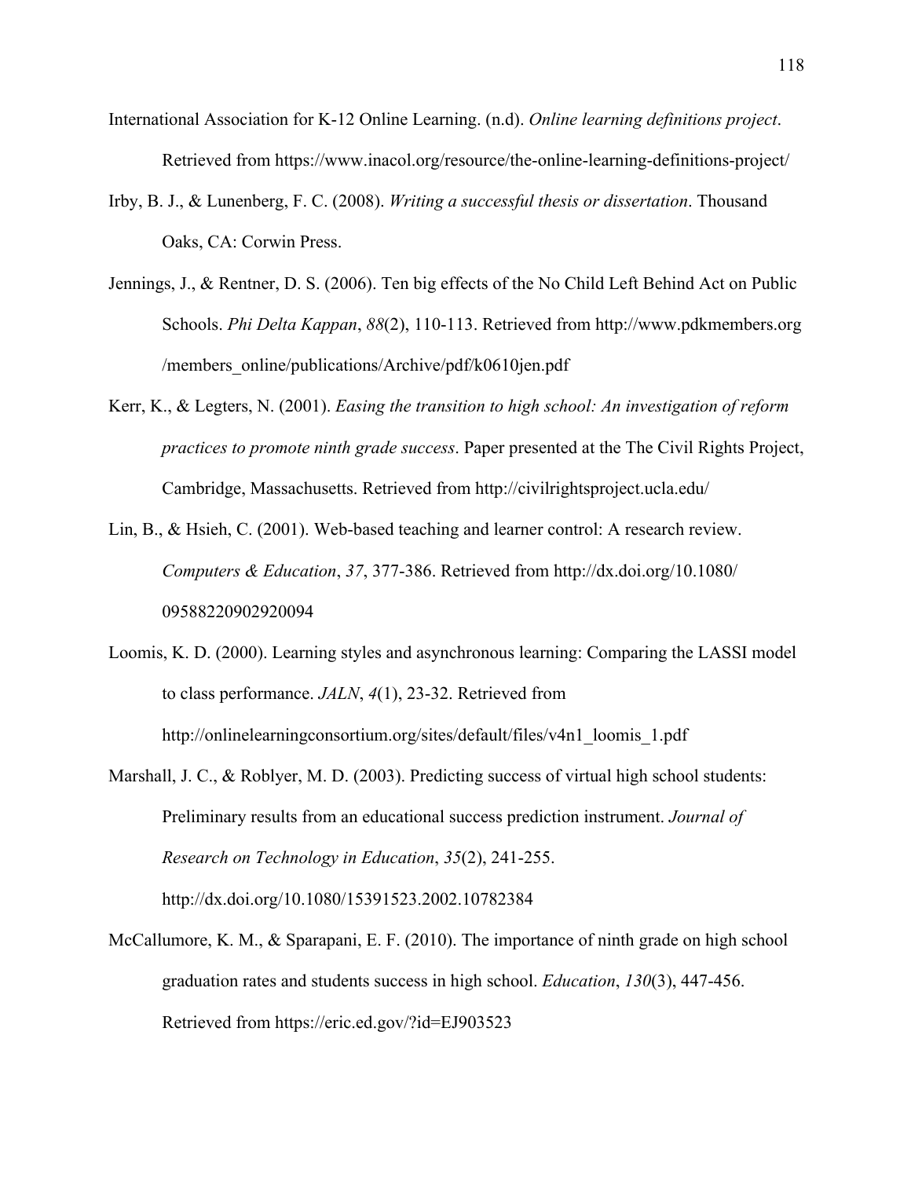International Association for K-12 Online Learning. (n.d). *Online learning definitions project*. Retrieved from https://www.inacol.org/resource/the-online-learning-definitions-project/

Irby, B. J., & Lunenberg, F. C. (2008). *Writing a successful thesis or dissertation*. Thousand Oaks, CA: Corwin Press.

Jennings, J., & Rentner, D. S. (2006). Ten big effects of the No Child Left Behind Act on Public Schools. *Phi Delta Kappan*, *88*(2), 110-113. Retrieved from http://www.pdkmembers.org /members_online/publications/Archive/pdf/k0610jen.pdf

Kerr, K., & Legters, N. (2001). *Easing the transition to high school: An investigation of reform practices to promote ninth grade success*. Paper presented at the The Civil Rights Project, Cambridge, Massachusetts. Retrieved from http://civilrightsproject.ucla.edu/

Lin, B., & Hsieh, C. (2001). Web-based teaching and learner control: A research review. *Computers & Education*, *37*, 377-386. Retrieved from http://dx.doi.org/10.1080/ 09588220902920094

Loomis, K. D. (2000). Learning styles and asynchronous learning: Comparing the LASSI model to class performance. *JALN*, *4*(1), 23-32. Retrieved from http://onlinelearningconsortium.org/sites/default/files/v4n1_loomis_1.pdf

Marshall, J. C., & Roblyer, M. D. (2003). Predicting success of virtual high school students: Preliminary results from an educational success prediction instrument. *Journal of Research on Technology in Education*, *35*(2), 241-255. http://dx.doi.org/10.1080/15391523.2002.10782384

McCallumore, K. M., & Sparapani, E. F. (2010). The importance of ninth grade on high school graduation rates and students success in high school. *Education*, *130*(3), 447-456. Retrieved from https://eric.ed.gov/?id=EJ903523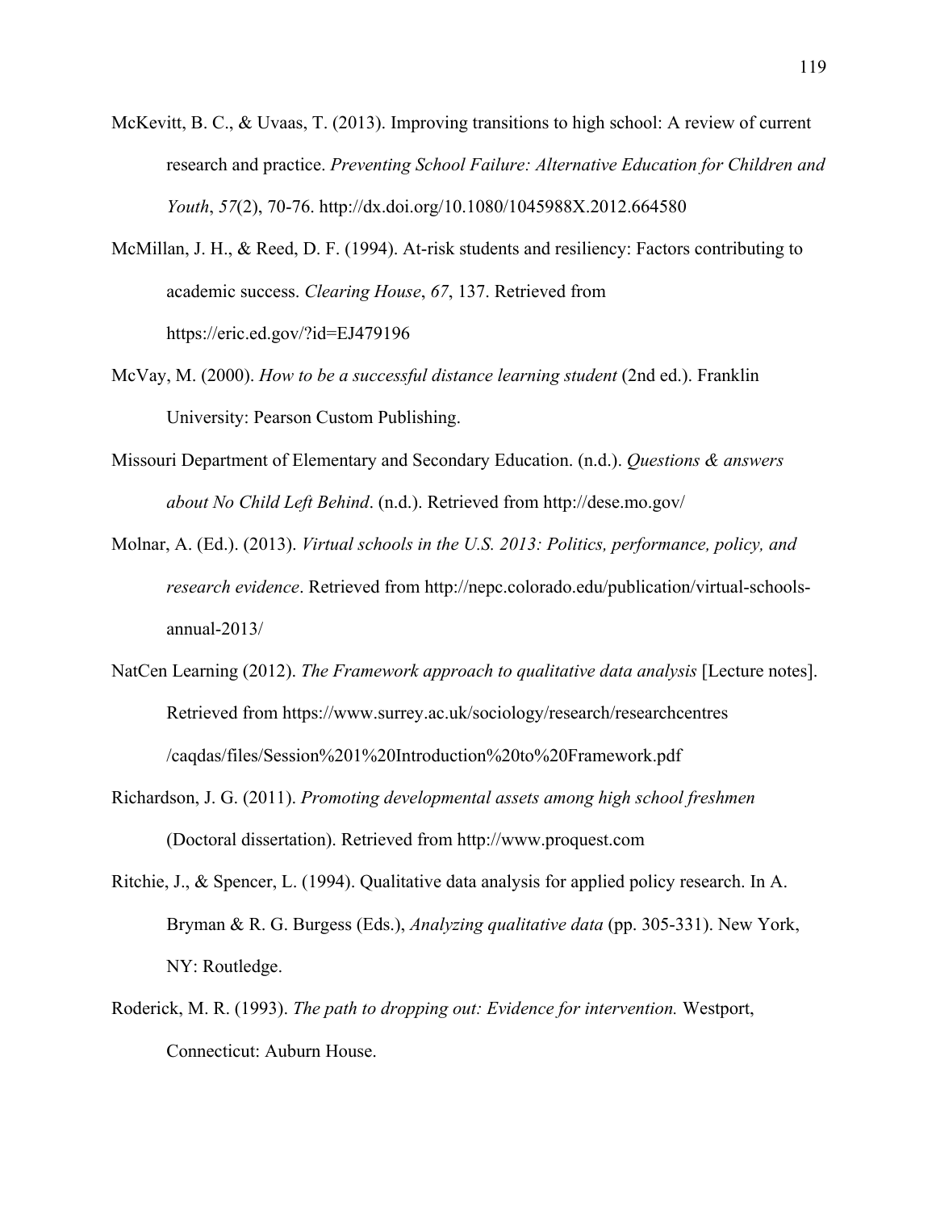McKevitt, B. C., & Uvaas, T. (2013). Improving transitions to high school: A review of current research and practice. *Preventing School Failure: Alternative Education for Children and Youth*, *57*(2), 70-76. http://dx.doi.org/10.1080/1045988X.2012.664580

McMillan, J. H., & Reed, D. F. (1994). At-risk students and resiliency: Factors contributing to academic success. *Clearing House*, *67*, 137. Retrieved from https://eric.ed.gov/?id=EJ479196

McVay, M. (2000). *How to be a successful distance learning student* (2nd ed.). Franklin University: Pearson Custom Publishing.

Missouri Department of Elementary and Secondary Education. (n.d.). *Questions & answers about No Child Left Behind*. (n.d.). Retrieved from http://dese.mo.gov/

Molnar, A. (Ed.). (2013). *Virtual schools in the U.S. 2013: Politics, performance, policy, and research evidence*. Retrieved from http://nepc.colorado.edu/publication/virtual-schools-annual-2013/

NatCen Learning (2012). *The Framework approach to qualitative data analysis* [Lecture notes]. Retrieved from https://www.surrey.ac.uk/sociology/research/researchcentres /caqdas/files/Session%201%20Introduction%20to%20Framework.pdf

Richardson, J. G. (2011). *Promoting developmental assets among high school freshmen* (Doctoral dissertation). Retrieved from http://www.proquest.com

Ritchie, J., & Spencer, L. (1994). Qualitative data analysis for applied policy research. In A. Bryman & R. G. Burgess (Eds.), *Analyzing qualitative data* (pp. 305-331). New York, NY: Routledge.

Roderick, M. R. (1993). *The path to dropping out: Evidence for intervention.* Westport, Connecticut: Auburn House.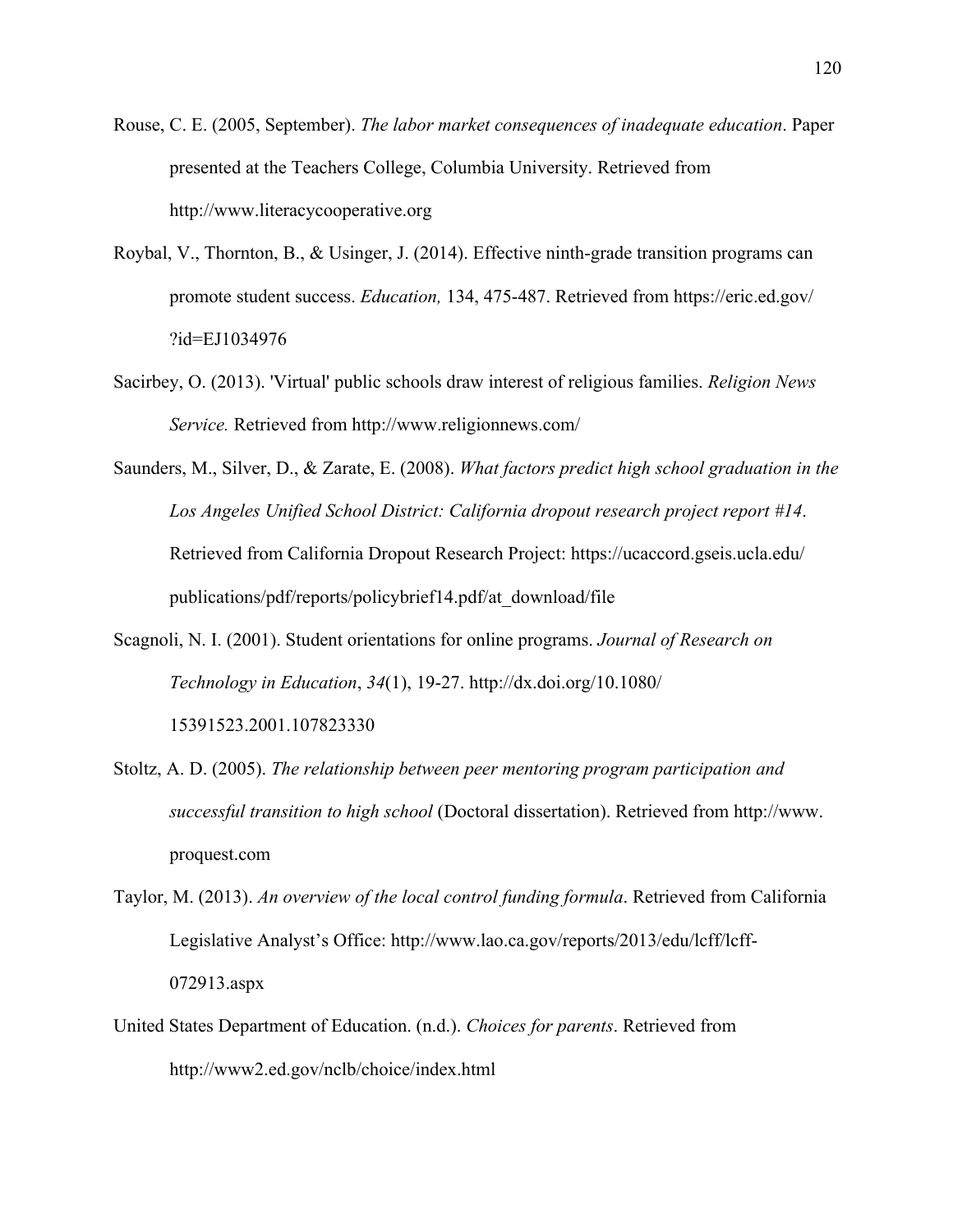Rouse, C. E. (2005, September). *The labor market consequences of inadequate education*. Paper presented at the Teachers College, Columbia University. Retrieved from http://www.literacycooperative.org

Roybal, V., Thornton, B., & Usinger, J. (2014). Effective ninth-grade transition programs can promote student success. *Education,* 134, 475-487. Retrieved from https://eric.ed.gov/?id=EJ1034976

Sacirbey, O. (2013). 'Virtual' public schools draw interest of religious families. *Religion News Service.* Retrieved from http://www.religionnews.com/

Saunders, M., Silver, D., & Zarate, E. (2008). *What factors predict high school graduation in the Los Angeles Unified School District: California dropout research project report #14*. Retrieved from California Dropout Research Project: https://ucaccord.gseis.ucla.edu/publications/pdf/reports/policybrief14.pdf/at_download/file

Scagnoli, N. I. (2001). Student orientations for online programs. *Journal of Research on Technology in Education*, *34*(1), 19-27. http://dx.doi.org/10.1080/15391523.2001.107823330

Stoltz, A. D. (2005). *The relationship between peer mentoring program participation and successful transition to high school* (Doctoral dissertation). Retrieved from http://www.proquest.com

Taylor, M. (2013). *An overview of the local control funding formula*. Retrieved from California Legislative Analyst's Office: http://www.lao.ca.gov/reports/2013/edu/lcff/lcff-072913.aspx

United States Department of Education. (n.d.). *Choices for parents*. Retrieved from http://www2.ed.gov/nclb/choice/index.html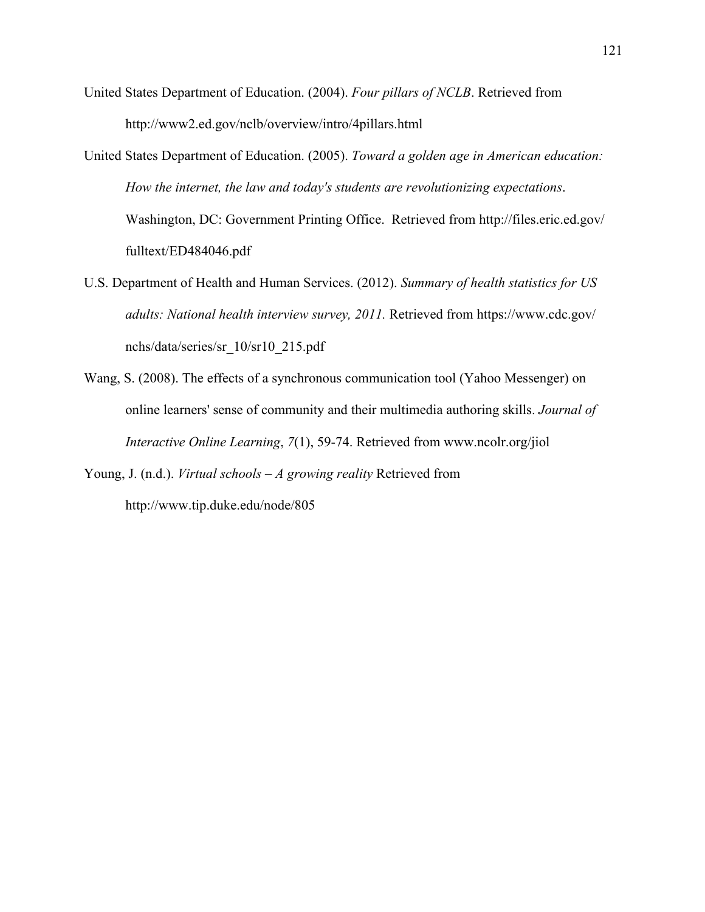United States Department of Education. (2004). *Four pillars of NCLB*. Retrieved from http://www2.ed.gov/nclb/overview/intro/4pillars.html

United States Department of Education. (2005). *Toward a golden age in American education: How the internet, the law and today's students are revolutionizing expectations*. Washington, DC: Government Printing Office. Retrieved from http://files.eric.ed.gov/fulltext/ED484046.pdf

U.S. Department of Health and Human Services. (2012). *Summary of health statistics for US adults: National health interview survey, 2011.* Retrieved from https://www.cdc.gov/nchs/data/series/sr_10/sr10_215.pdf

Wang, S. (2008). The effects of a synchronous communication tool (Yahoo Messenger) on online learners' sense of community and their multimedia authoring skills. *Journal of Interactive Online Learning*, *7*(1), 59-74. Retrieved from www.ncolr.org/jiol

Young, J. (n.d.). *Virtual schools – A growing reality* Retrieved from http://www.tip.duke.edu/node/805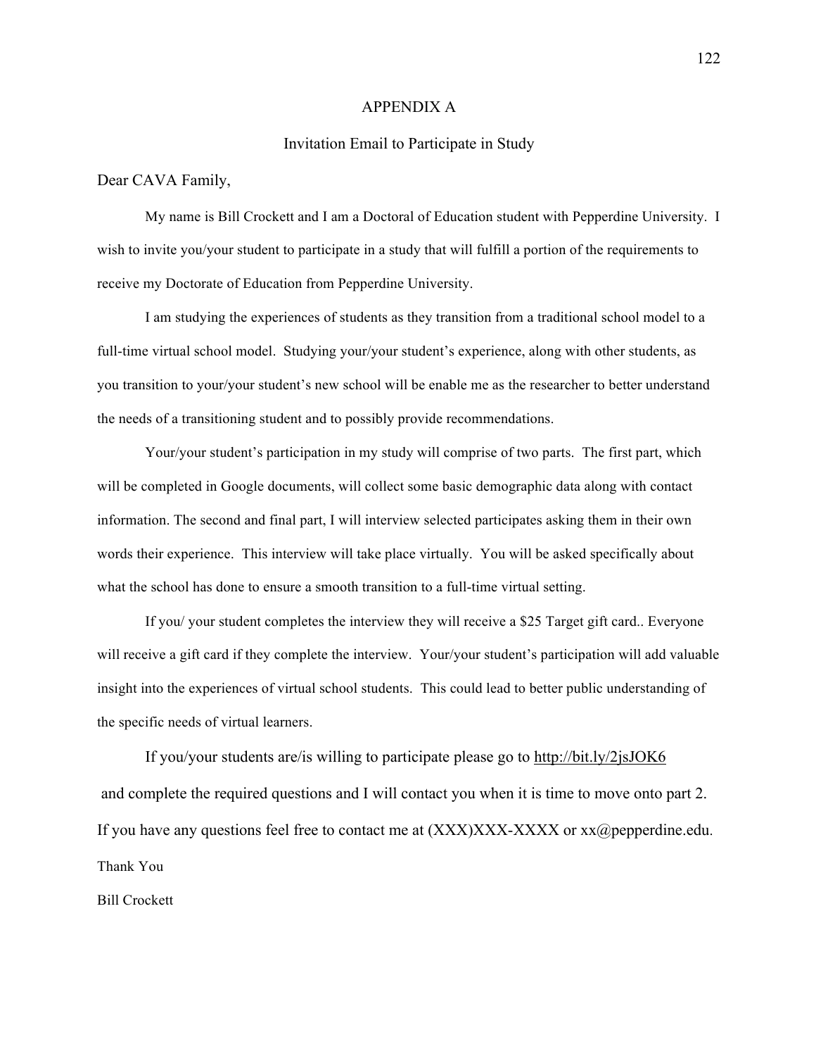# APPENDIX A

## Invitation Email to Participate in Study

Dear CAVA Family,

My name is Bill Crockett and I am a Doctoral of Education student with Pepperdine University. I wish to invite you/your student to participate in a study that will fulfill a portion of the requirements to receive my Doctorate of Education from Pepperdine University.

I am studying the experiences of students as they transition from a traditional school model to a full-time virtual school model. Studying your/your student's experience, along with other students, as you transition to your/your student's new school will be enable me as the researcher to better understand the needs of a transitioning student and to possibly provide recommendations.

Your/your student's participation in my study will comprise of two parts. The first part, which will be completed in Google documents, will collect some basic demographic data along with contact information. The second and final part, I will interview selected participates asking them in their own words their experience. This interview will take place virtually. You will be asked specifically about what the school has done to ensure a smooth transition to a full-time virtual setting.

If you/ your student completes the interview they will receive a $25 Target gift card.. Everyone will receive a gift card if they complete the interview. Your/your student's participation will add valuable insight into the experiences of virtual school students. This could lead to better public understanding of the specific needs of virtual learners.

If you/your students are/is willing to participate please go to http://bit.ly/2jsJOK6 and complete the required questions and I will contact you when it is time to move onto part 2. If you have any questions feel free to contact me at (XXX)XXX-XXXX or xx@pepperdine.edu.

Thank You

Bill Crockett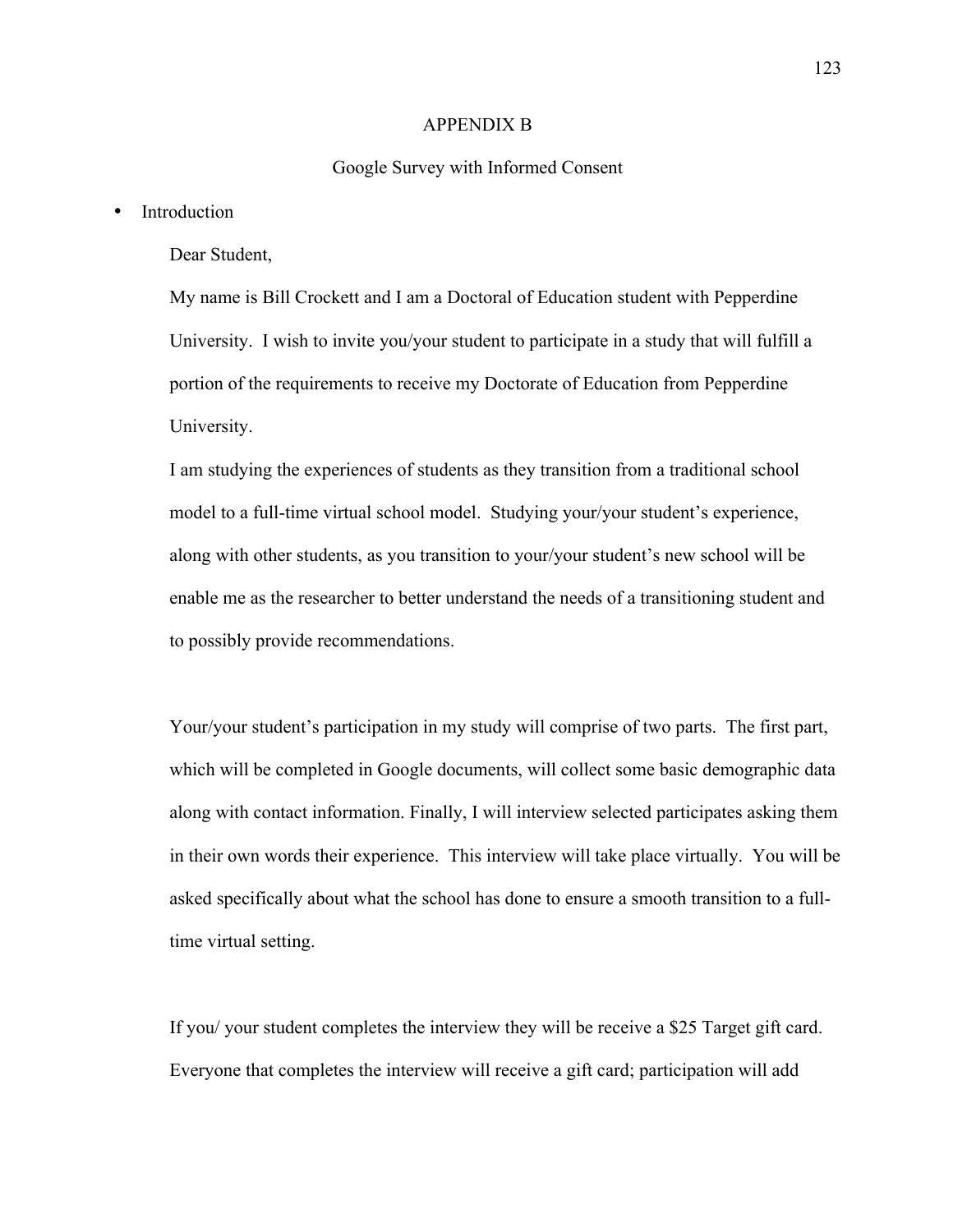# APPENDIX B

## Google Survey with Informed Consent

- Introduction

Dear Student,

My name is Bill Crockett and I am a Doctoral of Education student with Pepperdine University. I wish to invite you/your student to participate in a study that will fulfill a portion of the requirements to receive my Doctorate of Education from Pepperdine University.

I am studying the experiences of students as they transition from a traditional school model to a full-time virtual school model. Studying your/your student's experience, along with other students, as you transition to your/your student's new school will be enable me as the researcher to better understand the needs of a transitioning student and to possibly provide recommendations.

Your/your student's participation in my study will comprise of two parts. The first part, which will be completed in Google documents, will collect some basic demographic data along with contact information. Finally, I will interview selected participates asking them in their own words their experience. This interview will take place virtually. You will be asked specifically about what the school has done to ensure a smooth transition to a full-time virtual setting.

If you/ your student completes the interview they will be receive a $25 Target gift card. Everyone that completes the interview will receive a gift card; participation will add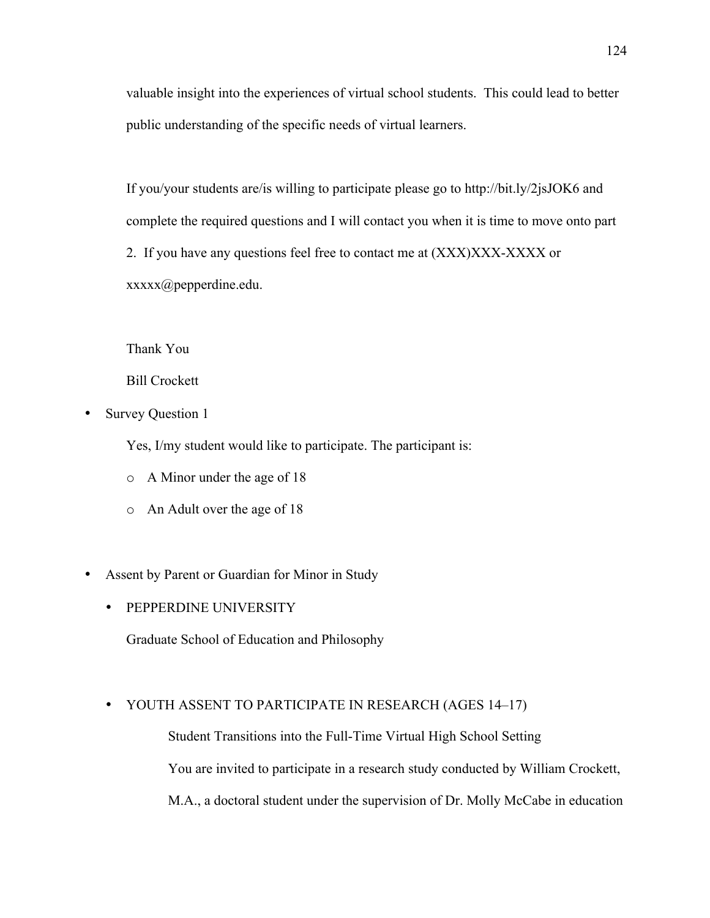valuable insight into the experiences of virtual school students. This could lead to better public understanding of the specific needs of virtual learners.

If you/your students are/is willing to participate please go to http://bit.ly/2jsJOK6 and complete the required questions and I will contact you when it is time to move onto part 2. If you have any questions feel free to contact me at (XXX)XXX-XXXX or xxxxx@pepperdine.edu.

Thank You

Bill Crockett

- Survey Question 1

  Yes, I/my student would like to participate. The participant is:

  - A Minor under the age of 18
  - An Adult over the age of 18

- Assent by Parent or Guardian for Minor in Study

  - PEPPERDINE UNIVERSITY

    Graduate School of Education and Philosophy

  - YOUTH ASSENT TO PARTICIPATE IN RESEARCH (AGES 14–17)

    Student Transitions into the Full-Time Virtual High School Setting

    You are invited to participate in a research study conducted by William Crockett, M.A., a doctoral student under the supervision of Dr. Molly McCabe in education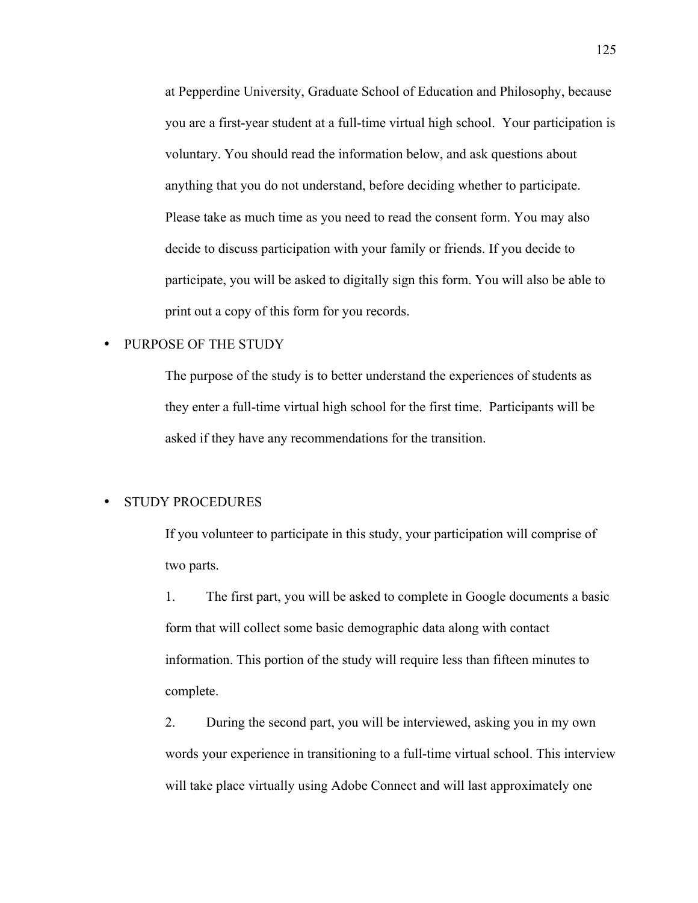at Pepperdine University, Graduate School of Education and Philosophy, because you are a first-year student at a full-time virtual high school. Your participation is voluntary. You should read the information below, and ask questions about anything that you do not understand, before deciding whether to participate. Please take as much time as you need to read the consent form. You may also decide to discuss participation with your family or friends. If you decide to participate, you will be asked to digitally sign this form. You will also be able to print out a copy of this form for you records.

- PURPOSE OF THE STUDY

  The purpose of the study is to better understand the experiences of students as they enter a full-time virtual high school for the first time. Participants will be asked if they have any recommendations for the transition.

- STUDY PROCEDURES

  If you volunteer to participate in this study, your participation will comprise of two parts.

  1. The first part, you will be asked to complete in Google documents a basic form that will collect some basic demographic data along with contact information. This portion of the study will require less than fifteen minutes to complete.

  2. During the second part, you will be interviewed, asking you in my own words your experience in transitioning to a full-time virtual school. This interview will take place virtually using Adobe Connect and will last approximately one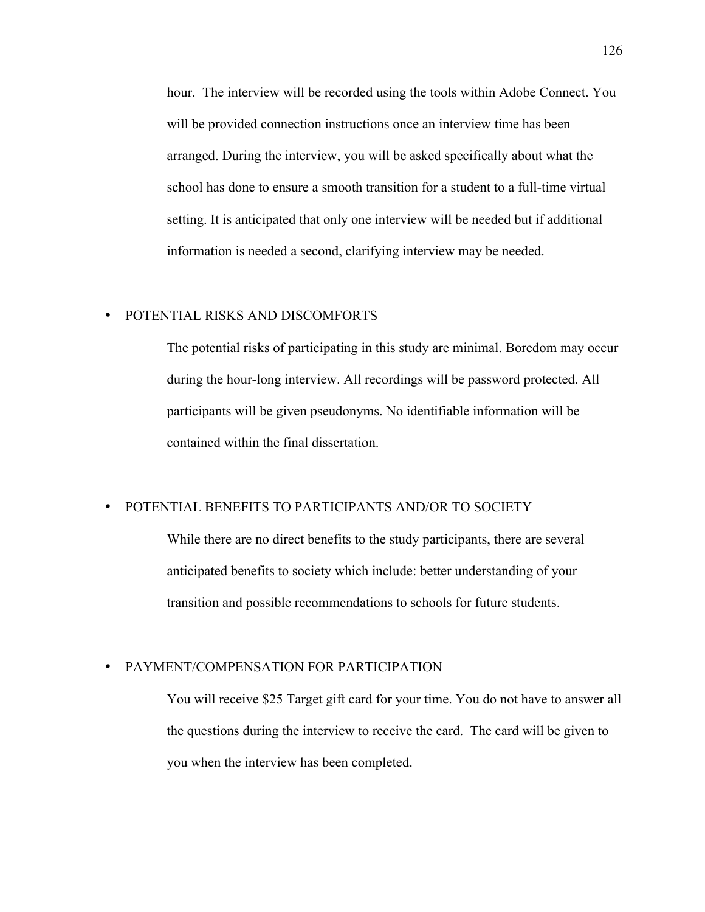hour. The interview will be recorded using the tools within Adobe Connect. You will be provided connection instructions once an interview time has been arranged. During the interview, you will be asked specifically about what the school has done to ensure a smooth transition for a student to a full-time virtual setting. It is anticipated that only one interview will be needed but if additional information is needed a second, clarifying interview may be needed.

- POTENTIAL RISKS AND DISCOMFORTS

  The potential risks of participating in this study are minimal. Boredom may occur during the hour-long interview. All recordings will be password protected. All participants will be given pseudonyms. No identifiable information will be contained within the final dissertation.

- POTENTIAL BENEFITS TO PARTICIPANTS AND/OR TO SOCIETY

  While there are no direct benefits to the study participants, there are several anticipated benefits to society which include: better understanding of your transition and possible recommendations to schools for future students.

- PAYMENT/COMPENSATION FOR PARTICIPATION

  You will receive $25 Target gift card for your time. You do not have to answer all the questions during the interview to receive the card. The card will be given to you when the interview has been completed.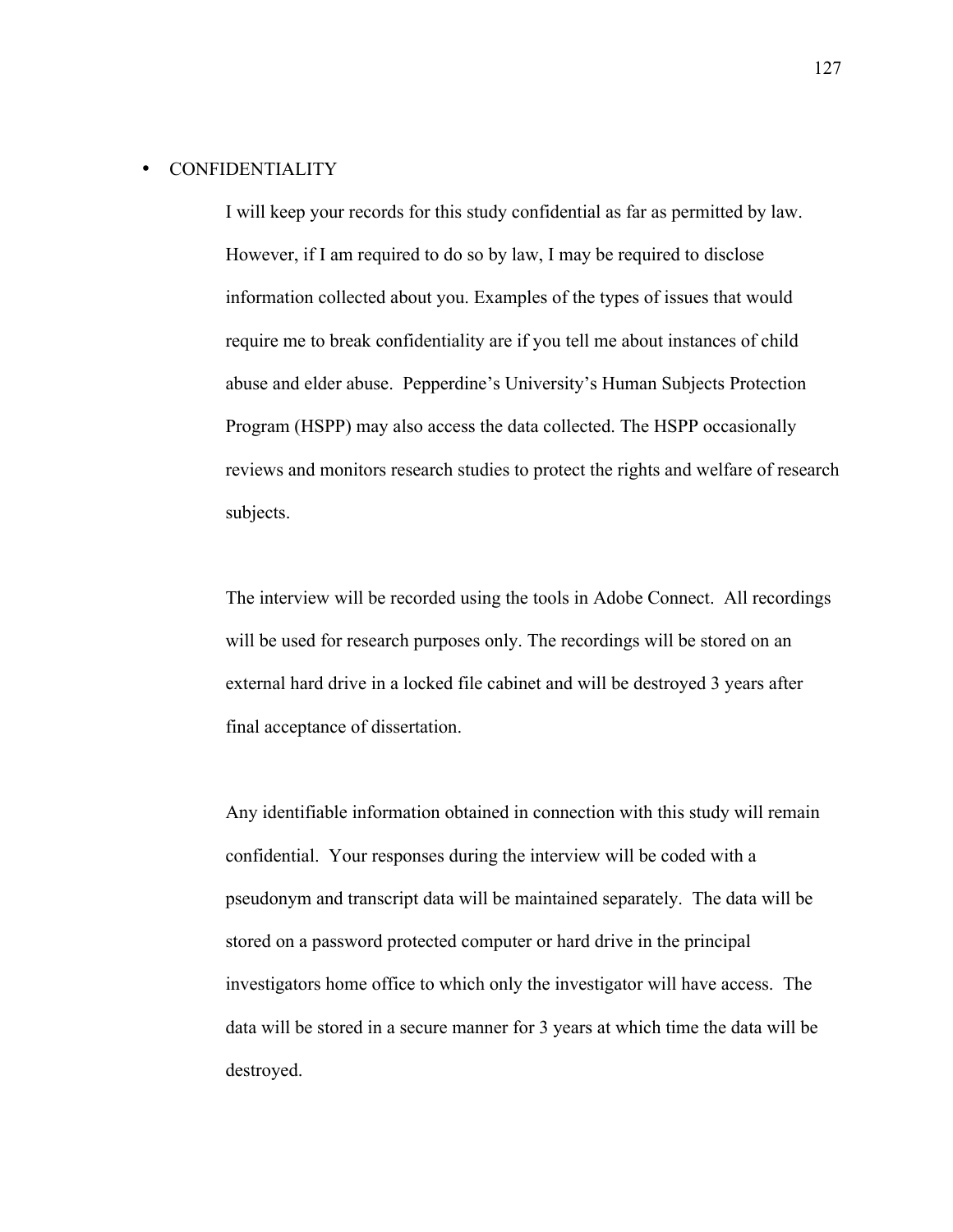- CONFIDENTIALITY

I will keep your records for this study confidential as far as permitted by law. However, if I am required to do so by law, I may be required to disclose information collected about you. Examples of the types of issues that would require me to break confidentiality are if you tell me about instances of child abuse and elder abuse. Pepperdine's University's Human Subjects Protection Program (HSPP) may also access the data collected. The HSPP occasionally reviews and monitors research studies to protect the rights and welfare of research subjects.

The interview will be recorded using the tools in Adobe Connect. All recordings will be used for research purposes only. The recordings will be stored on an external hard drive in a locked file cabinet and will be destroyed 3 years after final acceptance of dissertation.

Any identifiable information obtained in connection with this study will remain confidential. Your responses during the interview will be coded with a pseudonym and transcript data will be maintained separately. The data will be stored on a password protected computer or hard drive in the principal investigators home office to which only the investigator will have access. The data will be stored in a secure manner for 3 years at which time the data will be destroyed.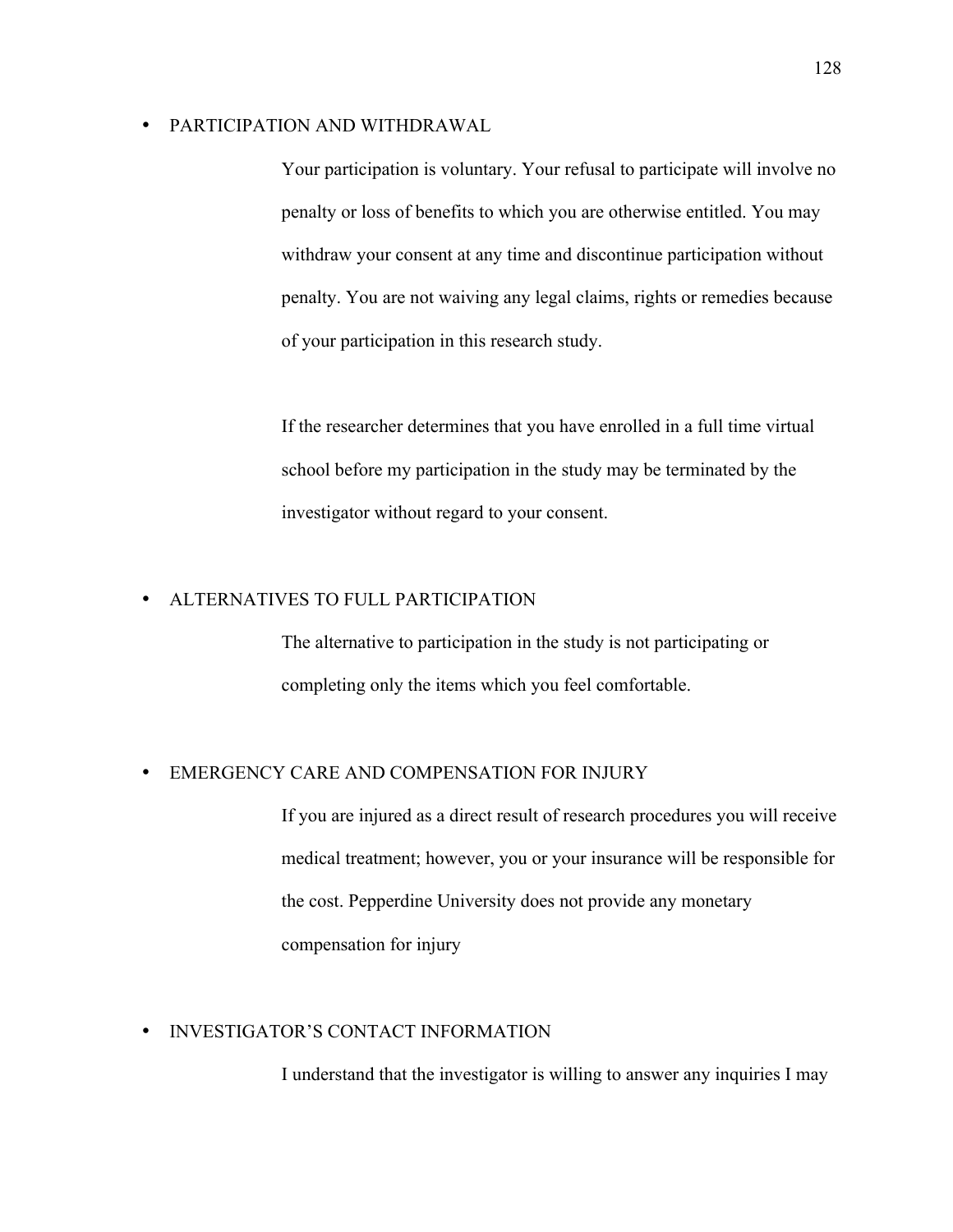- PARTICIPATION AND WITHDRAWAL

  Your participation is voluntary. Your refusal to participate will involve no penalty or loss of benefits to which you are otherwise entitled. You may withdraw your consent at any time and discontinue participation without penalty. You are not waiving any legal claims, rights or remedies because of your participation in this research study.

  If the researcher determines that you have enrolled in a full time virtual school before my participation in the study may be terminated by the investigator without regard to your consent.

- ALTERNATIVES TO FULL PARTICIPATION

  The alternative to participation in the study is not participating or completing only the items which you feel comfortable.

- EMERGENCY CARE AND COMPENSATION FOR INJURY

  If you are injured as a direct result of research procedures you will receive medical treatment; however, you or your insurance will be responsible for the cost. Pepperdine University does not provide any monetary compensation for injury

- INVESTIGATOR'S CONTACT INFORMATION

  I understand that the investigator is willing to answer any inquiries I may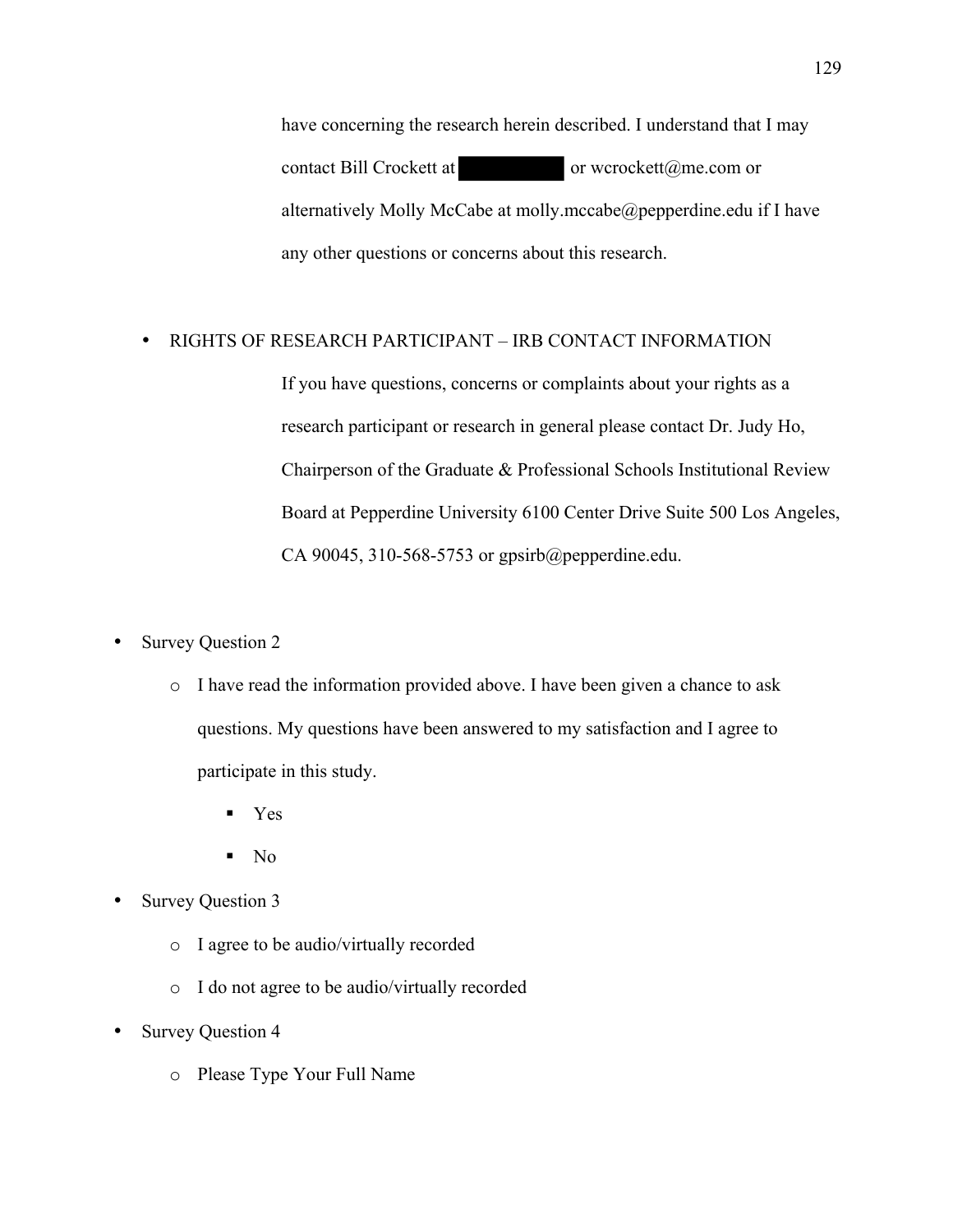have concerning the research herein described. I understand that I may contact Bill Crockett at ██████████ or wcrockett@me.com or alternatively Molly McCabe at molly.mccabe@pepperdine.edu if I have any other questions or concerns about this research.

- RIGHTS OF RESEARCH PARTICIPANT – IRB CONTACT INFORMATION

  If you have questions, concerns or complaints about your rights as a research participant or research in general please contact Dr. Judy Ho, Chairperson of the Graduate & Professional Schools Institutional Review Board at Pepperdine University 6100 Center Drive Suite 500 Los Angeles, CA 90045, 310-568-5753 or gpsirb@pepperdine.edu.

- Survey Question 2
  - I have read the information provided above. I have been given a chance to ask questions. My questions have been answered to my satisfaction and I agree to participate in this study.
    - Yes
    - No
- Survey Question 3
  - I agree to be audio/virtually recorded
  - I do not agree to be audio/virtually recorded
- Survey Question 4
  - Please Type Your Full Name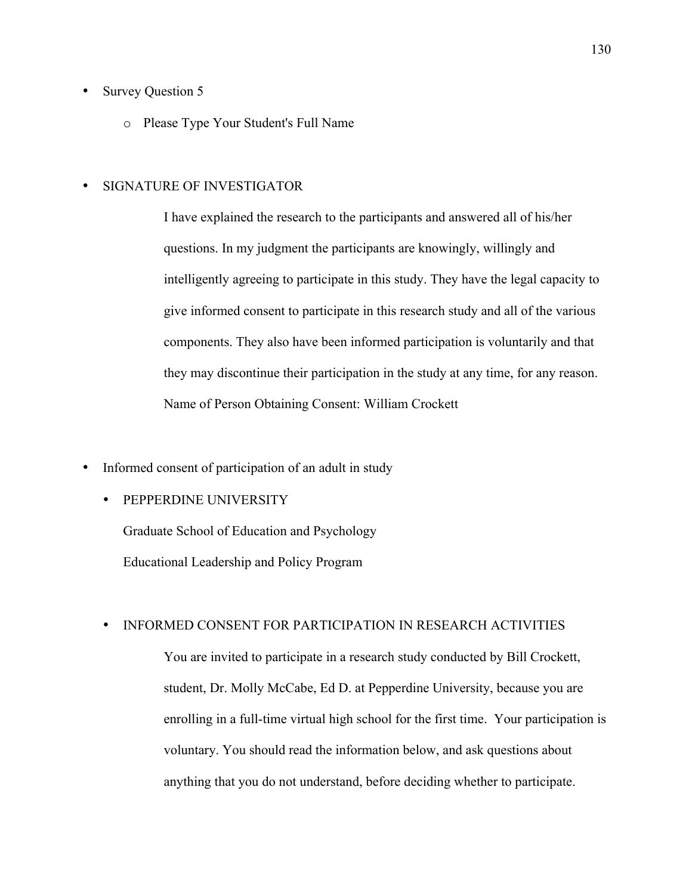- Survey Question 5
    - Please Type Your Student's Full Name

- SIGNATURE OF INVESTIGATOR

    I have explained the research to the participants and answered all of his/her questions. In my judgment the participants are knowingly, willingly and intelligently agreeing to participate in this study. They have the legal capacity to give informed consent to participate in this research study and all of the various components. They also have been informed participation is voluntarily and that they may discontinue their participation in the study at any time, for any reason. Name of Person Obtaining Consent: William Crockett

- Informed consent of participation of an adult in study
    - PEPPERDINE UNIVERSITY

      Graduate School of Education and Psychology

      Educational Leadership and Policy Program

    - INFORMED CONSENT FOR PARTICIPATION IN RESEARCH ACTIVITIES

      You are invited to participate in a research study conducted by Bill Crockett, student, Dr. Molly McCabe, Ed D. at Pepperdine University, because you are enrolling in a full-time virtual high school for the first time.  Your participation is voluntary. You should read the information below, and ask questions about anything that you do not understand, before deciding whether to participate.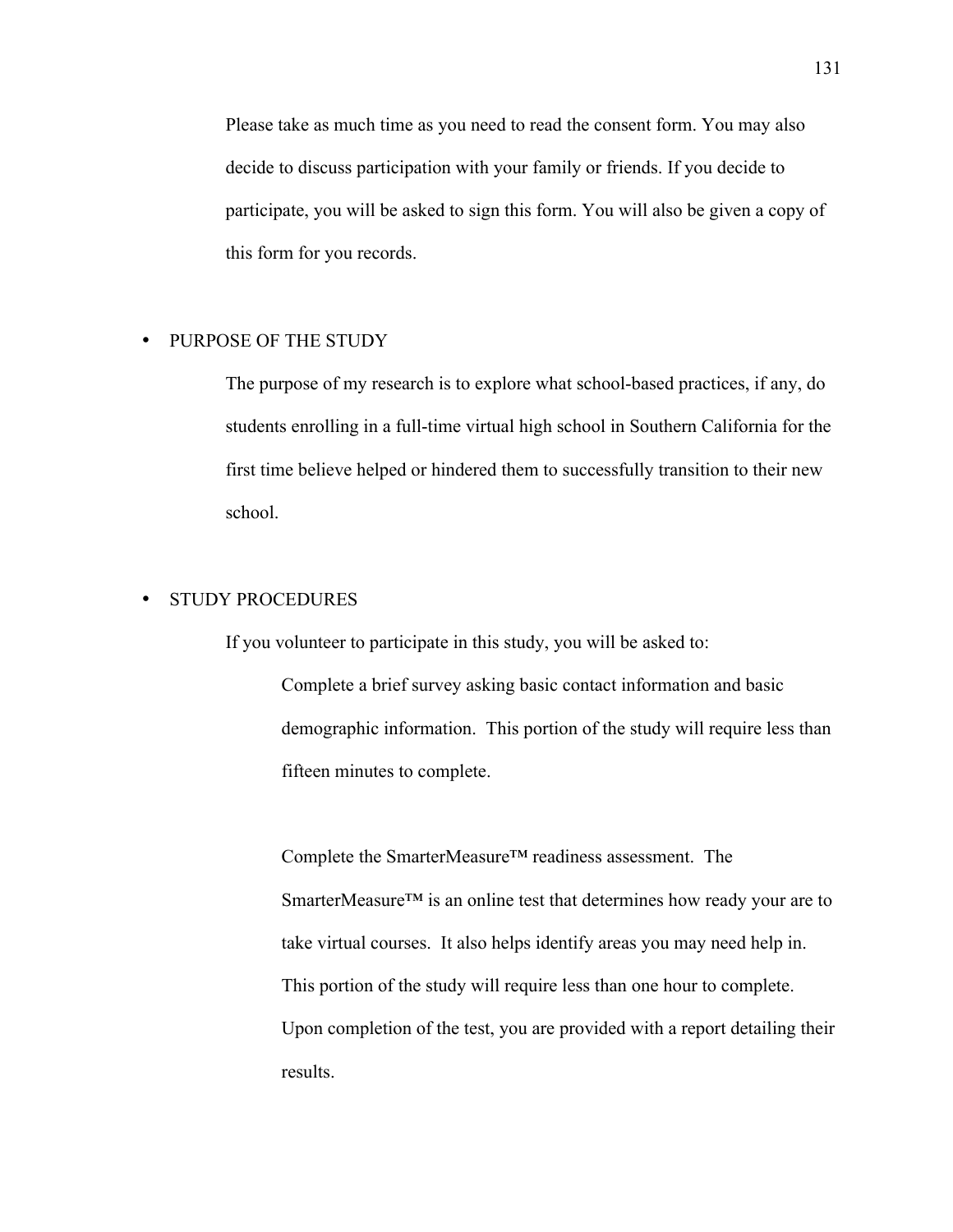Please take as much time as you need to read the consent form. You may also decide to discuss participation with your family or friends. If you decide to participate, you will be asked to sign this form. You will also be given a copy of this form for you records.

- PURPOSE OF THE STUDY

The purpose of my research is to explore what school-based practices, if any, do students enrolling in a full-time virtual high school in Southern California for the first time believe helped or hindered them to successfully transition to their new school.

- STUDY PROCEDURES

If you volunteer to participate in this study, you will be asked to:

Complete a brief survey asking basic contact information and basic demographic information. This portion of the study will require less than fifteen minutes to complete.

Complete the SmarterMeasure™ readiness assessment. The SmarterMeasure™ is an online test that determines how ready your are to take virtual courses. It also helps identify areas you may need help in. This portion of the study will require less than one hour to complete. Upon completion of the test, you are provided with a report detailing their results.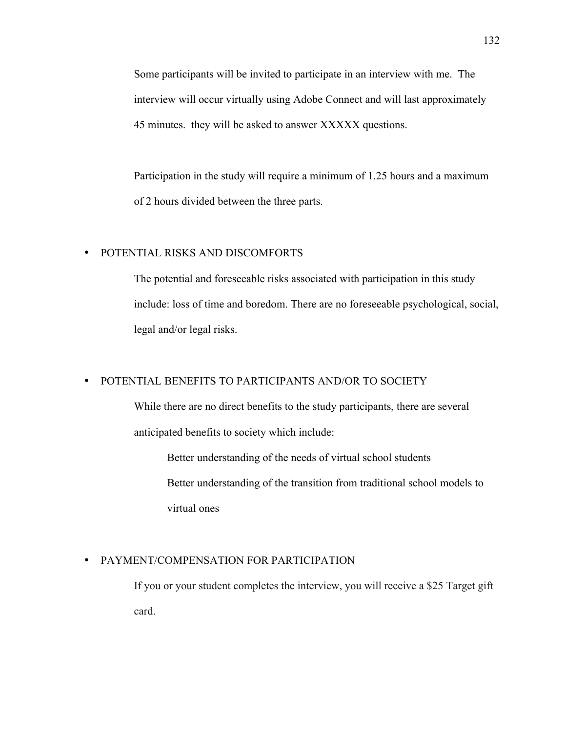Some participants will be invited to participate in an interview with me. The interview will occur virtually using Adobe Connect and will last approximately 45 minutes. they will be asked to answer XXXXX questions.

Participation in the study will require a minimum of 1.25 hours and a maximum of 2 hours divided between the three parts.

- POTENTIAL RISKS AND DISCOMFORTS

  The potential and foreseeable risks associated with participation in this study include: loss of time and boredom. There are no foreseeable psychological, social, legal and/or legal risks.

- POTENTIAL BENEFITS TO PARTICIPANTS AND/OR TO SOCIETY

  While there are no direct benefits to the study participants, there are several anticipated benefits to society which include:

  Better understanding of the needs of virtual school students

  Better understanding of the transition from traditional school models to virtual ones

- PAYMENT/COMPENSATION FOR PARTICIPATION

  If you or your student completes the interview, you will receive a $25 Target gift card.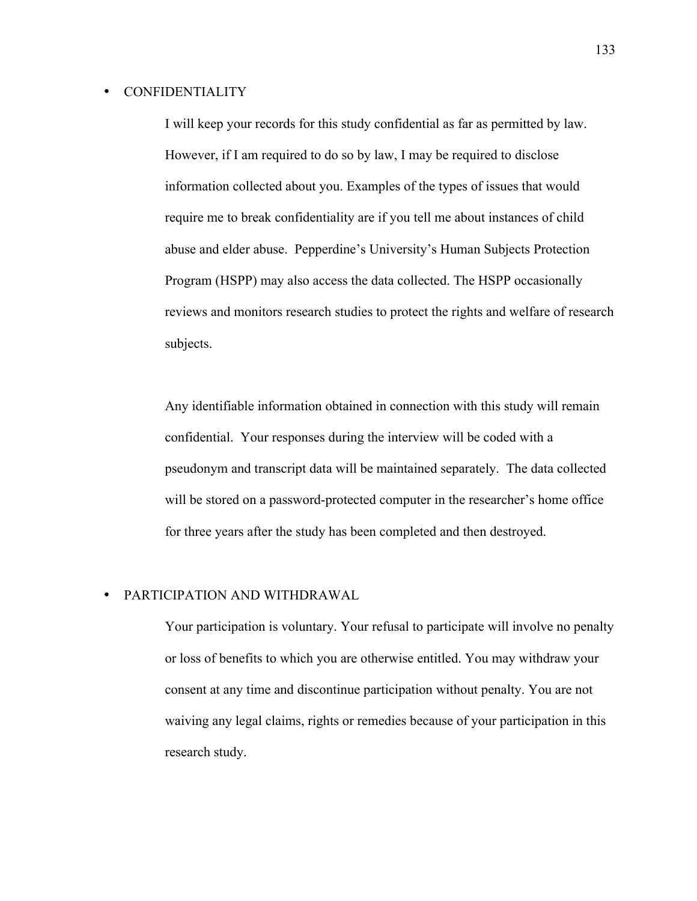- CONFIDENTIALITY

  I will keep your records for this study confidential as far as permitted by law. However, if I am required to do so by law, I may be required to disclose information collected about you. Examples of the types of issues that would require me to break confidentiality are if you tell me about instances of child abuse and elder abuse. Pepperdine's University's Human Subjects Protection Program (HSPP) may also access the data collected. The HSPP occasionally reviews and monitors research studies to protect the rights and welfare of research subjects.

  Any identifiable information obtained in connection with this study will remain confidential. Your responses during the interview will be coded with a pseudonym and transcript data will be maintained separately. The data collected will be stored on a password-protected computer in the researcher's home office for three years after the study has been completed and then destroyed.

- PARTICIPATION AND WITHDRAWAL

  Your participation is voluntary. Your refusal to participate will involve no penalty or loss of benefits to which you are otherwise entitled. You may withdraw your consent at any time and discontinue participation without penalty. You are not waiving any legal claims, rights or remedies because of your participation in this research study.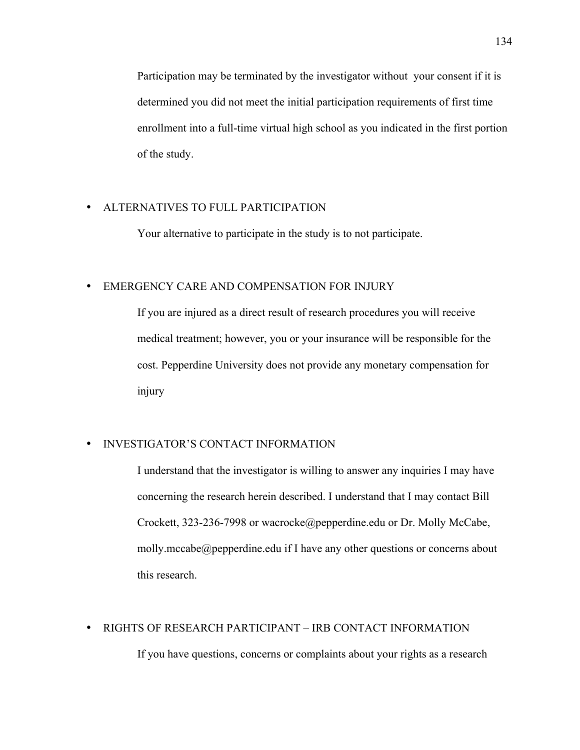Participation may be terminated by the investigator without your consent if it is determined you did not meet the initial participation requirements of first time enrollment into a full-time virtual high school as you indicated in the first portion of the study.

- ALTERNATIVES TO FULL PARTICIPATION

  Your alternative to participate in the study is to not participate.

- EMERGENCY CARE AND COMPENSATION FOR INJURY

  If you are injured as a direct result of research procedures you will receive medical treatment; however, you or your insurance will be responsible for the cost. Pepperdine University does not provide any monetary compensation for injury

- INVESTIGATOR'S CONTACT INFORMATION

  I understand that the investigator is willing to answer any inquiries I may have concerning the research herein described. I understand that I may contact Bill Crockett, 323-236-7998 or wacrocke@pepperdine.edu or Dr. Molly McCabe, molly.mccabe@pepperdine.edu if I have any other questions or concerns about this research.

- RIGHTS OF RESEARCH PARTICIPANT – IRB CONTACT INFORMATION

  If you have questions, concerns or complaints about your rights as a research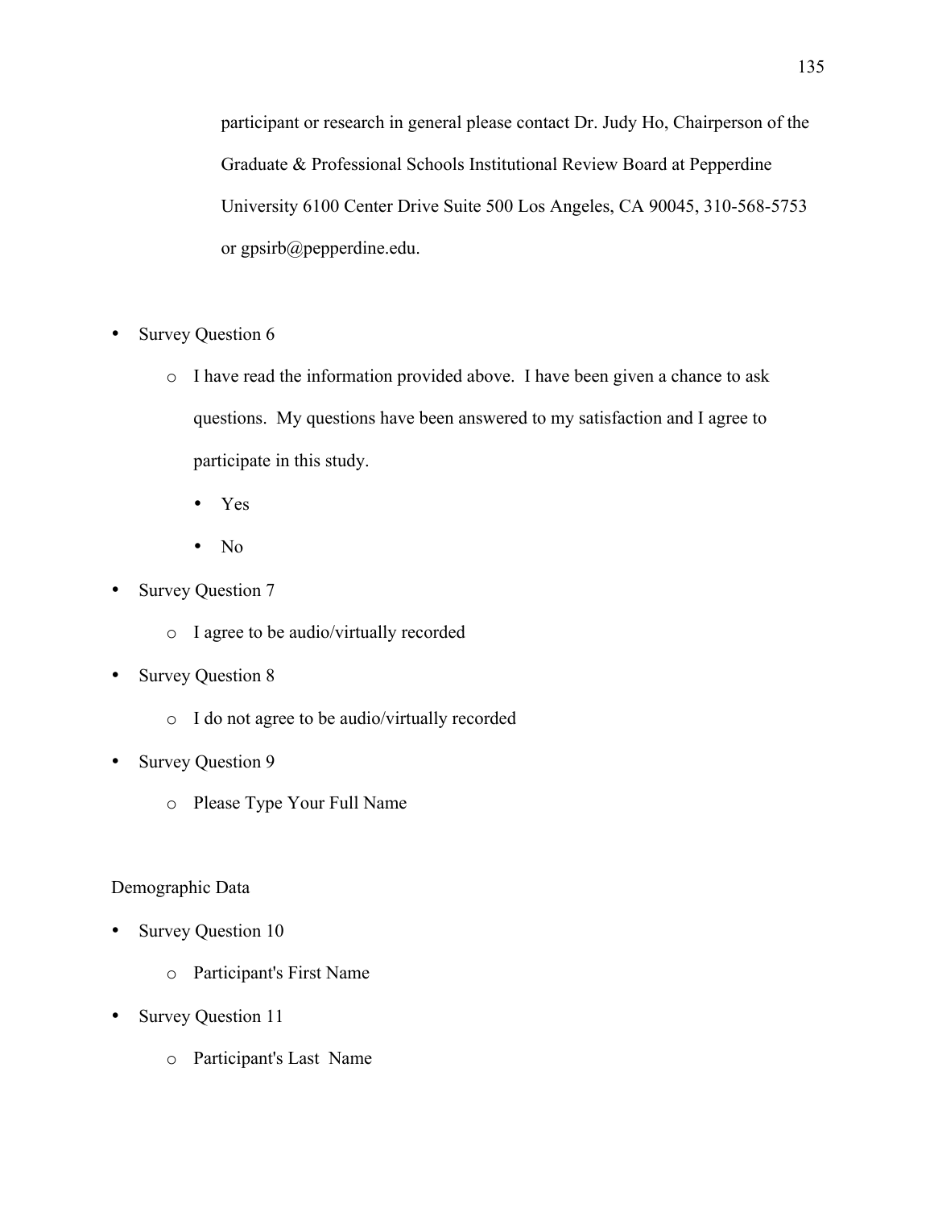participant or research in general please contact Dr. Judy Ho, Chairperson of the Graduate & Professional Schools Institutional Review Board at Pepperdine University 6100 Center Drive Suite 500 Los Angeles, CA 90045, 310-568-5753 or gpsirb@pepperdine.edu.

- Survey Question 6
  - I have read the information provided above. I have been given a chance to ask questions. My questions have been answered to my satisfaction and I agree to participate in this study.
    - Yes
    - No
- Survey Question 7
  - I agree to be audio/virtually recorded
- Survey Question 8
  - I do not agree to be audio/virtually recorded
- Survey Question 9
  - Please Type Your Full Name

Demographic Data

- Survey Question 10
  - Participant's First Name
- Survey Question 11
  - Participant's Last Name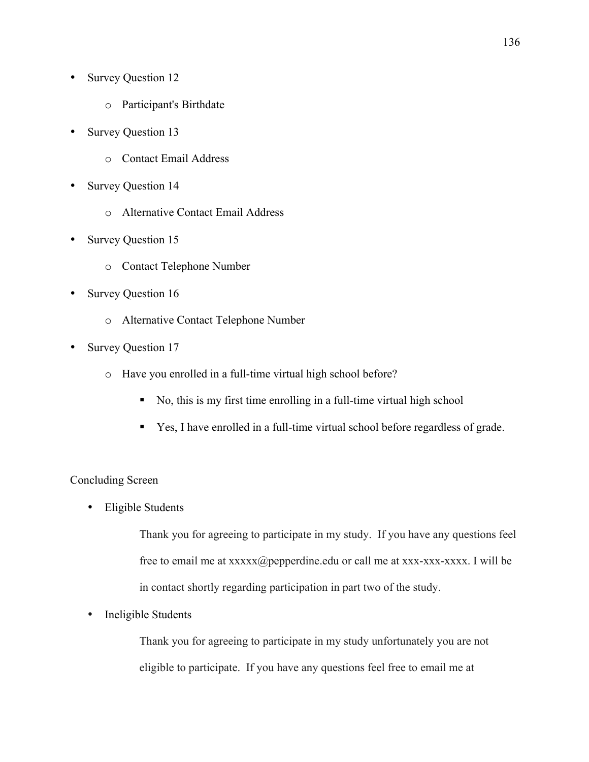- Survey Question 12
    - Participant's Birthdate
- Survey Question 13
    - Contact Email Address
- Survey Question 14
    - Alternative Contact Email Address
- Survey Question 15
    - Contact Telephone Number
- Survey Question 16
    - Alternative Contact Telephone Number
- Survey Question 17
    - Have you enrolled in a full-time virtual high school before?
        - No, this is my first time enrolling in a full-time virtual high school
        - Yes, I have enrolled in a full-time virtual school before regardless of grade.

Concluding Screen

- Eligible Students

    Thank you for agreeing to participate in my study. If you have any questions feel free to email me at xxxxx@pepperdine.edu or call me at xxx-xxx-xxxx. I will be in contact shortly regarding participation in part two of the study.

- Ineligible Students

    Thank you for agreeing to participate in my study unfortunately you are not eligible to participate. If you have any questions feel free to email me at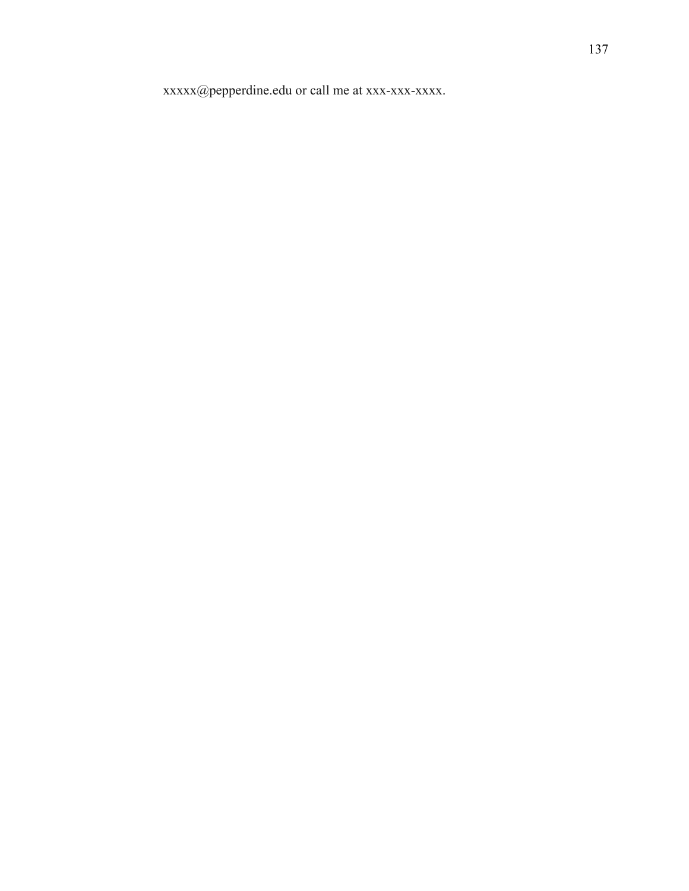xxxxx@pepperdine.edu or call me at xxx-xxx-xxxx.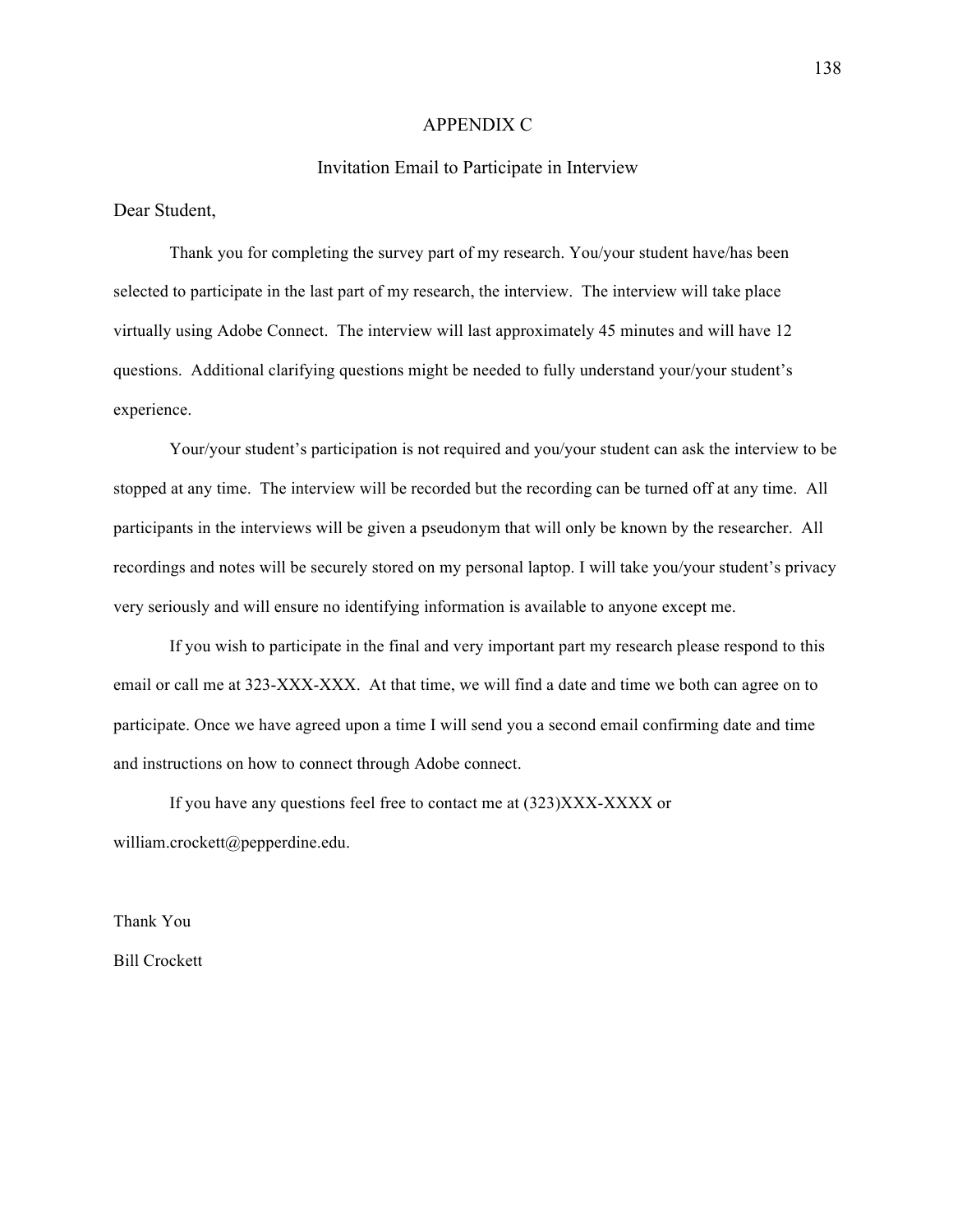# APPENDIX C

## Invitation Email to Participate in Interview

Dear Student,

Thank you for completing the survey part of my research. You/your student have/has been selected to participate in the last part of my research, the interview. The interview will take place virtually using Adobe Connect. The interview will last approximately 45 minutes and will have 12 questions. Additional clarifying questions might be needed to fully understand your/your student's experience.

Your/your student's participation is not required and you/your student can ask the interview to be stopped at any time. The interview will be recorded but the recording can be turned off at any time. All participants in the interviews will be given a pseudonym that will only be known by the researcher. All recordings and notes will be securely stored on my personal laptop. I will take you/your student's privacy very seriously and will ensure no identifying information is available to anyone except me.

If you wish to participate in the final and very important part my research please respond to this email or call me at 323-XXX-XXX. At that time, we will find a date and time we both can agree on to participate. Once we have agreed upon a time I will send you a second email confirming date and time and instructions on how to connect through Adobe connect.

If you have any questions feel free to contact me at (323)XXX-XXXX or william.crockett@pepperdine.edu.

Thank You

Bill Crockett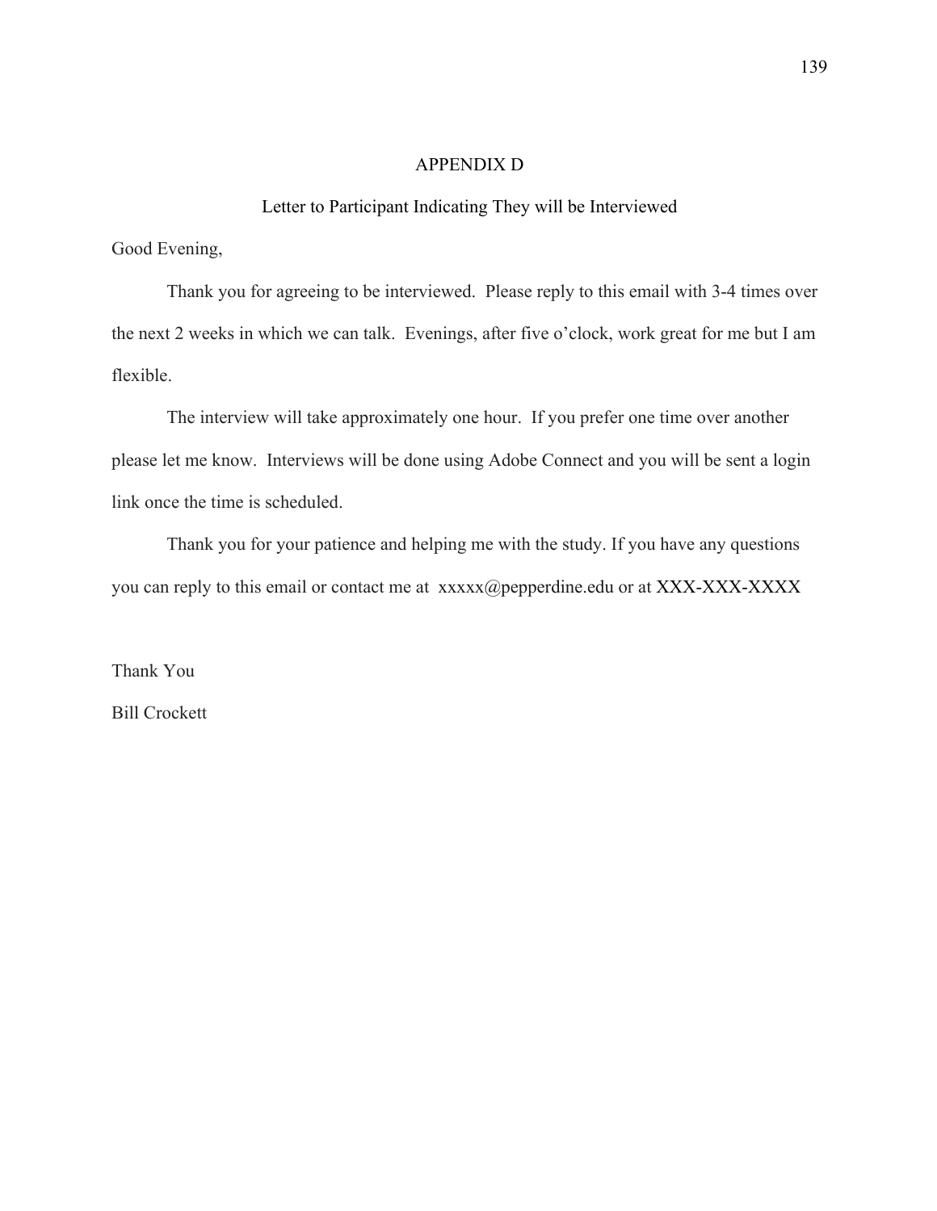# APPENDIX D

## Letter to Participant Indicating They will be Interviewed

Good Evening,

Thank you for agreeing to be interviewed. Please reply to this email with 3-4 times over the next 2 weeks in which we can talk. Evenings, after five o'clock, work great for me but I am flexible.

The interview will take approximately one hour. If you prefer one time over another please let me know. Interviews will be done using Adobe Connect and you will be sent a login link once the time is scheduled.

Thank you for your patience and helping me with the study. If you have any questions you can reply to this email or contact me at xxxxx@pepperdine.edu or at XXX-XXX-XXXX

Thank You

Bill Crockett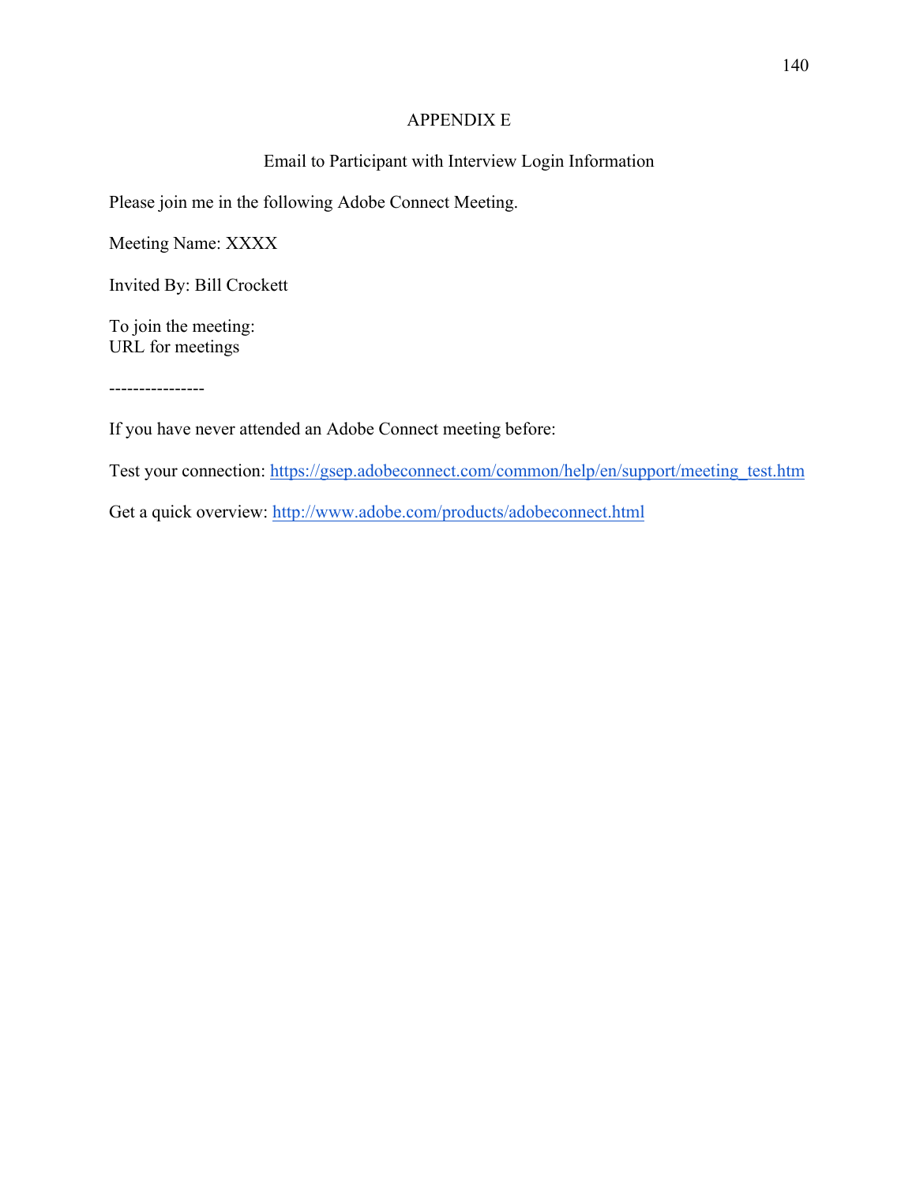# APPENDIX E

## Email to Participant with Interview Login Information

Please join me in the following Adobe Connect Meeting.

Meeting Name: XXXX

Invited By: Bill Crockett

To join the meeting:
URL for meetings

----------------

If you have never attended an Adobe Connect meeting before:

Test your connection: https://gsep.adobeconnect.com/common/help/en/support/meeting_test.htm

Get a quick overview: http://www.adobe.com/products/adobeconnect.html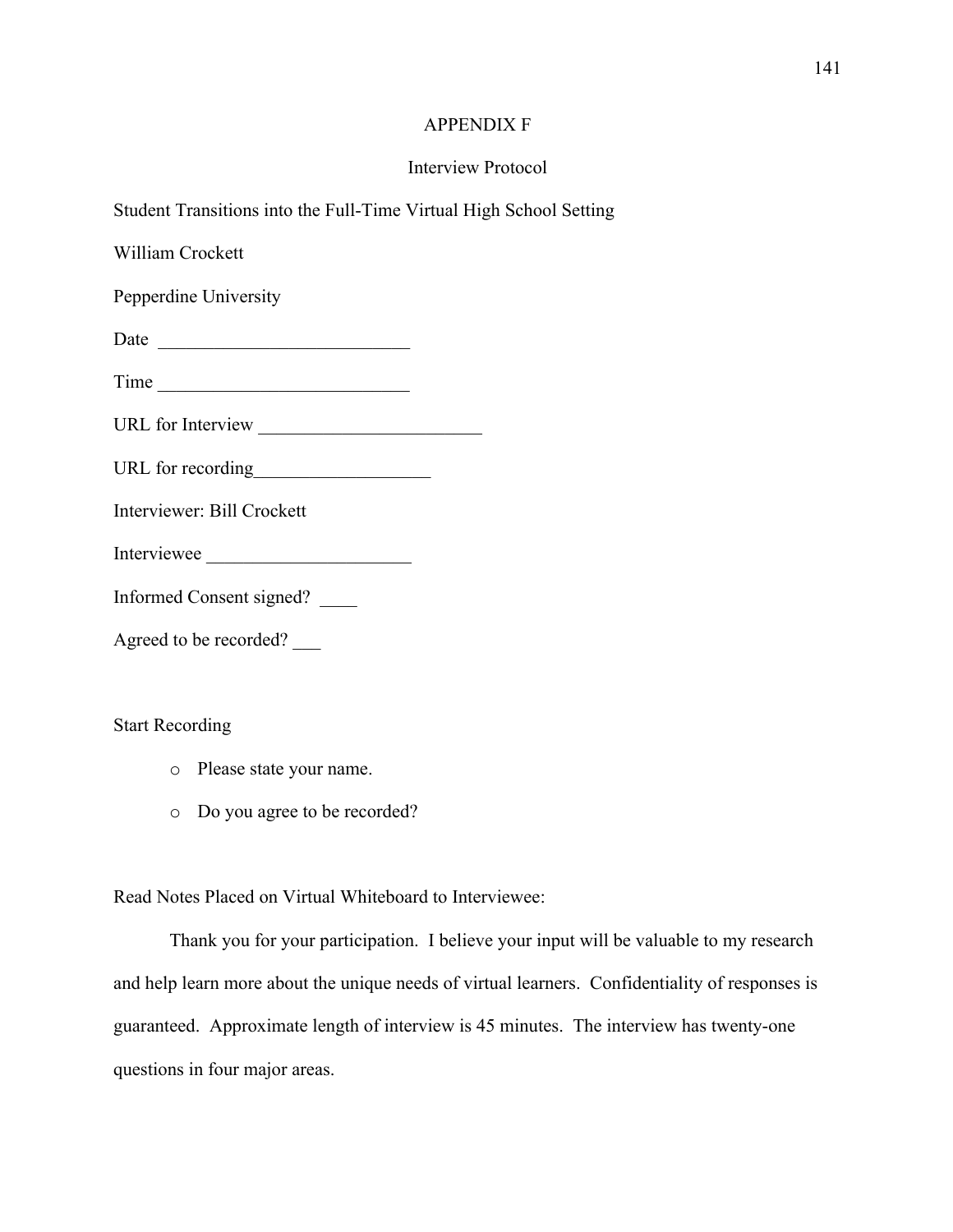# APPENDIX F

## Interview Protocol

Student Transitions into the Full-Time Virtual High School Setting

William Crockett

Pepperdine University

Date ___________________________

Time ___________________________

URL for Interview ________________________

URL for recording___________________

Interviewer: Bill Crockett

Interviewee ______________________

Informed Consent signed? ____

Agreed to be recorded? ___

Start Recording

- Please state your name.
- Do you agree to be recorded?

Read Notes Placed on Virtual Whiteboard to Interviewee:

Thank you for your participation. I believe your input will be valuable to my research and help learn more about the unique needs of virtual learners. Confidentiality of responses is guaranteed. Approximate length of interview is 45 minutes. The interview has twenty-one questions in four major areas.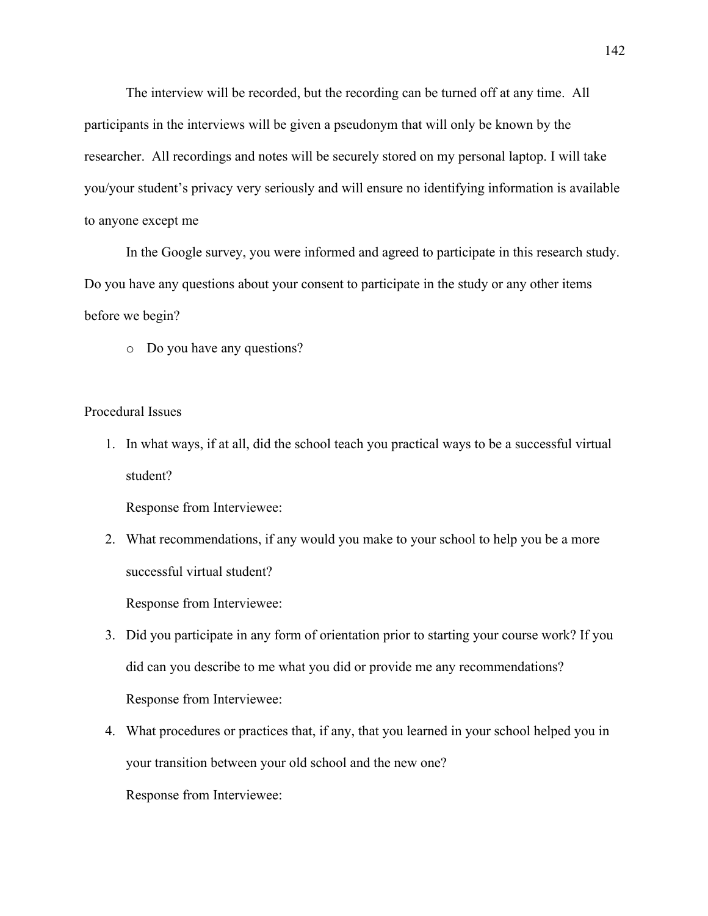The interview will be recorded, but the recording can be turned off at any time. All participants in the interviews will be given a pseudonym that will only be known by the researcher. All recordings and notes will be securely stored on my personal laptop. I will take you/your student's privacy very seriously and will ensure no identifying information is available to anyone except me

In the Google survey, you were informed and agreed to participate in this research study. Do you have any questions about your consent to participate in the study or any other items before we begin?

- Do you have any questions?

Procedural Issues

1. In what ways, if at all, did the school teach you practical ways to be a successful virtual student?

   Response from Interviewee:

2. What recommendations, if any would you make to your school to help you be a more successful virtual student?

   Response from Interviewee:

3. Did you participate in any form of orientation prior to starting your course work? If you did can you describe to me what you did or provide me any recommendations?

   Response from Interviewee:

4. What procedures or practices that, if any, that you learned in your school helped you in your transition between your old school and the new one?

   Response from Interviewee: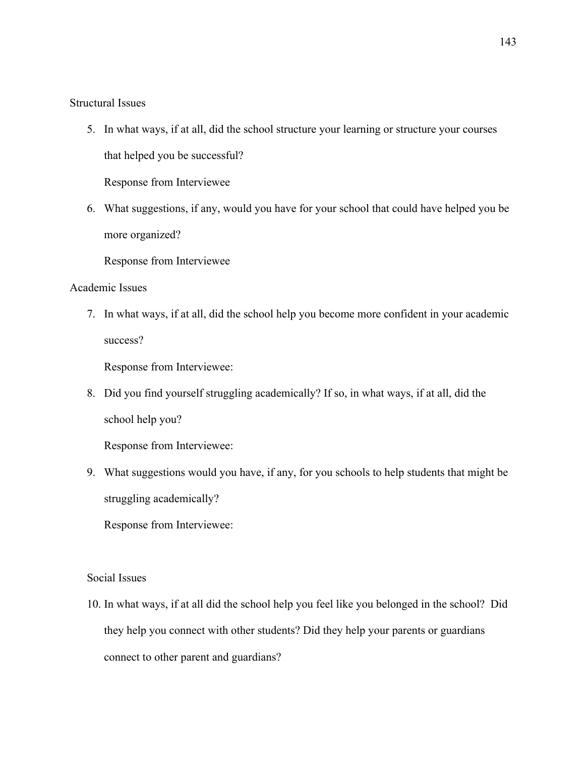Structural Issues

5. In what ways, if at all, did the school structure your learning or structure your courses that helped you be successful?

   Response from Interviewee

6. What suggestions, if any, would you have for your school that could have helped you be more organized?

   Response from Interviewee

Academic Issues

7. In what ways, if at all, did the school help you become more confident in your academic success?

   Response from Interviewee:

8. Did you find yourself struggling academically? If so, in what ways, if at all, did the school help you?

   Response from Interviewee:

9. What suggestions would you have, if any, for you schools to help students that might be struggling academically?

   Response from Interviewee:

Social Issues

10. In what ways, if at all did the school help you feel like you belonged in the school? Did they help you connect with other students? Did they help your parents or guardians connect to other parent and guardians?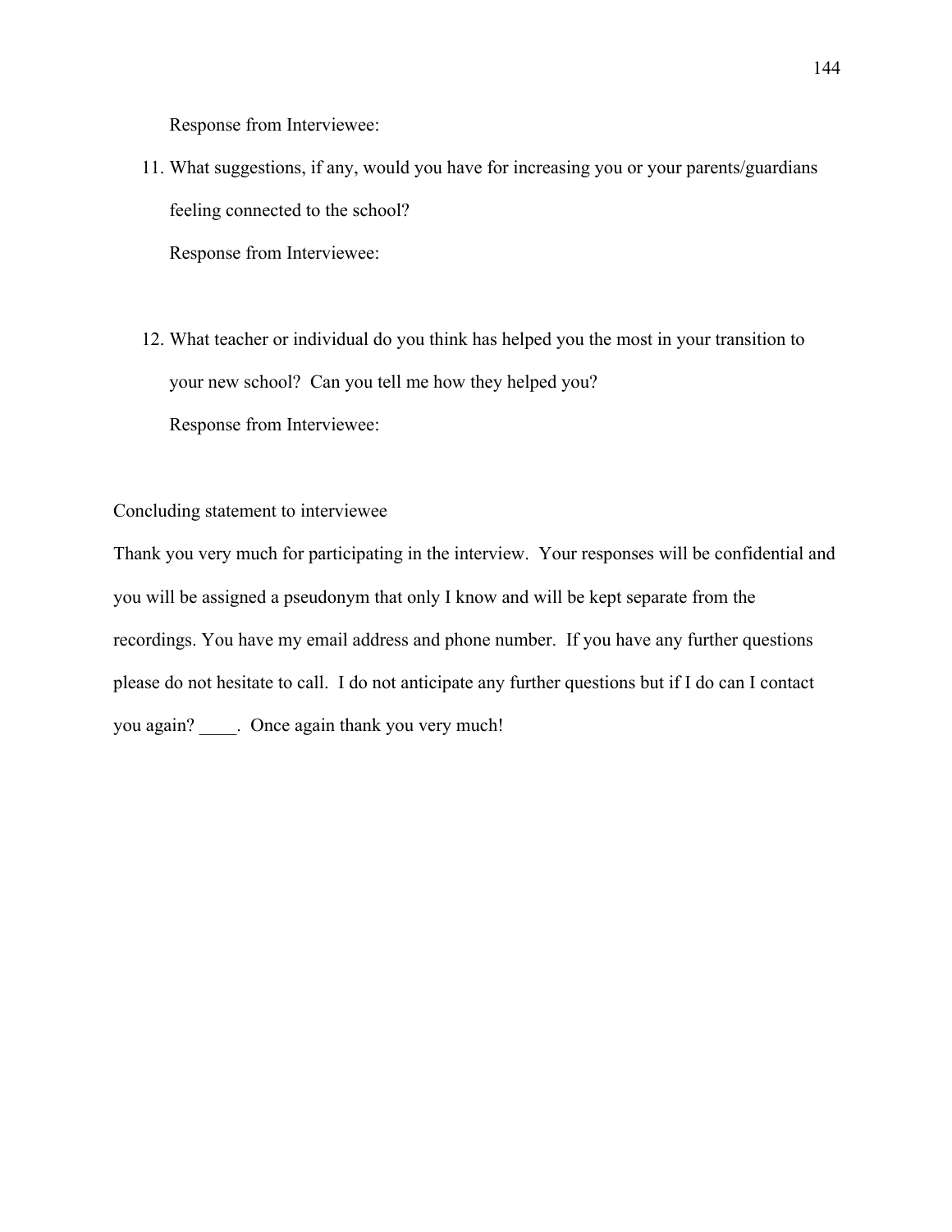Response from Interviewee:

11. What suggestions, if any, would you have for increasing you or your parents/guardians feeling connected to the school?

    Response from Interviewee:

12. What teacher or individual do you think has helped you the most in your transition to your new school? Can you tell me how they helped you?

    Response from Interviewee:

Concluding statement to interviewee

Thank you very much for participating in the interview. Your responses will be confidential and you will be assigned a pseudonym that only I know and will be kept separate from the recordings. You have my email address and phone number. If you have any further questions please do not hesitate to call. I do not anticipate any further questions but if I do can I contact you again? ____. Once again thank you very much!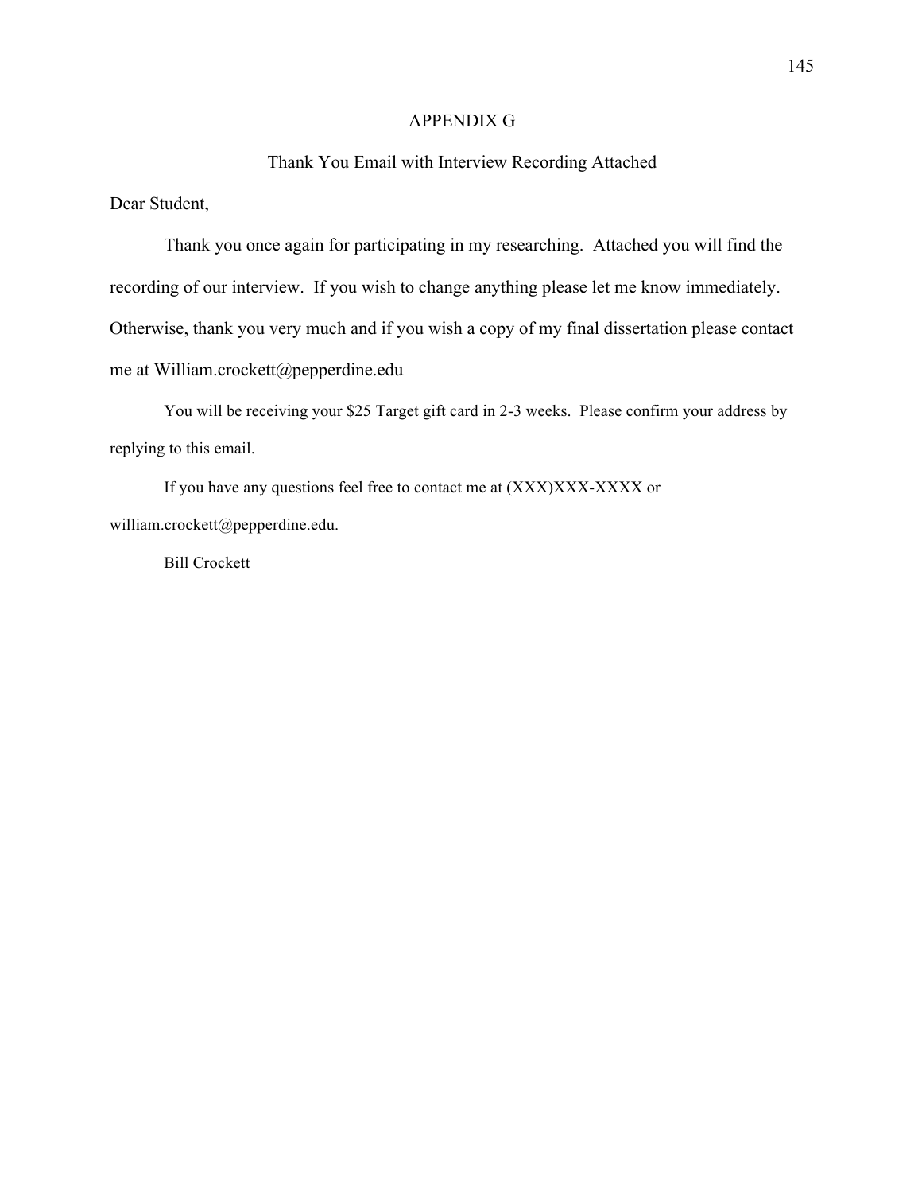# APPENDIX G

## Thank You Email with Interview Recording Attached

Dear Student,

Thank you once again for participating in my researching. Attached you will find the recording of our interview. If you wish to change anything please let me know immediately. Otherwise, thank you very much and if you wish a copy of my final dissertation please contact me at William.crockett@pepperdine.edu

You will be receiving your $25 Target gift card in 2-3 weeks. Please confirm your address by replying to this email.

If you have any questions feel free to contact me at (XXX)XXX-XXXX or william.crockett@pepperdine.edu.

Bill Crockett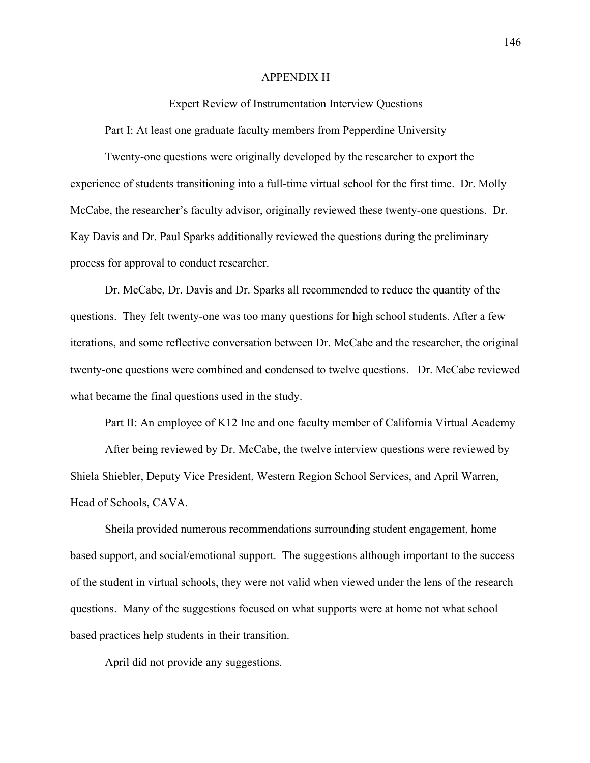# APPENDIX H

## Expert Review of Instrumentation Interview Questions

Part I: At least one graduate faculty members from Pepperdine University

Twenty-one questions were originally developed by the researcher to export the experience of students transitioning into a full-time virtual school for the first time. Dr. Molly McCabe, the researcher's faculty advisor, originally reviewed these twenty-one questions. Dr. Kay Davis and Dr. Paul Sparks additionally reviewed the questions during the preliminary process for approval to conduct researcher.

Dr. McCabe, Dr. Davis and Dr. Sparks all recommended to reduce the quantity of the questions. They felt twenty-one was too many questions for high school students. After a few iterations, and some reflective conversation between Dr. McCabe and the researcher, the original twenty-one questions were combined and condensed to twelve questions. Dr. McCabe reviewed what became the final questions used in the study.

Part II: An employee of K12 Inc and one faculty member of California Virtual Academy

After being reviewed by Dr. McCabe, the twelve interview questions were reviewed by Shiela Shiebler, Deputy Vice President, Western Region School Services, and April Warren, Head of Schools, CAVA.

Sheila provided numerous recommendations surrounding student engagement, home based support, and social/emotional support. The suggestions although important to the success of the student in virtual schools, they were not valid when viewed under the lens of the research questions. Many of the suggestions focused on what supports were at home not what school based practices help students in their transition.

April did not provide any suggestions.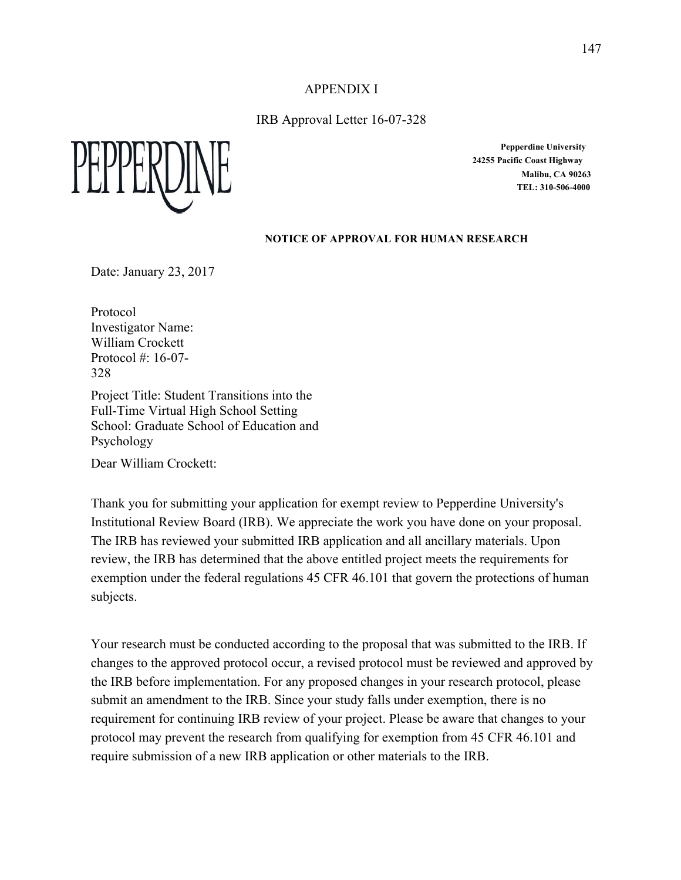# APPENDIX I

## IRB Approval Letter 16-07-328

PEPPERDINE

**Pepperdine University**
**24255 Pacific Coast Highway**
**Malibu, CA 90263**
**TEL: 310-506-4000**

**NOTICE OF APPROVAL FOR HUMAN RESEARCH**

Date: January 23, 2017

Protocol
Investigator Name:
William Crockett
Protocol #: 16-07-328

Project Title: Student Transitions into the Full-Time Virtual High School Setting
School: Graduate School of Education and Psychology

Dear William Crockett:

Thank you for submitting your application for exempt review to Pepperdine University's Institutional Review Board (IRB). We appreciate the work you have done on your proposal. The IRB has reviewed your submitted IRB application and all ancillary materials. Upon review, the IRB has determined that the above entitled project meets the requirements for exemption under the federal regulations 45 CFR 46.101 that govern the protections of human subjects.

Your research must be conducted according to the proposal that was submitted to the IRB. If changes to the approved protocol occur, a revised protocol must be reviewed and approved by the IRB before implementation. For any proposed changes in your research protocol, please submit an amendment to the IRB. Since your study falls under exemption, there is no requirement for continuing IRB review of your project. Please be aware that changes to your protocol may prevent the research from qualifying for exemption from 45 CFR 46.101 and require submission of a new IRB application or other materials to the IRB.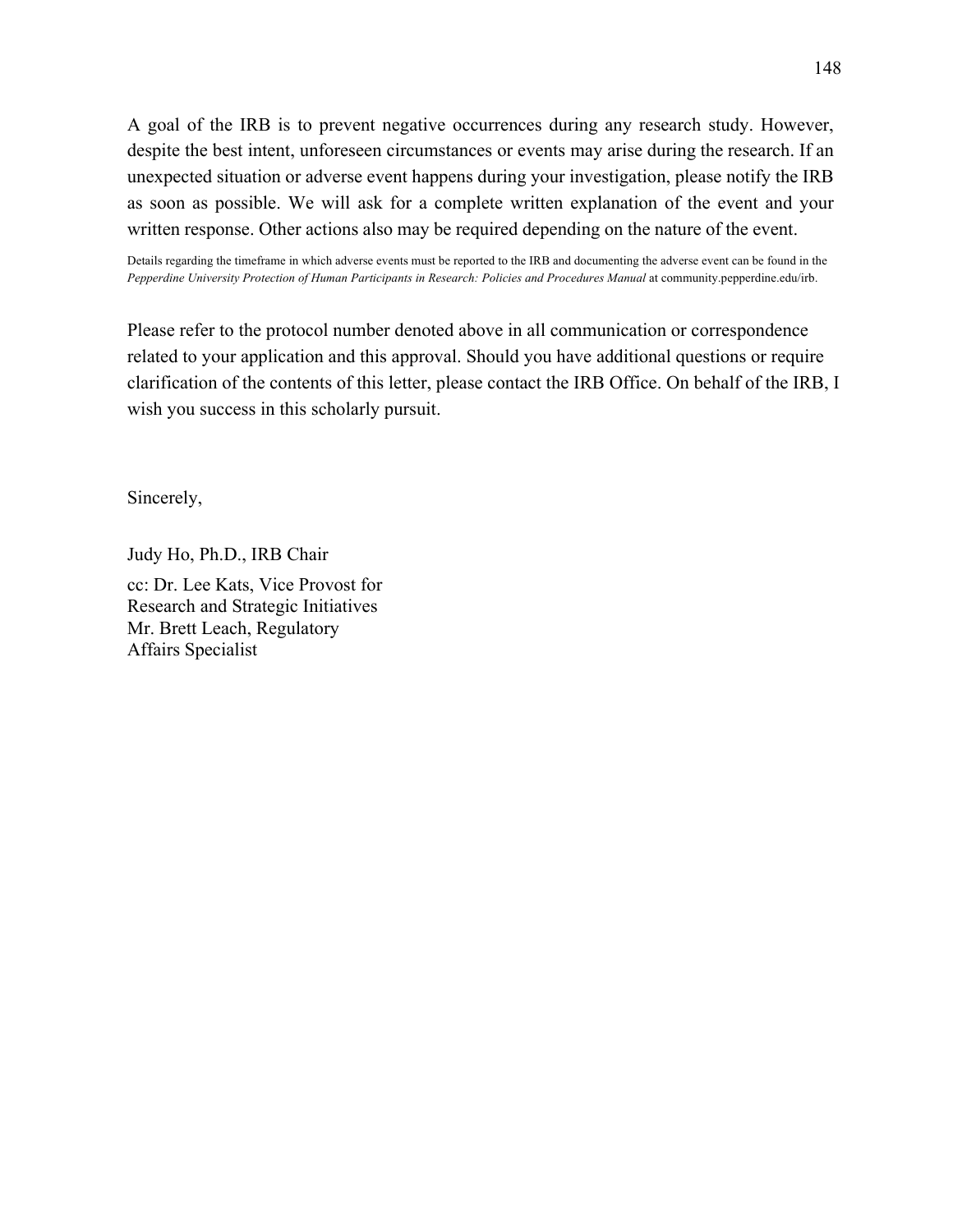A goal of the IRB is to prevent negative occurrences during any research study. However, despite the best intent, unforeseen circumstances or events may arise during the research. If an unexpected situation or adverse event happens during your investigation, please notify the IRB as soon as possible. We will ask for a complete written explanation of the event and your written response. Other actions also may be required depending on the nature of the event.

Details regarding the timeframe in which adverse events must be reported to the IRB and documenting the adverse event can be found in the *Pepperdine University Protection of Human Participants in Research: Policies and Procedures Manual* at community.pepperdine.edu/irb.

Please refer to the protocol number denoted above in all communication or correspondence related to your application and this approval. Should you have additional questions or require clarification of the contents of this letter, please contact the IRB Office. On behalf of the IRB, I wish you success in this scholarly pursuit.

Sincerely,

Judy Ho, Ph.D., IRB Chair

cc: Dr. Lee Kats, Vice Provost for Research and Strategic Initiatives
Mr. Brett Leach, Regulatory Affairs Specialist